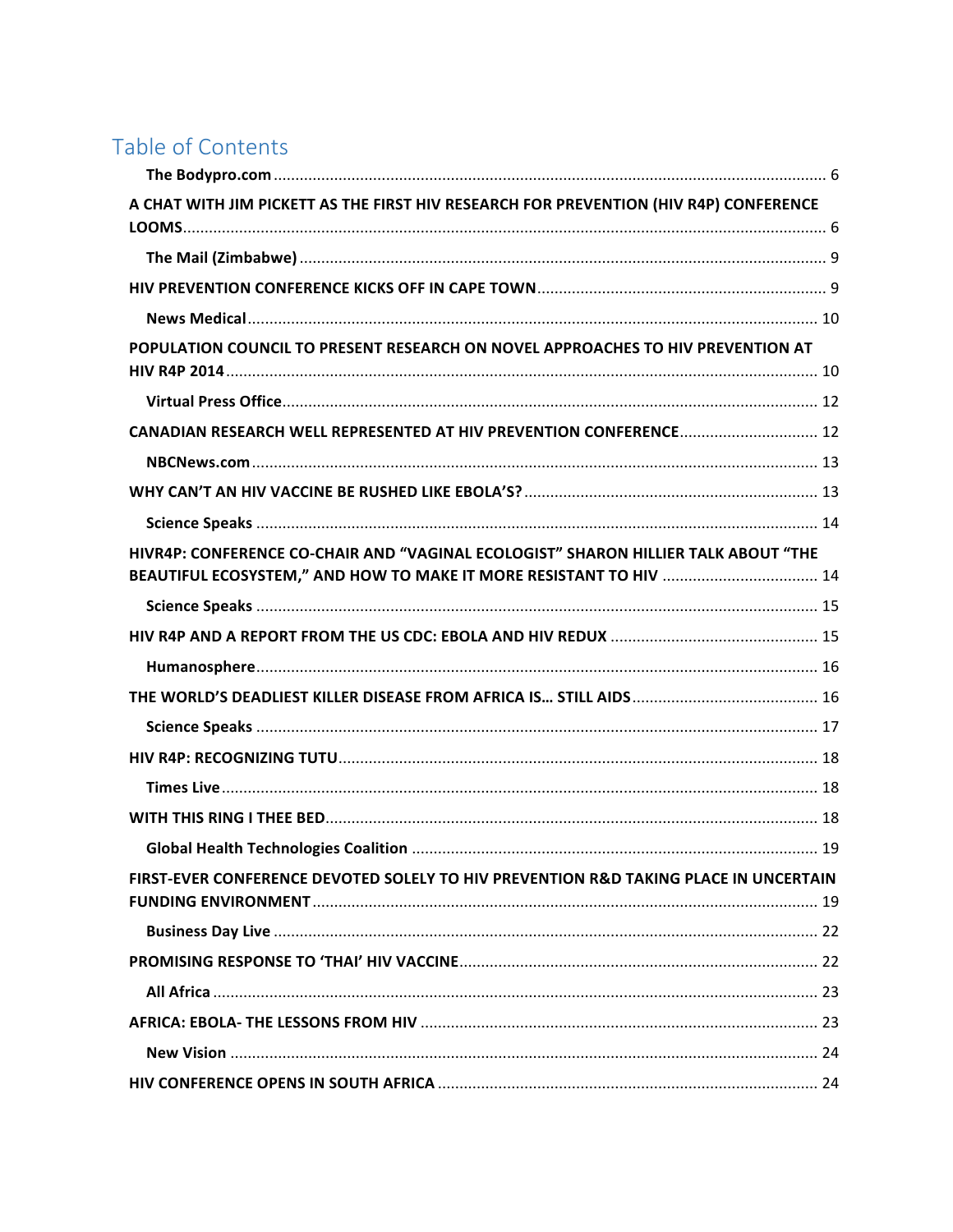# Table of Contents

**The Bodypro.com** ........ 6

**A CHAT WITH JIM PICKETT AS THE FIRST HIV RESEARCH FOR PREVENTION (HIV R4P) CONFERENCE LOOMS** ........ 6

**The Mail (Zimbabwe)** ........ 9

**HIV PREVENTION CONFERENCE KICKS OFF IN CAPE TOWN** ........ 9

**News Medical** ........ 10

**POPULATION COUNCIL TO PRESENT RESEARCH ON NOVEL APPROACHES TO HIV PREVENTION AT HIV R4P 2014** ........ 10

**Virtual Press Office** ........ 12

**CANADIAN RESEARCH WELL REPRESENTED AT HIV PREVENTION CONFERENCE** ........ 12

**NBCNews.com** ........ 13

**WHY CAN'T AN HIV VACCINE BE RUSHED LIKE EBOLA'S?** ........ 13

**Science Speaks** ........ 14

**HIVR4P: CONFERENCE CO-CHAIR AND "VAGINAL ECOLOGIST" SHARON HILLIER TALK ABOUT "THE BEAUTIFUL ECOSYSTEM," AND HOW TO MAKE IT MORE RESISTANT TO HIV** ........ 14

**Science Speaks** ........ 15

**HIV R4P AND A REPORT FROM THE US CDC: EBOLA AND HIV REDUX** ........ 15

**Humanosphere** ........ 16

**THE WORLD'S DEADLIEST KILLER DISEASE FROM AFRICA IS… STILL AIDS** ........ 16

**Science Speaks** ........ 17

**HIV R4P: RECOGNIZING TUTU** ........ 18

**Times Live** ........ 18

**WITH THIS RING I THEE BED** ........ 18

**Global Health Technologies Coalition** ........ 19

**FIRST-EVER CONFERENCE DEVOTED SOLELY TO HIV PREVENTION R&D TAKING PLACE IN UNCERTAIN FUNDING ENVIRONMENT** ........ 19

**Business Day Live** ........ 22

**PROMISING RESPONSE TO 'THAI' HIV VACCINE** ........ 22

**All Africa** ........ 23

**AFRICA: EBOLA- THE LESSONS FROM HIV** ........ 23

**New Vision** ........ 24

**HIV CONFERENCE OPENS IN SOUTH AFRICA** ........ 24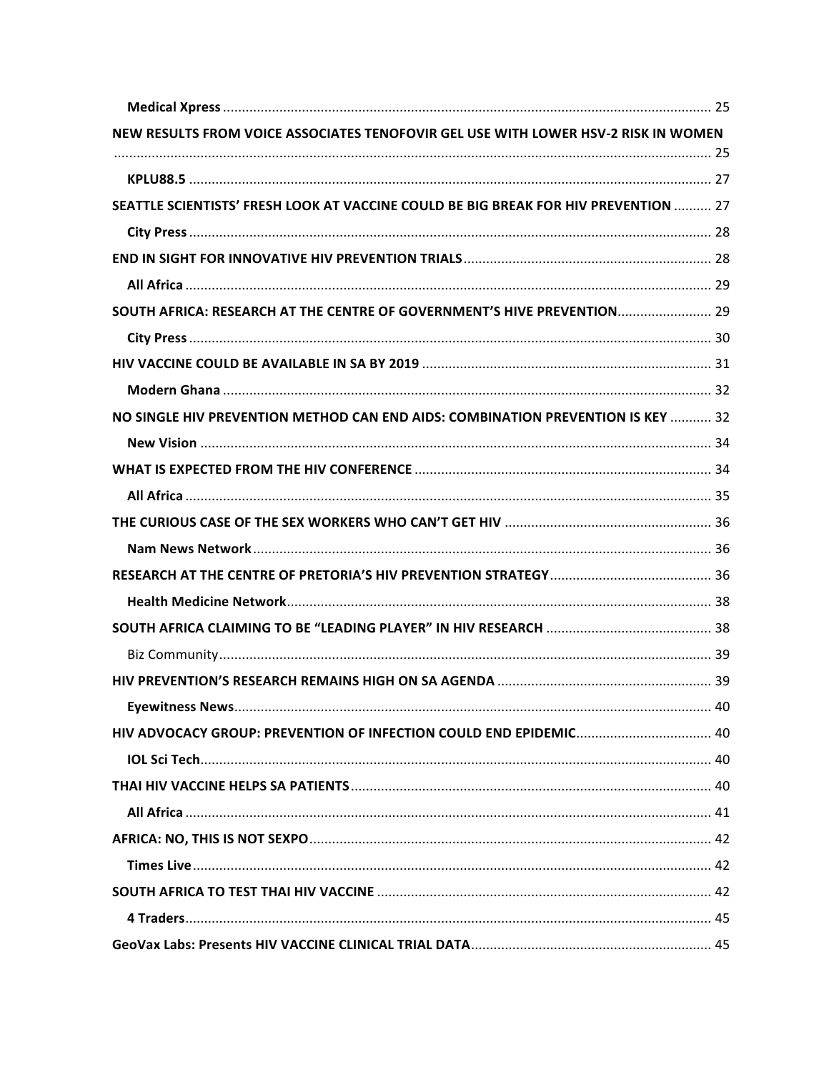**Medical Xpress** .......... 25

**NEW RESULTS FROM VOICE ASSOCIATES TENOFOVIR GEL USE WITH LOWER HSV-2 RISK IN WOMEN** .......... 25

**KPLU88.5** .......... 27

**SEATTLE SCIENTISTS' FRESH LOOK AT VACCINE COULD BE BIG BREAK FOR HIV PREVENTION** .......... 27

**City Press** .......... 28

**END IN SIGHT FOR INNOVATIVE HIV PREVENTION TRIALS** .......... 28

**All Africa** .......... 29

**SOUTH AFRICA: RESEARCH AT THE CENTRE OF GOVERNMENT'S HIVE PREVENTION** .......... 29

**City Press** .......... 30

**HIV VACCINE COULD BE AVAILABLE IN SA BY 2019** .......... 31

**Modern Ghana** .......... 32

**NO SINGLE HIV PREVENTION METHOD CAN END AIDS: COMBINATION PREVENTION IS KEY** .......... 32

**New Vision** .......... 34

**WHAT IS EXPECTED FROM THE HIV CONFERENCE** .......... 34

**All Africa** .......... 35

**THE CURIOUS CASE OF THE SEX WORKERS WHO CAN'T GET HIV** .......... 36

**Nam News Network** .......... 36

**RESEARCH AT THE CENTRE OF PRETORIA'S HIV PREVENTION STRATEGY** .......... 36

**Health Medicine Network** .......... 38

**SOUTH AFRICA CLAIMING TO BE "LEADING PLAYER" IN HIV RESEARCH** .......... 38

Biz Community .......... 39

**HIV PREVENTION'S RESEARCH REMAINS HIGH ON SA AGENDA** .......... 39

**Eyewitness News** .......... 40

**HIV ADVOCACY GROUP: PREVENTION OF INFECTION COULD END EPIDEMIC** .......... 40

**IOL Sci Tech** .......... 40

**THAI HIV VACCINE HELPS SA PATIENTS** .......... 40

**All Africa** .......... 41

**AFRICA: NO, THIS IS NOT SEXPO** .......... 42

**Times Live** .......... 42

**SOUTH AFRICA TO TEST THAI HIV VACCINE** .......... 42

**4 Traders** .......... 45

**GeoVax Labs: Presents HIV VACCINE CLINICAL TRIAL DATA** .......... 45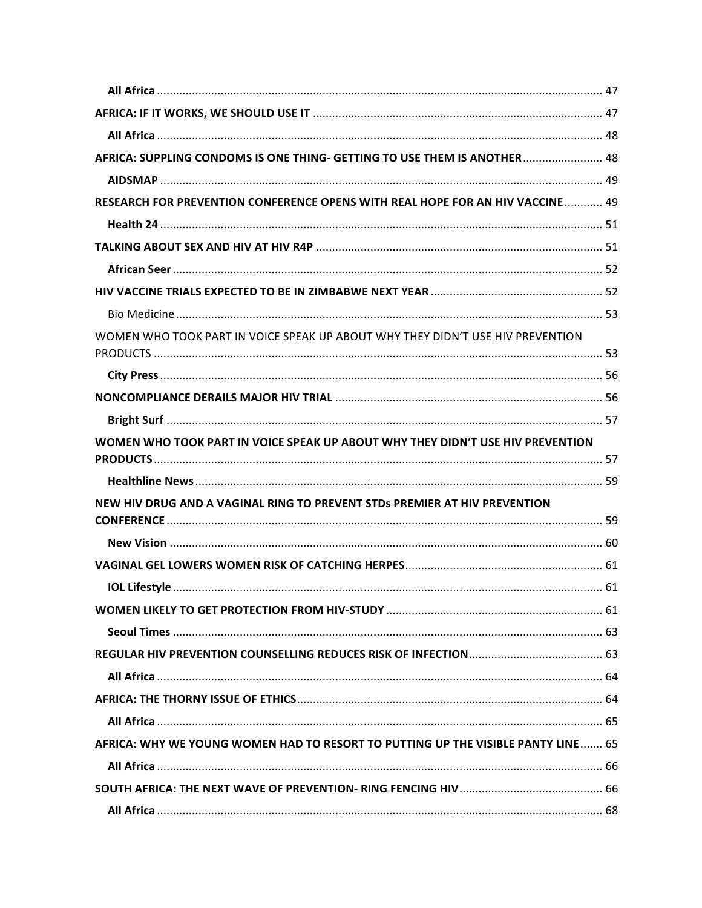**All Africa** ........................................................................................................................................ 47

**AFRICA: IF IT WORKS, WE SHOULD USE IT** ........................................................................................ 47

**All Africa** ........................................................................................................................................ 48

**AFRICA: SUPPLING CONDOMS IS ONE THING- GETTING TO USE THEM IS ANOTHER** ......................... 48

**AIDSMAP** ........................................................................................................................................ 49

**RESEARCH FOR PREVENTION CONFERENCE OPENS WITH REAL HOPE FOR AN HIV VACCINE** ............ 49

**Health 24** ........................................................................................................................................ 51

**TALKING ABOUT SEX AND HIV AT HIV R4P** ........................................................................................ 51

**African Seer** ..................................................................................................................................... 52

**HIV VACCINE TRIALS EXPECTED TO BE IN ZIMBABWE NEXT YEAR** ..................................................... 52

Bio Medicine ........................................................................................................................................ 53

WOMEN WHO TOOK PART IN VOICE SPEAK UP ABOUT WHY THEY DIDN'T USE HIV PREVENTION PRODUCTS ........................................................................................................................................ 53

**City Press** ......................................................................................................................................... 56

**NONCOMPLIANCE DERAILS MAJOR HIV TRIAL** ................................................................................... 56

**Bright Surf** ........................................................................................................................................ 57

**WOMEN WHO TOOK PART IN VOICE SPEAK UP ABOUT WHY THEY DIDN'T USE HIV PREVENTION PRODUCTS** ........................................................................................................................................ 57

**Healthline News** ............................................................................................................................... 59

**NEW HIV DRUG AND A VAGINAL RING TO PREVENT STDs PREMIER AT HIV PREVENTION CONFERENCE** ........................................................................................................................................ 59

**New Vision** ....................................................................................................................................... 60

**VAGINAL GEL LOWERS WOMEN RISK OF CATCHING HERPES** ............................................................. 61

**IOL Lifestyle** ...................................................................................................................................... 61

**WOMEN LIKELY TO GET PROTECTION FROM HIV-STUDY** .................................................................... 61

**Seoul Times** ...................................................................................................................................... 63

**REGULAR HIV PREVENTION COUNSELLING REDUCES RISK OF INFECTION** .......................................... 63

**All Africa** ........................................................................................................................................ 64

**AFRICA: THE THORNY ISSUE OF ETHICS** ............................................................................................. 64

**All Africa** ........................................................................................................................................ 65

**AFRICA: WHY WE YOUNG WOMEN HAD TO RESORT TO PUTTING UP THE VISIBLE PANTY LINE** ....... 65

**All Africa** ........................................................................................................................................ 66

**SOUTH AFRICA: THE NEXT WAVE OF PREVENTION- RING FENCING HIV** ............................................. 66

**All Africa** ........................................................................................................................................ 68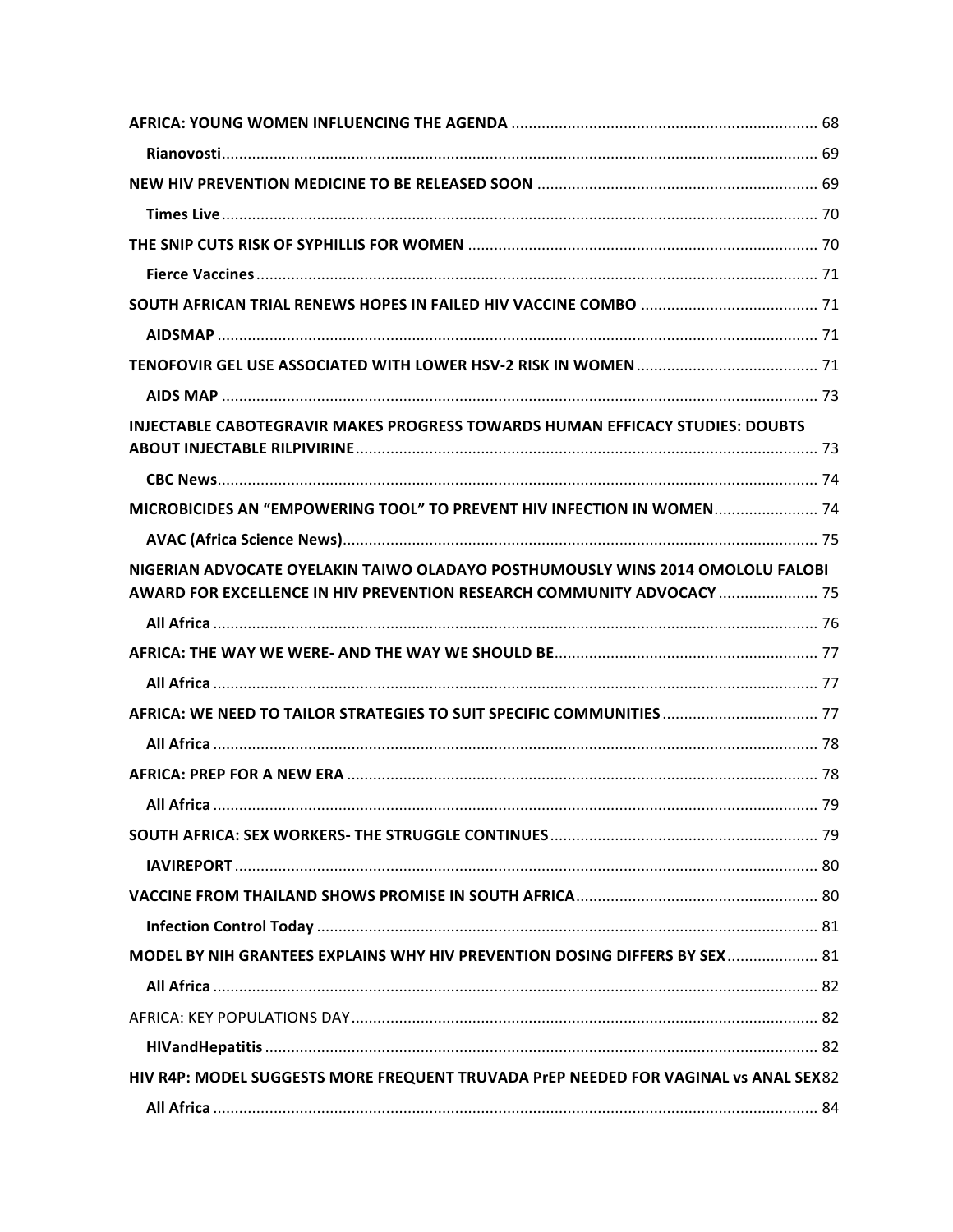**AFRICA: YOUNG WOMEN INFLUENCING THE AGENDA** ........ 68

**Rianovosti** ........ 69

**NEW HIV PREVENTION MEDICINE TO BE RELEASED SOON** ........ 69

**Times Live** ........ 70

**THE SNIP CUTS RISK OF SYPHILLIS FOR WOMEN** ........ 70

**Fierce Vaccines** ........ 71

**SOUTH AFRICAN TRIAL RENEWS HOPES IN FAILED HIV VACCINE COMBO** ........ 71

**AIDSMAP** ........ 71

**TENOFOVIR GEL USE ASSOCIATED WITH LOWER HSV-2 RISK IN WOMEN** ........ 71

**AIDS MAP** ........ 73

**INJECTABLE CABOTEGRAVIR MAKES PROGRESS TOWARDS HUMAN EFFICACY STUDIES: DOUBTS ABOUT INJECTABLE RILPIVIRINE** ........ 73

**CBC News** ........ 74

**MICROBICIDES AN "EMPOWERING TOOL" TO PREVENT HIV INFECTION IN WOMEN** ........ 74

**AVAC (Africa Science News)** ........ 75

**NIGERIAN ADVOCATE OYELAKIN TAIWO OLADAYO POSTHUMOUSLY WINS 2014 OMOLULU FALOBI AWARD FOR EXCELLENCE IN HIV PREVENTION RESEARCH COMMUNITY ADVOCACY** ........ 75

**All Africa** ........ 76

**AFRICA: THE WAY WE WERE- AND THE WAY WE SHOULD BE** ........ 77

**All Africa** ........ 77

**AFRICA: WE NEED TO TAILOR STRATEGIES TO SUIT SPECIFIC COMMUNITIES** ........ 77

**All Africa** ........ 78

**AFRICA: PREP FOR A NEW ERA** ........ 78

**All Africa** ........ 79

**SOUTH AFRICA: SEX WORKERS- THE STRUGGLE CONTINUES** ........ 79

**IAVIREPORT** ........ 80

**VACCINE FROM THAILAND SHOWS PROMISE IN SOUTH AFRICA** ........ 80

**Infection Control Today** ........ 81

**MODEL BY NIH GRANTEES EXPLAINS WHY HIV PREVENTION DOSING DIFFERS BY SEX** ........ 81

**All Africa** ........ 82

AFRICA: KEY POPULATIONS DAY ........ 82

**HIVandHepatitis** ........ 82

**HIV R4P: MODEL SUGGESTS MORE FREQUENT TRUVADA PrEP NEEDED FOR VAGINAL vs ANAL SEX** 82

**All Africa** ........ 84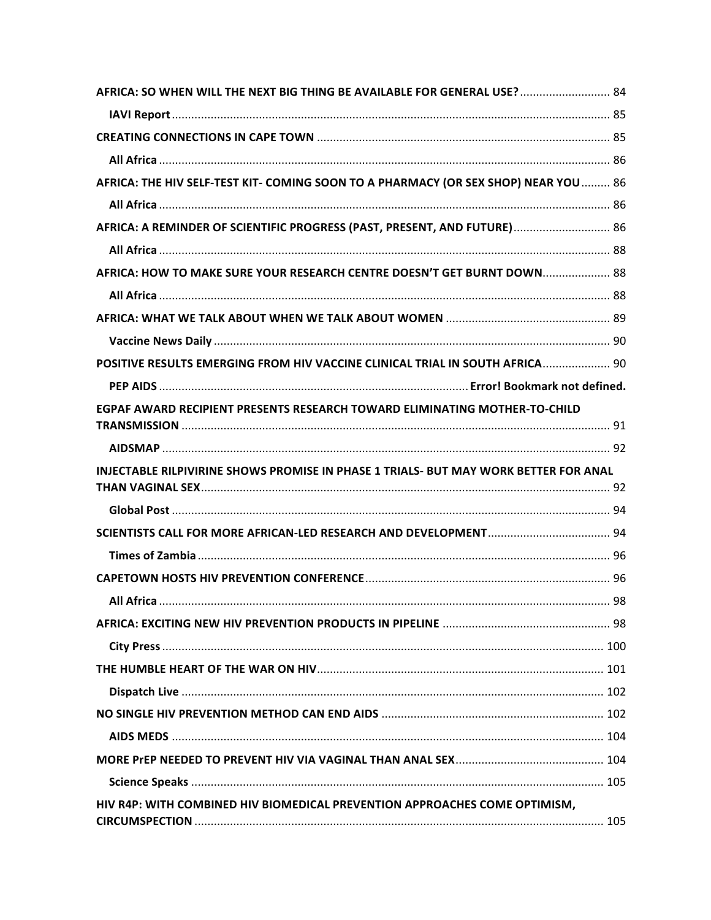AFRICA: SO WHEN WILL THE NEXT BIG THING BE AVAILABLE FOR GENERAL USE? ............ 84

IAVI Report ............ 85

CREATING CONNECTIONS IN CAPE TOWN ............ 85

All Africa ............ 86

AFRICA: THE HIV SELF-TEST KIT- COMING SOON TO A PHARMACY (OR SEX SHOP) NEAR YOU ............ 86

All Africa ............ 86

AFRICA: A REMINDER OF SCIENTIFIC PROGRESS (PAST, PRESENT, AND FUTURE) ............ 86

All Africa ............ 88

AFRICA: HOW TO MAKE SURE YOUR RESEARCH CENTRE DOESN'T GET BURNT DOWN ............ 88

All Africa ............ 88

AFRICA: WHAT WE TALK ABOUT WHEN WE TALK ABOUT WOMEN ............ 89

Vaccine News Daily ............ 90

POSITIVE RESULTS EMERGING FROM HIV VACCINE CLINICAL TRIAL IN SOUTH AFRICA ............ 90

PEP AIDS ............ Error! Bookmark not defined.

EGPAF AWARD RECIPIENT PRESENTS RESEARCH TOWARD ELIMINATING MOTHER-TO-CHILD TRANSMISSION ............ 91

AIDSMAP ............ 92

INJECTABLE RILPIVIRINE SHOWS PROMISE IN PHASE 1 TRIALS- BUT MAY WORK BETTER FOR ANAL THAN VAGINAL SEX ............ 92

Global Post ............ 94

SCIENTISTS CALL FOR MORE AFRICAN-LED RESEARCH AND DEVELOPMENT ............ 94

Times of Zambia ............ 96

CAPETOWN HOSTS HIV PREVENTION CONFERENCE ............ 96

All Africa ............ 98

AFRICA: EXCITING NEW HIV PREVENTION PRODUCTS IN PIPELINE ............ 98

City Press ............ 100

THE HUMBLE HEART OF THE WAR ON HIV ............ 101

Dispatch Live ............ 102

NO SINGLE HIV PREVENTION METHOD CAN END AIDS ............ 102

AIDS MEDS ............ 104

MORE PrEP NEEDED TO PREVENT HIV VIA VAGINAL THAN ANAL SEX ............ 104

Science Speaks ............ 105

HIV R4P: WITH COMBINED HIV BIOMEDICAL PREVENTION APPROACHES COME OPTIMISM, CIRCUMSPECTION ............ 105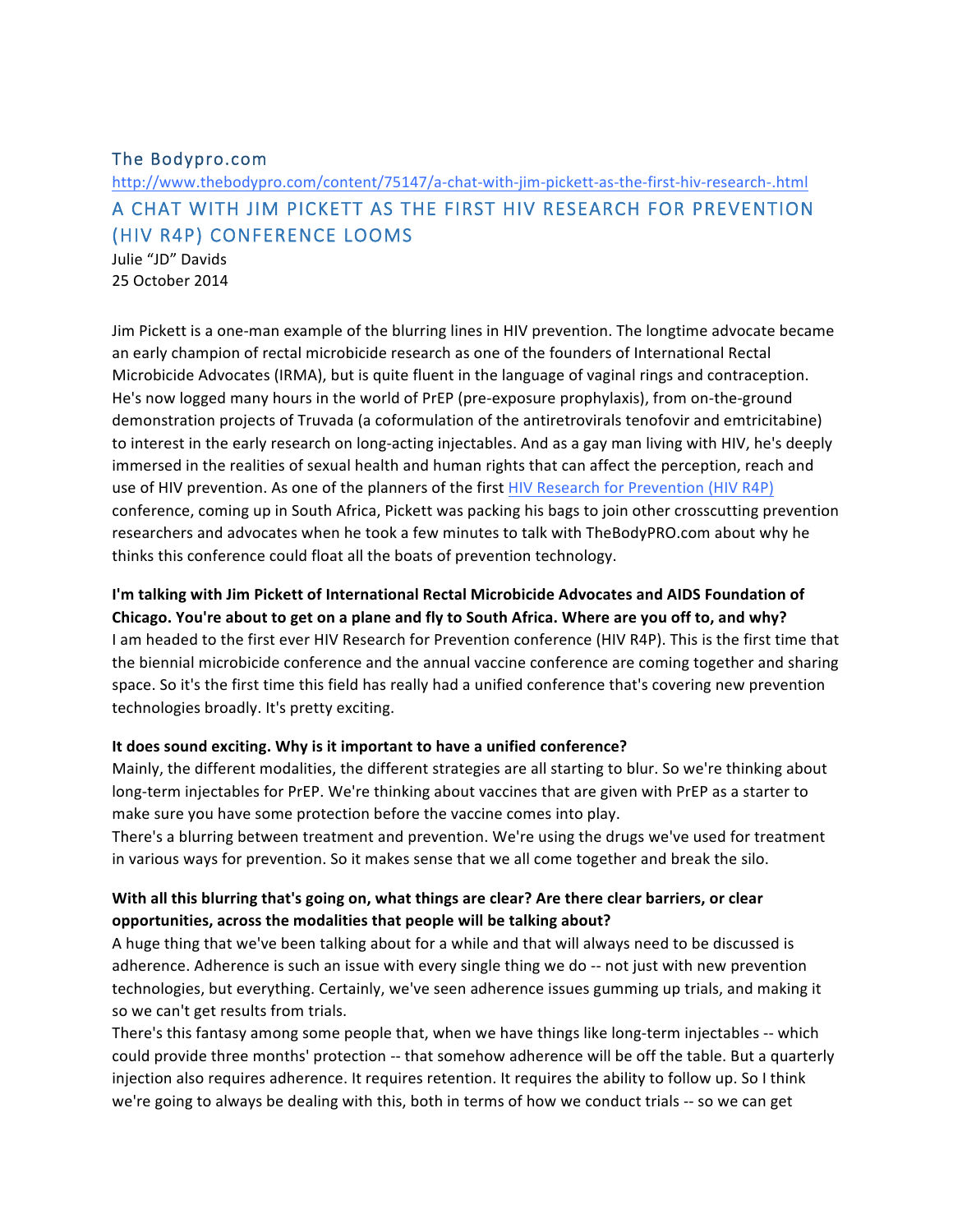The Bodypro.com

http://www.thebodypro.com/content/75147/a-chat-with-jim-pickett-as-the-first-hiv-research-.html

## A CHAT WITH JIM PICKETT AS THE FIRST HIV RESEARCH FOR PREVENTION (HIV R4P) CONFERENCE LOOMS

Julie "JD" Davids
25 October 2014

Jim Pickett is a one-man example of the blurring lines in HIV prevention. The longtime advocate became an early champion of rectal microbicide research as one of the founders of International Rectal Microbicide Advocates (IRMA), but is quite fluent in the language of vaginal rings and contraception. He's now logged many hours in the world of PrEP (pre-exposure prophylaxis), from on-the-ground demonstration projects of Truvada (a coformulation of the antiretrovirals tenofovir and emtricitabine) to interest in the early research on long-acting injectables. And as a gay man living with HIV, he's deeply immersed in the realities of sexual health and human rights that can affect the perception, reach and use of HIV prevention. As one of the planners of the first [HIV Research for Prevention (HIV R4P)](http://www.thebodypro.com) conference, coming up in South Africa, Pickett was packing his bags to join other crosscutting prevention researchers and advocates when he took a few minutes to talk with TheBodyPRO.com about why he thinks this conference could float all the boats of prevention technology.

**I'm talking with Jim Pickett of International Rectal Microbicide Advocates and AIDS Foundation of Chicago. You're about to get on a plane and fly to South Africa. Where are you off to, and why?**
I am headed to the first ever HIV Research for Prevention conference (HIV R4P). This is the first time that the biennial microbicide conference and the annual vaccine conference are coming together and sharing space. So it's the first time this field has really had a unified conference that's covering new prevention technologies broadly. It's pretty exciting.

**It does sound exciting. Why is it important to have a unified conference?**
Mainly, the different modalities, the different strategies are all starting to blur. So we're thinking about long-term injectables for PrEP. We're thinking about vaccines that are given with PrEP as a starter to make sure you have some protection before the vaccine comes into play.
There's a blurring between treatment and prevention. We're using the drugs we've used for treatment in various ways for prevention. So it makes sense that we all come together and break the silo.

**With all this blurring that's going on, what things are clear? Are there clear barriers, or clear opportunities, across the modalities that people will be talking about?**
A huge thing that we've been talking about for a while and that will always need to be discussed is adherence. Adherence is such an issue with every single thing we do -- not just with new prevention technologies, but everything. Certainly, we've seen adherence issues gumming up trials, and making it so we can't get results from trials.
There's this fantasy among some people that, when we have things like long-term injectables -- which could provide three months' protection -- that somehow adherence will be off the table. But a quarterly injection also requires adherence. It requires retention. It requires the ability to follow up. So I think we're going to always be dealing with this, both in terms of how we conduct trials -- so we can get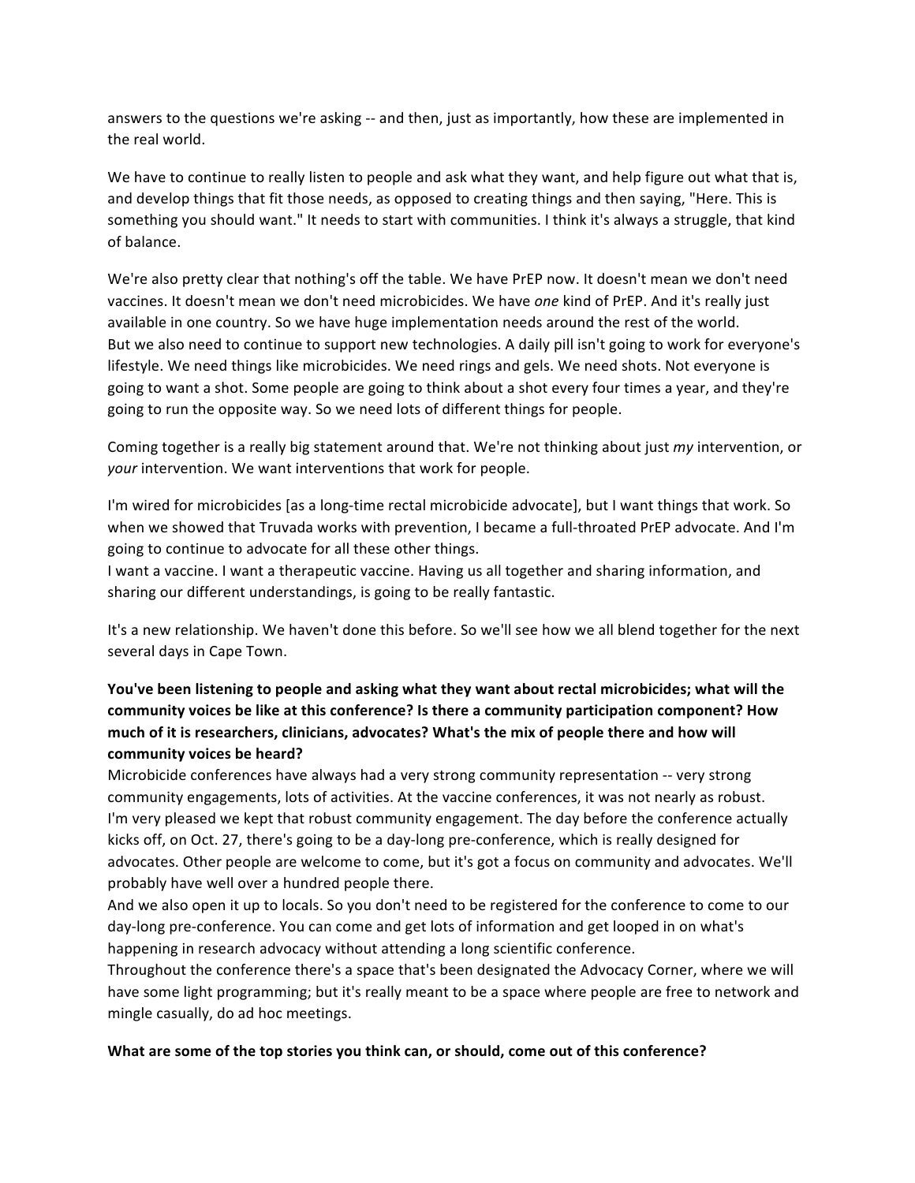answers to the questions we're asking -- and then, just as importantly, how these are implemented in the real world.

We have to continue to really listen to people and ask what they want, and help figure out what that is, and develop things that fit those needs, as opposed to creating things and then saying, "Here. This is something you should want." It needs to start with communities. I think it's always a struggle, that kind of balance.

We're also pretty clear that nothing's off the table. We have PrEP now. It doesn't mean we don't need vaccines. It doesn't mean we don't need microbicides. We have *one* kind of PrEP. And it's really just available in one country. So we have huge implementation needs around the rest of the world.
But we also need to continue to support new technologies. A daily pill isn't going to work for everyone's lifestyle. We need things like microbicides. We need rings and gels. We need shots. Not everyone is going to want a shot. Some people are going to think about a shot every four times a year, and they're going to run the opposite way. So we need lots of different things for people.

Coming together is a really big statement around that. We're not thinking about just *my* intervention, or *your* intervention. We want interventions that work for people.

I'm wired for microbicides [as a long-time rectal microbicide advocate], but I want things that work. So when we showed that Truvada works with prevention, I became a full-throated PrEP advocate. And I'm going to continue to advocate for all these other things.
I want a vaccine. I want a therapeutic vaccine. Having us all together and sharing information, and sharing our different understandings, is going to be really fantastic.

It's a new relationship. We haven't done this before. So we'll see how we all blend together for the next several days in Cape Town.

**You've been listening to people and asking what they want about rectal microbicides; what will the community voices be like at this conference? Is there a community participation component? How much of it is researchers, clinicians, advocates? What's the mix of people there and how will community voices be heard?**
Microbicide conferences have always had a very strong community representation -- very strong community engagements, lots of activities. At the vaccine conferences, it was not nearly as robust.
I'm very pleased we kept that robust community engagement. The day before the conference actually kicks off, on Oct. 27, there's going to be a day-long pre-conference, which is really designed for advocates. Other people are welcome to come, but it's got a focus on community and advocates. We'll probably have well over a hundred people there.
And we also open it up to locals. So you don't need to be registered for the conference to come to our day-long pre-conference. You can come and get lots of information and get looped in on what's happening in research advocacy without attending a long scientific conference.
Throughout the conference there's a space that's been designated the Advocacy Corner, where we will have some light programming; but it's really meant to be a space where people are free to network and mingle casually, do ad hoc meetings.

**What are some of the top stories you think can, or should, come out of this conference?**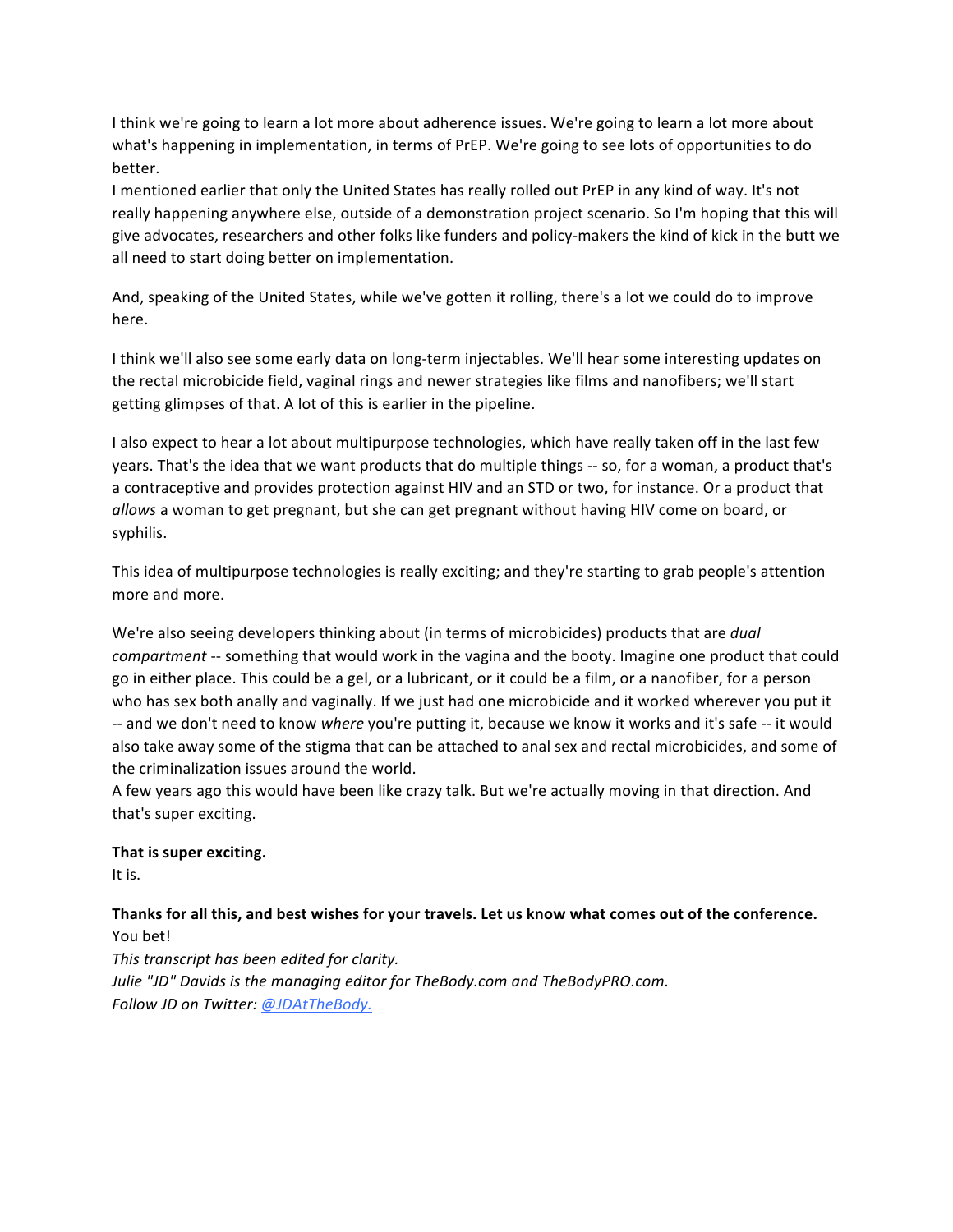I think we're going to learn a lot more about adherence issues. We're going to learn a lot more about what's happening in implementation, in terms of PrEP. We're going to see lots of opportunities to do better.

I mentioned earlier that only the United States has really rolled out PrEP in any kind of way. It's not really happening anywhere else, outside of a demonstration project scenario. So I'm hoping that this will give advocates, researchers and other folks like funders and policy-makers the kind of kick in the butt we all need to start doing better on implementation.

And, speaking of the United States, while we've gotten it rolling, there's a lot we could do to improve here.

I think we'll also see some early data on long-term injectables. We'll hear some interesting updates on the rectal microbicide field, vaginal rings and newer strategies like films and nanofibers; we'll start getting glimpses of that. A lot of this is earlier in the pipeline.

I also expect to hear a lot about multipurpose technologies, which have really taken off in the last few years. That's the idea that we want products that do multiple things -- so, for a woman, a product that's a contraceptive and provides protection against HIV and an STD or two, for instance. Or a product that *allows* a woman to get pregnant, but she can get pregnant without having HIV come on board, or syphilis.

This idea of multipurpose technologies is really exciting; and they're starting to grab people's attention more and more.

We're also seeing developers thinking about (in terms of microbicides) products that are *dual compartment* -- something that would work in the vagina and the booty. Imagine one product that could go in either place. This could be a gel, or a lubricant, or it could be a film, or a nanofiber, for a person who has sex both anally and vaginally. If we just had one microbicide and it worked wherever you put it -- and we don't need to know *where* you're putting it, because we know it works and it's safe -- it would also take away some of the stigma that can be attached to anal sex and rectal microbicides, and some of the criminalization issues around the world.

A few years ago this would have been like crazy talk. But we're actually moving in that direction. And that's super exciting.

**That is super exciting.**

It is.

**Thanks for all this, and best wishes for your travels. Let us know what comes out of the conference.**

You bet!

*This transcript has been edited for clarity.*

*Julie "JD" Davids is the managing editor for TheBody.com and TheBodyPRO.com.*

*Follow JD on Twitter: [@JDAtTheBody.](@JDAtTheBody.)*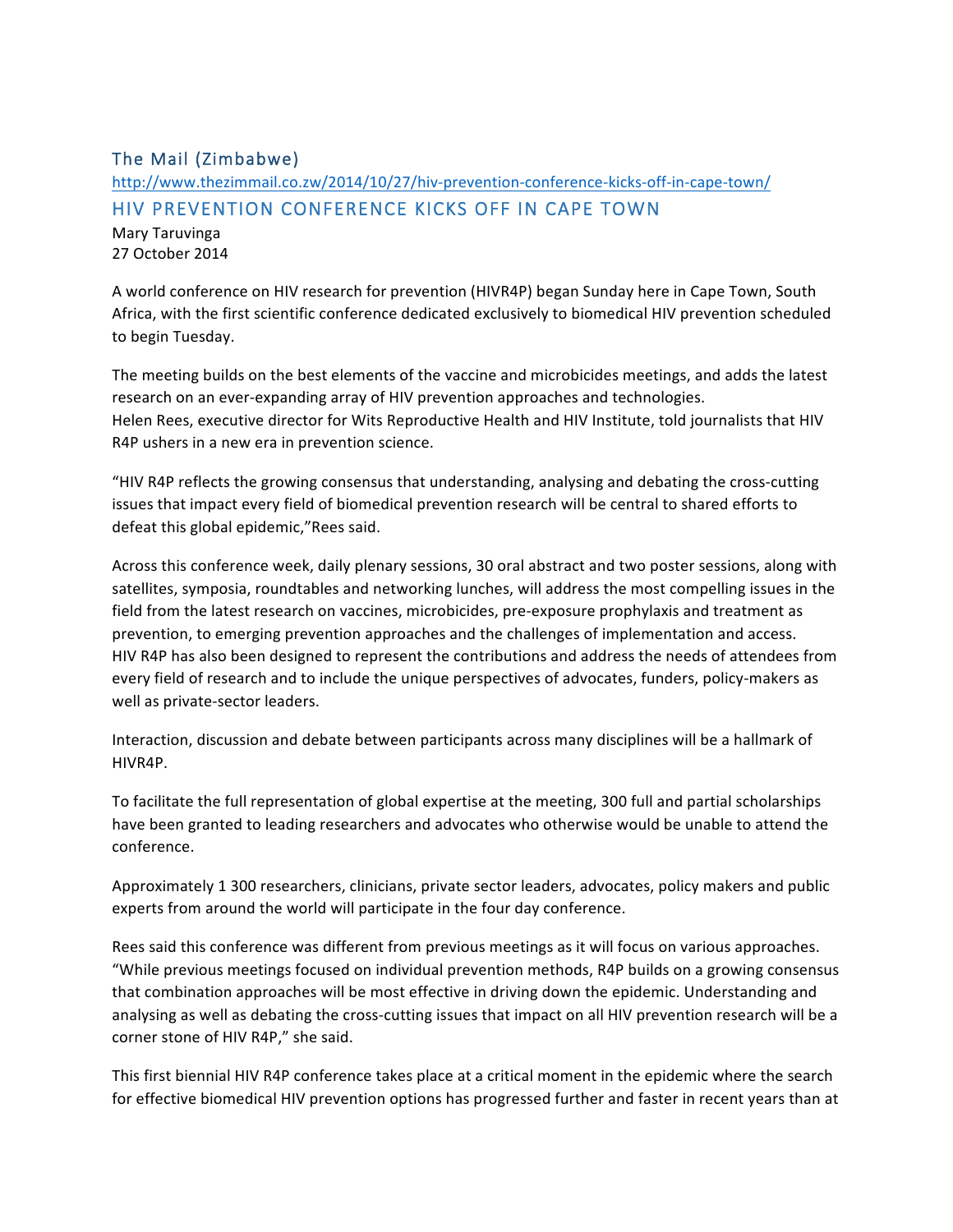## The Mail (Zimbabwe)

http://www.thezimmail.co.zw/2014/10/27/hiv-prevention-conference-kicks-off-in-cape-town/

## HIV PREVENTION CONFERENCE KICKS OFF IN CAPE TOWN

Mary Taruvinga
27 October 2014

A world conference on HIV research for prevention (HIVR4P) began Sunday here in Cape Town, South Africa, with the first scientific conference dedicated exclusively to biomedical HIV prevention scheduled to begin Tuesday.

The meeting builds on the best elements of the vaccine and microbicides meetings, and adds the latest research on an ever-expanding array of HIV prevention approaches and technologies.
Helen Rees, executive director for Wits Reproductive Health and HIV Institute, told journalists that HIV R4P ushers in a new era in prevention science.

"HIV R4P reflects the growing consensus that understanding, analysing and debating the cross-cutting issues that impact every field of biomedical prevention research will be central to shared efforts to defeat this global epidemic,"Rees said.

Across this conference week, daily plenary sessions, 30 oral abstract and two poster sessions, along with satellites, symposia, roundtables and networking lunches, will address the most compelling issues in the field from the latest research on vaccines, microbicides, pre-exposure prophylaxis and treatment as prevention, to emerging prevention approaches and the challenges of implementation and access.
HIV R4P has also been designed to represent the contributions and address the needs of attendees from every field of research and to include the unique perspectives of advocates, funders, policy-makers as well as private-sector leaders.

Interaction, discussion and debate between participants across many disciplines will be a hallmark of HIVR4P.

To facilitate the full representation of global expertise at the meeting, 300 full and partial scholarships have been granted to leading researchers and advocates who otherwise would be unable to attend the conference.

Approximately 1 300 researchers, clinicians, private sector leaders, advocates, policy makers and public experts from around the world will participate in the four day conference.

Rees said this conference was different from previous meetings as it will focus on various approaches. "While previous meetings focused on individual prevention methods, R4P builds on a growing consensus that combination approaches will be most effective in driving down the epidemic. Understanding and analysing as well as debating the cross-cutting issues that impact on all HIV prevention research will be a corner stone of HIV R4P," she said.

This first biennial HIV R4P conference takes place at a critical moment in the epidemic where the search for effective biomedical HIV prevention options has progressed further and faster in recent years than at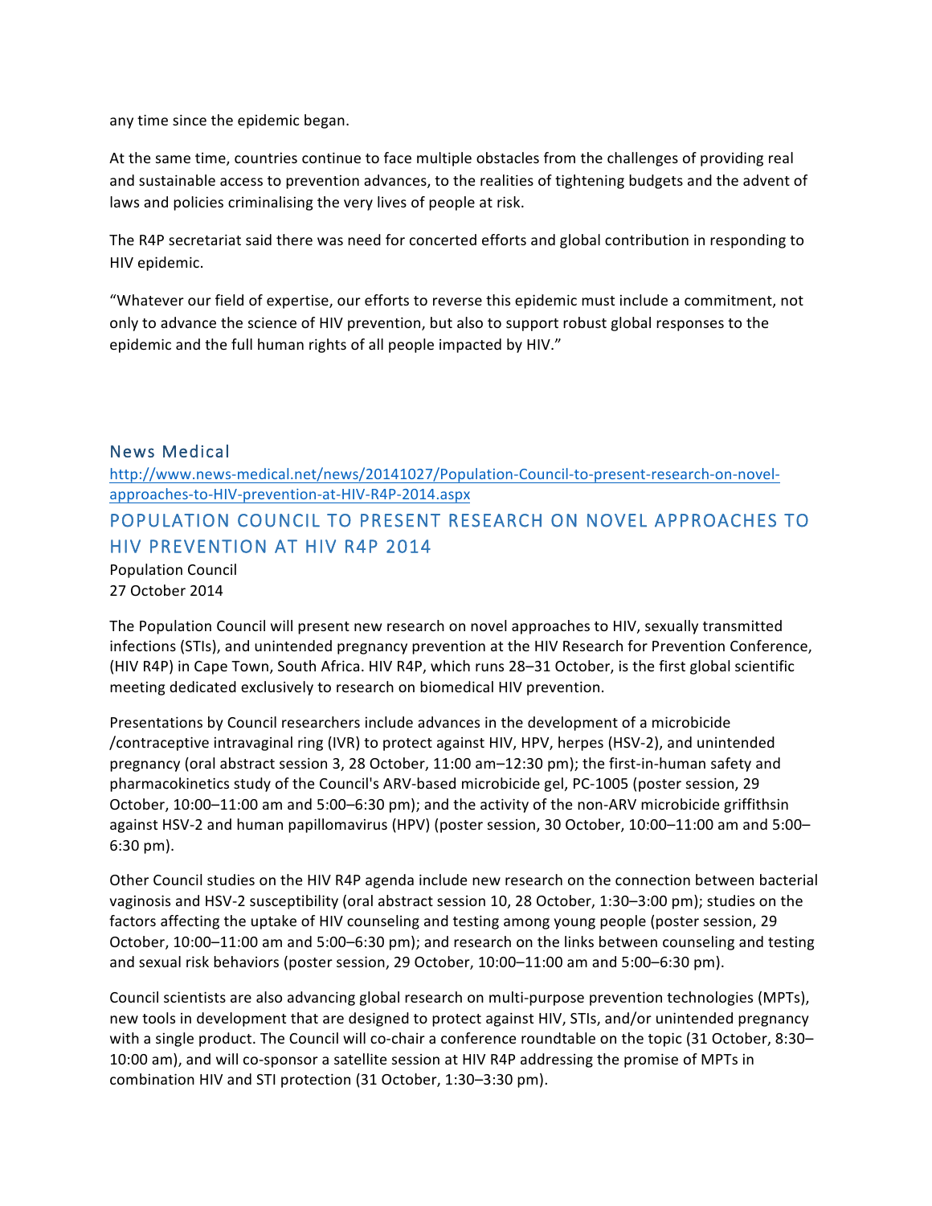any time since the epidemic began.

At the same time, countries continue to face multiple obstacles from the challenges of providing real and sustainable access to prevention advances, to the realities of tightening budgets and the advent of laws and policies criminalising the very lives of people at risk.

The R4P secretariat said there was need for concerted efforts and global contribution in responding to HIV epidemic.

"Whatever our field of expertise, our efforts to reverse this epidemic must include a commitment, not only to advance the science of HIV prevention, but also to support robust global responses to the epidemic and the full human rights of all people impacted by HIV."

## News Medical

http://www.news-medical.net/news/20141027/Population-Council-to-present-research-on-novel-approaches-to-HIV-prevention-at-HIV-R4P-2014.aspx

## POPULATION COUNCIL TO PRESENT RESEARCH ON NOVEL APPROACHES TO HIV PREVENTION AT HIV R4P 2014

Population Council
27 October 2014

The Population Council will present new research on novel approaches to HIV, sexually transmitted infections (STIs), and unintended pregnancy prevention at the HIV Research for Prevention Conference, (HIV R4P) in Cape Town, South Africa. HIV R4P, which runs 28–31 October, is the first global scientific meeting dedicated exclusively to research on biomedical HIV prevention.

Presentations by Council researchers include advances in the development of a microbicide /contraceptive intravaginal ring (IVR) to protect against HIV, HPV, herpes (HSV-2), and unintended pregnancy (oral abstract session 3, 28 October, 11:00 am–12:30 pm); the first-in-human safety and pharmacokinetics study of the Council's ARV-based microbicide gel, PC-1005 (poster session, 29 October, 10:00–11:00 am and 5:00–6:30 pm); and the activity of the non-ARV microbicide griffithsin against HSV-2 and human papillomavirus (HPV) (poster session, 30 October, 10:00–11:00 am and 5:00–6:30 pm).

Other Council studies on the HIV R4P agenda include new research on the connection between bacterial vaginosis and HSV-2 susceptibility (oral abstract session 10, 28 October, 1:30–3:00 pm); studies on the factors affecting the uptake of HIV counseling and testing among young people (poster session, 29 October, 10:00–11:00 am and 5:00–6:30 pm); and research on the links between counseling and testing and sexual risk behaviors (poster session, 29 October, 10:00–11:00 am and 5:00–6:30 pm).

Council scientists are also advancing global research on multi-purpose prevention technologies (MPTs), new tools in development that are designed to protect against HIV, STIs, and/or unintended pregnancy with a single product. The Council will co-chair a conference roundtable on the topic (31 October, 8:30–10:00 am), and will co-sponsor a satellite session at HIV R4P addressing the promise of MPTs in combination HIV and STI protection (31 October, 1:30–3:30 pm).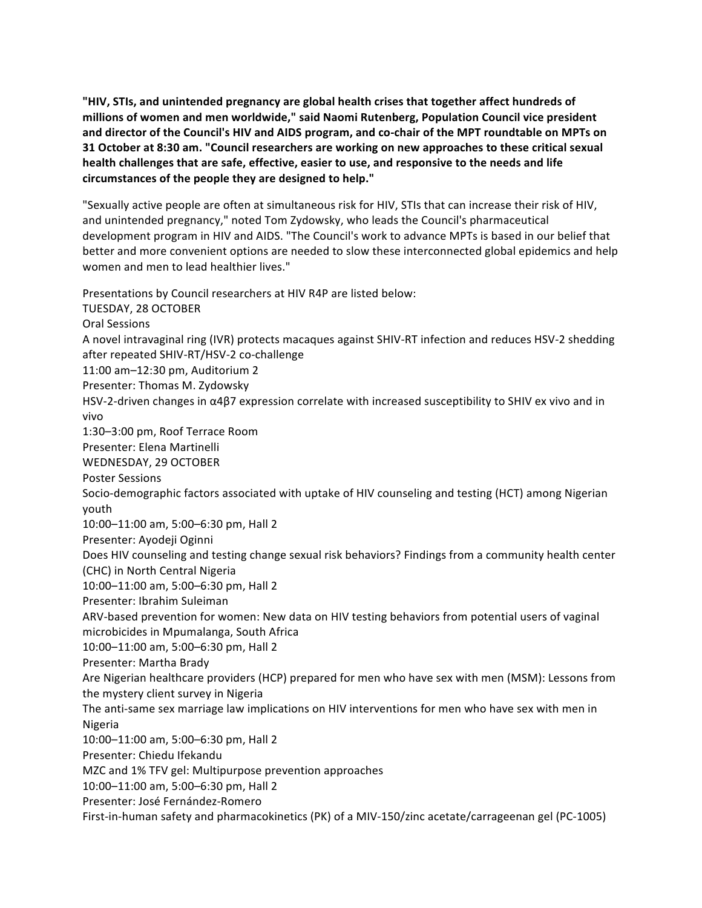**"HIV, STIs, and unintended pregnancy are global health crises that together affect hundreds of millions of women and men worldwide," said Naomi Rutenberg, Population Council vice president and director of the Council's HIV and AIDS program, and co-chair of the MPT roundtable on MPTs on 31 October at 8:30 am. "Council researchers are working on new approaches to these critical sexual health challenges that are safe, effective, easier to use, and responsive to the needs and life circumstances of the people they are designed to help."**

"Sexually active people are often at simultaneous risk for HIV, STIs that can increase their risk of HIV, and unintended pregnancy," noted Tom Zydowsky, who leads the Council's pharmaceutical development program in HIV and AIDS. "The Council's work to advance MPTs is based in our belief that better and more convenient options are needed to slow these interconnected global epidemics and help women and men to lead healthier lives."

Presentations by Council researchers at HIV R4P are listed below:

TUESDAY, 28 OCTOBER

Oral Sessions

A novel intravaginal ring (IVR) protects macaques against SHIV-RT infection and reduces HSV-2 shedding after repeated SHIV-RT/HSV-2 co-challenge
11:00 am–12:30 pm, Auditorium 2
Presenter: Thomas M. Zydowsky

HSV-2-driven changes in α4β7 expression correlate with increased susceptibility to SHIV ex vivo and in vivo
1:30–3:00 pm, Roof Terrace Room
Presenter: Elena Martinelli

WEDNESDAY, 29 OCTOBER

Poster Sessions

Socio-demographic factors associated with uptake of HIV counseling and testing (HCT) among Nigerian youth
10:00–11:00 am, 5:00–6:30 pm, Hall 2
Presenter: Ayodeji Oginni

Does HIV counseling and testing change sexual risk behaviors? Findings from a community health center (CHC) in North Central Nigeria
10:00–11:00 am, 5:00–6:30 pm, Hall 2
Presenter: Ibrahim Suleiman

ARV-based prevention for women: New data on HIV testing behaviors from potential users of vaginal microbicides in Mpumalanga, South Africa
10:00–11:00 am, 5:00–6:30 pm, Hall 2
Presenter: Martha Brady

Are Nigerian healthcare providers (HCP) prepared for men who have sex with men (MSM): Lessons from the mystery client survey in Nigeria

The anti-same sex marriage law implications on HIV interventions for men who have sex with men in Nigeria
10:00–11:00 am, 5:00–6:30 pm, Hall 2
Presenter: Chiedu Ifekandu

MZC and 1% TFV gel: Multipurpose prevention approaches
10:00–11:00 am, 5:00–6:30 pm, Hall 2
Presenter: José Fernández-Romero

First-in-human safety and pharmacokinetics (PK) of a MIV-150/zinc acetate/carrageenan gel (PC-1005)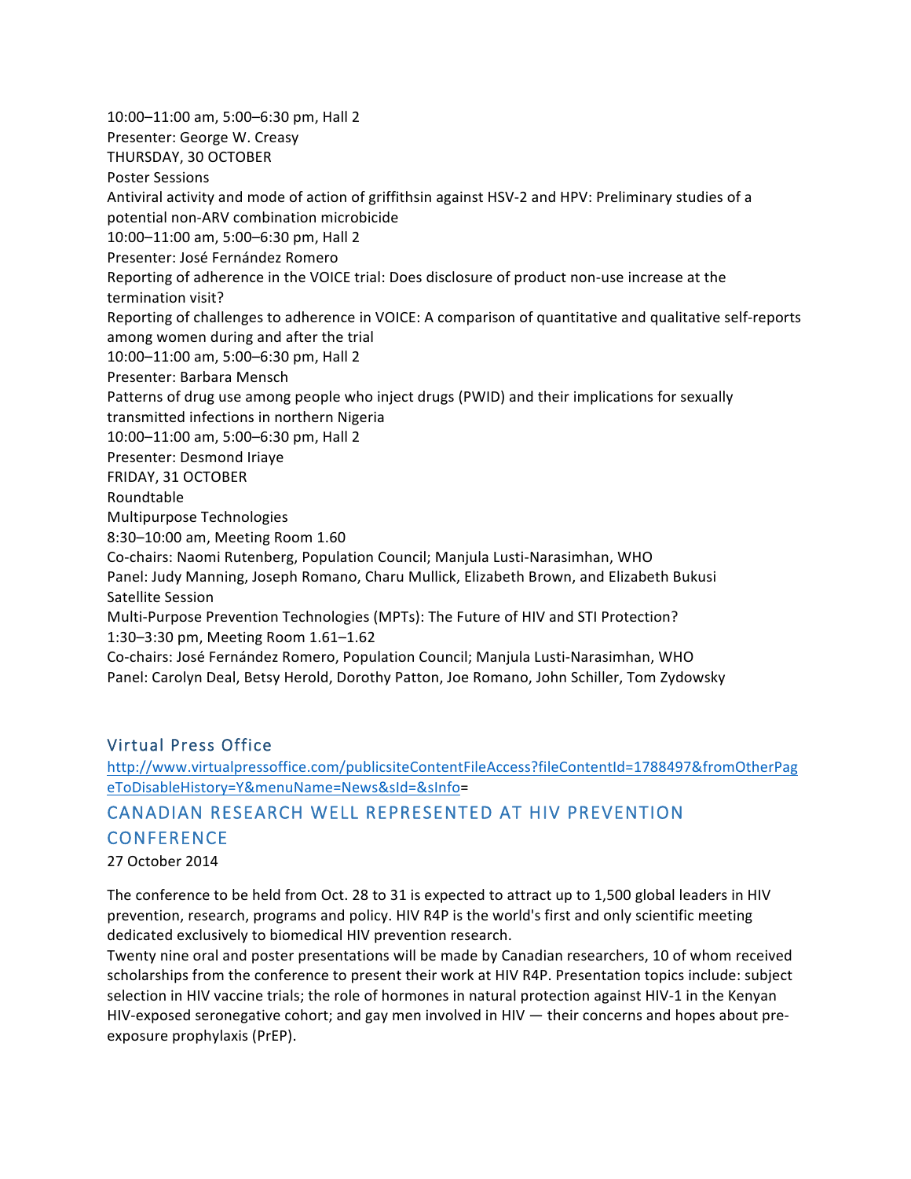10:00–11:00 am, 5:00–6:30 pm, Hall 2
Presenter: George W. Creasy
THURSDAY, 30 OCTOBER
Poster Sessions
Antiviral activity and mode of action of griffithsin against HSV-2 and HPV: Preliminary studies of a potential non-ARV combination microbicide
10:00–11:00 am, 5:00–6:30 pm, Hall 2
Presenter: José Fernández Romero
Reporting of adherence in the VOICE trial: Does disclosure of product non-use increase at the termination visit?
Reporting of challenges to adherence in VOICE: A comparison of quantitative and qualitative self-reports among women during and after the trial
10:00–11:00 am, 5:00–6:30 pm, Hall 2
Presenter: Barbara Mensch
Patterns of drug use among people who inject drugs (PWID) and their implications for sexually transmitted infections in northern Nigeria
10:00–11:00 am, 5:00–6:30 pm, Hall 2
Presenter: Desmond Iriaye
FRIDAY, 31 OCTOBER
Roundtable
Multipurpose Technologies
8:30–10:00 am, Meeting Room 1.60
Co-chairs: Naomi Rutenberg, Population Council; Manjula Lusti-Narasimhan, WHO
Panel: Judy Manning, Joseph Romano, Charu Mullick, Elizabeth Brown, and Elizabeth Bukusi
Satellite Session
Multi-Purpose Prevention Technologies (MPTs): The Future of HIV and STI Protection?
1:30–3:30 pm, Meeting Room 1.61–1.62
Co-chairs: José Fernández Romero, Population Council; Manjula Lusti-Narasimhan, WHO
Panel: Carolyn Deal, Betsy Herold, Dorothy Patton, Joe Romano, John Schiller, Tom Zydowsky

## Virtual Press Office

http://www.virtualpressoffice.com/publicsiteContentFileAccess?fileContentId=1788497&fromOtherPageToDisableHistory=Y&menuName=News&sId=&sInfo=

## CANADIAN RESEARCH WELL REPRESENTED AT HIV PREVENTION CONFERENCE

27 October 2014

The conference to be held from Oct. 28 to 31 is expected to attract up to 1,500 global leaders in HIV prevention, research, programs and policy. HIV R4P is the world's first and only scientific meeting dedicated exclusively to biomedical HIV prevention research.
Twenty nine oral and poster presentations will be made by Canadian researchers, 10 of whom received scholarships from the conference to present their work at HIV R4P. Presentation topics include: subject selection in HIV vaccine trials; the role of hormones in natural protection against HIV-1 in the Kenyan HIV-exposed seronegative cohort; and gay men involved in HIV — their concerns and hopes about pre-exposure prophylaxis (PrEP).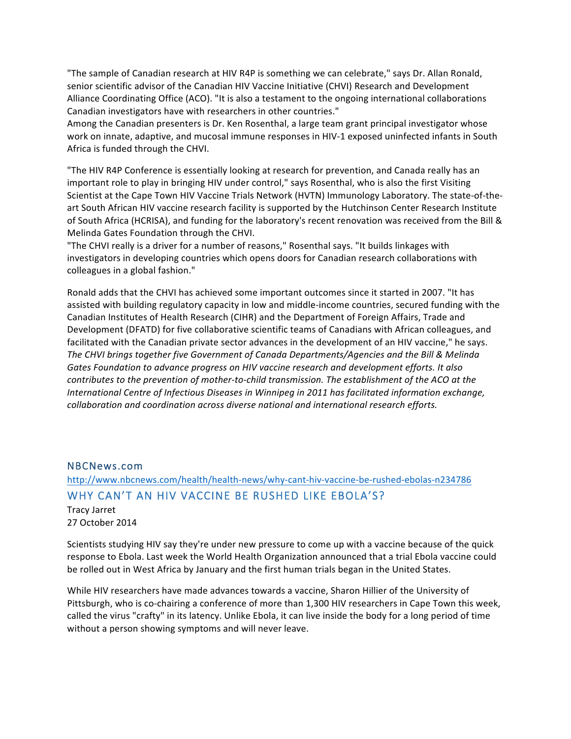"The sample of Canadian research at HIV R4P is something we can celebrate," says Dr. Allan Ronald, senior scientific advisor of the Canadian HIV Vaccine Initiative (CHVI) Research and Development Alliance Coordinating Office (ACO). "It is also a testament to the ongoing international collaborations Canadian investigators have with researchers in other countries."

Among the Canadian presenters is Dr. Ken Rosenthal, a large team grant principal investigator whose work on innate, adaptive, and mucosal immune responses in HIV-1 exposed uninfected infants in South Africa is funded through the CHVI.

"The HIV R4P Conference is essentially looking at research for prevention, and Canada really has an important role to play in bringing HIV under control," says Rosenthal, who is also the first Visiting Scientist at the Cape Town HIV Vaccine Trials Network (HVTN) Immunology Laboratory. The state-of-the-art South African HIV vaccine research facility is supported by the Hutchinson Center Research Institute of South Africa (HCRISA), and funding for the laboratory's recent renovation was received from the Bill & Melinda Gates Foundation through the CHVI.

"The CHVI really is a driver for a number of reasons," Rosenthal says. "It builds linkages with investigators in developing countries which opens doors for Canadian research collaborations with colleagues in a global fashion."

Ronald adds that the CHVI has achieved some important outcomes since it started in 2007. "It has assisted with building regulatory capacity in low and middle-income countries, secured funding with the Canadian Institutes of Health Research (CIHR) and the Department of Foreign Affairs, Trade and Development (DFATD) for five collaborative scientific teams of Canadians with African colleagues, and facilitated with the Canadian private sector advances in the development of an HIV vaccine," he says.

*The CHVI brings together five Government of Canada Departments/Agencies and the Bill & Melinda Gates Foundation to advance progress on HIV vaccine research and development efforts. It also contributes to the prevention of mother-to-child transmission. The establishment of the ACO at the International Centre of Infectious Diseases in Winnipeg in 2011 has facilitated information exchange, collaboration and coordination across diverse national and international research efforts.*

## NBCNews.com

http://www.nbcnews.com/health/health-news/why-cant-hiv-vaccine-be-rushed-ebolas-n234786

## WHY CAN'T AN HIV VACCINE BE RUSHED LIKE EBOLA'S?

Tracy Jarret
27 October 2014

Scientists studying HIV say they're under new pressure to come up with a vaccine because of the quick response to Ebola. Last week the World Health Organization announced that a trial Ebola vaccine could be rolled out in West Africa by January and the first human trials began in the United States.

While HIV researchers have made advances towards a vaccine, Sharon Hillier of the University of Pittsburgh, who is co-chairing a conference of more than 1,300 HIV researchers in Cape Town this week, called the virus "crafty" in its latency. Unlike Ebola, it can live inside the body for a long period of time without a person showing symptoms and will never leave.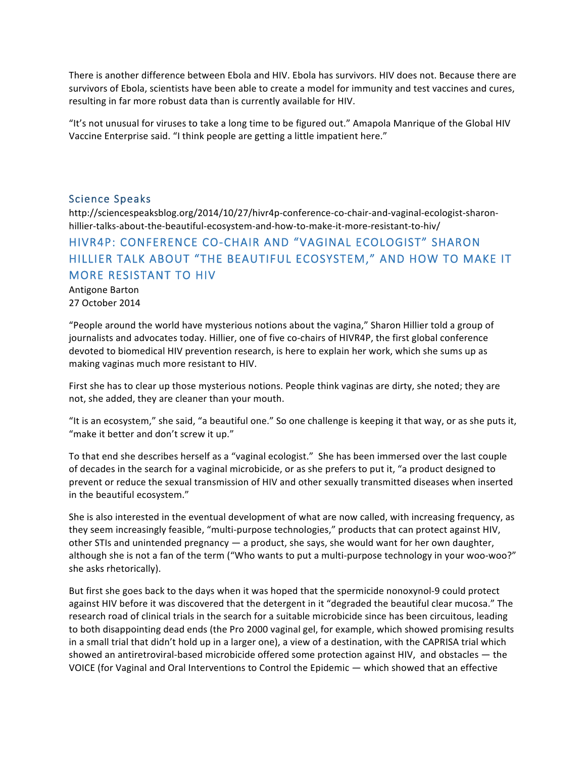There is another difference between Ebola and HIV. Ebola has survivors. HIV does not. Because there are survivors of Ebola, scientists have been able to create a model for immunity and test vaccines and cures, resulting in far more robust data than is currently available for HIV.

"It's not unusual for viruses to take a long time to be figured out." Amapola Manrique of the Global HIV Vaccine Enterprise said. "I think people are getting a little impatient here."

### Science Speaks

http://sciencespeaksblog.org/2014/10/27/hivr4p-conference-co-chair-and-vaginal-ecologist-sharon-hillier-talks-about-the-beautiful-ecosystem-and-how-to-make-it-more-resistant-to-hiv/

## HIVR4P: CONFERENCE CO-CHAIR AND "VAGINAL ECOLOGIST" SHARON HILLIER TALK ABOUT "THE BEAUTIFUL ECOSYSTEM," AND HOW TO MAKE IT MORE RESISTANT TO HIV

Antigone Barton
27 October 2014

"People around the world have mysterious notions about the vagina," Sharon Hillier told a group of journalists and advocates today. Hillier, one of five co-chairs of HIVR4P, the first global conference devoted to biomedical HIV prevention research, is here to explain her work, which she sums up as making vaginas much more resistant to HIV.

First she has to clear up those mysterious notions. People think vaginas are dirty, she noted; they are not, she added, they are cleaner than your mouth.

"It is an ecosystem," she said, "a beautiful one." So one challenge is keeping it that way, or as she puts it, "make it better and don't screw it up."

To that end she describes herself as a "vaginal ecologist." She has been immersed over the last couple of decades in the search for a vaginal microbicide, or as she prefers to put it, "a product designed to prevent or reduce the sexual transmission of HIV and other sexually transmitted diseases when inserted in the beautiful ecosystem."

She is also interested in the eventual development of what are now called, with increasing frequency, as they seem increasingly feasible, "multi-purpose technologies," products that can protect against HIV, other STIs and unintended pregnancy — a product, she says, she would want for her own daughter, although she is not a fan of the term ("Who wants to put a multi-purpose technology in your woo-woo?" she asks rhetorically).

But first she goes back to the days when it was hoped that the spermicide nonoxynol-9 could protect against HIV before it was discovered that the detergent in it "degraded the beautiful clear mucosa." The research road of clinical trials in the search for a suitable microbicide since has been circuitous, leading to both disappointing dead ends (the Pro 2000 vaginal gel, for example, which showed promising results in a small trial that didn't hold up in a larger one), a view of a destination, with the CAPRISA trial which showed an antiretroviral-based microbicide offered some protection against HIV, and obstacles — the VOICE (for Vaginal and Oral Interventions to Control the Epidemic — which showed that an effective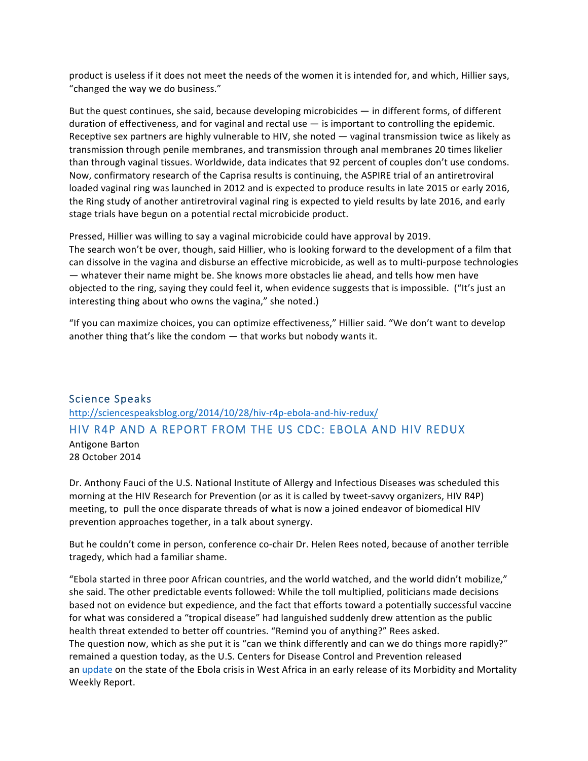product is useless if it does not meet the needs of the women it is intended for, and which, Hillier says, "changed the way we do business."

But the quest continues, she said, because developing microbicides — in different forms, of different duration of effectiveness, and for vaginal and rectal use — is important to controlling the epidemic. Receptive sex partners are highly vulnerable to HIV, she noted — vaginal transmission twice as likely as transmission through penile membranes, and transmission through anal membranes 20 times likelier than through vaginal tissues. Worldwide, data indicates that 92 percent of couples don't use condoms. Now, confirmatory research of the Caprisa results is continuing, the ASPIRE trial of an antiretroviral loaded vaginal ring was launched in 2012 and is expected to produce results in late 2015 or early 2016, the Ring study of another antiretroviral vaginal ring is expected to yield results by late 2016, and early stage trials have begun on a potential rectal microbicide product.

Pressed, Hillier was willing to say a vaginal microbicide could have approval by 2019.
The search won't be over, though, said Hillier, who is looking forward to the development of a film that can dissolve in the vagina and disburse an effective microbicide, as well as to multi-purpose technologies — whatever their name might be. She knows more obstacles lie ahead, and tells how men have objected to the ring, saying they could feel it, when evidence suggests that is impossible. ("It's just an interesting thing about who owns the vagina," she noted.)

"If you can maximize choices, you can optimize effectiveness," Hillier said. "We don't want to develop another thing that's like the condom — that works but nobody wants it.

## Science Speaks

http://sciencespeaksblog.org/2014/10/28/hiv-r4p-ebola-and-hiv-redux/

## HIV R4P AND A REPORT FROM THE US CDC: EBOLA AND HIV REDUX

Antigone Barton
28 October 2014

Dr. Anthony Fauci of the U.S. National Institute of Allergy and Infectious Diseases was scheduled this morning at the HIV Research for Prevention (or as it is called by tweet-savvy organizers, HIV R4P) meeting, to pull the once disparate threads of what is now a joined endeavor of biomedical HIV prevention approaches together, in a talk about synergy.

But he couldn't come in person, conference co-chair Dr. Helen Rees noted, because of another terrible tragedy, which had a familiar shame.

"Ebola started in three poor African countries, and the world watched, and the world didn't mobilize," she said. The other predictable events followed: While the toll multiplied, politicians made decisions based not on evidence but expedience, and the fact that efforts toward a potentially successful vaccine for what was considered a "tropical disease" had languished suddenly drew attention as the public health threat extended to better off countries. "Remind you of anything?" Rees asked.
The question now, which as she put it is "can we think differently and can we do things more rapidly?" remained a question today, as the U.S. Centers for Disease Control and Prevention released an update on the state of the Ebola crisis in West Africa in an early release of its Morbidity and Mortality Weekly Report.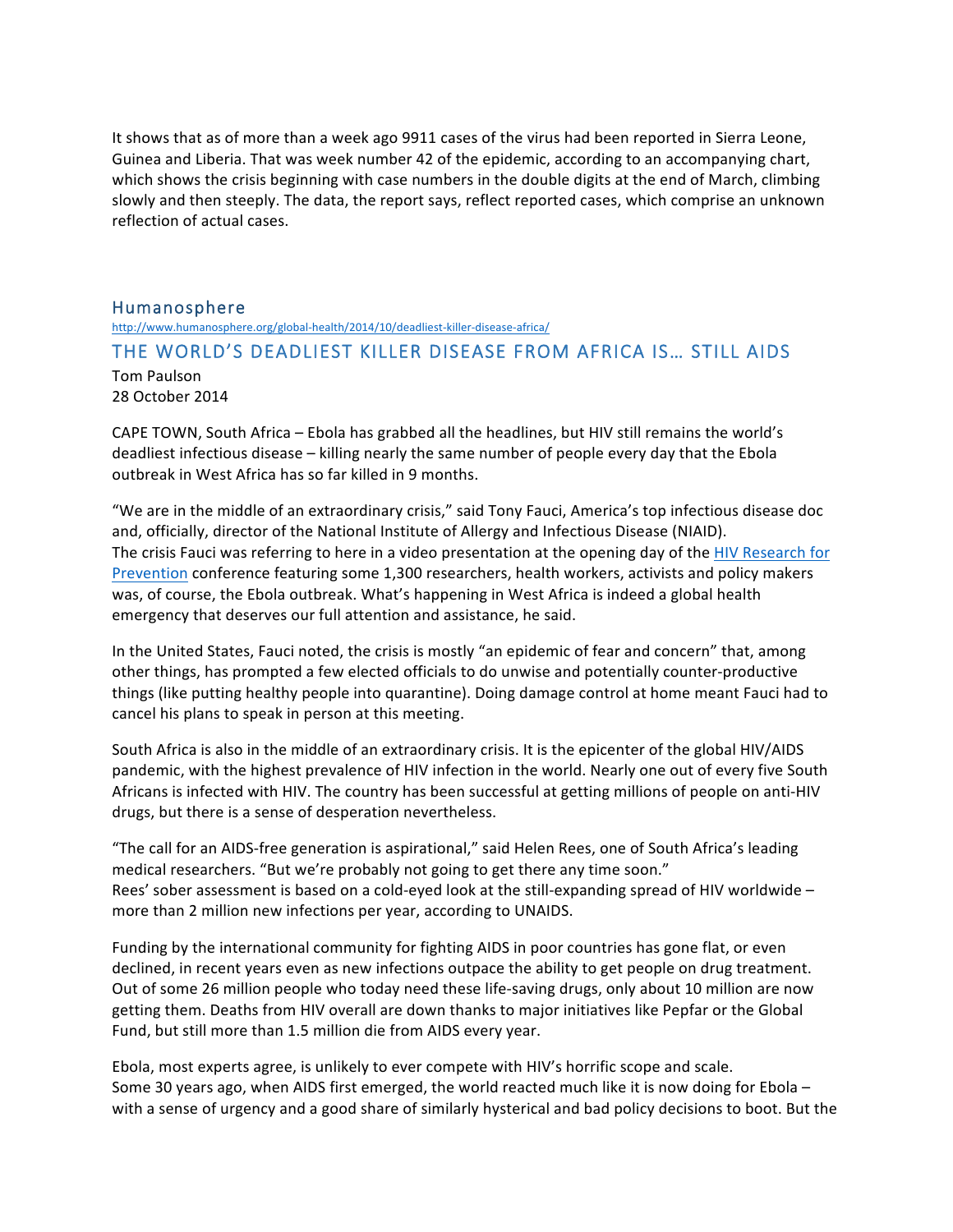It shows that as of more than a week ago 9911 cases of the virus had been reported in Sierra Leone, Guinea and Liberia. That was week number 42 of the epidemic, according to an accompanying chart, which shows the crisis beginning with case numbers in the double digits at the end of March, climbing slowly and then steeply. The data, the report says, reflect reported cases, which comprise an unknown reflection of actual cases.

## Humanosphere

http://www.humanosphere.org/global-health/2014/10/deadliest-killer-disease-africa/

## THE WORLD'S DEADLIEST KILLER DISEASE FROM AFRICA IS… STILL AIDS

Tom Paulson
28 October 2014

CAPE TOWN, South Africa – Ebola has grabbed all the headlines, but HIV still remains the world's deadliest infectious disease – killing nearly the same number of people every day that the Ebola outbreak in West Africa has so far killed in 9 months.

"We are in the middle of an extraordinary crisis," said Tony Fauci, America's top infectious disease doc and, officially, director of the National Institute of Allergy and Infectious Disease (NIAID).
The crisis Fauci was referring to here in a video presentation at the opening day of the HIV Research for Prevention conference featuring some 1,300 researchers, health workers, activists and policy makers was, of course, the Ebola outbreak. What's happening in West Africa is indeed a global health emergency that deserves our full attention and assistance, he said.

In the United States, Fauci noted, the crisis is mostly "an epidemic of fear and concern" that, among other things, has prompted a few elected officials to do unwise and potentially counter-productive things (like putting healthy people into quarantine). Doing damage control at home meant Fauci had to cancel his plans to speak in person at this meeting.

South Africa is also in the middle of an extraordinary crisis. It is the epicenter of the global HIV/AIDS pandemic, with the highest prevalence of HIV infection in the world. Nearly one out of every five South Africans is infected with HIV. The country has been successful at getting millions of people on anti-HIV drugs, but there is a sense of desperation nevertheless.

"The call for an AIDS-free generation is aspirational," said Helen Rees, one of South Africa's leading medical researchers. "But we're probably not going to get there any time soon."
Rees' sober assessment is based on a cold-eyed look at the still-expanding spread of HIV worldwide – more than 2 million new infections per year, according to UNAIDS.

Funding by the international community for fighting AIDS in poor countries has gone flat, or even declined, in recent years even as new infections outpace the ability to get people on drug treatment. Out of some 26 million people who today need these life-saving drugs, only about 10 million are now getting them. Deaths from HIV overall are down thanks to major initiatives like Pepfar or the Global Fund, but still more than 1.5 million die from AIDS every year.

Ebola, most experts agree, is unlikely to ever compete with HIV's horrific scope and scale.
Some 30 years ago, when AIDS first emerged, the world reacted much like it is now doing for Ebola – with a sense of urgency and a good share of similarly hysterical and bad policy decisions to boot. But the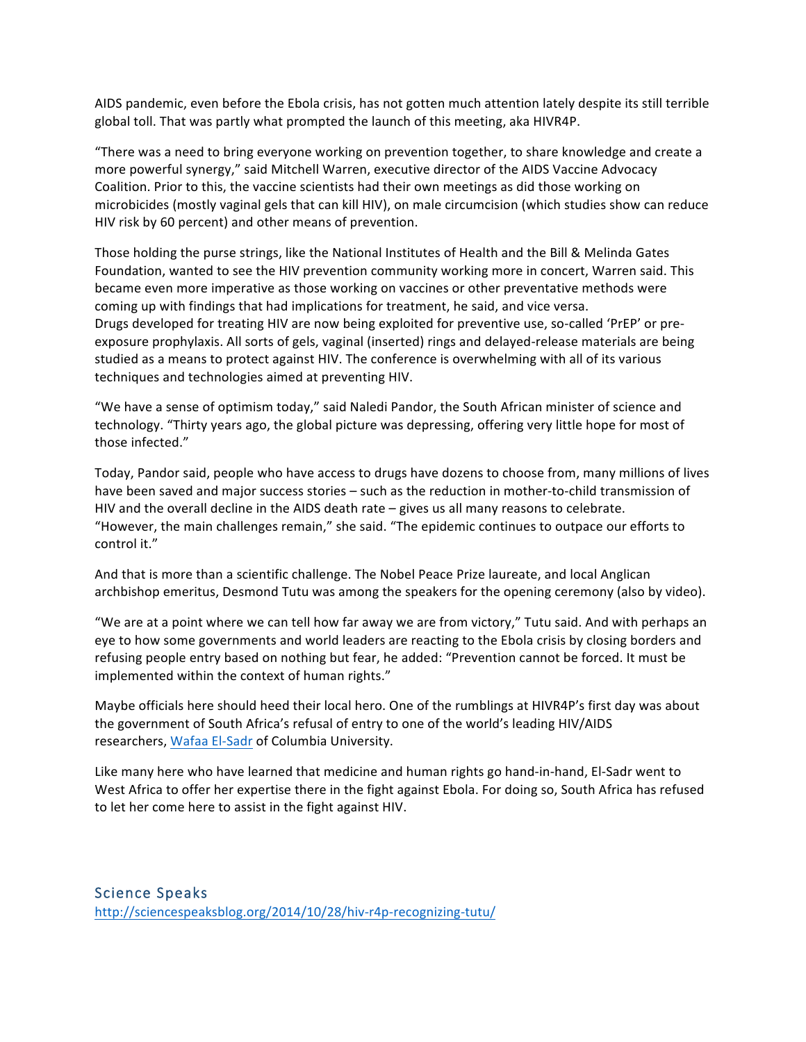AIDS pandemic, even before the Ebola crisis, has not gotten much attention lately despite its still terrible global toll. That was partly what prompted the launch of this meeting, aka HIVR4P.

"There was a need to bring everyone working on prevention together, to share knowledge and create a more powerful synergy," said Mitchell Warren, executive director of the AIDS Vaccine Advocacy Coalition. Prior to this, the vaccine scientists had their own meetings as did those working on microbicides (mostly vaginal gels that can kill HIV), on male circumcision (which studies show can reduce HIV risk by 60 percent) and other means of prevention.

Those holding the purse strings, like the National Institutes of Health and the Bill & Melinda Gates Foundation, wanted to see the HIV prevention community working more in concert, Warren said. This became even more imperative as those working on vaccines or other preventative methods were coming up with findings that had implications for treatment, he said, and vice versa.
Drugs developed for treating HIV are now being exploited for preventive use, so-called 'PrEP' or pre-exposure prophylaxis. All sorts of gels, vaginal (inserted) rings and delayed-release materials are being studied as a means to protect against HIV. The conference is overwhelming with all of its various techniques and technologies aimed at preventing HIV.

"We have a sense of optimism today," said Naledi Pandor, the South African minister of science and technology. "Thirty years ago, the global picture was depressing, offering very little hope for most of those infected."

Today, Pandor said, people who have access to drugs have dozens to choose from, many millions of lives have been saved and major success stories – such as the reduction in mother-to-child transmission of HIV and the overall decline in the AIDS death rate – gives us all many reasons to celebrate.
"However, the main challenges remain," she said. "The epidemic continues to outpace our efforts to control it."

And that is more than a scientific challenge. The Nobel Peace Prize laureate, and local Anglican archbishop emeritus, Desmond Tutu was among the speakers for the opening ceremony (also by video).

"We are at a point where we can tell how far away we are from victory," Tutu said. And with perhaps an eye to how some governments and world leaders are reacting to the Ebola crisis by closing borders and refusing people entry based on nothing but fear, he added: "Prevention cannot be forced. It must be implemented within the context of human rights."

Maybe officials here should heed their local hero. One of the rumblings at HIVR4P's first day was about the government of South Africa's refusal of entry to one of the world's leading HIV/AIDS researchers, Wafaa El-Sadr of Columbia University.

Like many here who have learned that medicine and human rights go hand-in-hand, El-Sadr went to West Africa to offer her expertise there in the fight against Ebola. For doing so, South Africa has refused to let her come here to assist in the fight against HIV.

## Science Speaks

http://sciencespeaksblog.org/2014/10/28/hiv-r4p-recognizing-tutu/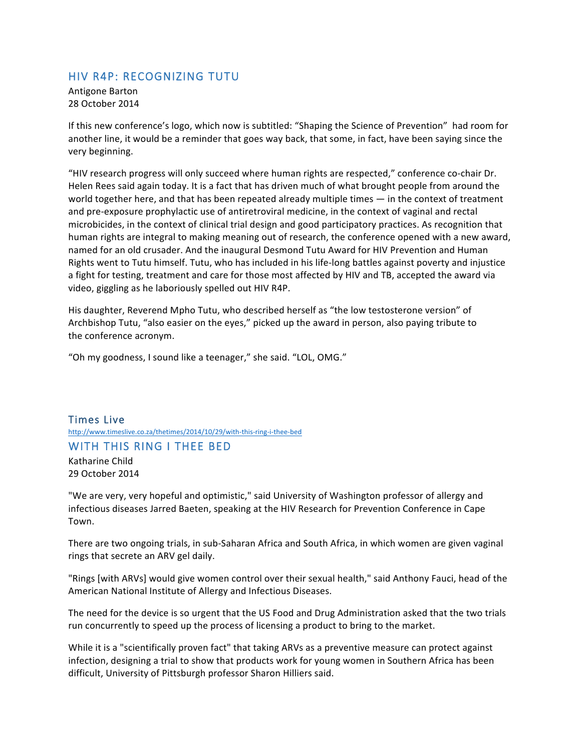## HIV R4P: RECOGNIZING TUTU

Antigone Barton
28 October 2014

If this new conference's logo, which now is subtitled: "Shaping the Science of Prevention" had room for another line, it would be a reminder that goes way back, that some, in fact, have been saying since the very beginning.

"HIV research progress will only succeed where human rights are respected," conference co-chair Dr. Helen Rees said again today. It is a fact that has driven much of what brought people from around the world together here, and that has been repeated already multiple times — in the context of treatment and pre-exposure prophylactic use of antiretroviral medicine, in the context of vaginal and rectal microbicides, in the context of clinical trial design and good participatory practices. As recognition that human rights are integral to making meaning out of research, the conference opened with a new award, named for an old crusader. And the inaugural Desmond Tutu Award for HIV Prevention and Human Rights went to Tutu himself. Tutu, who has included in his life-long battles against poverty and injustice a fight for testing, treatment and care for those most affected by HIV and TB, accepted the award via video, giggling as he laboriously spelled out HIV R4P.

His daughter, Reverend Mpho Tutu, who described herself as "the low testosterone version" of Archbishop Tutu, "also easier on the eyes," picked up the award in person, also paying tribute to the conference acronym.

"Oh my goodness, I sound like a teenager," she said. "LOL, OMG."

### Times Live

http://www.timeslive.co.za/thetimes/2014/10/29/with-this-ring-i-thee-bed

## WITH THIS RING I THEE BED

Katharine Child
29 October 2014

"We are very, very hopeful and optimistic," said University of Washington professor of allergy and infectious diseases Jarred Baeten, speaking at the HIV Research for Prevention Conference in Cape Town.

There are two ongoing trials, in sub-Saharan Africa and South Africa, in which women are given vaginal rings that secrete an ARV gel daily.

"Rings [with ARVs] would give women control over their sexual health," said Anthony Fauci, head of the American National Institute of Allergy and Infectious Diseases.

The need for the device is so urgent that the US Food and Drug Administration asked that the two trials run concurrently to speed up the process of licensing a product to bring to the market.

While it is a "scientifically proven fact" that taking ARVs as a preventive measure can protect against infection, designing a trial to show that products work for young women in Southern Africa has been difficult, University of Pittsburgh professor Sharon Hilliers said.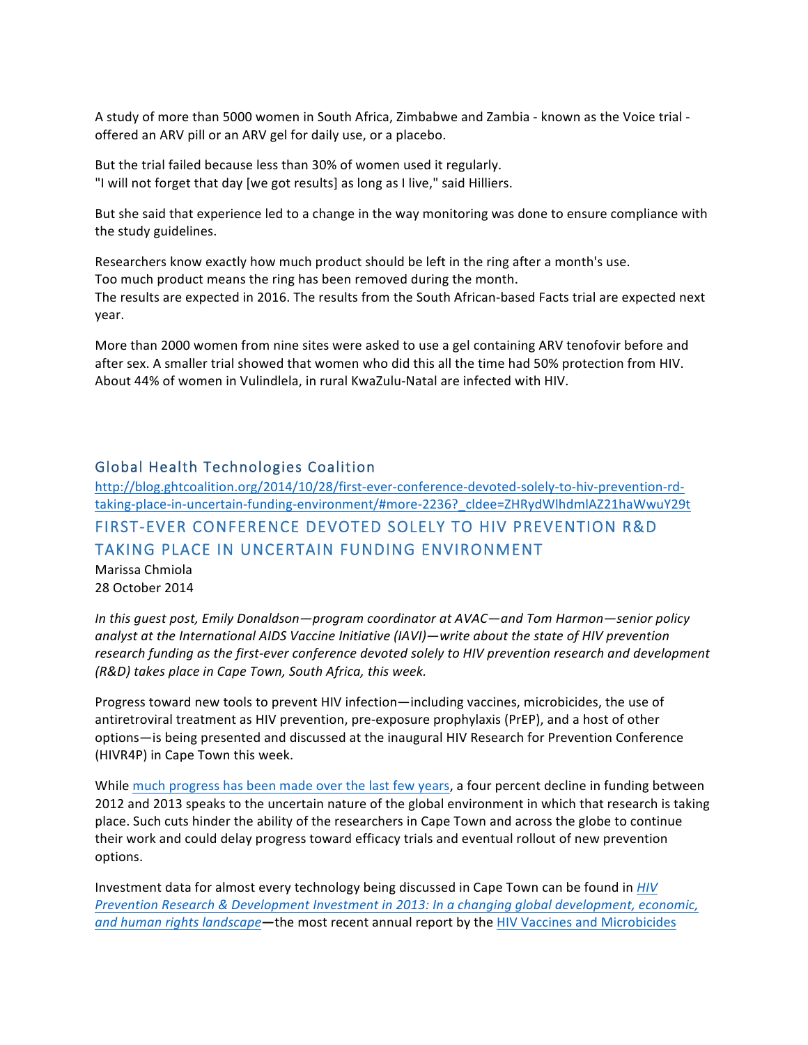A study of more than 5000 women in South Africa, Zimbabwe and Zambia - known as the Voice trial - offered an ARV pill or an ARV gel for daily use, or a placebo.

But the trial failed because less than 30% of women used it regularly.
"I will not forget that day [we got results] as long as I live," said Hilliers.

But she said that experience led to a change in the way monitoring was done to ensure compliance with the study guidelines.

Researchers know exactly how much product should be left in the ring after a month's use.
Too much product means the ring has been removed during the month.
The results are expected in 2016. The results from the South African-based Facts trial are expected next year.

More than 2000 women from nine sites were asked to use a gel containing ARV tenofovir before and after sex. A smaller trial showed that women who did this all the time had 50% protection from HIV. About 44% of women in Vulindlela, in rural KwaZulu-Natal are infected with HIV.

## Global Health Technologies Coalition

http://blog.ghtcoalition.org/2014/10/28/first-ever-conference-devoted-solely-to-hiv-prevention-rd-taking-place-in-uncertain-funding-environment/#more-2236?_cldee=ZHRydWlhdmlAZ21haWwuY29t

## FIRST-EVER CONFERENCE DEVOTED SOLELY TO HIV PREVENTION R&D TAKING PLACE IN UNCERTAIN FUNDING ENVIRONMENT

Marissa Chmiola
28 October 2014

*In this guest post, Emily Donaldson—program coordinator at AVAC—and Tom Harmon—senior policy analyst at the International AIDS Vaccine Initiative (IAVI)—write about the state of HIV prevention research funding as the first-ever conference devoted solely to HIV prevention research and development (R&D) takes place in Cape Town, South Africa, this week.*

Progress toward new tools to prevent HIV infection—including vaccines, microbicides, the use of antiretroviral treatment as HIV prevention, pre-exposure prophylaxis (PrEP), and a host of other options—is being presented and discussed at the inaugural HIV Research for Prevention Conference (HIVR4P) in Cape Town this week.

While much progress has been made over the last few years, a four percent decline in funding between 2012 and 2013 speaks to the uncertain nature of the global environment in which that research is taking place. Such cuts hinder the ability of the researchers in Cape Town and across the globe to continue their work and could delay progress toward efficacy trials and eventual rollout of new prevention options.

Investment data for almost every technology being discussed in Cape Town can be found in *HIV Prevention Research & Development Investment in 2013: In a changing global development, economic, and human rights landscape*—the most recent annual report by the HIV Vaccines and Microbicides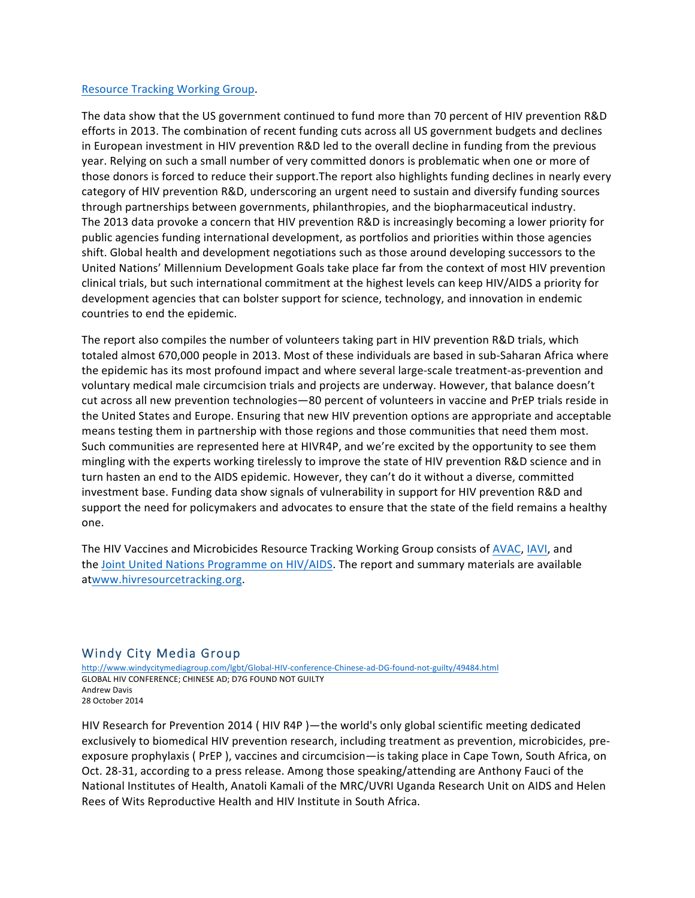[Resource Tracking Working Group](#).

The data show that the US government continued to fund more than 70 percent of HIV prevention R&D efforts in 2013. The combination of recent funding cuts across all US government budgets and declines in European investment in HIV prevention R&D led to the overall decline in funding from the previous year. Relying on such a small number of very committed donors is problematic when one or more of those donors is forced to reduce their support.The report also highlights funding declines in nearly every category of HIV prevention R&D, underscoring an urgent need to sustain and diversify funding sources through partnerships between governments, philanthropies, and the biopharmaceutical industry. The 2013 data provoke a concern that HIV prevention R&D is increasingly becoming a lower priority for public agencies funding international development, as portfolios and priorities within those agencies shift. Global health and development negotiations such as those around developing successors to the United Nations' Millennium Development Goals take place far from the context of most HIV prevention clinical trials, but such international commitment at the highest levels can keep HIV/AIDS a priority for development agencies that can bolster support for science, technology, and innovation in endemic countries to end the epidemic.

The report also compiles the number of volunteers taking part in HIV prevention R&D trials, which totaled almost 670,000 people in 2013. Most of these individuals are based in sub-Saharan Africa where the epidemic has its most profound impact and where several large-scale treatment-as-prevention and voluntary medical male circumcision trials and projects are underway. However, that balance doesn't cut across all new prevention technologies—80 percent of volunteers in vaccine and PrEP trials reside in the United States and Europe. Ensuring that new HIV prevention options are appropriate and acceptable means testing them in partnership with those regions and those communities that need them most. Such communities are represented here at HIVR4P, and we're excited by the opportunity to see them mingling with the experts working tirelessly to improve the state of HIV prevention R&D science and in turn hasten an end to the AIDS epidemic. However, they can't do it without a diverse, committed investment base. Funding data show signals of vulnerability in support for HIV prevention R&D and support the need for policymakers and advocates to ensure that the state of the field remains a healthy one.

The HIV Vaccines and Microbicides Resource Tracking Working Group consists of [AVAC](#), [IAVI](#), and the [Joint United Nations Programme on HIV/AIDS](#). The report and summary materials are available at[www.hivresourcetracking.org](www.hivresourcetracking.org).

## Windy City Media Group

http://www.windycitymediagroup.com/lgbt/Global-HIV-conference-Chinese-ad-DG-found-not-guilty/49484.html
GLOBAL HIV CONFERENCE; CHINESE AD; D7G FOUND NOT GUILTY
Andrew Davis
28 October 2014

HIV Research for Prevention 2014 ( HIV R4P )—the world's only global scientific meeting dedicated exclusively to biomedical HIV prevention research, including treatment as prevention, microbicides, pre-exposure prophylaxis ( PrEP ), vaccines and circumcision—is taking place in Cape Town, South Africa, on Oct. 28-31, according to a press release. Among those speaking/attending are Anthony Fauci of the National Institutes of Health, Anatoli Kamali of the MRC/UVRI Uganda Research Unit on AIDS and Helen Rees of Wits Reproductive Health and HIV Institute in South Africa.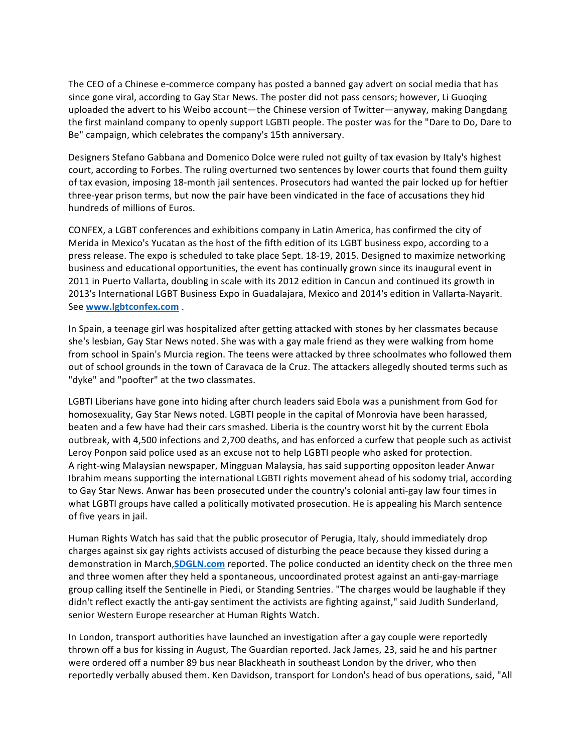The CEO of a Chinese e-commerce company has posted a banned gay advert on social media that has since gone viral, according to Gay Star News. The poster did not pass censors; however, Li Guoqing uploaded the advert to his Weibo account—the Chinese version of Twitter—anyway, making Dangdang the first mainland company to openly support LGBTI people. The poster was for the "Dare to Do, Dare to Be" campaign, which celebrates the company's 15th anniversary.

Designers Stefano Gabbana and Domenico Dolce were ruled not guilty of tax evasion by Italy's highest court, according to Forbes. The ruling overturned two sentences by lower courts that found them guilty of tax evasion, imposing 18-month jail sentences. Prosecutors had wanted the pair locked up for heftier three-year prison terms, but now the pair have been vindicated in the face of accusations they hid hundreds of millions of Euros.

CONFEX, a LGBT conferences and exhibitions company in Latin America, has confirmed the city of Merida in Mexico's Yucatan as the host of the fifth edition of its LGBT business expo, according to a press release. The expo is scheduled to take place Sept. 18-19, 2015. Designed to maximize networking business and educational opportunities, the event has continually grown since its inaugural event in 2011 in Puerto Vallarta, doubling in scale with its 2012 edition in Cancun and continued its growth in 2013's International LGBT Business Expo in Guadalajara, Mexico and 2014's edition in Vallarta-Nayarit. See **www.lgbtconfex.com** .

In Spain, a teenage girl was hospitalized after getting attacked with stones by her classmates because she's lesbian, Gay Star News noted. She was with a gay male friend as they were walking from home from school in Spain's Murcia region. The teens were attacked by three schoolmates who followed them out of school grounds in the town of Caravaca de la Cruz. The attackers allegedly shouted terms such as "dyke" and "poofter" at the two classmates.

LGBTI Liberians have gone into hiding after church leaders said Ebola was a punishment from God for homosexuality, Gay Star News noted. LGBTI people in the capital of Monrovia have been harassed, beaten and a few have had their cars smashed. Liberia is the country worst hit by the current Ebola outbreak, with 4,500 infections and 2,700 deaths, and has enforced a curfew that people such as activist Leroy Ponpon said police used as an excuse not to help LGBTI people who asked for protection.
A right-wing Malaysian newspaper, Mingguan Malaysia, has said supporting oppositon leader Anwar Ibrahim means supporting the international LGBTI rights movement ahead of his sodomy trial, according to Gay Star News. Anwar has been prosecuted under the country's colonial anti-gay law four times in what LGBTI groups have called a politically motivated prosecution. He is appealing his March sentence of five years in jail.

Human Rights Watch has said that the public prosecutor of Perugia, Italy, should immediately drop charges against six gay rights activists accused of disturbing the peace because they kissed during a demonstration in March,**SDGLN.com** reported. The police conducted an identity check on the three men and three women after they held a spontaneous, uncoordinated protest against an anti-gay-marriage group calling itself the Sentinelle in Piedi, or Standing Sentries. "The charges would be laughable if they didn't reflect exactly the anti-gay sentiment the activists are fighting against," said Judith Sunderland, senior Western Europe researcher at Human Rights Watch.

In London, transport authorities have launched an investigation after a gay couple were reportedly thrown off a bus for kissing in August, The Guardian reported. Jack James, 23, said he and his partner were ordered off a number 89 bus near Blackheath in southeast London by the driver, who then reportedly verbally abused them. Ken Davidson, transport for London's head of bus operations, said, "All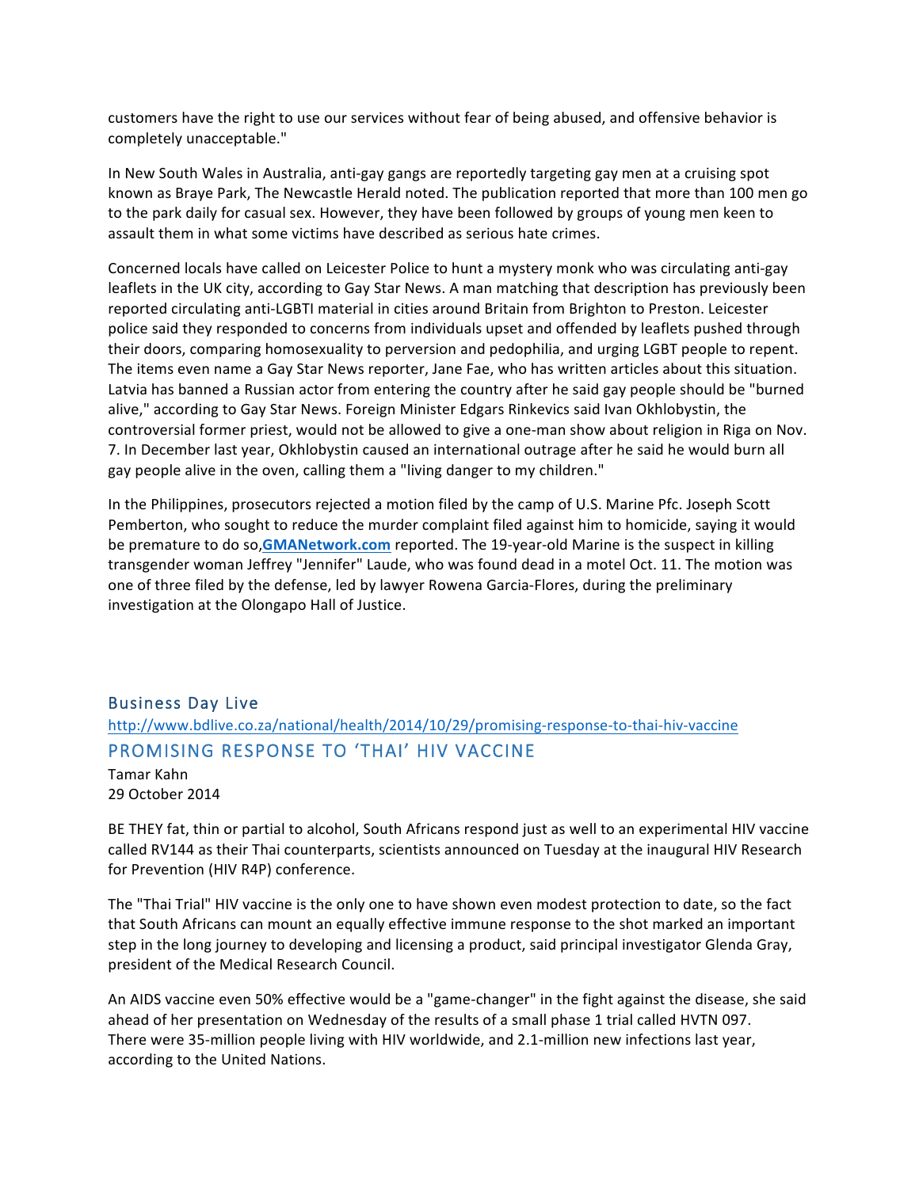customers have the right to use our services without fear of being abused, and offensive behavior is completely unacceptable."

In New South Wales in Australia, anti-gay gangs are reportedly targeting gay men at a cruising spot known as Braye Park, The Newcastle Herald noted. The publication reported that more than 100 men go to the park daily for casual sex. However, they have been followed by groups of young men keen to assault them in what some victims have described as serious hate crimes.

Concerned locals have called on Leicester Police to hunt a mystery monk who was circulating anti-gay leaflets in the UK city, according to Gay Star News. A man matching that description has previously been reported circulating anti-LGBTI material in cities around Britain from Brighton to Preston. Leicester police said they responded to concerns from individuals upset and offended by leaflets pushed through their doors, comparing homosexuality to perversion and pedophilia, and urging LGBT people to repent. The items even name a Gay Star News reporter, Jane Fae, who has written articles about this situation. Latvia has banned a Russian actor from entering the country after he said gay people should be "burned alive," according to Gay Star News. Foreign Minister Edgars Rinkevics said Ivan Okhlobystin, the controversial former priest, would not be allowed to give a one-man show about religion in Riga on Nov. 7. In December last year, Okhlobystin caused an international outrage after he said he would burn all gay people alive in the oven, calling them a "living danger to my children."

In the Philippines, prosecutors rejected a motion filed by the camp of U.S. Marine Pfc. Joseph Scott Pemberton, who sought to reduce the murder complaint filed against him to homicide, saying it would be premature to do so, **GMANetwork.com** reported. The 19-year-old Marine is the suspect in killing transgender woman Jeffrey "Jennifer" Laude, who was found dead in a motel Oct. 11. The motion was one of three filed by the defense, led by lawyer Rowena Garcia-Flores, during the preliminary investigation at the Olongapo Hall of Justice.

## Business Day Live

http://www.bdlive.co.za/national/health/2014/10/29/promising-response-to-thai-hiv-vaccine

## PROMISING RESPONSE TO 'THAI' HIV VACCINE

Tamar Kahn
29 October 2014

BE THEY fat, thin or partial to alcohol, South Africans respond just as well to an experimental HIV vaccine called RV144 as their Thai counterparts, scientists announced on Tuesday at the inaugural HIV Research for Prevention (HIV R4P) conference.

The "Thai Trial" HIV vaccine is the only one to have shown even modest protection to date, so the fact that South Africans can mount an equally effective immune response to the shot marked an important step in the long journey to developing and licensing a product, said principal investigator Glenda Gray, president of the Medical Research Council.

An AIDS vaccine even 50% effective would be a "game-changer" in the fight against the disease, she said ahead of her presentation on Wednesday of the results of a small phase 1 trial called HVTN 097. There were 35-million people living with HIV worldwide, and 2.1-million new infections last year, according to the United Nations.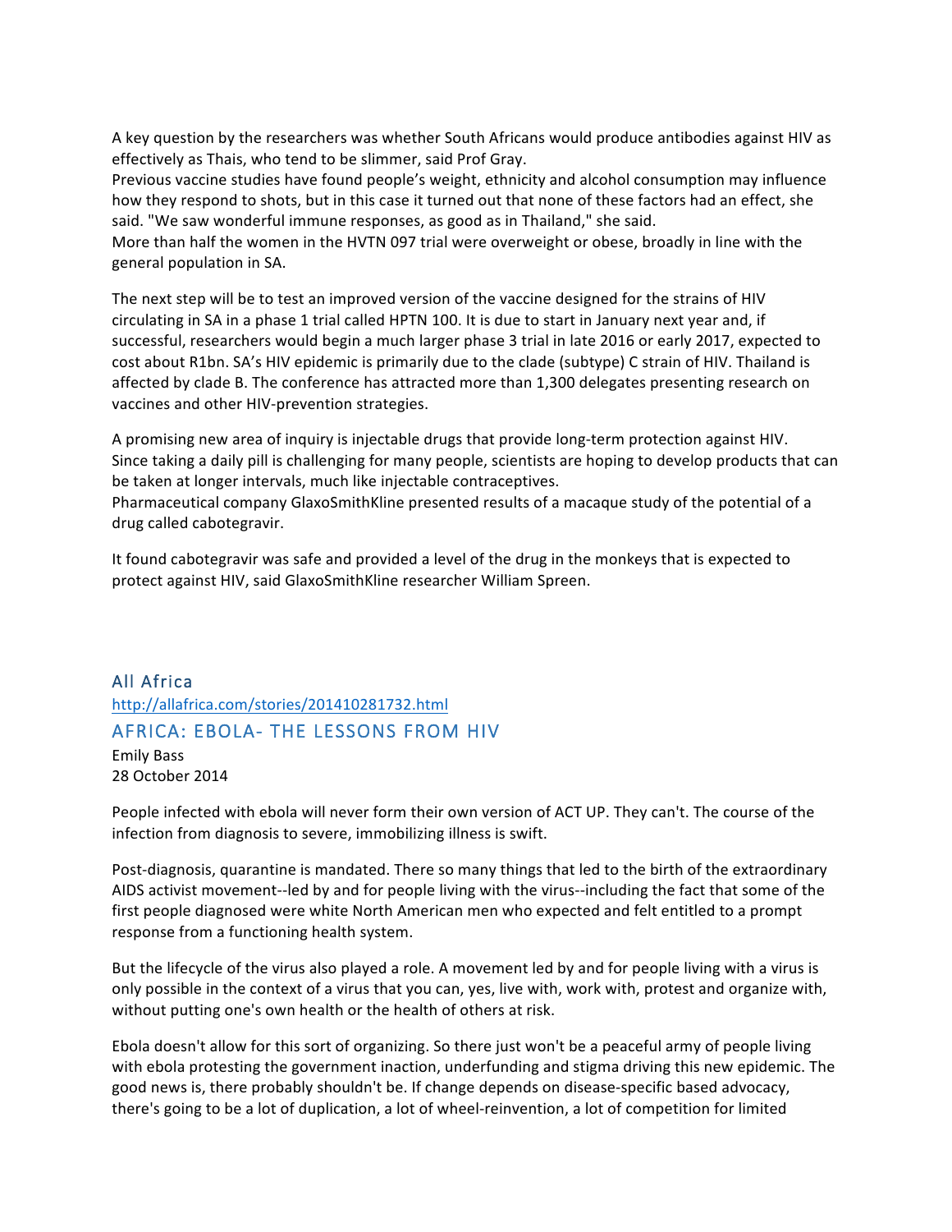A key question by the researchers was whether South Africans would produce antibodies against HIV as effectively as Thais, who tend to be slimmer, said Prof Gray.
Previous vaccine studies have found people's weight, ethnicity and alcohol consumption may influence how they respond to shots, but in this case it turned out that none of these factors had an effect, she said. "We saw wonderful immune responses, as good as in Thailand," she said.
More than half the women in the HVTN 097 trial were overweight or obese, broadly in line with the general population in SA.

The next step will be to test an improved version of the vaccine designed for the strains of HIV circulating in SA in a phase 1 trial called HPTN 100. It is due to start in January next year and, if successful, researchers would begin a much larger phase 3 trial in late 2016 or early 2017, expected to cost about R1bn. SA's HIV epidemic is primarily due to the clade (subtype) C strain of HIV. Thailand is affected by clade B. The conference has attracted more than 1,300 delegates presenting research on vaccines and other HIV-prevention strategies.

A promising new area of inquiry is injectable drugs that provide long-term protection against HIV. Since taking a daily pill is challenging for many people, scientists are hoping to develop products that can be taken at longer intervals, much like injectable contraceptives.
Pharmaceutical company GlaxoSmithKline presented results of a macaque study of the potential of a drug called cabotegravir.

It found cabotegravir was safe and provided a level of the drug in the monkeys that is expected to protect against HIV, said GlaxoSmithKline researcher William Spreen.

## All Africa

http://allafrica.com/stories/201410281732.html

## AFRICA: EBOLA- THE LESSONS FROM HIV

Emily Bass
28 October 2014

People infected with ebola will never form their own version of ACT UP. They can't. The course of the infection from diagnosis to severe, immobilizing illness is swift.

Post-diagnosis, quarantine is mandated. There so many things that led to the birth of the extraordinary AIDS activist movement--led by and for people living with the virus--including the fact that some of the first people diagnosed were white North American men who expected and felt entitled to a prompt response from a functioning health system.

But the lifecycle of the virus also played a role. A movement led by and for people living with a virus is only possible in the context of a virus that you can, yes, live with, work with, protest and organize with, without putting one's own health or the health of others at risk.

Ebola doesn't allow for this sort of organizing. So there just won't be a peaceful army of people living with ebola protesting the government inaction, underfunding and stigma driving this new epidemic. The good news is, there probably shouldn't be. If change depends on disease-specific based advocacy, there's going to be a lot of duplication, a lot of wheel-reinvention, a lot of competition for limited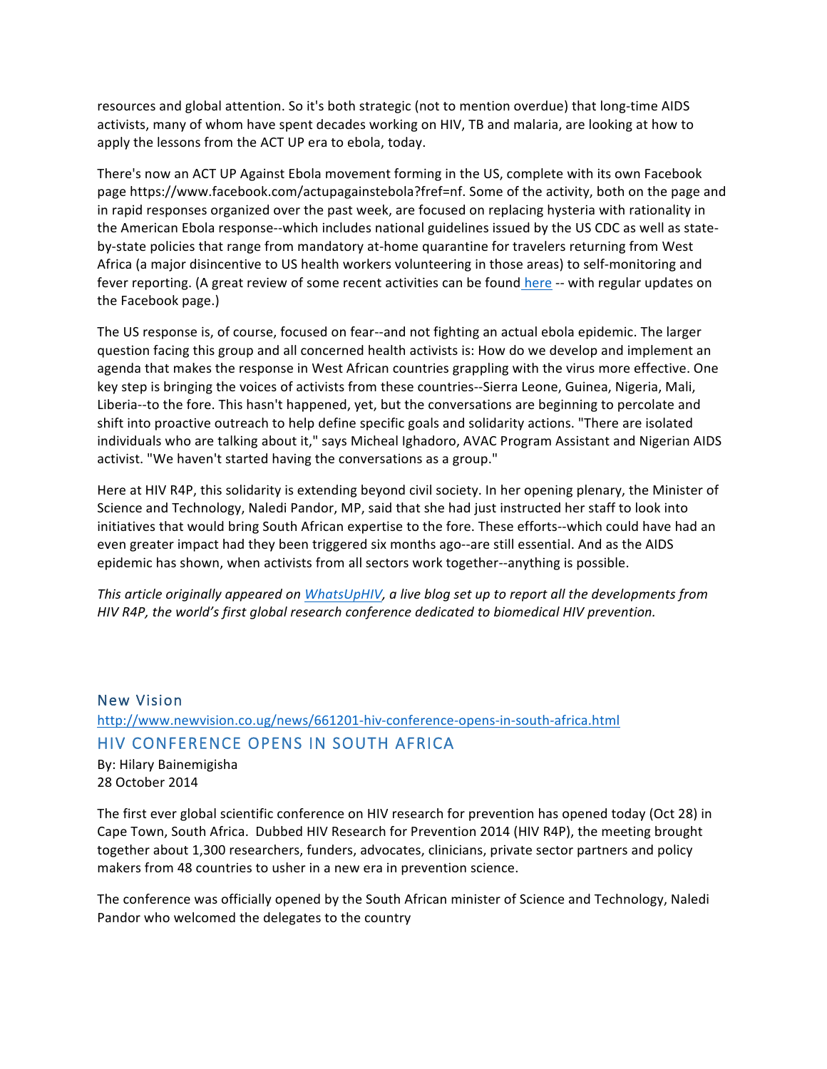resources and global attention. So it's both strategic (not to mention overdue) that long-time AIDS activists, many of whom have spent decades working on HIV, TB and malaria, are looking at how to apply the lessons from the ACT UP era to ebola, today.

There's now an ACT UP Against Ebola movement forming in the US, complete with its own Facebook page https://www.facebook.com/actupagainstebola?fref=nf. Some of the activity, both on the page and in rapid responses organized over the past week, are focused on replacing hysteria with rationality in the American Ebola response--which includes national guidelines issued by the US CDC as well as state-by-state policies that range from mandatory at-home quarantine for travelers returning from West Africa (a major disincentive to US health workers volunteering in those areas) to self-monitoring and fever reporting. (A great review of some recent activities can be found [here](#) -- with regular updates on the Facebook page.)

The US response is, of course, focused on fear--and not fighting an actual ebola epidemic. The larger question facing this group and all concerned health activists is: How do we develop and implement an agenda that makes the response in West African countries grappling with the virus more effective. One key step is bringing the voices of activists from these countries--Sierra Leone, Guinea, Nigeria, Mali, Liberia--to the fore. This hasn't happened, yet, but the conversations are beginning to percolate and shift into proactive outreach to help define specific goals and solidarity actions. "There are isolated individuals who are talking about it," says Micheal Ighadoro, AVAC Program Assistant and Nigerian AIDS activist. "We haven't started having the conversations as a group."

Here at HIV R4P, this solidarity is extending beyond civil society. In her opening plenary, the Minister of Science and Technology, Naledi Pandor, MP, said that she had just instructed her staff to look into initiatives that would bring South African expertise to the fore. These efforts--which could have had an even greater impact had they been triggered six months ago--are still essential. And as the AIDS epidemic has shown, when activists from all sectors work together--anything is possible.

*This article originally appeared on [WhatsUpHIV](#), a live blog set up to report all the developments from HIV R4P, the world's first global research conference dedicated to biomedical HIV prevention.*

## New Vision

http://www.newvision.co.ug/news/661201-hiv-conference-opens-in-south-africa.html

## HIV CONFERENCE OPENS IN SOUTH AFRICA

By: Hilary Bainemigisha
28 October 2014

The first ever global scientific conference on HIV research for prevention has opened today (Oct 28) in Cape Town, South Africa. Dubbed HIV Research for Prevention 2014 (HIV R4P), the meeting brought together about 1,300 researchers, funders, advocates, clinicians, private sector partners and policy makers from 48 countries to usher in a new era in prevention science.

The conference was officially opened by the South African minister of Science and Technology, Naledi Pandor who welcomed the delegates to the country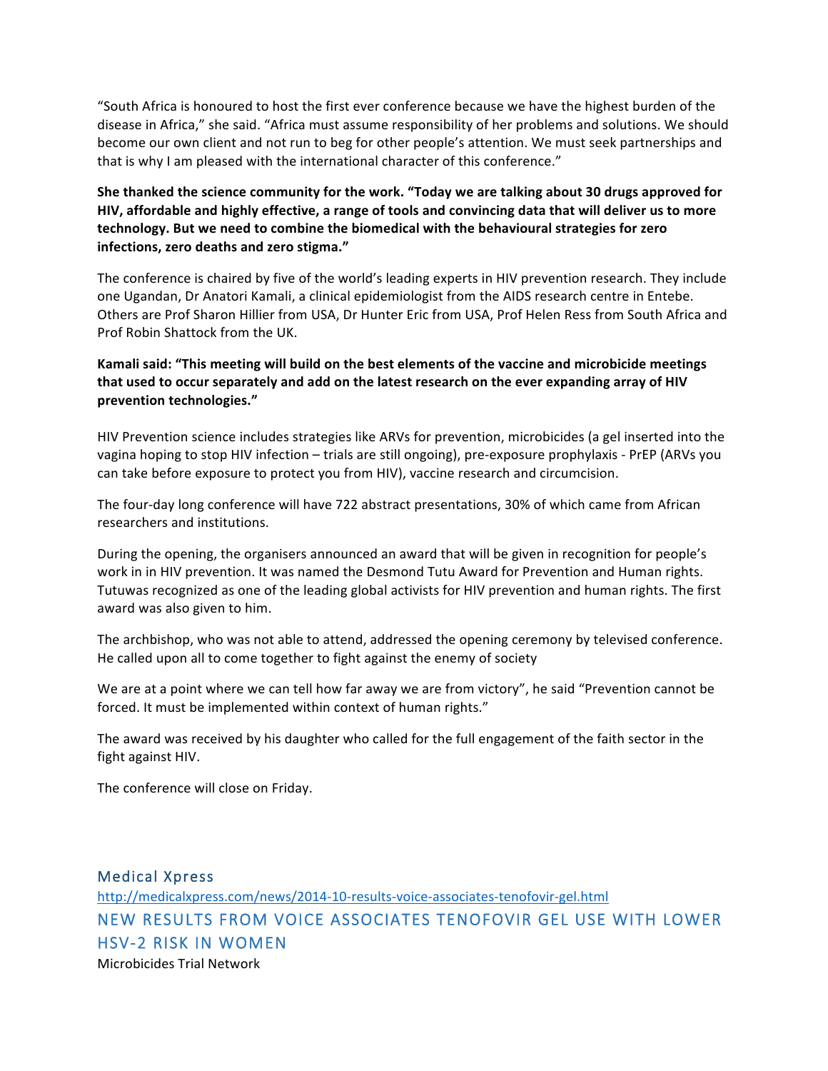"South Africa is honoured to host the first ever conference because we have the highest burden of the disease in Africa," she said. "Africa must assume responsibility of her problems and solutions. We should become our own client and not run to beg for other people's attention. We must seek partnerships and that is why I am pleased with the international character of this conference."

**She thanked the science community for the work. "Today we are talking about 30 drugs approved for HIV, affordable and highly effective, a range of tools and convincing data that will deliver us to more technology. But we need to combine the biomedical with the behavioural strategies for zero infections, zero deaths and zero stigma."**

The conference is chaired by five of the world's leading experts in HIV prevention research. They include one Ugandan, Dr Anatori Kamali, a clinical epidemiologist from the AIDS research centre in Entebe. Others are Prof Sharon Hillier from USA, Dr Hunter Eric from USA, Prof Helen Ress from South Africa and Prof Robin Shattock from the UK.

**Kamali said: "This meeting will build on the best elements of the vaccine and microbicide meetings that used to occur separately and add on the latest research on the ever expanding array of HIV prevention technologies."**

HIV Prevention science includes strategies like ARVs for prevention, microbicides (a gel inserted into the vagina hoping to stop HIV infection – trials are still ongoing), pre-exposure prophylaxis - PrEP (ARVs you can take before exposure to protect you from HIV), vaccine research and circumcision.

The four-day long conference will have 722 abstract presentations, 30% of which came from African researchers and institutions.

During the opening, the organisers announced an award that will be given in recognition for people's work in in HIV prevention. It was named the Desmond Tutu Award for Prevention and Human rights. Tutuwas recognized as one of the leading global activists for HIV prevention and human rights. The first award was also given to him.

The archbishop, who was not able to attend, addressed the opening ceremony by televised conference. He called upon all to come together to fight against the enemy of society

We are at a point where we can tell how far away we are from victory", he said "Prevention cannot be forced. It must be implemented within context of human rights."

The award was received by his daughter who called for the full engagement of the faith sector in the fight against HIV.

The conference will close on Friday.

## Medical Xpress

http://medicalxpress.com/news/2014-10-results-voice-associates-tenofovir-gel.html

## NEW RESULTS FROM VOICE ASSOCIATES TENOFOVIR GEL USE WITH LOWER HSV-2 RISK IN WOMEN

Microbicides Trial Network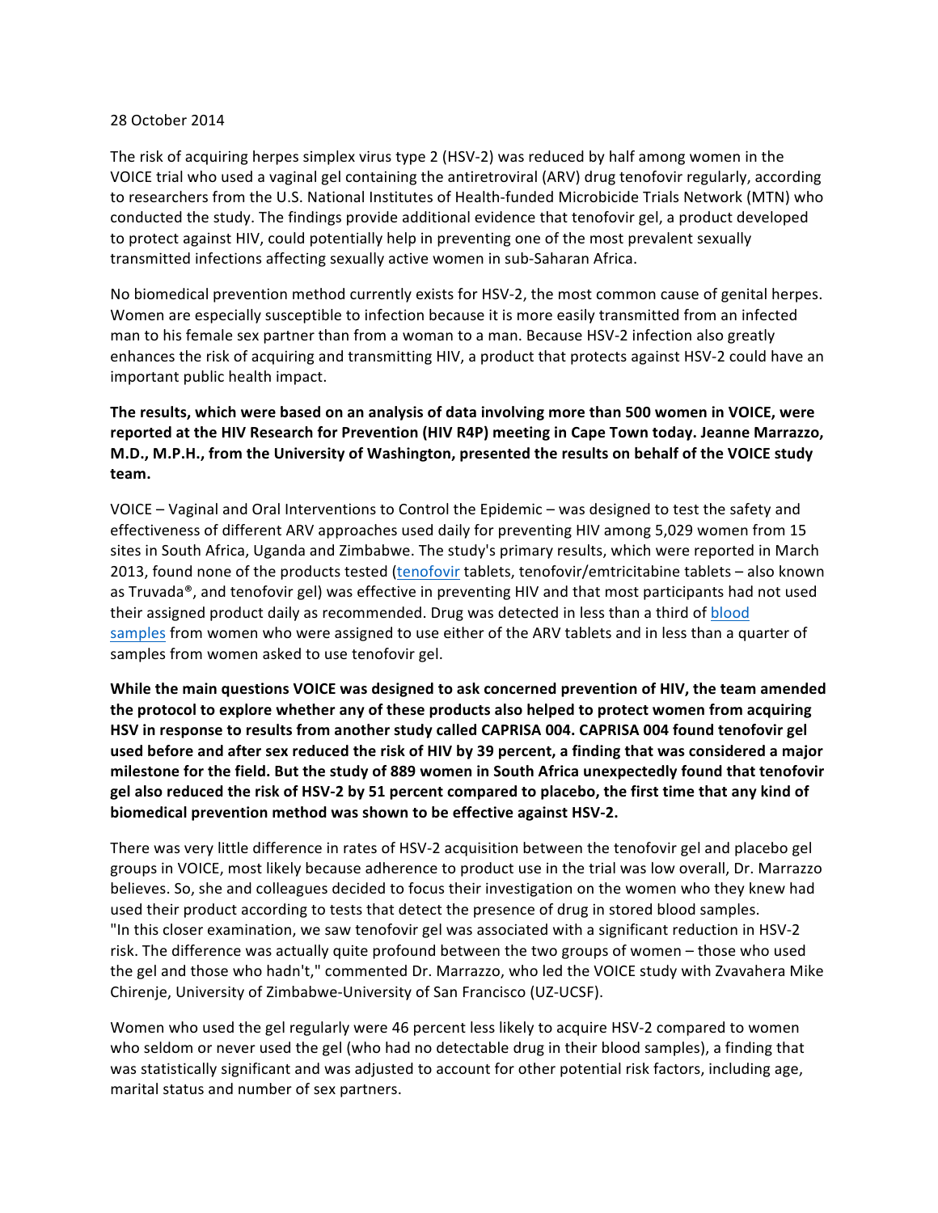28 October 2014

The risk of acquiring herpes simplex virus type 2 (HSV-2) was reduced by half among women in the VOICE trial who used a vaginal gel containing the antiretroviral (ARV) drug tenofovir regularly, according to researchers from the U.S. National Institutes of Health-funded Microbicide Trials Network (MTN) who conducted the study. The findings provide additional evidence that tenofovir gel, a product developed to protect against HIV, could potentially help in preventing one of the most prevalent sexually transmitted infections affecting sexually active women in sub-Saharan Africa.

No biomedical prevention method currently exists for HSV-2, the most common cause of genital herpes. Women are especially susceptible to infection because it is more easily transmitted from an infected man to his female sex partner than from a woman to a man. Because HSV-2 infection also greatly enhances the risk of acquiring and transmitting HIV, a product that protects against HSV-2 could have an important public health impact.

**The results, which were based on an analysis of data involving more than 500 women in VOICE, were reported at the HIV Research for Prevention (HIV R4P) meeting in Cape Town today. Jeanne Marrazzo, M.D., M.P.H., from the University of Washington, presented the results on behalf of the VOICE study team.**

VOICE – Vaginal and Oral Interventions to Control the Epidemic – was designed to test the safety and effectiveness of different ARV approaches used daily for preventing HIV among 5,029 women from 15 sites in South Africa, Uganda and Zimbabwe. The study's primary results, which were reported in March 2013, found none of the products tested (tenofovir tablets, tenofovir/emtricitabine tablets – also known as Truvada®, and tenofovir gel) was effective in preventing HIV and that most participants had not used their assigned product daily as recommended. Drug was detected in less than a third of blood samples from women who were assigned to use either of the ARV tablets and in less than a quarter of samples from women asked to use tenofovir gel.

**While the main questions VOICE was designed to ask concerned prevention of HIV, the team amended the protocol to explore whether any of these products also helped to protect women from acquiring HSV in response to results from another study called CAPRISA 004. CAPRISA 004 found tenofovir gel used before and after sex reduced the risk of HIV by 39 percent, a finding that was considered a major milestone for the field. But the study of 889 women in South Africa unexpectedly found that tenofovir gel also reduced the risk of HSV-2 by 51 percent compared to placebo, the first time that any kind of biomedical prevention method was shown to be effective against HSV-2.**

There was very little difference in rates of HSV-2 acquisition between the tenofovir gel and placebo gel groups in VOICE, most likely because adherence to product use in the trial was low overall, Dr. Marrazzo believes. So, she and colleagues decided to focus their investigation on the women who they knew had used their product according to tests that detect the presence of drug in stored blood samples. "In this closer examination, we saw tenofovir gel was associated with a significant reduction in HSV-2 risk. The difference was actually quite profound between the two groups of women – those who used the gel and those who hadn't," commented Dr. Marrazzo, who led the VOICE study with Zvavahera Mike Chirenje, University of Zimbabwe-University of San Francisco (UZ-UCSF).

Women who used the gel regularly were 46 percent less likely to acquire HSV-2 compared to women who seldom or never used the gel (who had no detectable drug in their blood samples), a finding that was statistically significant and was adjusted to account for other potential risk factors, including age, marital status and number of sex partners.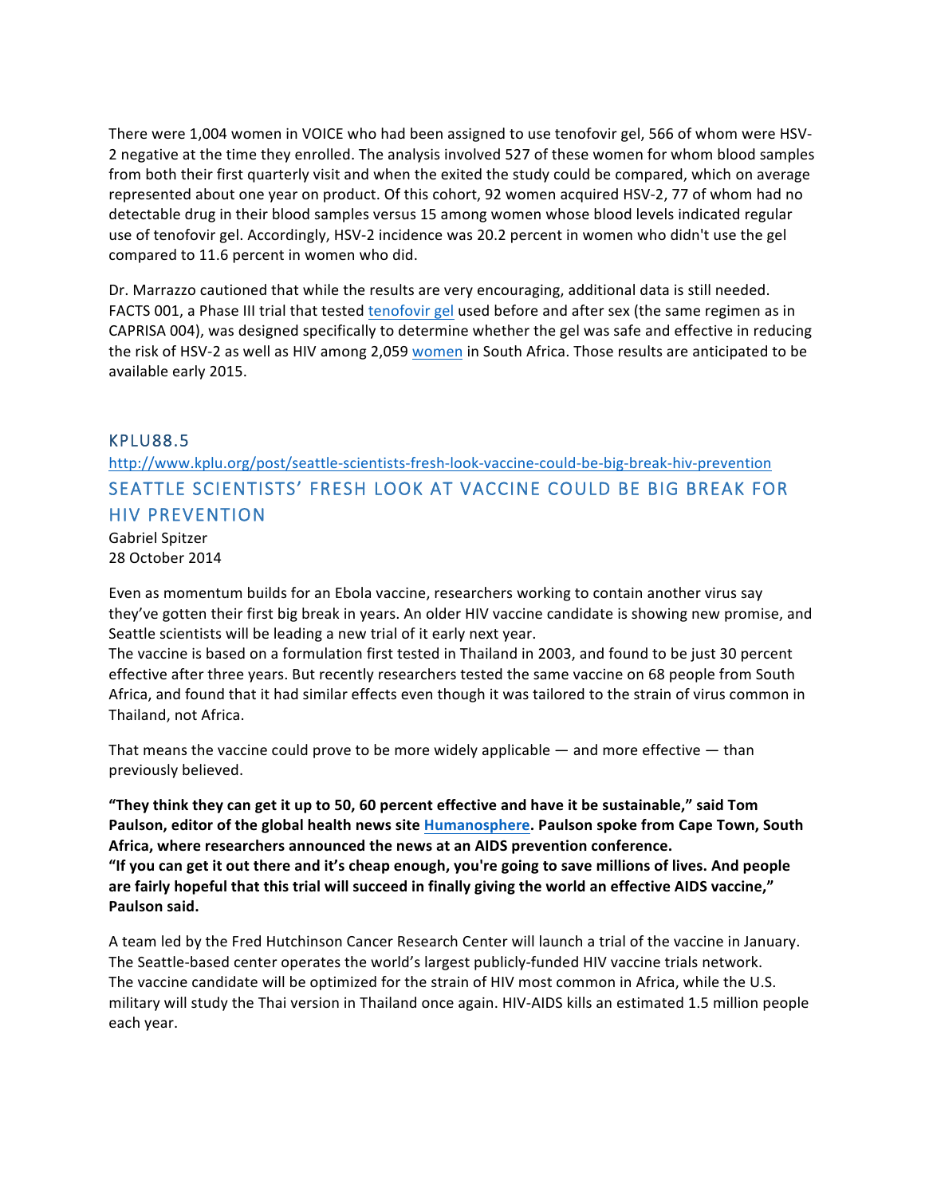There were 1,004 women in VOICE who had been assigned to use tenofovir gel, 566 of whom were HSV-2 negative at the time they enrolled. The analysis involved 527 of these women for whom blood samples from both their first quarterly visit and when the exited the study could be compared, which on average represented about one year on product. Of this cohort, 92 women acquired HSV-2, 77 of whom had no detectable drug in their blood samples versus 15 among women whose blood levels indicated regular use of tenofovir gel. Accordingly, HSV-2 incidence was 20.2 percent in women who didn't use the gel compared to 11.6 percent in women who did.

Dr. Marrazzo cautioned that while the results are very encouraging, additional data is still needed. FACTS 001, a Phase III trial that tested tenofovir gel used before and after sex (the same regimen as in CAPRISA 004), was designed specifically to determine whether the gel was safe and effective in reducing the risk of HSV-2 as well as HIV among 2,059 women in South Africa. Those results are anticipated to be available early 2015.

## KPLU88.5

http://www.kplu.org/post/seattle-scientists-fresh-look-vaccine-could-be-big-break-hiv-prevention

## SEATTLE SCIENTISTS' FRESH LOOK AT VACCINE COULD BE BIG BREAK FOR HIV PREVENTION

Gabriel Spitzer
28 October 2014

Even as momentum builds for an Ebola vaccine, researchers working to contain another virus say they've gotten their first big break in years. An older HIV vaccine candidate is showing new promise, and Seattle scientists will be leading a new trial of it early next year.
The vaccine is based on a formulation first tested in Thailand in 2003, and found to be just 30 percent effective after three years. But recently researchers tested the same vaccine on 68 people from South Africa, and found that it had similar effects even though it was tailored to the strain of virus common in Thailand, not Africa.

That means the vaccine could prove to be more widely applicable — and more effective — than previously believed.

**"They think they can get it up to 50, 60 percent effective and have it be sustainable," said Tom Paulson, editor of the global health news site Humanosphere. Paulson spoke from Cape Town, South Africa, where researchers announced the news at an AIDS prevention conference.**
**"If you can get it out there and it's cheap enough, you're going to save millions of lives. And people are fairly hopeful that this trial will succeed in finally giving the world an effective AIDS vaccine," Paulson said.**

A team led by the Fred Hutchinson Cancer Research Center will launch a trial of the vaccine in January. The Seattle-based center operates the world's largest publicly-funded HIV vaccine trials network.
The vaccine candidate will be optimized for the strain of HIV most common in Africa, while the U.S. military will study the Thai version in Thailand once again. HIV-AIDS kills an estimated 1.5 million people each year.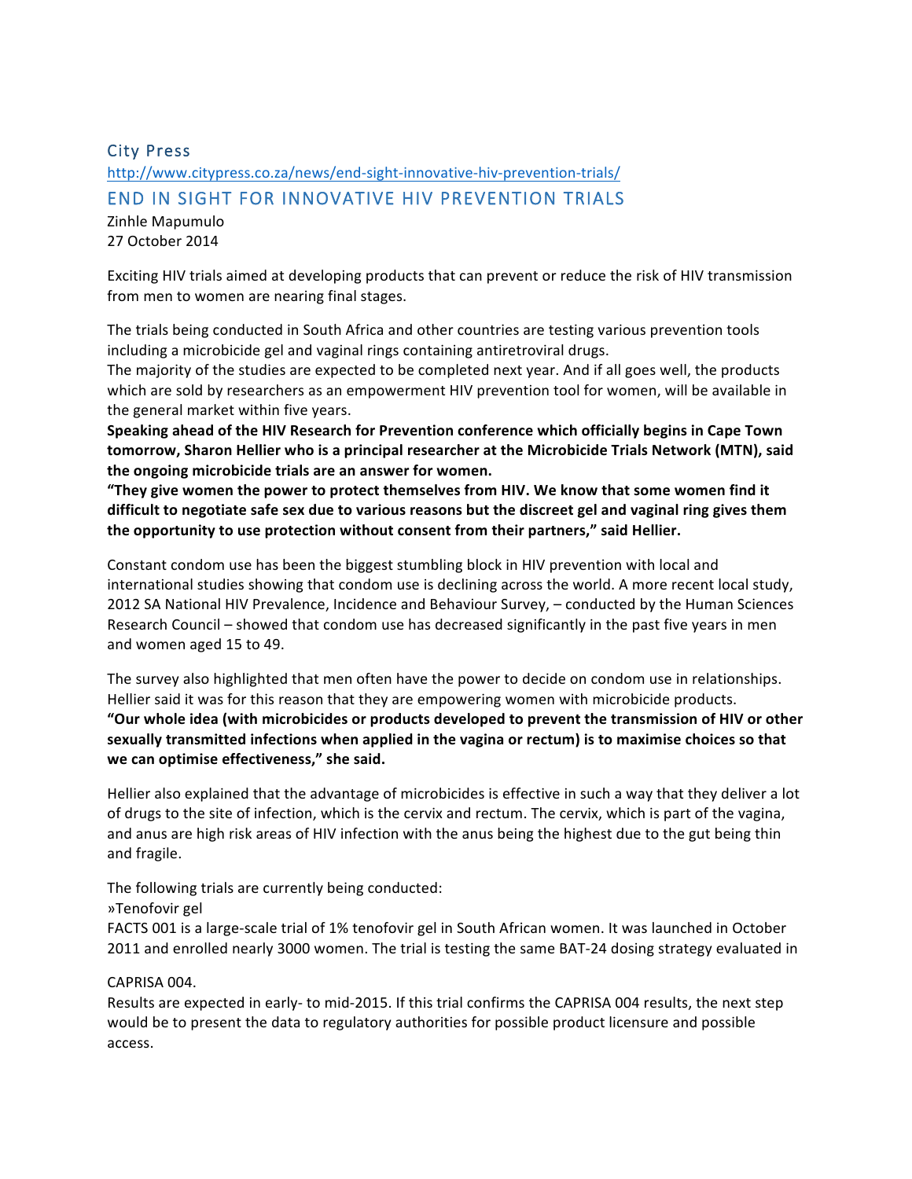City Press

http://www.citypress.co.za/news/end-sight-innovative-hiv-prevention-trials/

## END IN SIGHT FOR INNOVATIVE HIV PREVENTION TRIALS

Zinhle Mapumulo
27 October 2014

Exciting HIV trials aimed at developing products that can prevent or reduce the risk of HIV transmission from men to women are nearing final stages.

The trials being conducted in South Africa and other countries are testing various prevention tools including a microbicide gel and vaginal rings containing antiretroviral drugs.
The majority of the studies are expected to be completed next year. And if all goes well, the products which are sold by researchers as an empowerment HIV prevention tool for women, will be available in the general market within five years.

**Speaking ahead of the HIV Research for Prevention conference which officially begins in Cape Town tomorrow, Sharon Hellier who is a principal researcher at the Microbicide Trials Network (MTN), said the ongoing microbicide trials are an answer for women.**

**"They give women the power to protect themselves from HIV. We know that some women find it difficult to negotiate safe sex due to various reasons but the discreet gel and vaginal ring gives them the opportunity to use protection without consent from their partners," said Hellier.**

Constant condom use has been the biggest stumbling block in HIV prevention with local and international studies showing that condom use is declining across the world. A more recent local study, 2012 SA National HIV Prevalence, Incidence and Behaviour Survey, – conducted by the Human Sciences Research Council – showed that condom use has decreased significantly in the past five years in men and women aged 15 to 49.

The survey also highlighted that men often have the power to decide on condom use in relationships. Hellier said it was for this reason that they are empowering women with microbicide products.
**"Our whole idea (with microbicides or products developed to prevent the transmission of HIV or other sexually transmitted infections when applied in the vagina or rectum) is to maximise choices so that we can optimise effectiveness," she said.**

Hellier also explained that the advantage of microbicides is effective in such a way that they deliver a lot of drugs to the site of infection, which is the cervix and rectum. The cervix, which is part of the vagina, and anus are high risk areas of HIV infection with the anus being the highest due to the gut being thin and fragile.

The following trials are currently being conducted:
»Tenofovir gel
FACTS 001 is a large-scale trial of 1% tenofovir gel in South African women. It was launched in October 2011 and enrolled nearly 3000 women. The trial is testing the same BAT-24 dosing strategy evaluated in CAPRISA 004.
Results are expected in early- to mid-2015. If this trial confirms the CAPRISA 004 results, the next step would be to present the data to regulatory authorities for possible product licensure and possible access.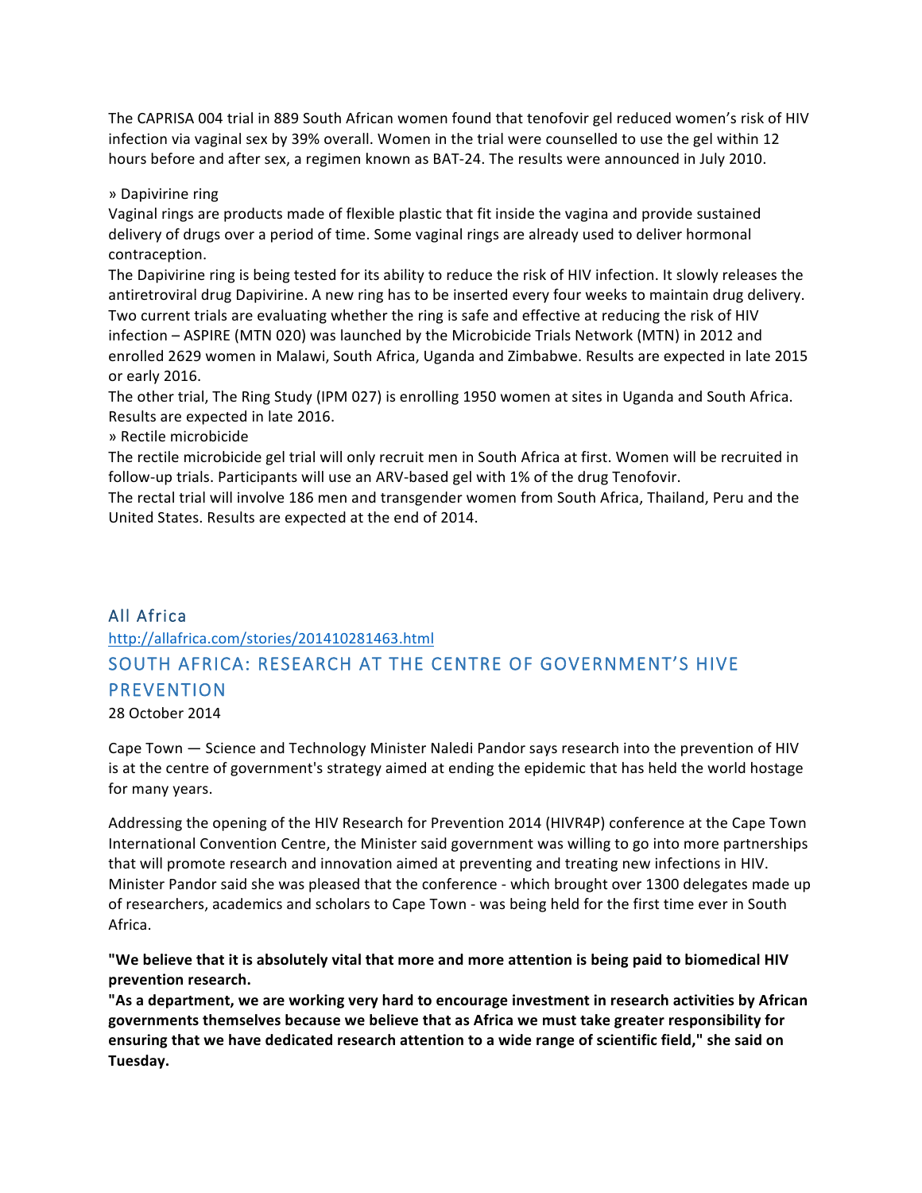The CAPRISA 004 trial in 889 South African women found that tenofovir gel reduced women's risk of HIV infection via vaginal sex by 39% overall. Women in the trial were counselled to use the gel within 12 hours before and after sex, a regimen known as BAT-24. The results were announced in July 2010.

» Dapivirine ring
Vaginal rings are products made of flexible plastic that fit inside the vagina and provide sustained delivery of drugs over a period of time. Some vaginal rings are already used to deliver hormonal contraception.
The Dapivirine ring is being tested for its ability to reduce the risk of HIV infection. It slowly releases the antiretroviral drug Dapivirine. A new ring has to be inserted every four weeks to maintain drug delivery.
Two current trials are evaluating whether the ring is safe and effective at reducing the risk of HIV infection – ASPIRE (MTN 020) was launched by the Microbicide Trials Network (MTN) in 2012 and enrolled 2629 women in Malawi, South Africa, Uganda and Zimbabwe. Results are expected in late 2015 or early 2016.
The other trial, The Ring Study (IPM 027) is enrolling 1950 women at sites in Uganda and South Africa. Results are expected in late 2016.
» Rectile microbicide
The rectile microbicide gel trial will only recruit men in South Africa at first. Women will be recruited in follow-up trials. Participants will use an ARV-based gel with 1% of the drug Tenofovir.
The rectal trial will involve 186 men and transgender women from South Africa, Thailand, Peru and the United States. Results are expected at the end of 2014.

## All Africa

http://allafrica.com/stories/201410281463.html

## SOUTH AFRICA: RESEARCH AT THE CENTRE OF GOVERNMENT'S HIVE PREVENTION

28 October 2014

Cape Town — Science and Technology Minister Naledi Pandor says research into the prevention of HIV is at the centre of government's strategy aimed at ending the epidemic that has held the world hostage for many years.

Addressing the opening of the HIV Research for Prevention 2014 (HIVR4P) conference at the Cape Town International Convention Centre, the Minister said government was willing to go into more partnerships that will promote research and innovation aimed at preventing and treating new infections in HIV. Minister Pandor said she was pleased that the conference - which brought over 1300 delegates made up of researchers, academics and scholars to Cape Town - was being held for the first time ever in South Africa.

**"We believe that it is absolutely vital that more and more attention is being paid to biomedical HIV prevention research.**
**"As a department, we are working very hard to encourage investment in research activities by African governments themselves because we believe that as Africa we must take greater responsibility for ensuring that we have dedicated research attention to a wide range of scientific field," she said on Tuesday.**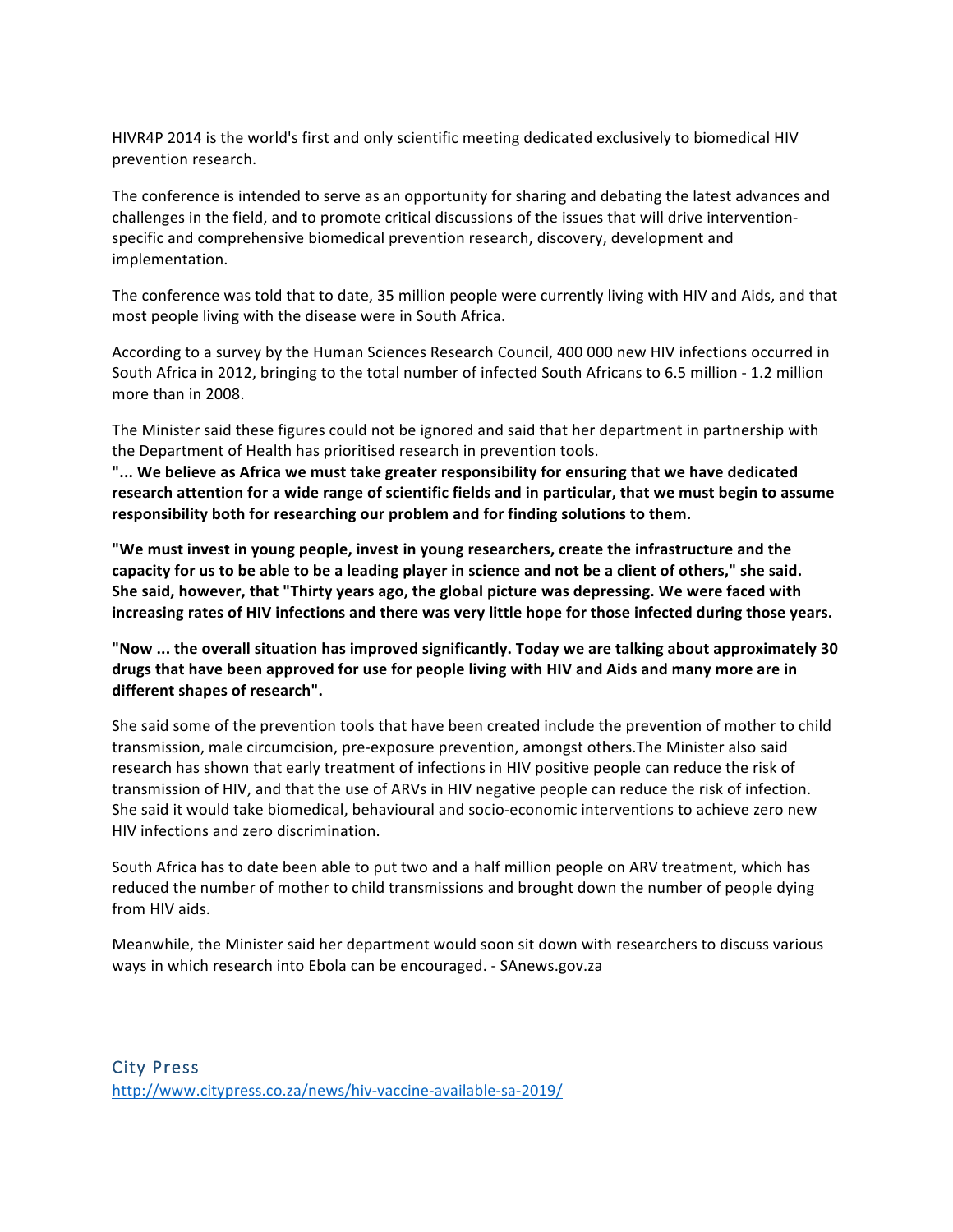HIVR4P 2014 is the world's first and only scientific meeting dedicated exclusively to biomedical HIV prevention research.

The conference is intended to serve as an opportunity for sharing and debating the latest advances and challenges in the field, and to promote critical discussions of the issues that will drive intervention-specific and comprehensive biomedical prevention research, discovery, development and implementation.

The conference was told that to date, 35 million people were currently living with HIV and Aids, and that most people living with the disease were in South Africa.

According to a survey by the Human Sciences Research Council, 400 000 new HIV infections occurred in South Africa in 2012, bringing to the total number of infected South Africans to 6.5 million - 1.2 million more than in 2008.

The Minister said these figures could not be ignored and said that her department in partnership with the Department of Health has prioritised research in prevention tools.

**"... We believe as Africa we must take greater responsibility for ensuring that we have dedicated research attention for a wide range of scientific fields and in particular, that we must begin to assume responsibility both for researching our problem and for finding solutions to them.**

**"We must invest in young people, invest in young researchers, create the infrastructure and the capacity for us to be able to be a leading player in science and not be a client of others," she said. She said, however, that "Thirty years ago, the global picture was depressing. We were faced with increasing rates of HIV infections and there was very little hope for those infected during those years.**

**"Now ... the overall situation has improved significantly. Today we are talking about approximately 30 drugs that have been approved for use for people living with HIV and Aids and many more are in different shapes of research".**

She said some of the prevention tools that have been created include the prevention of mother to child transmission, male circumcision, pre-exposure prevention, amongst others.The Minister also said research has shown that early treatment of infections in HIV positive people can reduce the risk of transmission of HIV, and that the use of ARVs in HIV negative people can reduce the risk of infection. She said it would take biomedical, behavioural and socio-economic interventions to achieve zero new HIV infections and zero discrimination.

South Africa has to date been able to put two and a half million people on ARV treatment, which has reduced the number of mother to child transmissions and brought down the number of people dying from HIV aids.

Meanwhile, the Minister said her department would soon sit down with researchers to discuss various ways in which research into Ebola can be encouraged. - SAnews.gov.za

## City Press

http://www.citypress.co.za/news/hiv-vaccine-available-sa-2019/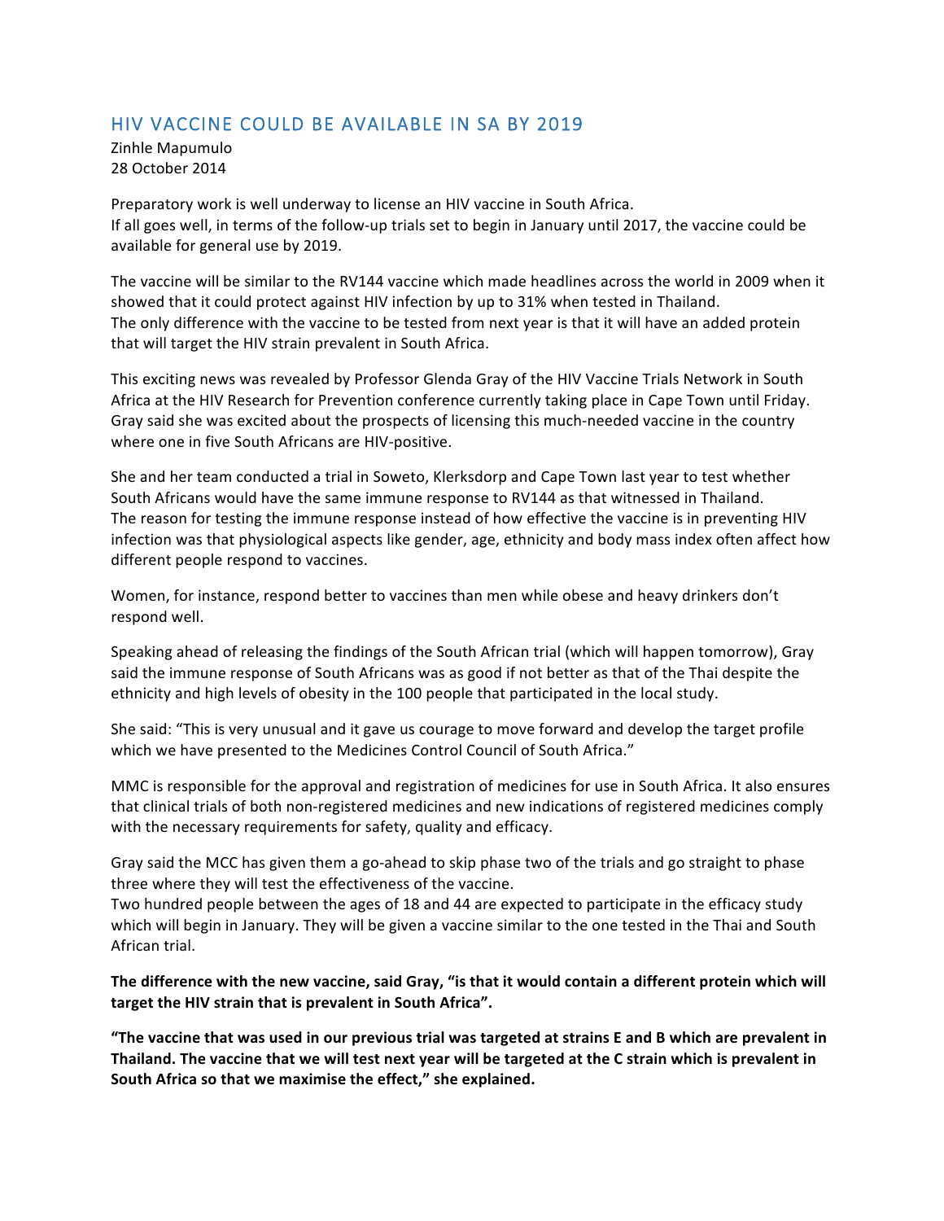## HIV VACCINE COULD BE AVAILABLE IN SA BY 2019

Zinhle Mapumulo
28 October 2014

Preparatory work is well underway to license an HIV vaccine in South Africa.
If all goes well, in terms of the follow-up trials set to begin in January until 2017, the vaccine could be available for general use by 2019.

The vaccine will be similar to the RV144 vaccine which made headlines across the world in 2009 when it showed that it could protect against HIV infection by up to 31% when tested in Thailand.
The only difference with the vaccine to be tested from next year is that it will have an added protein that will target the HIV strain prevalent in South Africa.

This exciting news was revealed by Professor Glenda Gray of the HIV Vaccine Trials Network in South Africa at the HIV Research for Prevention conference currently taking place in Cape Town until Friday. Gray said she was excited about the prospects of licensing this much-needed vaccine in the country where one in five South Africans are HIV-positive.

She and her team conducted a trial in Soweto, Klerksdorp and Cape Town last year to test whether South Africans would have the same immune response to RV144 as that witnessed in Thailand.
The reason for testing the immune response instead of how effective the vaccine is in preventing HIV infection was that physiological aspects like gender, age, ethnicity and body mass index often affect how different people respond to vaccines.

Women, for instance, respond better to vaccines than men while obese and heavy drinkers don't respond well.

Speaking ahead of releasing the findings of the South African trial (which will happen tomorrow), Gray said the immune response of South Africans was as good if not better as that of the Thai despite the ethnicity and high levels of obesity in the 100 people that participated in the local study.

She said: "This is very unusual and it gave us courage to move forward and develop the target profile which we have presented to the Medicines Control Council of South Africa."

MMC is responsible for the approval and registration of medicines for use in South Africa. It also ensures that clinical trials of both non-registered medicines and new indications of registered medicines comply with the necessary requirements for safety, quality and efficacy.

Gray said the MCC has given them a go-ahead to skip phase two of the trials and go straight to phase three where they will test the effectiveness of the vaccine.
Two hundred people between the ages of 18 and 44 are expected to participate in the efficacy study which will begin in January. They will be given a vaccine similar to the one tested in the Thai and South African trial.

**The difference with the new vaccine, said Gray, "is that it would contain a different protein which will target the HIV strain that is prevalent in South Africa".**

**"The vaccine that was used in our previous trial was targeted at strains E and B which are prevalent in Thailand. The vaccine that we will test next year will be targeted at the C strain which is prevalent in South Africa so that we maximise the effect," she explained.**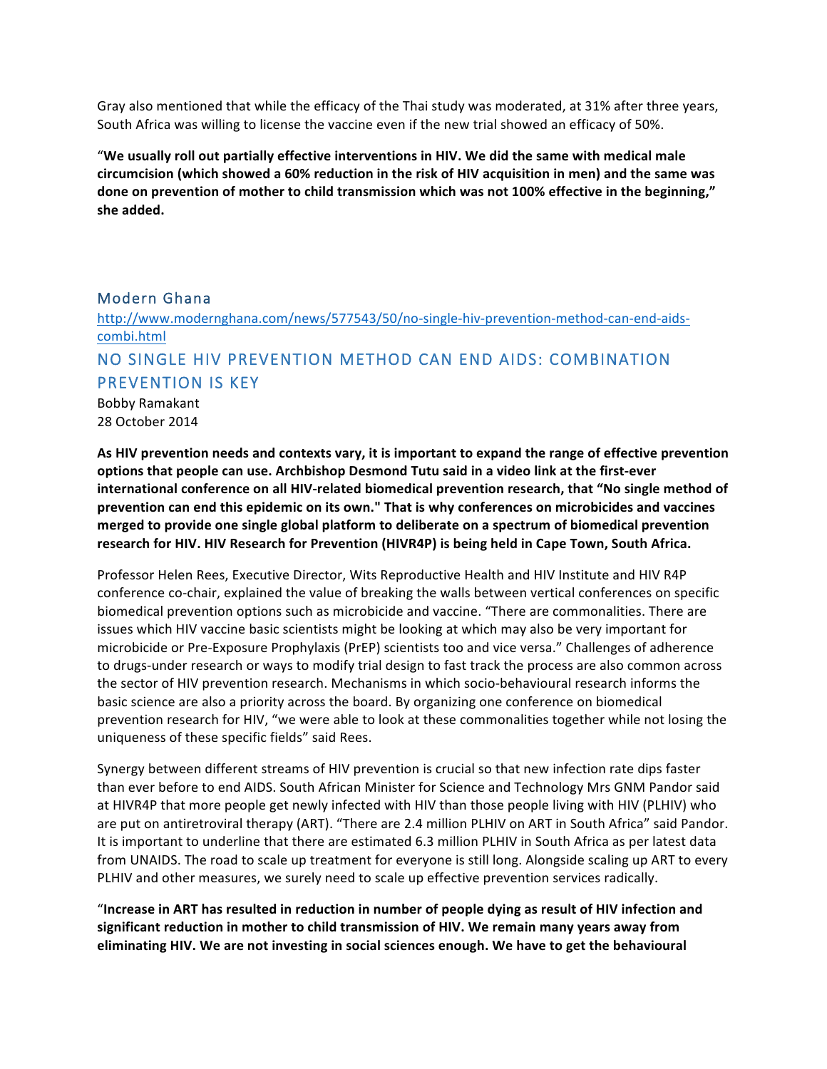Gray also mentioned that while the efficacy of the Thai study was moderated, at 31% after three years, South Africa was willing to license the vaccine even if the new trial showed an efficacy of 50%.

"**We usually roll out partially effective interventions in HIV. We did the same with medical male circumcision (which showed a 60% reduction in the risk of HIV acquisition in men) and the same was done on prevention of mother to child transmission which was not 100% effective in the beginning," she added.**

## Modern Ghana

http://www.modernghana.com/news/577543/50/no-single-hiv-prevention-method-can-end-aids-combi.html

## NO SINGLE HIV PREVENTION METHOD CAN END AIDS: COMBINATION PREVENTION IS KEY

Bobby Ramakant
28 October 2014

**As HIV prevention needs and contexts vary, it is important to expand the range of effective prevention options that people can use. Archbishop Desmond Tutu said in a video link at the first-ever international conference on all HIV-related biomedical prevention research, that "No single method of prevention can end this epidemic on its own." That is why conferences on microbicides and vaccines merged to provide one single global platform to deliberate on a spectrum of biomedical prevention research for HIV. HIV Research for Prevention (HIVR4P) is being held in Cape Town, South Africa.**

Professor Helen Rees, Executive Director, Wits Reproductive Health and HIV Institute and HIV R4P conference co-chair, explained the value of breaking the walls between vertical conferences on specific biomedical prevention options such as microbicide and vaccine. "There are commonalities. There are issues which HIV vaccine basic scientists might be looking at which may also be very important for microbicide or Pre-Exposure Prophylaxis (PrEP) scientists too and vice versa." Challenges of adherence to drugs-under research or ways to modify trial design to fast track the process are also common across the sector of HIV prevention research. Mechanisms in which socio-behavioural research informs the basic science are also a priority across the board. By organizing one conference on biomedical prevention research for HIV, "we were able to look at these commonalities together while not losing the uniqueness of these specific fields" said Rees.

Synergy between different streams of HIV prevention is crucial so that new infection rate dips faster than ever before to end AIDS. South African Minister for Science and Technology Mrs GNM Pandor said at HIVR4P that more people get newly infected with HIV than those people living with HIV (PLHIV) who are put on antiretroviral therapy (ART). "There are 2.4 million PLHIV on ART in South Africa" said Pandor. It is important to underline that there are estimated 6.3 million PLHIV in South Africa as per latest data from UNAIDS. The road to scale up treatment for everyone is still long. Alongside scaling up ART to every PLHIV and other measures, we surely need to scale up effective prevention services radically.

"**Increase in ART has resulted in reduction in number of people dying as result of HIV infection and significant reduction in mother to child transmission of HIV. We remain many years away from eliminating HIV. We are not investing in social sciences enough. We have to get the behavioural**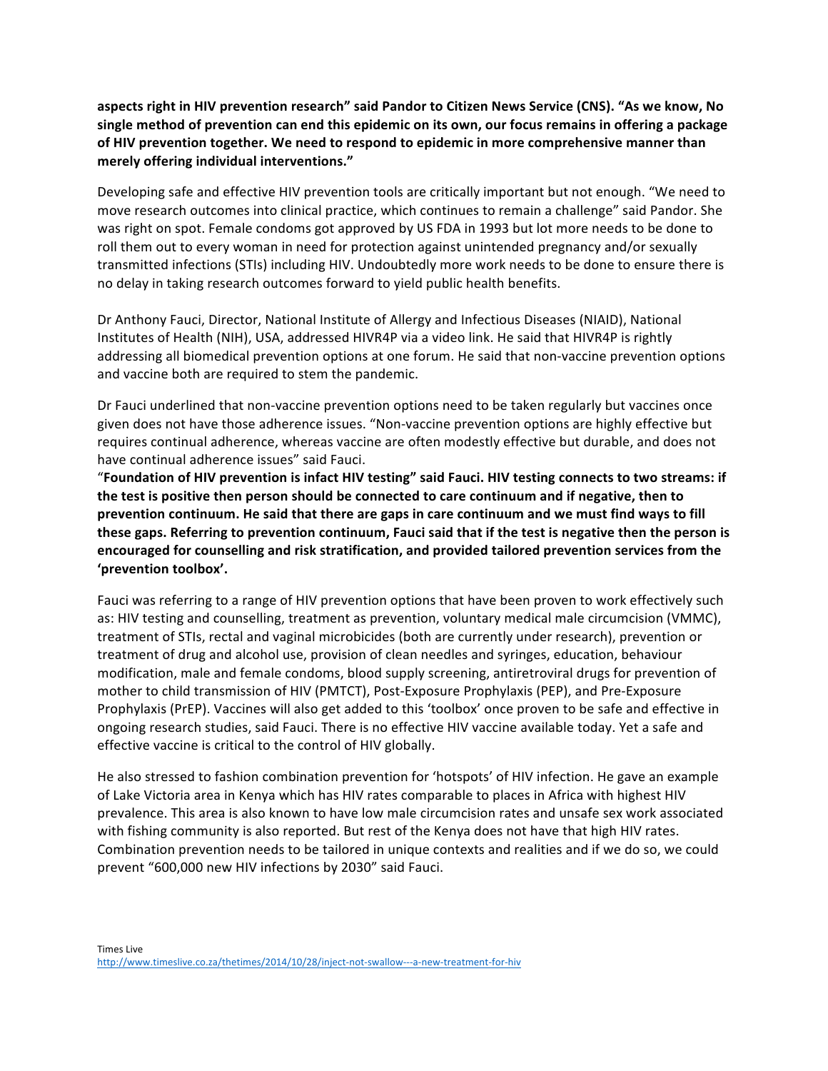**aspects right in HIV prevention research" said Pandor to Citizen News Service (CNS). "As we know, No single method of prevention can end this epidemic on its own, our focus remains in offering a package of HIV prevention together. We need to respond to epidemic in more comprehensive manner than merely offering individual interventions."**

Developing safe and effective HIV prevention tools are critically important but not enough. "We need to move research outcomes into clinical practice, which continues to remain a challenge" said Pandor. She was right on spot. Female condoms got approved by US FDA in 1993 but lot more needs to be done to roll them out to every woman in need for protection against unintended pregnancy and/or sexually transmitted infections (STIs) including HIV. Undoubtedly more work needs to be done to ensure there is no delay in taking research outcomes forward to yield public health benefits.

Dr Anthony Fauci, Director, National Institute of Allergy and Infectious Diseases (NIAID), National Institutes of Health (NIH), USA, addressed HIVR4P via a video link. He said that HIVR4P is rightly addressing all biomedical prevention options at one forum. He said that non-vaccine prevention options and vaccine both are required to stem the pandemic.

Dr Fauci underlined that non-vaccine prevention options need to be taken regularly but vaccines once given does not have those adherence issues. "Non-vaccine prevention options are highly effective but requires continual adherence, whereas vaccine are often modestly effective but durable, and does not have continual adherence issues" said Fauci.

"**Foundation of HIV prevention is infact HIV testing" said Fauci. HIV testing connects to two streams: if the test is positive then person should be connected to care continuum and if negative, then to prevention continuum. He said that there are gaps in care continuum and we must find ways to fill these gaps. Referring to prevention continuum, Fauci said that if the test is negative then the person is encouraged for counselling and risk stratification, and provided tailored prevention services from the 'prevention toolbox'.**

Fauci was referring to a range of HIV prevention options that have been proven to work effectively such as: HIV testing and counselling, treatment as prevention, voluntary medical male circumcision (VMMC), treatment of STIs, rectal and vaginal microbicides (both are currently under research), prevention or treatment of drug and alcohol use, provision of clean needles and syringes, education, behaviour modification, male and female condoms, blood supply screening, antiretroviral drugs for prevention of mother to child transmission of HIV (PMTCT), Post-Exposure Prophylaxis (PEP), and Pre-Exposure Prophylaxis (PrEP). Vaccines will also get added to this 'toolbox' once proven to be safe and effective in ongoing research studies, said Fauci. There is no effective HIV vaccine available today. Yet a safe and effective vaccine is critical to the control of HIV globally.

He also stressed to fashion combination prevention for 'hotspots' of HIV infection. He gave an example of Lake Victoria area in Kenya which has HIV rates comparable to places in Africa with highest HIV prevalence. This area is also known to have low male circumcision rates and unsafe sex work associated with fishing community is also reported. But rest of the Kenya does not have that high HIV rates. Combination prevention needs to be tailored in unique contexts and realities and if we do so, we could prevent "600,000 new HIV infections by 2030" said Fauci.

Times Live
http://www.timeslive.co.za/thetimes/2014/10/28/inject-not-swallow---a-new-treatment-for-hiv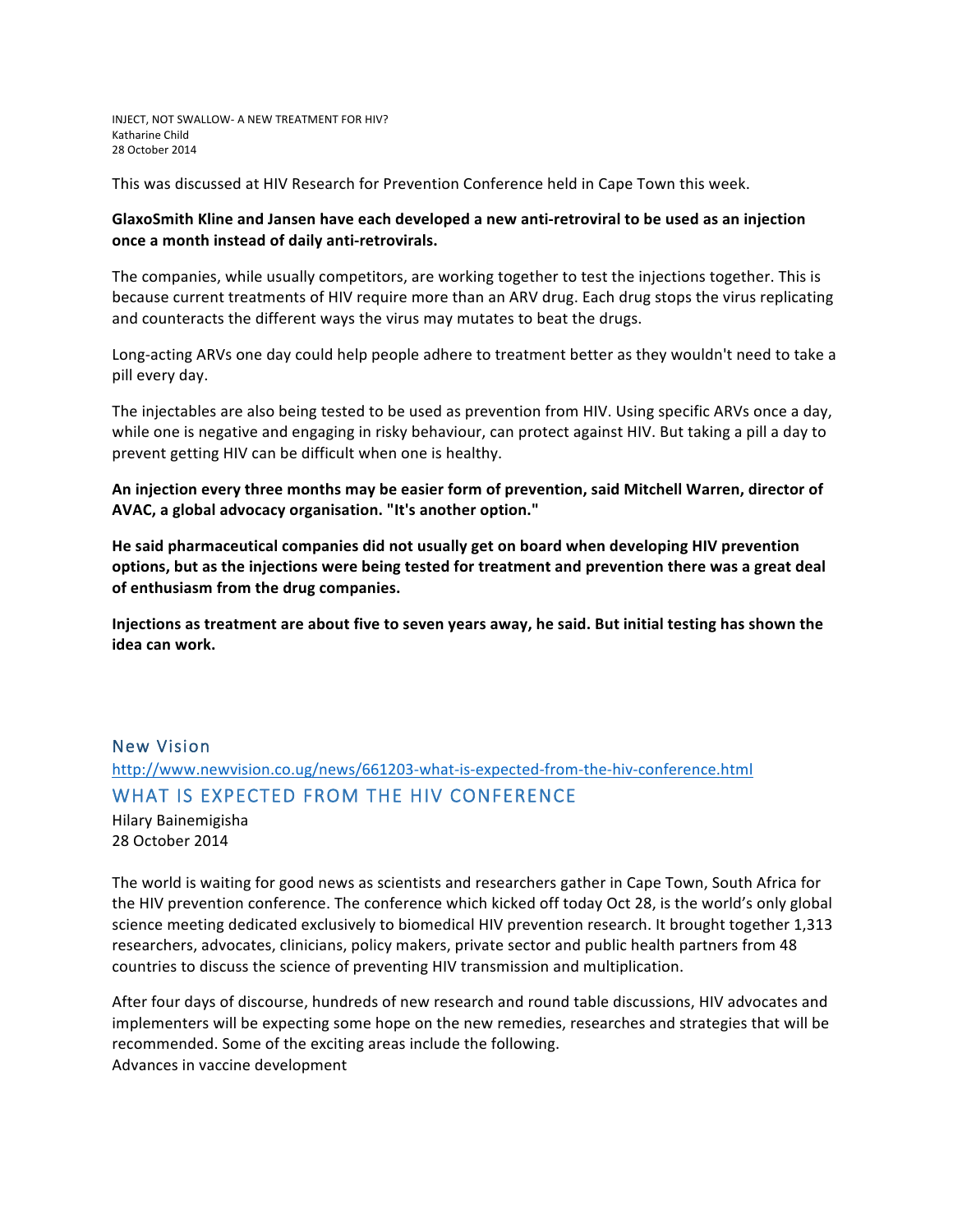INJECT, NOT SWALLOW- A NEW TREATMENT FOR HIV?
Katharine Child
28 October 2014

This was discussed at HIV Research for Prevention Conference held in Cape Town this week.

**GlaxoSmith Kline and Jansen have each developed a new anti-retroviral to be used as an injection once a month instead of daily anti-retrovirals.**

The companies, while usually competitors, are working together to test the injections together. This is because current treatments of HIV require more than an ARV drug. Each drug stops the virus replicating and counteracts the different ways the virus may mutates to beat the drugs.

Long-acting ARVs one day could help people adhere to treatment better as they wouldn't need to take a pill every day.

The injectables are also being tested to be used as prevention from HIV. Using specific ARVs once a day, while one is negative and engaging in risky behaviour, can protect against HIV. But taking a pill a day to prevent getting HIV can be difficult when one is healthy.

**An injection every three months may be easier form of prevention, said Mitchell Warren, director of AVAC, a global advocacy organisation. "It's another option."**

**He said pharmaceutical companies did not usually get on board when developing HIV prevention options, but as the injections were being tested for treatment and prevention there was a great deal of enthusiasm from the drug companies.**

**Injections as treatment are about five to seven years away, he said. But initial testing has shown the idea can work.**

## New Vision

http://www.newvision.co.ug/news/661203-what-is-expected-from-the-hiv-conference.html

## WHAT IS EXPECTED FROM THE HIV CONFERENCE

Hilary Bainemigisha
28 October 2014

The world is waiting for good news as scientists and researchers gather in Cape Town, South Africa for the HIV prevention conference. The conference which kicked off today Oct 28, is the world's only global science meeting dedicated exclusively to biomedical HIV prevention research. It brought together 1,313 researchers, advocates, clinicians, policy makers, private sector and public health partners from 48 countries to discuss the science of preventing HIV transmission and multiplication.

After four days of discourse, hundreds of new research and round table discussions, HIV advocates and implementers will be expecting some hope on the new remedies, researches and strategies that will be recommended. Some of the exciting areas include the following.
Advances in vaccine development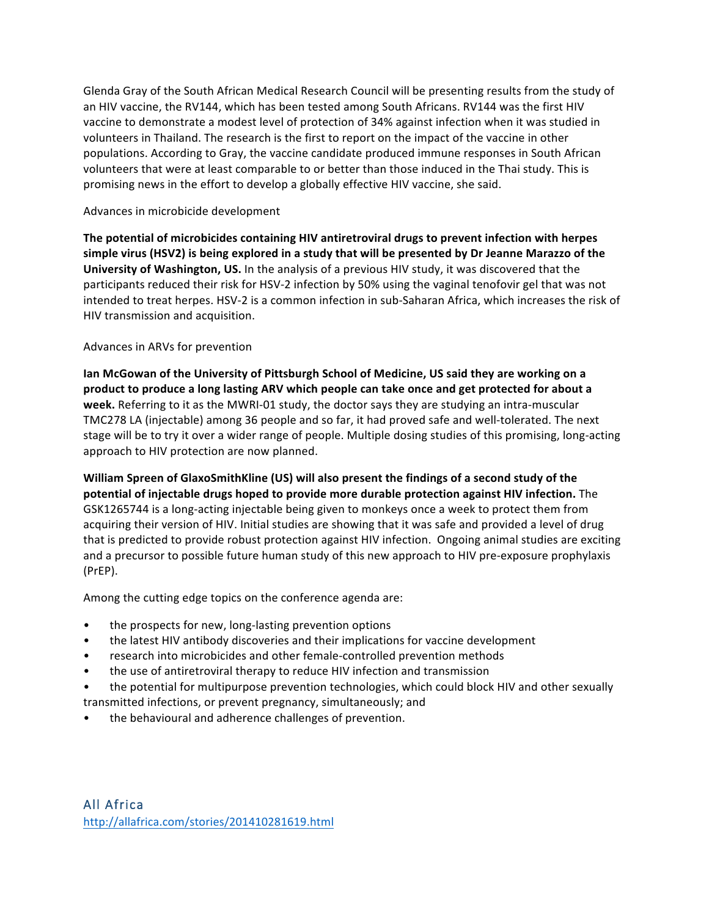Glenda Gray of the South African Medical Research Council will be presenting results from the study of an HIV vaccine, the RV144, which has been tested among South Africans. RV144 was the first HIV vaccine to demonstrate a modest level of protection of 34% against infection when it was studied in volunteers in Thailand. The research is the first to report on the impact of the vaccine in other populations. According to Gray, the vaccine candidate produced immune responses in South African volunteers that were at least comparable to or better than those induced in the Thai study. This is promising news in the effort to develop a globally effective HIV vaccine, she said.

Advances in microbicide development

**The potential of microbicides containing HIV antiretroviral drugs to prevent infection with herpes simple virus (HSV2) is being explored in a study that will be presented by Dr Jeanne Marazzo of the University of Washington, US.** In the analysis of a previous HIV study, it was discovered that the participants reduced their risk for HSV-2 infection by 50% using the vaginal tenofovir gel that was not intended to treat herpes. HSV-2 is a common infection in sub-Saharan Africa, which increases the risk of HIV transmission and acquisition.

Advances in ARVs for prevention

**Ian McGowan of the University of Pittsburgh School of Medicine, US said they are working on a product to produce a long lasting ARV which people can take once and get protected for about a week.** Referring to it as the MWRI-01 study, the doctor says they are studying an intra-muscular TMC278 LA (injectable) among 36 people and so far, it had proved safe and well-tolerated. The next stage will be to try it over a wider range of people. Multiple dosing studies of this promising, long-acting approach to HIV protection are now planned.

**William Spreen of GlaxoSmithKline (US) will also present the findings of a second study of the potential of injectable drugs hoped to provide more durable protection against HIV infection.** The GSK1265744 is a long-acting injectable being given to monkeys once a week to protect them from acquiring their version of HIV. Initial studies are showing that it was safe and provided a level of drug that is predicted to provide robust protection against HIV infection. Ongoing animal studies are exciting and a precursor to possible future human study of this new approach to HIV pre-exposure prophylaxis (PrEP).

Among the cutting edge topics on the conference agenda are:

- the prospects for new, long-lasting prevention options
- the latest HIV antibody discoveries and their implications for vaccine development
- research into microbicides and other female-controlled prevention methods
- the use of antiretroviral therapy to reduce HIV infection and transmission
- the potential for multipurpose prevention technologies, which could block HIV and other sexually transmitted infections, or prevent pregnancy, simultaneously; and
- the behavioural and adherence challenges of prevention.

All Africa
http://allafrica.com/stories/201410281619.html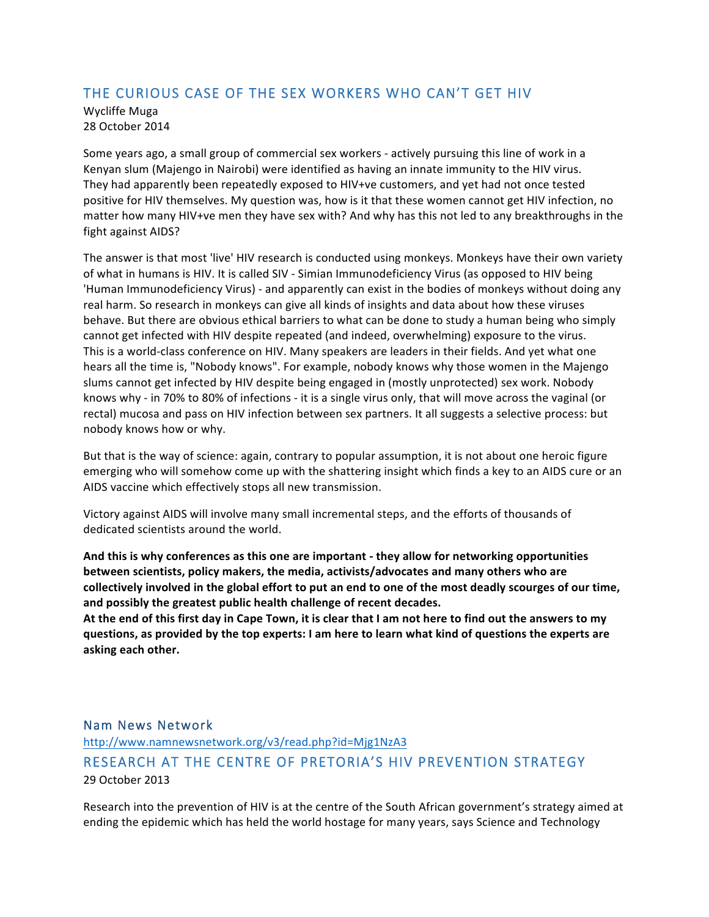## THE CURIOUS CASE OF THE SEX WORKERS WHO CAN'T GET HIV

Wycliffe Muga
28 October 2014

Some years ago, a small group of commercial sex workers - actively pursuing this line of work in a Kenyan slum (Majengo in Nairobi) were identified as having an innate immunity to the HIV virus. They had apparently been repeatedly exposed to HIV+ve customers, and yet had not once tested positive for HIV themselves. My question was, how is it that these women cannot get HIV infection, no matter how many HIV+ve men they have sex with? And why has this not led to any breakthroughs in the fight against AIDS?

The answer is that most 'live' HIV research is conducted using monkeys. Monkeys have their own variety of what in humans is HIV. It is called SIV - Simian Immunodeficiency Virus (as opposed to HIV being 'Human Immunodeficiency Virus) - and apparently can exist in the bodies of monkeys without doing any real harm. So research in monkeys can give all kinds of insights and data about how these viruses behave. But there are obvious ethical barriers to what can be done to study a human being who simply cannot get infected with HIV despite repeated (and indeed, overwhelming) exposure to the virus. This is a world-class conference on HIV. Many speakers are leaders in their fields. And yet what one hears all the time is, "Nobody knows". For example, nobody knows why those women in the Majengo slums cannot get infected by HIV despite being engaged in (mostly unprotected) sex work. Nobody knows why - in 70% to 80% of infections - it is a single virus only, that will move across the vaginal (or rectal) mucosa and pass on HIV infection between sex partners. It all suggests a selective process: but nobody knows how or why.

But that is the way of science: again, contrary to popular assumption, it is not about one heroic figure emerging who will somehow come up with the shattering insight which finds a key to an AIDS cure or an AIDS vaccine which effectively stops all new transmission.

Victory against AIDS will involve many small incremental steps, and the efforts of thousands of dedicated scientists around the world.

**And this is why conferences as this one are important - they allow for networking opportunities between scientists, policy makers, the media, activists/advocates and many others who are collectively involved in the global effort to put an end to one of the most deadly scourges of our time, and possibly the greatest public health challenge of recent decades.**
**At the end of this first day in Cape Town, it is clear that I am not here to find out the answers to my questions, as provided by the top experts: I am here to learn what kind of questions the experts are asking each other.**

### Nam News Network

http://www.namnewsnetwork.org/v3/read.php?id=Mjg1NzA3

## RESEARCH AT THE CENTRE OF PRETORIA'S HIV PREVENTION STRATEGY

29 October 2013

Research into the prevention of HIV is at the centre of the South African government's strategy aimed at ending the epidemic which has held the world hostage for many years, says Science and Technology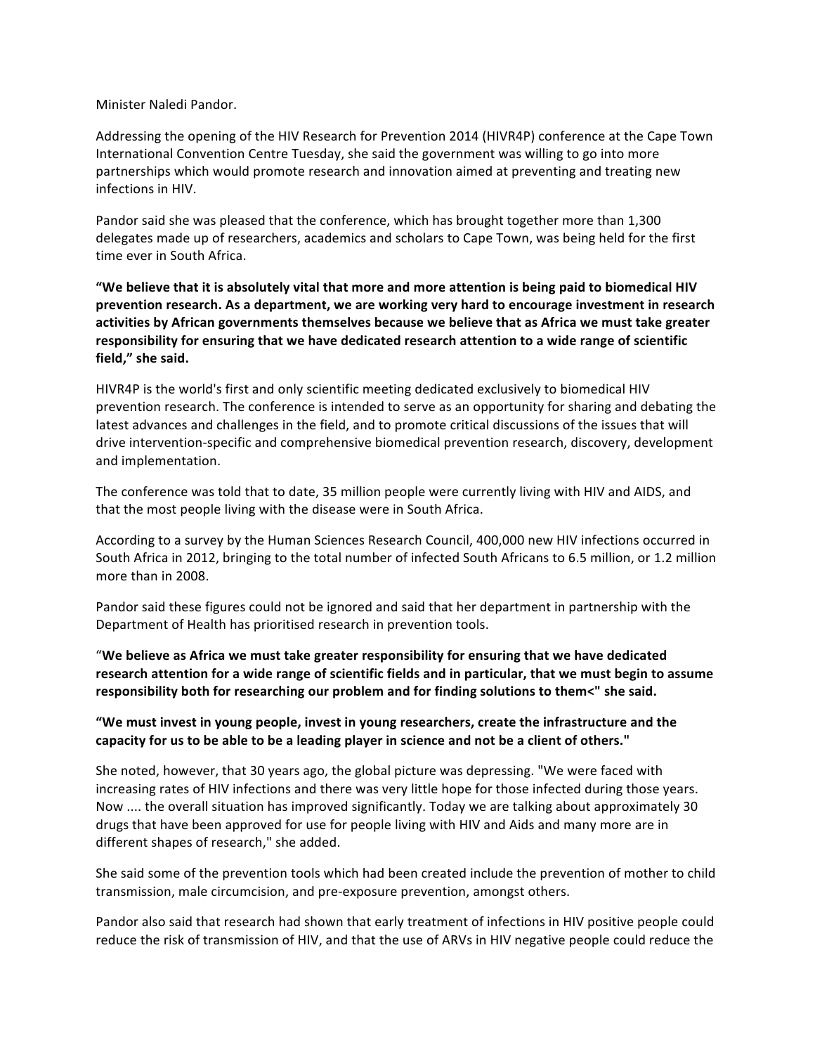Minister Naledi Pandor.

Addressing the opening of the HIV Research for Prevention 2014 (HIVR4P) conference at the Cape Town International Convention Centre Tuesday, she said the government was willing to go into more partnerships which would promote research and innovation aimed at preventing and treating new infections in HIV.

Pandor said she was pleased that the conference, which has brought together more than 1,300 delegates made up of researchers, academics and scholars to Cape Town, was being held for the first time ever in South Africa.

**“We believe that it is absolutely vital that more and more attention is being paid to biomedical HIV prevention research. As a department, we are working very hard to encourage investment in research activities by African governments themselves because we believe that as Africa we must take greater responsibility for ensuring that we have dedicated research attention to a wide range of scientific field,” she said.**

HIVR4P is the world's first and only scientific meeting dedicated exclusively to biomedical HIV prevention research. The conference is intended to serve as an opportunity for sharing and debating the latest advances and challenges in the field, and to promote critical discussions of the issues that will drive intervention-specific and comprehensive biomedical prevention research, discovery, development and implementation.

The conference was told that to date, 35 million people were currently living with HIV and AIDS, and that the most people living with the disease were in South Africa.

According to a survey by the Human Sciences Research Council, 400,000 new HIV infections occurred in South Africa in 2012, bringing to the total number of infected South Africans to 6.5 million, or 1.2 million more than in 2008.

Pandor said these figures could not be ignored and said that her department in partnership with the Department of Health has prioritised research in prevention tools.

“**We believe as Africa we must take greater responsibility for ensuring that we have dedicated research attention for a wide range of scientific fields and in particular, that we must begin to assume responsibility both for researching our problem and for finding solutions to them<" she said.**

**“We must invest in young people, invest in young researchers, create the infrastructure and the capacity for us to be able to be a leading player in science and not be a client of others."**

She noted, however, that 30 years ago, the global picture was depressing. "We were faced with increasing rates of HIV infections and there was very little hope for those infected during those years. Now .... the overall situation has improved significantly. Today we are talking about approximately 30 drugs that have been approved for use for people living with HIV and Aids and many more are in different shapes of research," she added.

She said some of the prevention tools which had been created include the prevention of mother to child transmission, male circumcision, and pre-exposure prevention, amongst others.

Pandor also said that research had shown that early treatment of infections in HIV positive people could reduce the risk of transmission of HIV, and that the use of ARVs in HIV negative people could reduce the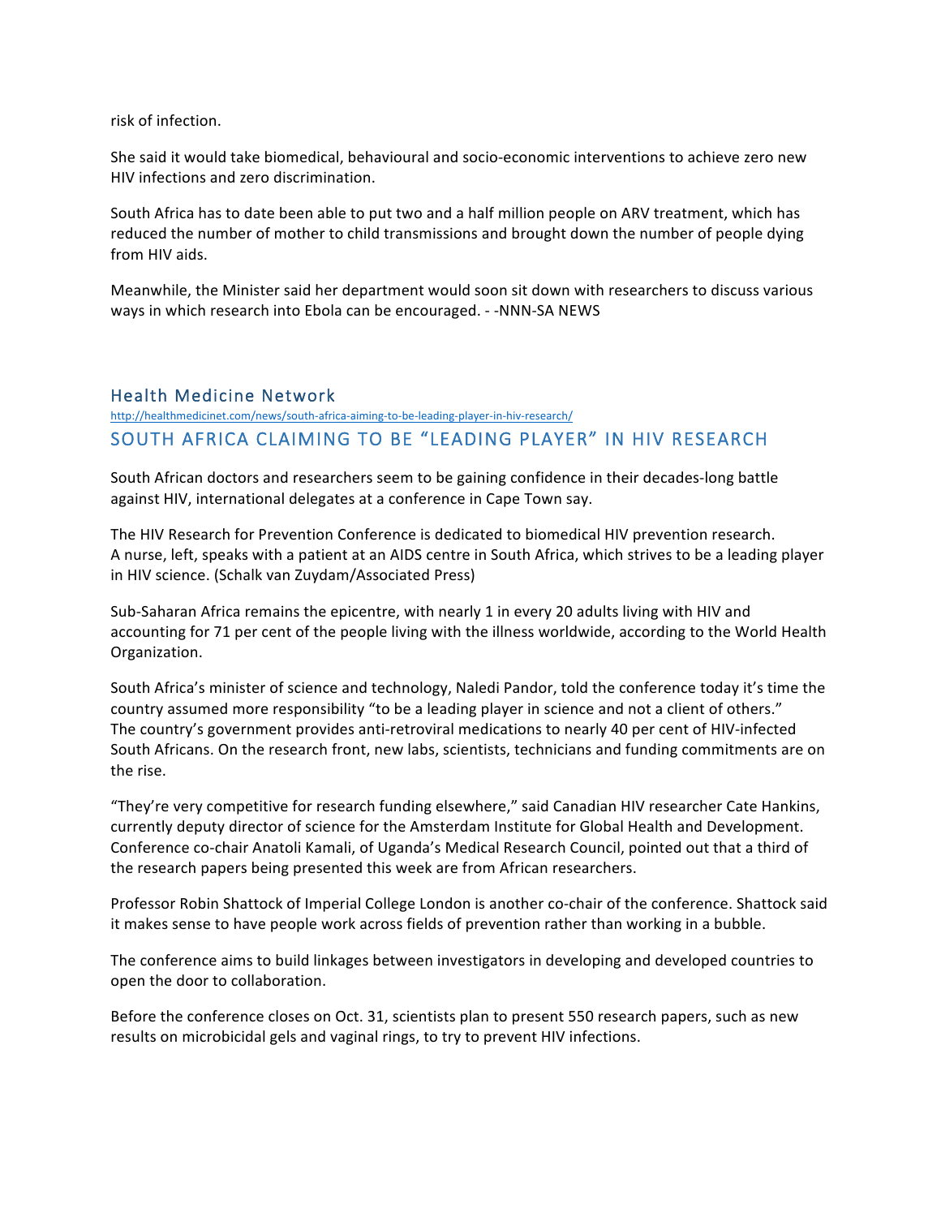risk of infection.

She said it would take biomedical, behavioural and socio-economic interventions to achieve zero new HIV infections and zero discrimination.

South Africa has to date been able to put two and a half million people on ARV treatment, which has reduced the number of mother to child transmissions and brought down the number of people dying from HIV aids.

Meanwhile, the Minister said her department would soon sit down with researchers to discuss various ways in which research into Ebola can be encouraged. - -NNN-SA NEWS

## Health Medicine Network

http://healthmedicinet.com/news/south-africa-aiming-to-be-leading-player-in-hiv-research/

## SOUTH AFRICA CLAIMING TO BE "LEADING PLAYER" IN HIV RESEARCH

South African doctors and researchers seem to be gaining confidence in their decades-long battle against HIV, international delegates at a conference in Cape Town say.

The HIV Research for Prevention Conference is dedicated to biomedical HIV prevention research.
A nurse, left, speaks with a patient at an AIDS centre in South Africa, which strives to be a leading player in HIV science. (Schalk van Zuydam/Associated Press)

Sub-Saharan Africa remains the epicentre, with nearly 1 in every 20 adults living with HIV and accounting for 71 per cent of the people living with the illness worldwide, according to the World Health Organization.

South Africa's minister of science and technology, Naledi Pandor, told the conference today it's time the country assumed more responsibility "to be a leading player in science and not a client of others."
The country's government provides anti-retroviral medications to nearly 40 per cent of HIV-infected South Africans. On the research front, new labs, scientists, technicians and funding commitments are on the rise.

"They're very competitive for research funding elsewhere," said Canadian HIV researcher Cate Hankins, currently deputy director of science for the Amsterdam Institute for Global Health and Development.
Conference co-chair Anatoli Kamali, of Uganda's Medical Research Council, pointed out that a third of the research papers being presented this week are from African researchers.

Professor Robin Shattock of Imperial College London is another co-chair of the conference. Shattock said it makes sense to have people work across fields of prevention rather than working in a bubble.

The conference aims to build linkages between investigators in developing and developed countries to open the door to collaboration.

Before the conference closes on Oct. 31, scientists plan to present 550 research papers, such as new results on microbicidal gels and vaginal rings, to try to prevent HIV infections.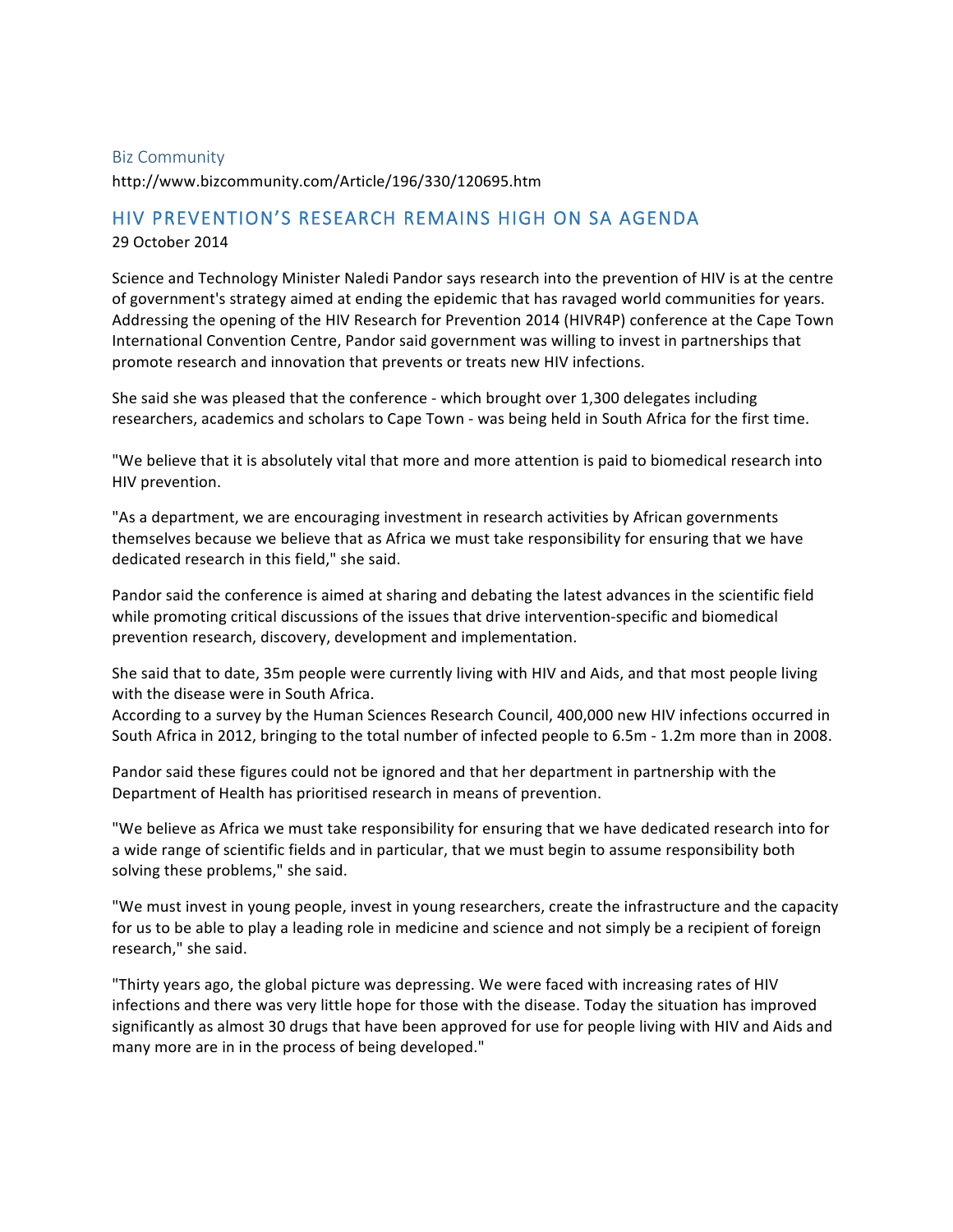Biz Community

http://www.bizcommunity.com/Article/196/330/120695.htm

## HIV PREVENTION'S RESEARCH REMAINS HIGH ON SA AGENDA

29 October 2014

Science and Technology Minister Naledi Pandor says research into the prevention of HIV is at the centre of government's strategy aimed at ending the epidemic that has ravaged world communities for years. Addressing the opening of the HIV Research for Prevention 2014 (HIVR4P) conference at the Cape Town International Convention Centre, Pandor said government was willing to invest in partnerships that promote research and innovation that prevents or treats new HIV infections.

She said she was pleased that the conference - which brought over 1,300 delegates including researchers, academics and scholars to Cape Town - was being held in South Africa for the first time.

"We believe that it is absolutely vital that more and more attention is paid to biomedical research into HIV prevention.

"As a department, we are encouraging investment in research activities by African governments themselves because we believe that as Africa we must take responsibility for ensuring that we have dedicated research in this field," she said.

Pandor said the conference is aimed at sharing and debating the latest advances in the scientific field while promoting critical discussions of the issues that drive intervention-specific and biomedical prevention research, discovery, development and implementation.

She said that to date, 35m people were currently living with HIV and Aids, and that most people living with the disease were in South Africa.
According to a survey by the Human Sciences Research Council, 400,000 new HIV infections occurred in South Africa in 2012, bringing to the total number of infected people to 6.5m - 1.2m more than in 2008.

Pandor said these figures could not be ignored and that her department in partnership with the Department of Health has prioritised research in means of prevention.

"We believe as Africa we must take responsibility for ensuring that we have dedicated research into for a wide range of scientific fields and in particular, that we must begin to assume responsibility both solving these problems," she said.

"We must invest in young people, invest in young researchers, create the infrastructure and the capacity for us to be able to play a leading role in medicine and science and not simply be a recipient of foreign research," she said.

"Thirty years ago, the global picture was depressing. We were faced with increasing rates of HIV infections and there was very little hope for those with the disease. Today the situation has improved significantly as almost 30 drugs that have been approved for use for people living with HIV and Aids and many more are in in the process of being developed."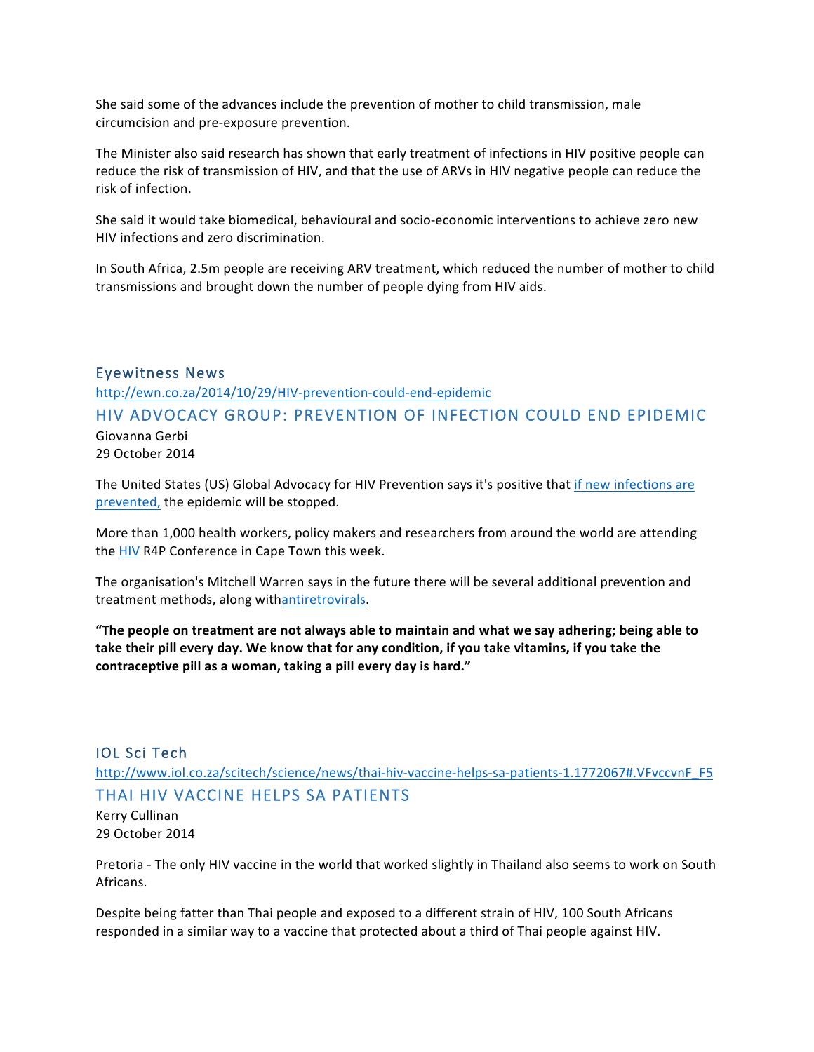She said some of the advances include the prevention of mother to child transmission, male circumcision and pre-exposure prevention.

The Minister also said research has shown that early treatment of infections in HIV positive people can reduce the risk of transmission of HIV, and that the use of ARVs in HIV negative people can reduce the risk of infection.

She said it would take biomedical, behavioural and socio-economic interventions to achieve zero new HIV infections and zero discrimination.

In South Africa, 2.5m people are receiving ARV treatment, which reduced the number of mother to child transmissions and brought down the number of people dying from HIV aids.

### Eyewitness News

http://ewn.co.za/2014/10/29/HIV-prevention-could-end-epidemic

## HIV ADVOCACY GROUP: PREVENTION OF INFECTION COULD END EPIDEMIC

Giovanna Gerbi
29 October 2014

The United States (US) Global Advocacy for HIV Prevention says it's positive that if new infections are prevented, the epidemic will be stopped.

More than 1,000 health workers, policy makers and researchers from around the world are attending the HIV R4P Conference in Cape Town this week.

The organisation's Mitchell Warren says in the future there will be several additional prevention and treatment methods, along withantiretrovirals.

**"The people on treatment are not always able to maintain and what we say adhering; being able to take their pill every day. We know that for any condition, if you take vitamins, if you take the contraceptive pill as a woman, taking a pill every day is hard."**

### IOL Sci Tech

http://www.iol.co.za/scitech/science/news/thai-hiv-vaccine-helps-sa-patients-1.1772067#.VFvccvnF_F5

## THAI HIV VACCINE HELPS SA PATIENTS

Kerry Cullinan
29 October 2014

Pretoria - The only HIV vaccine in the world that worked slightly in Thailand also seems to work on South Africans.

Despite being fatter than Thai people and exposed to a different strain of HIV, 100 South Africans responded in a similar way to a vaccine that protected about a third of Thai people against HIV.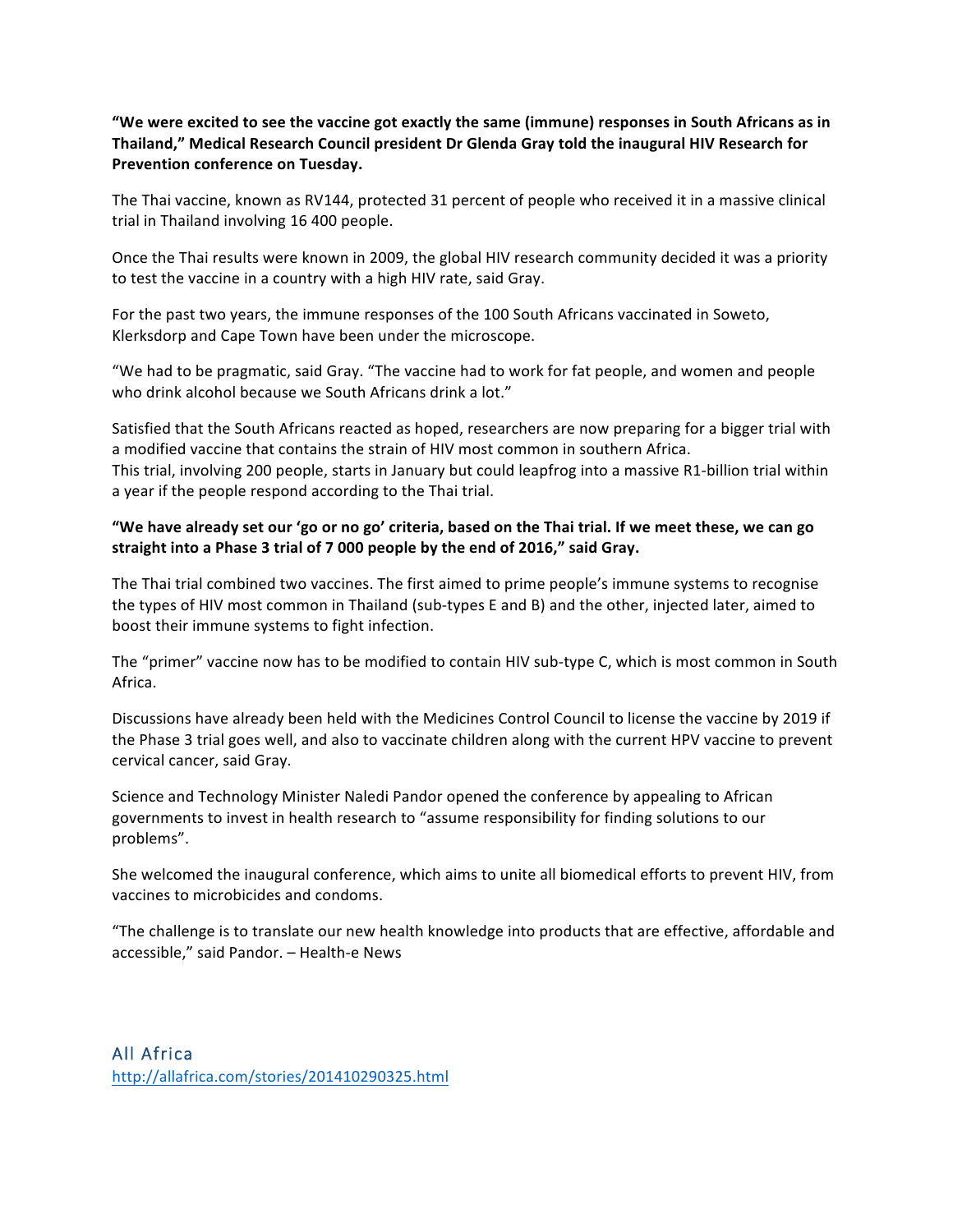**“We were excited to see the vaccine got exactly the same (immune) responses in South Africans as in Thailand,” Medical Research Council president Dr Glenda Gray told the inaugural HIV Research for Prevention conference on Tuesday.**

The Thai vaccine, known as RV144, protected 31 percent of people who received it in a massive clinical trial in Thailand involving 16 400 people.

Once the Thai results were known in 2009, the global HIV research community decided it was a priority to test the vaccine in a country with a high HIV rate, said Gray.

For the past two years, the immune responses of the 100 South Africans vaccinated in Soweto, Klerksdorp and Cape Town have been under the microscope.

“We had to be pragmatic, said Gray. “The vaccine had to work for fat people, and women and people who drink alcohol because we South Africans drink a lot.”

Satisfied that the South Africans reacted as hoped, researchers are now preparing for a bigger trial with a modified vaccine that contains the strain of HIV most common in southern Africa.
This trial, involving 200 people, starts in January but could leapfrog into a massive R1-billion trial within a year if the people respond according to the Thai trial.

**“We have already set our ‘go or no go’ criteria, based on the Thai trial. If we meet these, we can go straight into a Phase 3 trial of 7 000 people by the end of 2016,” said Gray.**

The Thai trial combined two vaccines. The first aimed to prime people’s immune systems to recognise the types of HIV most common in Thailand (sub-types E and B) and the other, injected later, aimed to boost their immune systems to fight infection.

The “primer” vaccine now has to be modified to contain HIV sub-type C, which is most common in South Africa.

Discussions have already been held with the Medicines Control Council to license the vaccine by 2019 if the Phase 3 trial goes well, and also to vaccinate children along with the current HPV vaccine to prevent cervical cancer, said Gray.

Science and Technology Minister Naledi Pandor opened the conference by appealing to African governments to invest in health research to “assume responsibility for finding solutions to our problems”.

She welcomed the inaugural conference, which aims to unite all biomedical efforts to prevent HIV, from vaccines to microbicides and condoms.

“The challenge is to translate our new health knowledge into products that are effective, affordable and accessible,” said Pandor. – Health-e News

## All Africa

http://allafrica.com/stories/201410290325.html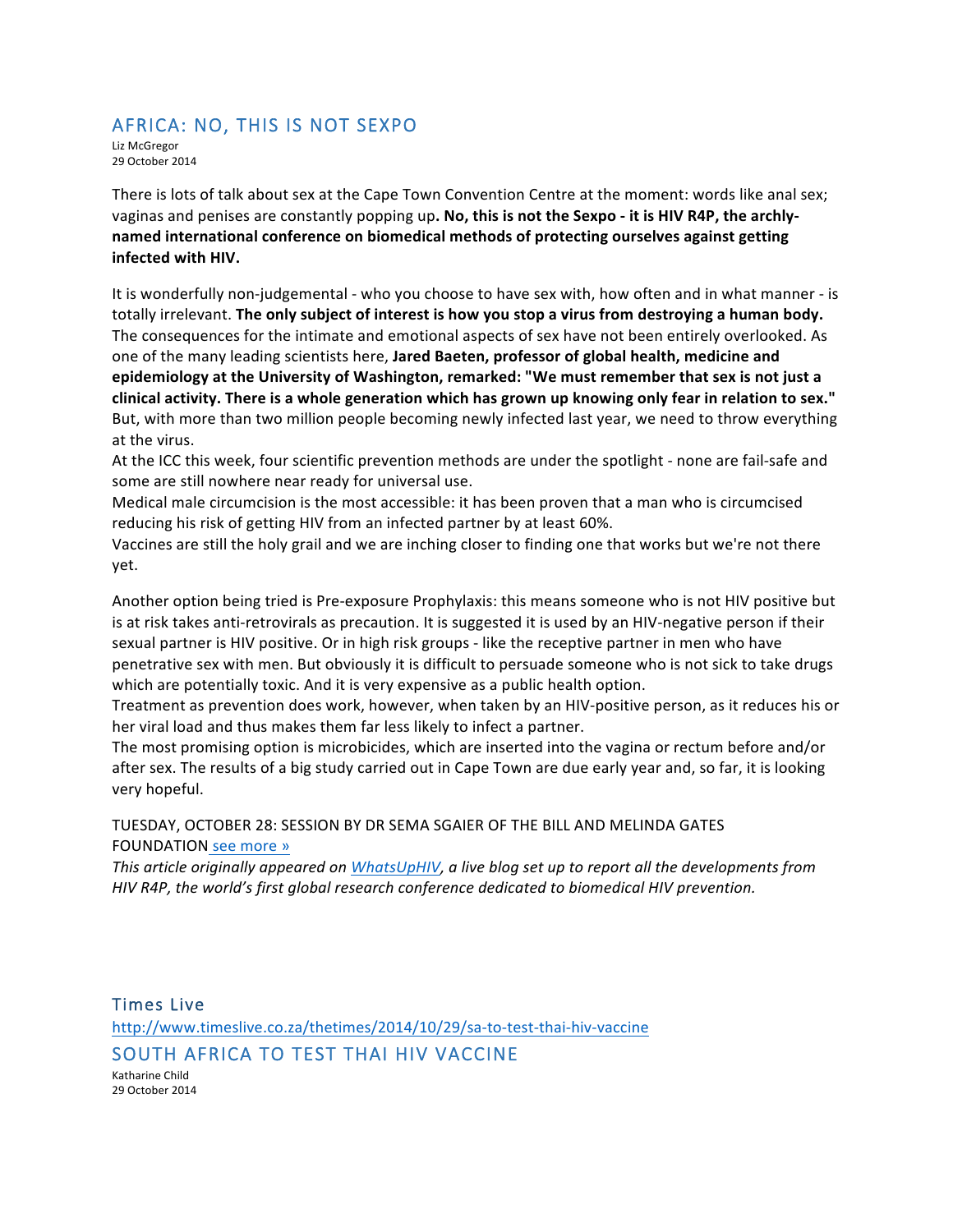## AFRICA: NO, THIS IS NOT SEXPO

Liz McGregor
29 October 2014

There is lots of talk about sex at the Cape Town Convention Centre at the moment: words like anal sex; vaginas and penises are constantly popping up**. No, this is not the Sexpo - it is HIV R4P, the archly-named international conference on biomedical methods of protecting ourselves against getting infected with HIV.**

It is wonderfully non-judgemental - who you choose to have sex with, how often and in what manner - is totally irrelevant. **The only subject of interest is how you stop a virus from destroying a human body.** The consequences for the intimate and emotional aspects of sex have not been entirely overlooked. As one of the many leading scientists here, **Jared Baeten, professor of global health, medicine and epidemiology at the University of Washington, remarked: "We must remember that sex is not just a clinical activity. There is a whole generation which has grown up knowing only fear in relation to sex."** But, with more than two million people becoming newly infected last year, we need to throw everything at the virus.

At the ICC this week, four scientific prevention methods are under the spotlight - none are fail-safe and some are still nowhere near ready for universal use.

Medical male circumcision is the most accessible: it has been proven that a man who is circumcised reducing his risk of getting HIV from an infected partner by at least 60%.

Vaccines are still the holy grail and we are inching closer to finding one that works but we're not there yet.

Another option being tried is Pre-exposure Prophylaxis: this means someone who is not HIV positive but is at risk takes anti-retrovirals as precaution. It is suggested it is used by an HIV-negative person if their sexual partner is HIV positive. Or in high risk groups - like the receptive partner in men who have penetrative sex with men. But obviously it is difficult to persuade someone who is not sick to take drugs which are potentially toxic. And it is very expensive as a public health option.

Treatment as prevention does work, however, when taken by an HIV-positive person, as it reduces his or her viral load and thus makes them far less likely to infect a partner.

The most promising option is microbicides, which are inserted into the vagina or rectum before and/or after sex. The results of a big study carried out in Cape Town are due early year and, so far, it is looking very hopeful.

TUESDAY, OCTOBER 28: SESSION BY DR SEMA SGAIER OF THE BILL AND MELINDA GATES FOUNDATION see more »

*This article originally appeared on WhatsUpHIV, a live blog set up to report all the developments from HIV R4P, the world's first global research conference dedicated to biomedical HIV prevention.*

### Times Live

http://www.timeslive.co.za/thetimes/2014/10/29/sa-to-test-thai-hiv-vaccine

## SOUTH AFRICA TO TEST THAI HIV VACCINE

Katharine Child
29 October 2014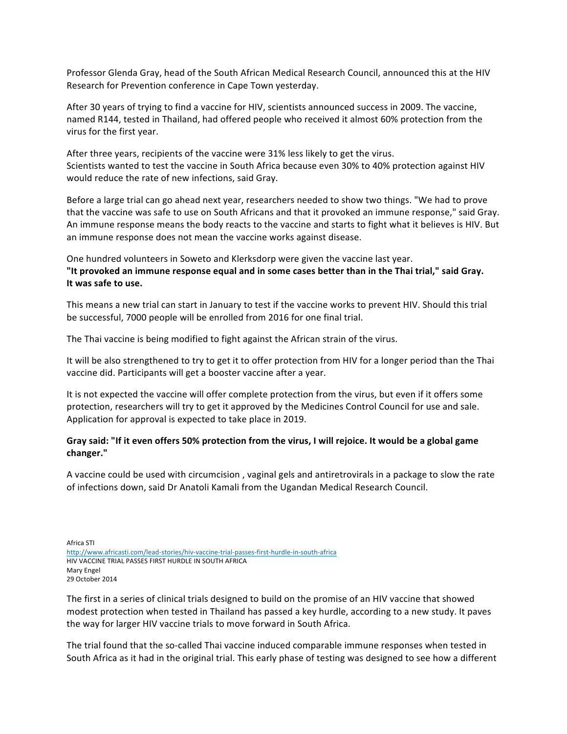Professor Glenda Gray, head of the South African Medical Research Council, announced this at the HIV Research for Prevention conference in Cape Town yesterday.

After 30 years of trying to find a vaccine for HIV, scientists announced success in 2009. The vaccine, named R144, tested in Thailand, had offered people who received it almost 60% protection from the virus for the first year.

After three years, recipients of the vaccine were 31% less likely to get the virus.
Scientists wanted to test the vaccine in South Africa because even 30% to 40% protection against HIV would reduce the rate of new infections, said Gray.

Before a large trial can go ahead next year, researchers needed to show two things. "We had to prove that the vaccine was safe to use on South Africans and that it provoked an immune response," said Gray. An immune response means the body reacts to the vaccine and starts to fight what it believes is HIV. But an immune response does not mean the vaccine works against disease.

One hundred volunteers in Soweto and Klerksdorp were given the vaccine last year.
**"It provoked an immune response equal and in some cases better than in the Thai trial," said Gray. It was safe to use.**

This means a new trial can start in January to test if the vaccine works to prevent HIV. Should this trial be successful, 7000 people will be enrolled from 2016 for one final trial.

The Thai vaccine is being modified to fight against the African strain of the virus.

It will be also strengthened to try to get it to offer protection from HIV for a longer period than the Thai vaccine did. Participants will get a booster vaccine after a year.

It is not expected the vaccine will offer complete protection from the virus, but even if it offers some protection, researchers will try to get it approved by the Medicines Control Council for use and sale. Application for approval is expected to take place in 2019.

**Gray said: "If it even offers 50% protection from the virus, I will rejoice. It would be a global game changer."**

A vaccine could be used with circumcision , vaginal gels and antiretrovirals in a package to slow the rate of infections down, said Dr Anatoli Kamali from the Ugandan Medical Research Council.

Africa STI
http://www.africasti.com/lead-stories/hiv-vaccine-trial-passes-first-hurdle-in-south-africa
HIV VACCINE TRIAL PASSES FIRST HURDLE IN SOUTH AFRICA
Mary Engel
29 October 2014

The first in a series of clinical trials designed to build on the promise of an HIV vaccine that showed modest protection when tested in Thailand has passed a key hurdle, according to a new study. It paves the way for larger HIV vaccine trials to move forward in South Africa.

The trial found that the so-called Thai vaccine induced comparable immune responses when tested in South Africa as it had in the original trial. This early phase of testing was designed to see how a different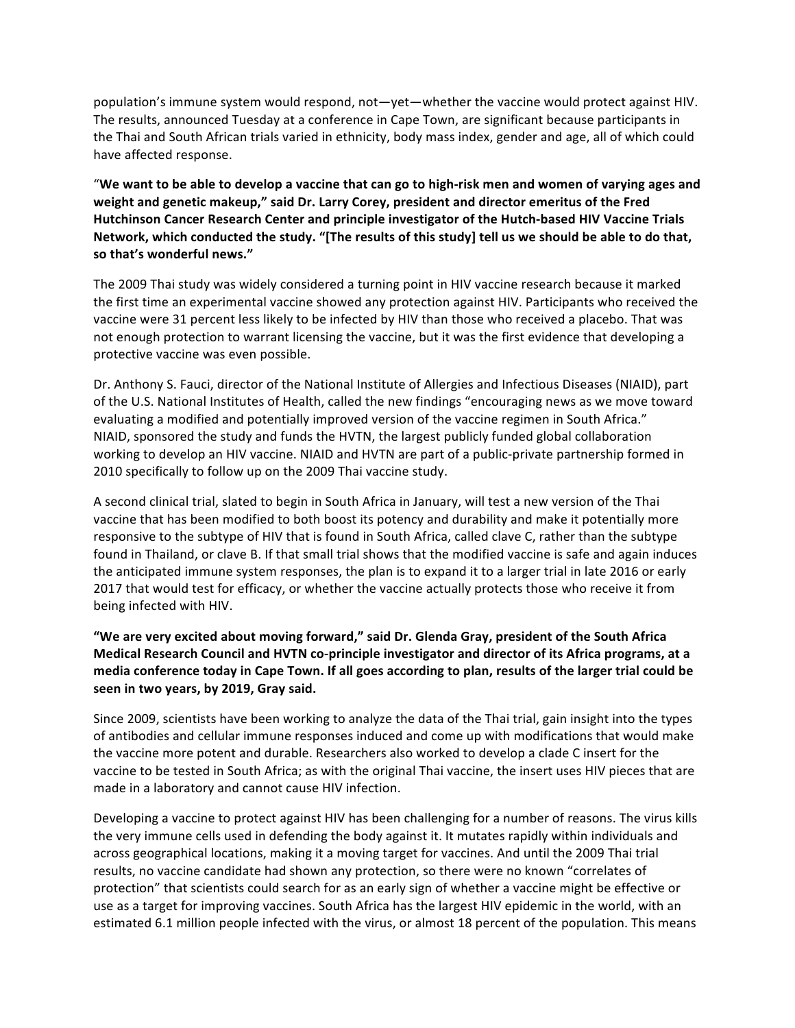population's immune system would respond, not—yet—whether the vaccine would protect against HIV. The results, announced Tuesday at a conference in Cape Town, are significant because participants in the Thai and South African trials varied in ethnicity, body mass index, gender and age, all of which could have affected response.

"**We want to be able to develop a vaccine that can go to high-risk men and women of varying ages and weight and genetic makeup," said Dr. Larry Corey, president and director emeritus of the Fred Hutchinson Cancer Research Center and principle investigator of the Hutch-based HIV Vaccine Trials Network, which conducted the study. "[The results of this study] tell us we should be able to do that, so that's wonderful news."**

The 2009 Thai study was widely considered a turning point in HIV vaccine research because it marked the first time an experimental vaccine showed any protection against HIV. Participants who received the vaccine were 31 percent less likely to be infected by HIV than those who received a placebo. That was not enough protection to warrant licensing the vaccine, but it was the first evidence that developing a protective vaccine was even possible.

Dr. Anthony S. Fauci, director of the National Institute of Allergies and Infectious Diseases (NIAID), part of the U.S. National Institutes of Health, called the new findings "encouraging news as we move toward evaluating a modified and potentially improved version of the vaccine regimen in South Africa." NIAID, sponsored the study and funds the HVTN, the largest publicly funded global collaboration working to develop an HIV vaccine. NIAID and HVTN are part of a public-private partnership formed in 2010 specifically to follow up on the 2009 Thai vaccine study.

A second clinical trial, slated to begin in South Africa in January, will test a new version of the Thai vaccine that has been modified to both boost its potency and durability and make it potentially more responsive to the subtype of HIV that is found in South Africa, called clave C, rather than the subtype found in Thailand, or clave B. If that small trial shows that the modified vaccine is safe and again induces the anticipated immune system responses, the plan is to expand it to a larger trial in late 2016 or early 2017 that would test for efficacy, or whether the vaccine actually protects those who receive it from being infected with HIV.

**"We are very excited about moving forward," said Dr. Glenda Gray, president of the South Africa Medical Research Council and HVTN co-principle investigator and director of its Africa programs, at a media conference today in Cape Town. If all goes according to plan, results of the larger trial could be seen in two years, by 2019, Gray said.**

Since 2009, scientists have been working to analyze the data of the Thai trial, gain insight into the types of antibodies and cellular immune responses induced and come up with modifications that would make the vaccine more potent and durable. Researchers also worked to develop a clade C insert for the vaccine to be tested in South Africa; as with the original Thai vaccine, the insert uses HIV pieces that are made in a laboratory and cannot cause HIV infection.

Developing a vaccine to protect against HIV has been challenging for a number of reasons. The virus kills the very immune cells used in defending the body against it. It mutates rapidly within individuals and across geographical locations, making it a moving target for vaccines. And until the 2009 Thai trial results, no vaccine candidate had shown any protection, so there were no known "correlates of protection" that scientists could search for as an early sign of whether a vaccine might be effective or use as a target for improving vaccines. South Africa has the largest HIV epidemic in the world, with an estimated 6.1 million people infected with the virus, or almost 18 percent of the population. This means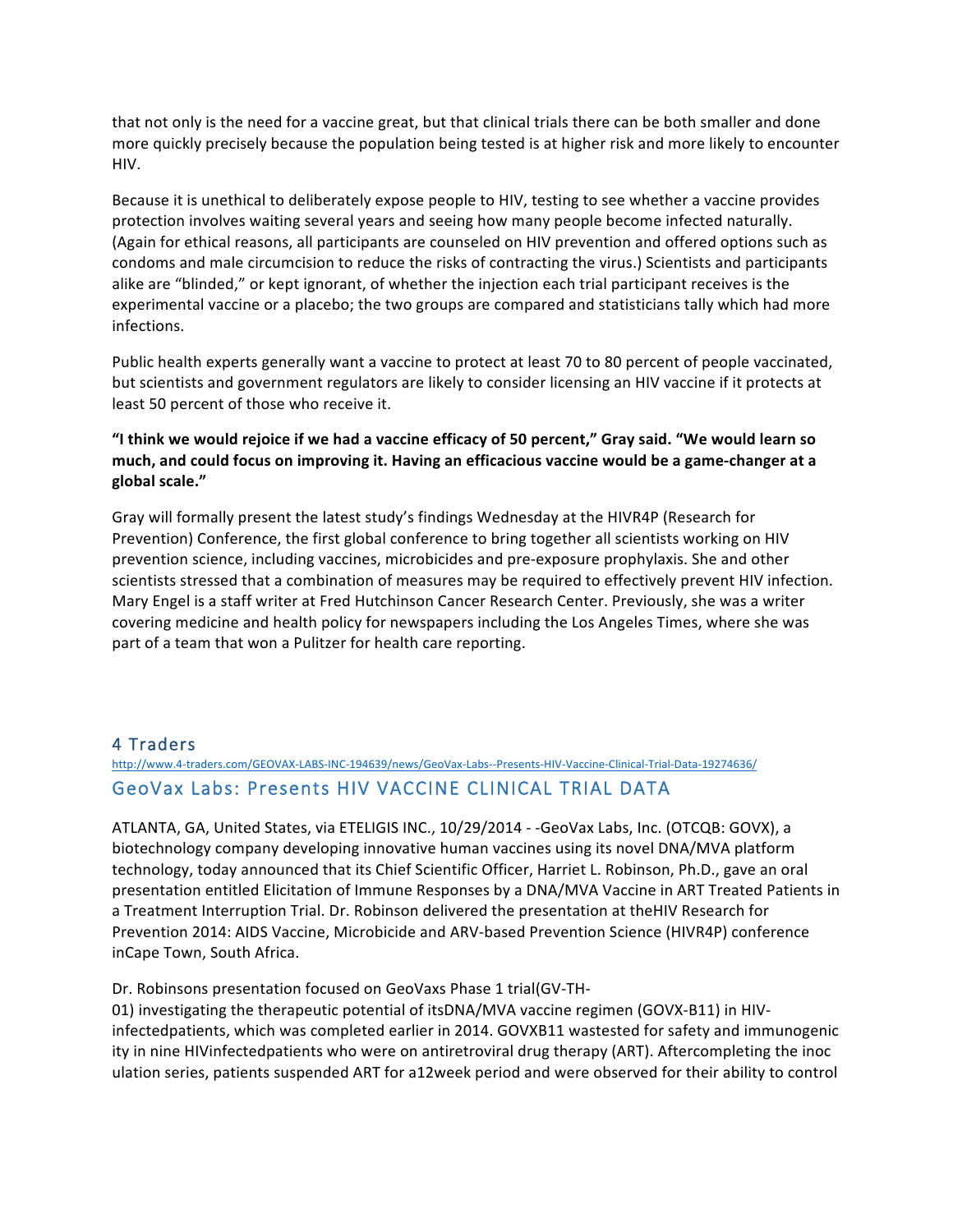that not only is the need for a vaccine great, but that clinical trials there can be both smaller and done more quickly precisely because the population being tested is at higher risk and more likely to encounter HIV.

Because it is unethical to deliberately expose people to HIV, testing to see whether a vaccine provides protection involves waiting several years and seeing how many people become infected naturally. (Again for ethical reasons, all participants are counseled on HIV prevention and offered options such as condoms and male circumcision to reduce the risks of contracting the virus.) Scientists and participants alike are "blinded," or kept ignorant, of whether the injection each trial participant receives is the experimental vaccine or a placebo; the two groups are compared and statisticians tally which had more infections.

Public health experts generally want a vaccine to protect at least 70 to 80 percent of people vaccinated, but scientists and government regulators are likely to consider licensing an HIV vaccine if it protects at least 50 percent of those who receive it.

**"I think we would rejoice if we had a vaccine efficacy of 50 percent," Gray said. "We would learn so much, and could focus on improving it. Having an efficacious vaccine would be a game-changer at a global scale."**

Gray will formally present the latest study's findings Wednesday at the HIVR4P (Research for Prevention) Conference, the first global conference to bring together all scientists working on HIV prevention science, including vaccines, microbicides and pre-exposure prophylaxis. She and other scientists stressed that a combination of measures may be required to effectively prevent HIV infection. Mary Engel is a staff writer at Fred Hutchinson Cancer Research Center. Previously, she was a writer covering medicine and health policy for newspapers including the Los Angeles Times, where she was part of a team that won a Pulitzer for health care reporting.

## 4 Traders

http://www.4-traders.com/GEOVAX-LABS-INC-194639/news/GeoVax-Labs--Presents-HIV-Vaccine-Clinical-Trial-Data-19274636/

## GeoVax Labs: Presents HIV VACCINE CLINICAL TRIAL DATA

ATLANTA, GA, United States, via ETELIGIS INC., 10/29/2014 - -GeoVax Labs, Inc. (OTCQB: GOVX), a biotechnology company developing innovative human vaccines using its novel DNA/MVA platform technology, today announced that its Chief Scientific Officer, Harriet L. Robinson, Ph.D., gave an oral presentation entitled Elicitation of Immune Responses by a DNA/MVA Vaccine in ART Treated Patients in a Treatment Interruption Trial. Dr. Robinson delivered the presentation at theHIV Research for Prevention 2014: AIDS Vaccine, Microbicide and ARV-based Prevention Science (HIVR4P) conference inCape Town, South Africa.

Dr. Robinsons presentation focused on GeoVaxs Phase 1 trial(GV-TH-01) investigating the therapeutic potential of itsDNA/MVA vaccine regimen (GOVX-B11) in HIV-infectedpatients, which was completed earlier in 2014. GOVXB11 wastested for safety and immunogenic ity in nine HIVinfectedpatients who were on antiretroviral drug therapy (ART). Aftercompleting the inoc ulation series, patients suspended ART for a12week period and were observed for their ability to control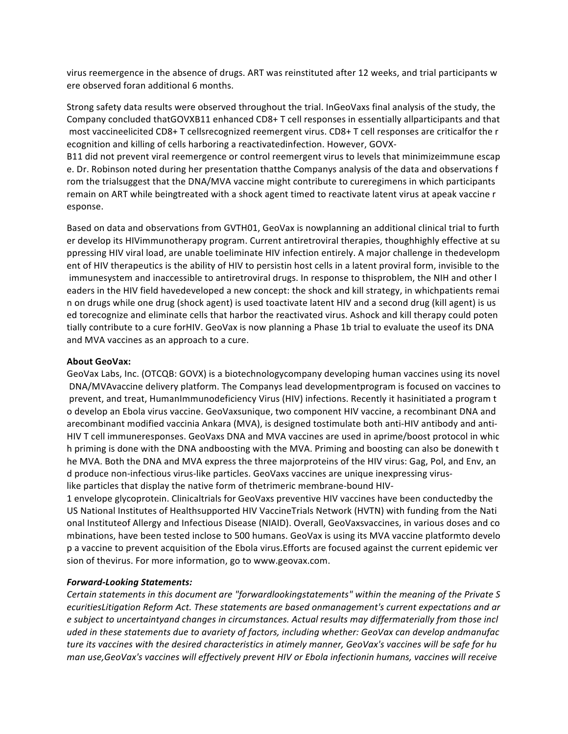virus reemergence in the absence of drugs. ART was reinstituted after 12 weeks, and trial participants were observed foran additional 6 months.

Strong safety data results were observed throughout the trial. InGeoVaxs final analysis of the study, the Company concluded thatGOVXB11 enhanced CD8+ T cell responses in essentially allparticipants and that most vaccineelicited CD8+ T cellsrecognized reemergent virus. CD8+ T cell responses are criticalfor the recognition and killing of cells harboring a reactivatedinfection. However, GOVX-B11 did not prevent viral reemergence or control reemergent virus to levels that minimizeimmune escape. Dr. Robinson noted during her presentation thatthe Companys analysis of the data and observations from the trialsuggest that the DNA/MVA vaccine might contribute to cureregimens in which participants remain on ART while beingtreated with a shock agent timed to reactivate latent virus at apeak vaccine response.

Based on data and observations from GVTH01, GeoVax is nowplanning an additional clinical trial to further develop its HIVimmunotherapy program. Current antiretroviral therapies, thoughhighly effective at suppressing HIV viral load, are unable toeliminate HIV infection entirely. A major challenge in thedevelopment of HIV therapeutics is the ability of HIV to persistin host cells in a latent proviral form, invisible to the immunesystem and inaccessible to antiretroviral drugs. In response to thisproblem, the NIH and other leaders in the HIV field havedeveloped a new concept: the shock and kill strategy, in whichpatients remain on drugs while one drug (shock agent) is used toactivate latent HIV and a second drug (kill agent) is used torecognize and eliminate cells that harbor the reactivated virus. Ashock and kill therapy could potentially contribute to a cure forHIV. GeoVax is now planning a Phase 1b trial to evaluate the useof its DNA and MVA vaccines as an approach to a cure.

**About GeoVax:**
GeoVax Labs, Inc. (OTCQB: GOVX) is a biotechnologycompany developing human vaccines using its novel DNA/MVAvaccine delivery platform. The Companys lead developmentprogram is focused on vaccines to prevent, and treat, HumanImmunodeficiency Virus (HIV) infections. Recently it hasinitiated a program to develop an Ebola virus vaccine. GeoVaxsunique, two component HIV vaccine, a recombinant DNA and arecombinant modified vaccinia Ankara (MVA), is designed tostimulate both anti-HIV antibody and anti-HIV T cell immuneresponses. GeoVaxs DNA and MVA vaccines are used in aprime/boost protocol in which priming is done with the DNA andboosting with the MVA. Priming and boosting can also be donewith the MVA. Both the DNA and MVA express the three majorproteins of the HIV virus: Gag, Pol, and Env, and produce non-infectious virus-like particles. GeoVaxs vaccines are unique inexpressing virus-like particles that display the native form of thetrimeric membrane-bound HIV-1 envelope glycoprotein. Clinicaltrials for GeoVaxs preventive HIV vaccines have been conductedby the US National Institutes of Healthsupported HIV VaccineTrials Network (HVTN) with funding from the National Instituteof Allergy and Infectious Disease (NIAID). Overall, GeoVaxsvaccines, in various doses and combinations, have been tested inclose to 500 humans. GeoVax is using its MVA vaccine platformto develop a vaccine to prevent acquisition of the Ebola virus.Efforts are focused against the current epidemic version of thevirus. For more information, go to www.geovax.com.

***Forward-Looking Statements:***
*Certain statements in this document are "forwardlookingstatements" within the meaning of the Private SecuritiesLitigation Reform Act. These statements are based onmanagement's current expectations and are subject to uncertaintyand changes in circumstances. Actual results may differmaterially from those included in these statements due to avariety of factors, including whether: GeoVax can develop andmanufacture its vaccines with the desired characteristics in atimely manner, GeoVax's vaccines will be safe for human use,GeoVax's vaccines will effectively prevent HIV or Ebola infectionin humans, vaccines will receive*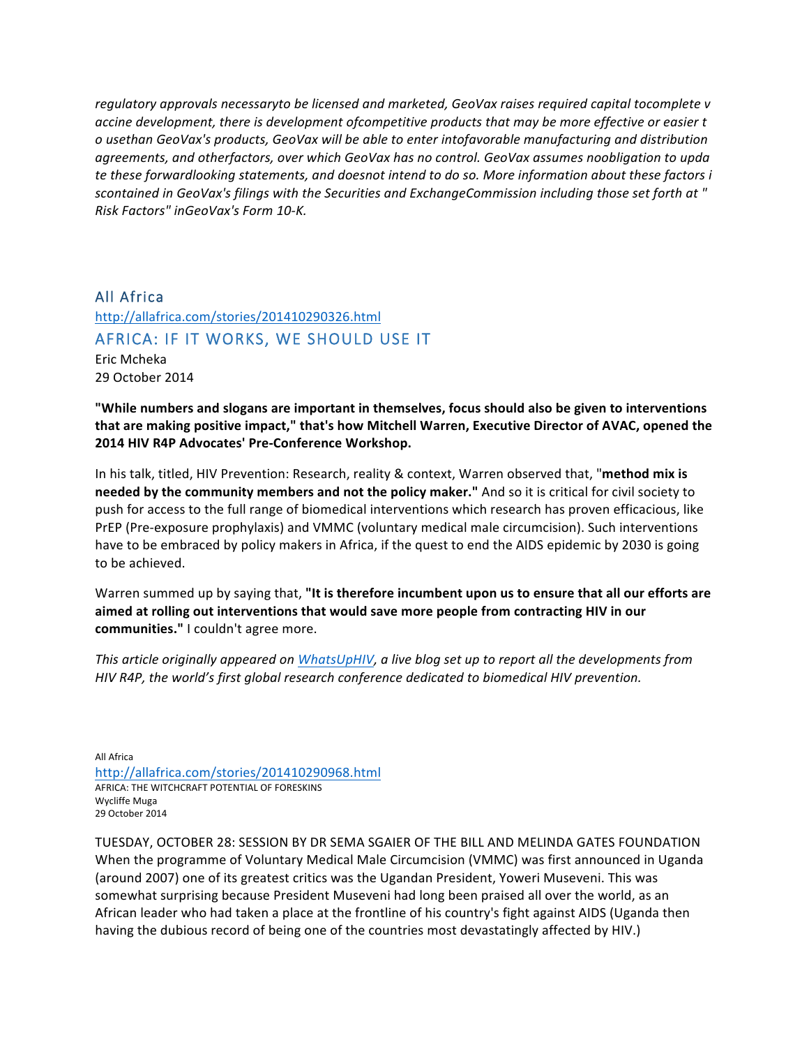*regulatory approvals necessaryto be licensed and marketed, GeoVax raises required capital tocomplete v accine development, there is development ofcompetitive products that may be more effective or easier t o usethan GeoVax's products, GeoVax will be able to enter intofavorable manufacturing and distribution agreements, and otherfactors, over which GeoVax has no control. GeoVax assumes noobligation to upda te these forwardlooking statements, and doesnot intend to do so. More information about these factors i scontained in GeoVax's filings with the Securities and ExchangeCommission including those set forth at " Risk Factors" inGeoVax's Form 10-K.*

## All Africa

http://allafrica.com/stories/201410290326.html

## AFRICA: IF IT WORKS, WE SHOULD USE IT

Eric Mcheka
29 October 2014

**"While numbers and slogans are important in themselves, focus should also be given to interventions that are making positive impact," that's how Mitchell Warren, Executive Director of AVAC, opened the 2014 HIV R4P Advocates' Pre-Conference Workshop.**

In his talk, titled, HIV Prevention: Research, reality & context, Warren observed that, "**method mix is needed by the community members and not the policy maker."** And so it is critical for civil society to push for access to the full range of biomedical interventions which research has proven efficacious, like PrEP (Pre-exposure prophylaxis) and VMMC (voluntary medical male circumcision). Such interventions have to be embraced by policy makers in Africa, if the quest to end the AIDS epidemic by 2030 is going to be achieved.

Warren summed up by saying that, **"It is therefore incumbent upon us to ensure that all our efforts are aimed at rolling out interventions that would save more people from contracting HIV in our communities."** I couldn't agree more.

*This article originally appeared on WhatsUpHIV, a live blog set up to report all the developments from HIV R4P, the world's first global research conference dedicated to biomedical HIV prevention.*

All Africa
http://allafrica.com/stories/201410290968.html
AFRICA: THE WITCHCRAFT POTENTIAL OF FORESKINS
Wycliffe Muga
29 October 2014

TUESDAY, OCTOBER 28: SESSION BY DR SEMA SGAIER OF THE BILL AND MELINDA GATES FOUNDATION
When the programme of Voluntary Medical Male Circumcision (VMMC) was first announced in Uganda (around 2007) one of its greatest critics was the Ugandan President, Yoweri Museveni. This was somewhat surprising because President Museveni had long been praised all over the world, as an African leader who had taken a place at the frontline of his country's fight against AIDS (Uganda then having the dubious record of being one of the countries most devastatingly affected by HIV.)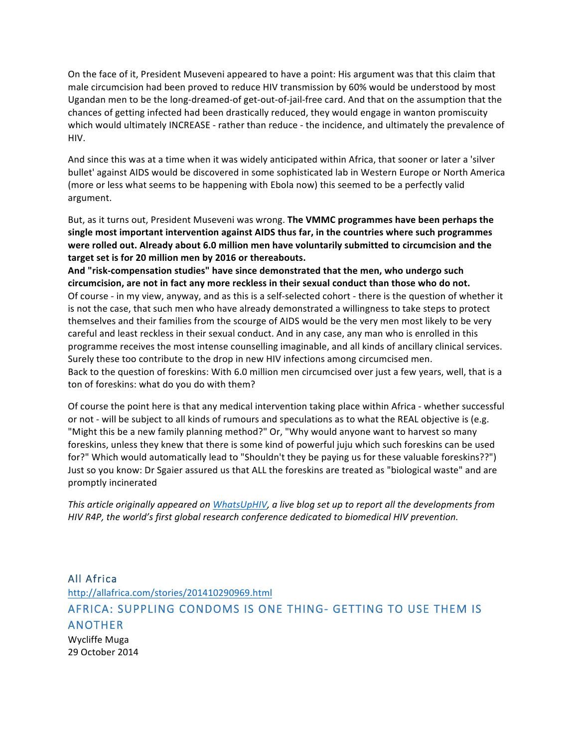On the face of it, President Museveni appeared to have a point: His argument was that this claim that male circumcision had been proved to reduce HIV transmission by 60% would be understood by most Ugandan men to be the long-dreamed-of get-out-of-jail-free card. And that on the assumption that the chances of getting infected had been drastically reduced, they would engage in wanton promiscuity which would ultimately INCREASE - rather than reduce - the incidence, and ultimately the prevalence of HIV.

And since this was at a time when it was widely anticipated within Africa, that sooner or later a 'silver bullet' against AIDS would be discovered in some sophisticated lab in Western Europe or North America (more or less what seems to be happening with Ebola now) this seemed to be a perfectly valid argument.

But, as it turns out, President Museveni was wrong. **The VMMC programmes have been perhaps the single most important intervention against AIDS thus far, in the countries where such programmes were rolled out. Already about 6.0 million men have voluntarily submitted to circumcision and the target set is for 20 million men by 2016 or thereabouts.**

**And "risk-compensation studies" have since demonstrated that the men, who undergo such circumcision, are not in fact any more reckless in their sexual conduct than those who do not.**

Of course - in my view, anyway, and as this is a self-selected cohort - there is the question of whether it is not the case, that such men who have already demonstrated a willingness to take steps to protect themselves and their families from the scourge of AIDS would be the very men most likely to be very careful and least reckless in their sexual conduct. And in any case, any man who is enrolled in this programme receives the most intense counselling imaginable, and all kinds of ancillary clinical services. Surely these too contribute to the drop in new HIV infections among circumcised men.

Back to the question of foreskins: With 6.0 million men circumcised over just a few years, well, that is a ton of foreskins: what do you do with them?

Of course the point here is that any medical intervention taking place within Africa - whether successful or not - will be subject to all kinds of rumours and speculations as to what the REAL objective is (e.g. "Might this be a new family planning method?" Or, "Why would anyone want to harvest so many foreskins, unless they knew that there is some kind of powerful juju which such foreskins can be used for?" Which would automatically lead to "Shouldn't they be paying us for these valuable foreskins??") Just so you know: Dr Sgaier assured us that ALL the foreskins are treated as "biological waste" and are promptly incinerated

*This article originally appeared on WhatsUpHIV, a live blog set up to report all the developments from HIV R4P, the world's first global research conference dedicated to biomedical HIV prevention.*

## All Africa

http://allafrica.com/stories/201410290969.html

## AFRICA: SUPPLING CONDOMS IS ONE THING- GETTING TO USE THEM IS ANOTHER

Wycliffe Muga
29 October 2014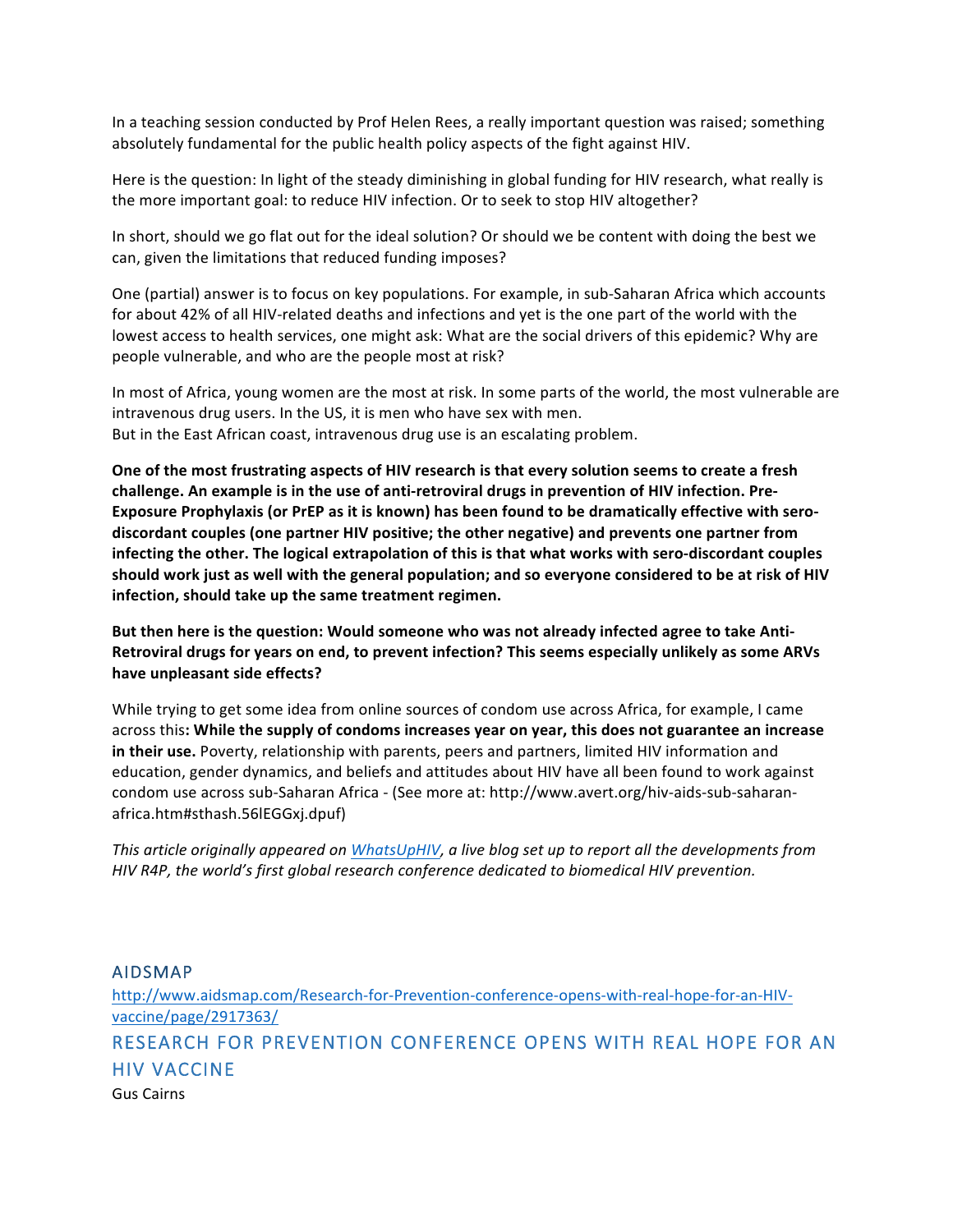In a teaching session conducted by Prof Helen Rees, a really important question was raised; something absolutely fundamental for the public health policy aspects of the fight against HIV.

Here is the question: In light of the steady diminishing in global funding for HIV research, what really is the more important goal: to reduce HIV infection. Or to seek to stop HIV altogether?

In short, should we go flat out for the ideal solution? Or should we be content with doing the best we can, given the limitations that reduced funding imposes?

One (partial) answer is to focus on key populations. For example, in sub-Saharan Africa which accounts for about 42% of all HIV-related deaths and infections and yet is the one part of the world with the lowest access to health services, one might ask: What are the social drivers of this epidemic? Why are people vulnerable, and who are the people most at risk?

In most of Africa, young women are the most at risk. In some parts of the world, the most vulnerable are intravenous drug users. In the US, it is men who have sex with men.
But in the East African coast, intravenous drug use is an escalating problem.

**One of the most frustrating aspects of HIV research is that every solution seems to create a fresh challenge. An example is in the use of anti-retroviral drugs in prevention of HIV infection. Pre-Exposure Prophylaxis (or PrEP as it is known) has been found to be dramatically effective with sero-discordant couples (one partner HIV positive; the other negative) and prevents one partner from infecting the other. The logical extrapolation of this is that what works with sero-discordant couples should work just as well with the general population; and so everyone considered to be at risk of HIV infection, should take up the same treatment regimen.**

**But then here is the question: Would someone who was not already infected agree to take Anti-Retroviral drugs for years on end, to prevent infection? This seems especially unlikely as some ARVs have unpleasant side effects?**

While trying to get some idea from online sources of condom use across Africa, for example, I came across this**: While the supply of condoms increases year on year, this does not guarantee an increase in their use.** Poverty, relationship with parents, peers and partners, limited HIV information and education, gender dynamics, and beliefs and attitudes about HIV have all been found to work against condom use across sub-Saharan Africa - (See more at: http://www.avert.org/hiv-aids-sub-saharan-africa.htm#sthash.56lEGGxj.dpuf)

*This article originally appeared on WhatsUpHIV, a live blog set up to report all the developments from HIV R4P, the world's first global research conference dedicated to biomedical HIV prevention.*

## AIDSMAP

http://www.aidsmap.com/Research-for-Prevention-conference-opens-with-real-hope-for-an-HIV-vaccine/page/2917363/

## RESEARCH FOR PREVENTION CONFERENCE OPENS WITH REAL HOPE FOR AN HIV VACCINE

Gus Cairns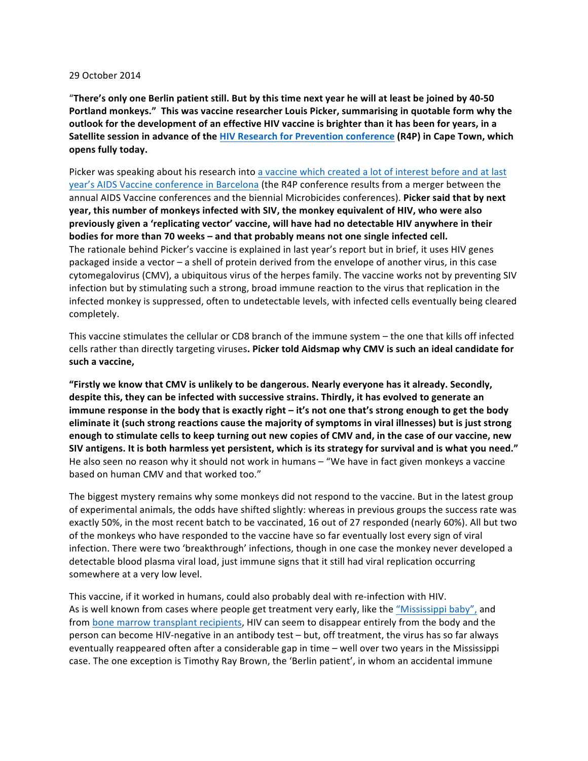29 October 2014

**"There's only one Berlin patient still. But by this time next year he will at least be joined by 40-50 Portland monkeys." This was vaccine researcher Louis Picker, summarising in quotable form why the outlook for the development of an effective HIV vaccine is brighter than it has been for years, in a Satellite session in advance of the HIV Research for Prevention conference (R4P) in Cape Town, which opens fully today.**

Picker was speaking about his research into a vaccine which created a lot of interest before and at last year's AIDS Vaccine conference in Barcelona (the R4P conference results from a merger between the annual AIDS Vaccine conferences and the biennial Microbicides conferences). **Picker said that by next year, this number of monkeys infected with SIV, the monkey equivalent of HIV, who were also previously given a 'replicating vector' vaccine, will have had no detectable HIV anywhere in their bodies for more than 70 weeks – and that probably means not one single infected cell.**
The rationale behind Picker's vaccine is explained in last year's report but in brief, it uses HIV genes packaged inside a vector – a shell of protein derived from the envelope of another virus, in this case cytomegalovirus (CMV), a ubiquitous virus of the herpes family. The vaccine works not by preventing SIV infection but by stimulating such a strong, broad immune reaction to the virus that replication in the infected monkey is suppressed, often to undetectable levels, with infected cells eventually being cleared completely.

This vaccine stimulates the cellular or CD8 branch of the immune system – the one that kills off infected cells rather than directly targeting viruses**. Picker told Aidsmap why CMV is such an ideal candidate for such a vaccine,**

**"Firstly we know that CMV is unlikely to be dangerous. Nearly everyone has it already. Secondly, despite this, they can be infected with successive strains. Thirdly, it has evolved to generate an immune response in the body that is exactly right – it's not one that's strong enough to get the body eliminate it (such strong reactions cause the majority of symptoms in viral illnesses) but is just strong enough to stimulate cells to keep turning out new copies of CMV and, in the case of our vaccine, new SIV antigens. It is both harmless yet persistent, which is its strategy for survival and is what you need."** He also seen no reason why it should not work in humans – "We have in fact given monkeys a vaccine based on human CMV and that worked too."

The biggest mystery remains why some monkeys did not respond to the vaccine. But in the latest group of experimental animals, the odds have shifted slightly: whereas in previous groups the success rate was exactly 50%, in the most recent batch to be vaccinated, 16 out of 27 responded (nearly 60%). All but two of the monkeys who have responded to the vaccine have so far eventually lost every sign of viral infection. There were two 'breakthrough' infections, though in one case the monkey never developed a detectable blood plasma viral load, just immune signs that it still had viral replication occurring somewhere at a very low level.

This vaccine, if it worked in humans, could also probably deal with re-infection with HIV.
As is well known from cases where people get treatment very early, like the "Mississippi baby", and from bone marrow transplant recipients, HIV can seem to disappear entirely from the body and the person can become HIV-negative in an antibody test – but, off treatment, the virus has so far always eventually reappeared often after a considerable gap in time – well over two years in the Mississippi case. The one exception is Timothy Ray Brown, the 'Berlin patient', in whom an accidental immune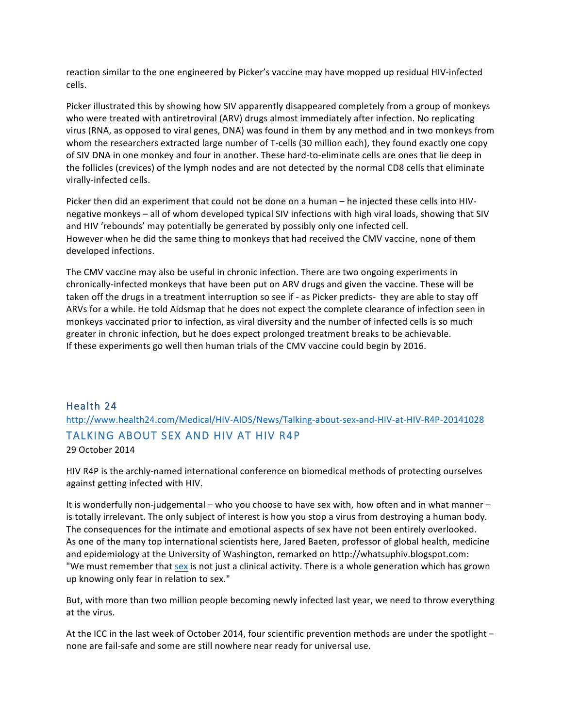reaction similar to the one engineered by Picker's vaccine may have mopped up residual HIV-infected cells.

Picker illustrated this by showing how SIV apparently disappeared completely from a group of monkeys who were treated with antiretroviral (ARV) drugs almost immediately after infection. No replicating virus (RNA, as opposed to viral genes, DNA) was found in them by any method and in two monkeys from whom the researchers extracted large number of T-cells (30 million each), they found exactly one copy of SIV DNA in one monkey and four in another. These hard-to-eliminate cells are ones that lie deep in the follicles (crevices) of the lymph nodes and are not detected by the normal CD8 cells that eliminate virally-infected cells.

Picker then did an experiment that could not be done on a human – he injected these cells into HIV-negative monkeys – all of whom developed typical SIV infections with high viral loads, showing that SIV and HIV 'rebounds' may potentially be generated by possibly only one infected cell.
However when he did the same thing to monkeys that had received the CMV vaccine, none of them developed infections.

The CMV vaccine may also be useful in chronic infection. There are two ongoing experiments in chronically-infected monkeys that have been put on ARV drugs and given the vaccine. These will be taken off the drugs in a treatment interruption so see if - as Picker predicts- they are able to stay off ARVs for a while. He told Aidsmap that he does not expect the complete clearance of infection seen in monkeys vaccinated prior to infection, as viral diversity and the number of infected cells is so much greater in chronic infection, but he does expect prolonged treatment breaks to be achievable.
If these experiments go well then human trials of the CMV vaccine could begin by 2016.

## Health 24

http://www.health24.com/Medical/HIV-AIDS/News/Talking-about-sex-and-HIV-at-HIV-R4P-20141028

## TALKING ABOUT SEX AND HIV AT HIV R4P

29 October 2014

HIV R4P is the archly-named international conference on biomedical methods of protecting ourselves against getting infected with HIV.

It is wonderfully non-judgemental – who you choose to have sex with, how often and in what manner – is totally irrelevant. The only subject of interest is how you stop a virus from destroying a human body. The consequences for the intimate and emotional aspects of sex have not been entirely overlooked. As one of the many top international scientists here, Jared Baeten, professor of global health, medicine and epidemiology at the University of Washington, remarked on http://whatsuphiv.blogspot.com: "We must remember that sex is not just a clinical activity. There is a whole generation which has grown up knowing only fear in relation to sex."

But, with more than two million people becoming newly infected last year, we need to throw everything at the virus.

At the ICC in the last week of October 2014, four scientific prevention methods are under the spotlight – none are fail-safe and some are still nowhere near ready for universal use.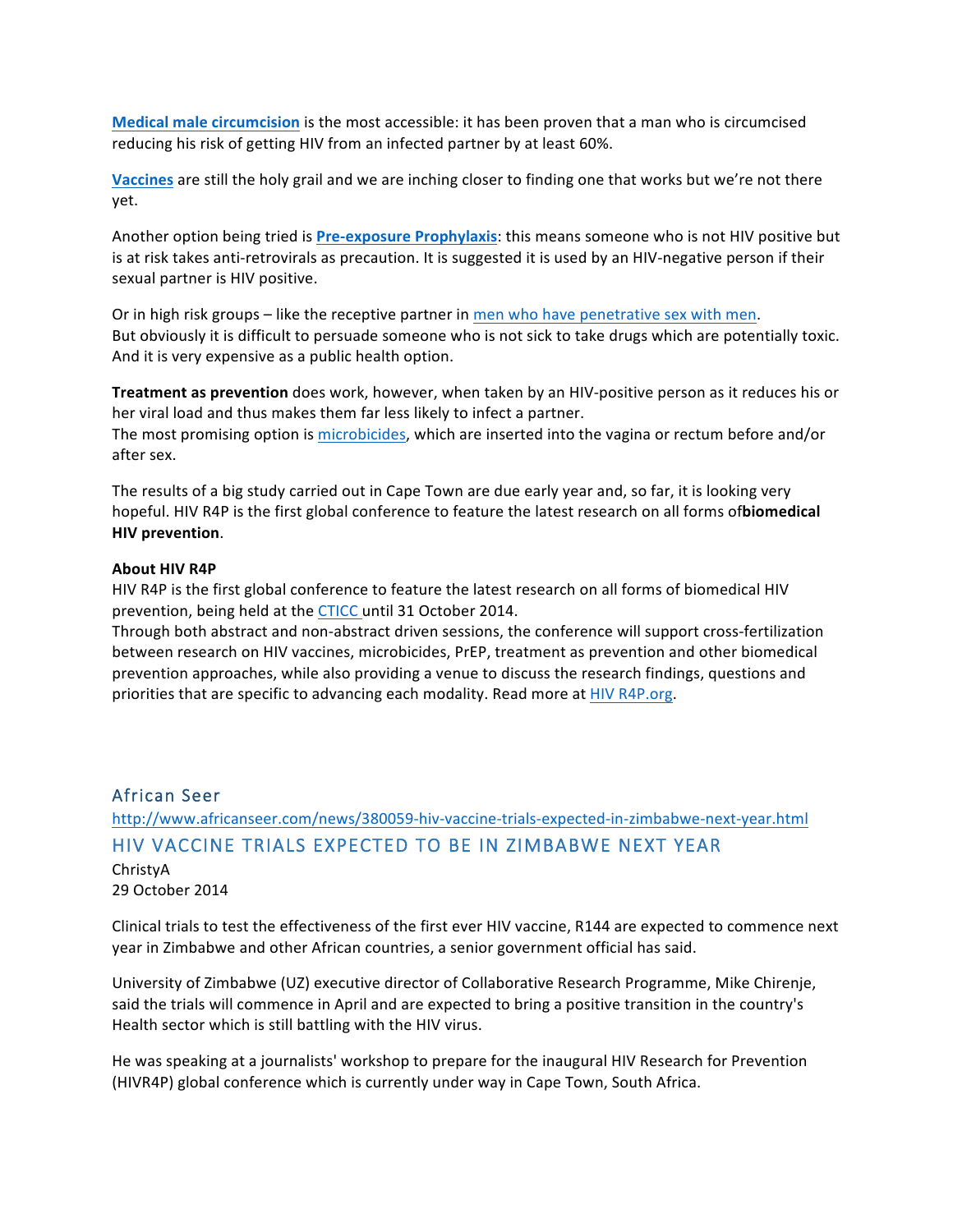**Medical male circumcision** is the most accessible: it has been proven that a man who is circumcised reducing his risk of getting HIV from an infected partner by at least 60%.

**Vaccines** are still the holy grail and we are inching closer to finding one that works but we're not there yet.

Another option being tried is **Pre-exposure Prophylaxis**: this means someone who is not HIV positive but is at risk takes anti-retrovirals as precaution. It is suggested it is used by an HIV-negative person if their sexual partner is HIV positive.

Or in high risk groups – like the receptive partner in men who have penetrative sex with men.
But obviously it is difficult to persuade someone who is not sick to take drugs which are potentially toxic. And it is very expensive as a public health option.

**Treatment as prevention** does work, however, when taken by an HIV-positive person as it reduces his or her viral load and thus makes them far less likely to infect a partner.
The most promising option is microbicides, which are inserted into the vagina or rectum before and/or after sex.

The results of a big study carried out in Cape Town are due early year and, so far, it is looking very hopeful. HIV R4P is the first global conference to feature the latest research on all forms of**biomedical HIV prevention**.

**About HIV R4P**
HIV R4P is the first global conference to feature the latest research on all forms of biomedical HIV prevention, being held at the CTICC until 31 October 2014.
Through both abstract and non-abstract driven sessions, the conference will support cross-fertilization between research on HIV vaccines, microbicides, PrEP, treatment as prevention and other biomedical prevention approaches, while also providing a venue to discuss the research findings, questions and priorities that are specific to advancing each modality. Read more at HIV R4P.org.

## African Seer

http://www.africanseer.com/news/380059-hiv-vaccine-trials-expected-in-zimbabwe-next-year.html

## HIV VACCINE TRIALS EXPECTED TO BE IN ZIMBABWE NEXT YEAR

ChristyA
29 October 2014

Clinical trials to test the effectiveness of the first ever HIV vaccine, R144 are expected to commence next year in Zimbabwe and other African countries, a senior government official has said.

University of Zimbabwe (UZ) executive director of Collaborative Research Programme, Mike Chirenje, said the trials will commence in April and are expected to bring a positive transition in the country's Health sector which is still battling with the HIV virus.

He was speaking at a journalists' workshop to prepare for the inaugural HIV Research for Prevention (HIVR4P) global conference which is currently under way in Cape Town, South Africa.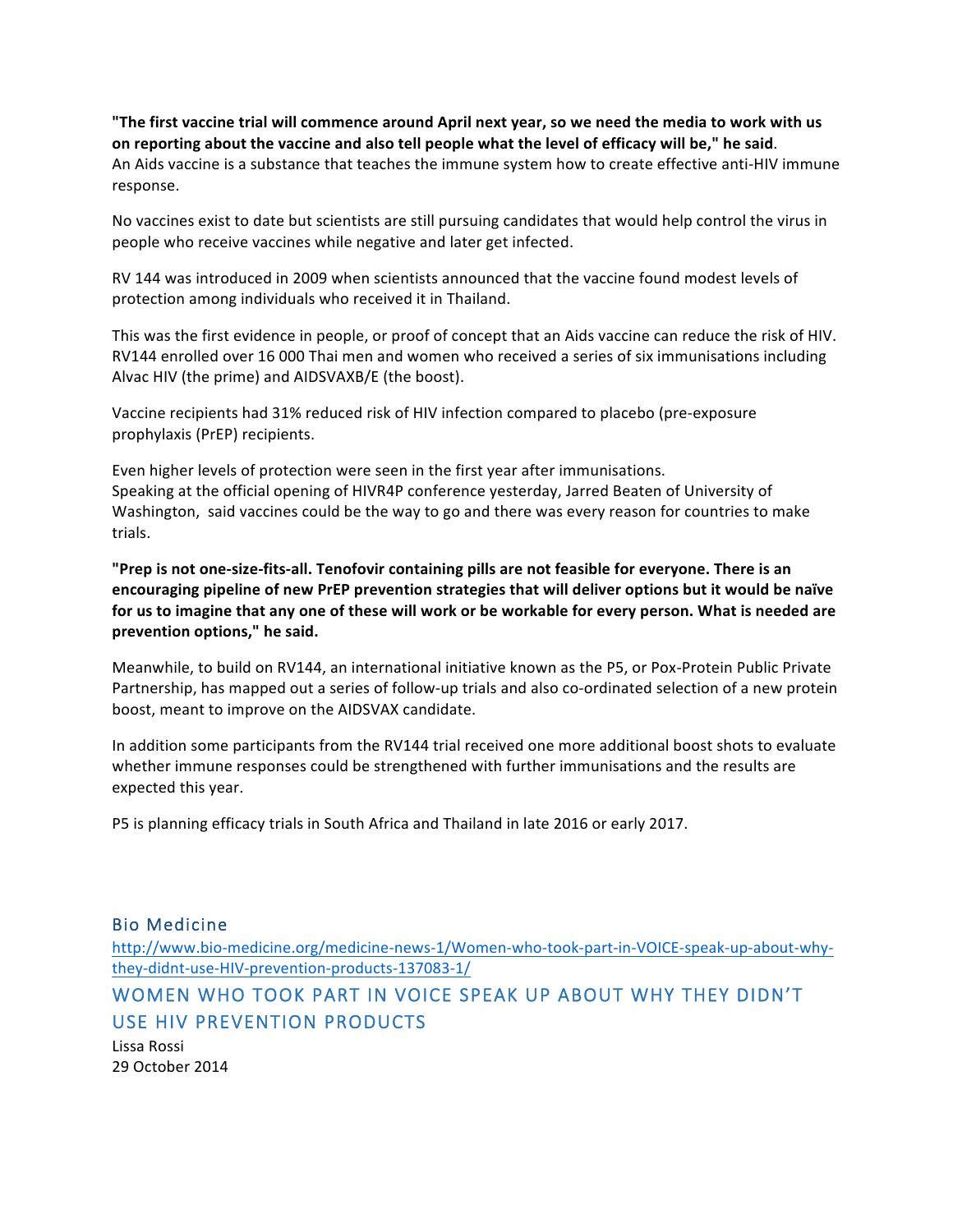**"The first vaccine trial will commence around April next year, so we need the media to work with us on reporting about the vaccine and also tell people what the level of efficacy will be," he said**.
An Aids vaccine is a substance that teaches the immune system how to create effective anti-HIV immune response.

No vaccines exist to date but scientists are still pursuing candidates that would help control the virus in people who receive vaccines while negative and later get infected.

RV 144 was introduced in 2009 when scientists announced that the vaccine found modest levels of protection among individuals who received it in Thailand.

This was the first evidence in people, or proof of concept that an Aids vaccine can reduce the risk of HIV. RV144 enrolled over 16 000 Thai men and women who received a series of six immunisations including Alvac HIV (the prime) and AIDSVAXB/E (the boost).

Vaccine recipients had 31% reduced risk of HIV infection compared to placebo (pre-exposure prophylaxis (PrEP) recipients.

Even higher levels of protection were seen in the first year after immunisations.
Speaking at the official opening of HIVR4P conference yesterday, Jarred Beaten of University of Washington, said vaccines could be the way to go and there was every reason for countries to make trials.

**"Prep is not one-size-fits-all. Tenofovir containing pills are not feasible for everyone. There is an encouraging pipeline of new PrEP prevention strategies that will deliver options but it would be naïve for us to imagine that any one of these will work or be workable for every person. What is needed are prevention options," he said.**

Meanwhile, to build on RV144, an international initiative known as the P5, or Pox-Protein Public Private Partnership, has mapped out a series of follow-up trials and also co-ordinated selection of a new protein boost, meant to improve on the AIDSVAX candidate.

In addition some participants from the RV144 trial received one more additional boost shots to evaluate whether immune responses could be strengthened with further immunisations and the results are expected this year.

P5 is planning efficacy trials in South Africa and Thailand in late 2016 or early 2017.

## Bio Medicine

http://www.bio-medicine.org/medicine-news-1/Women-who-took-part-in-VOICE-speak-up-about-why-they-didnt-use-HIV-prevention-products-137083-1/

## WOMEN WHO TOOK PART IN VOICE SPEAK UP ABOUT WHY THEY DIDN'T USE HIV PREVENTION PRODUCTS

Lissa Rossi
29 October 2014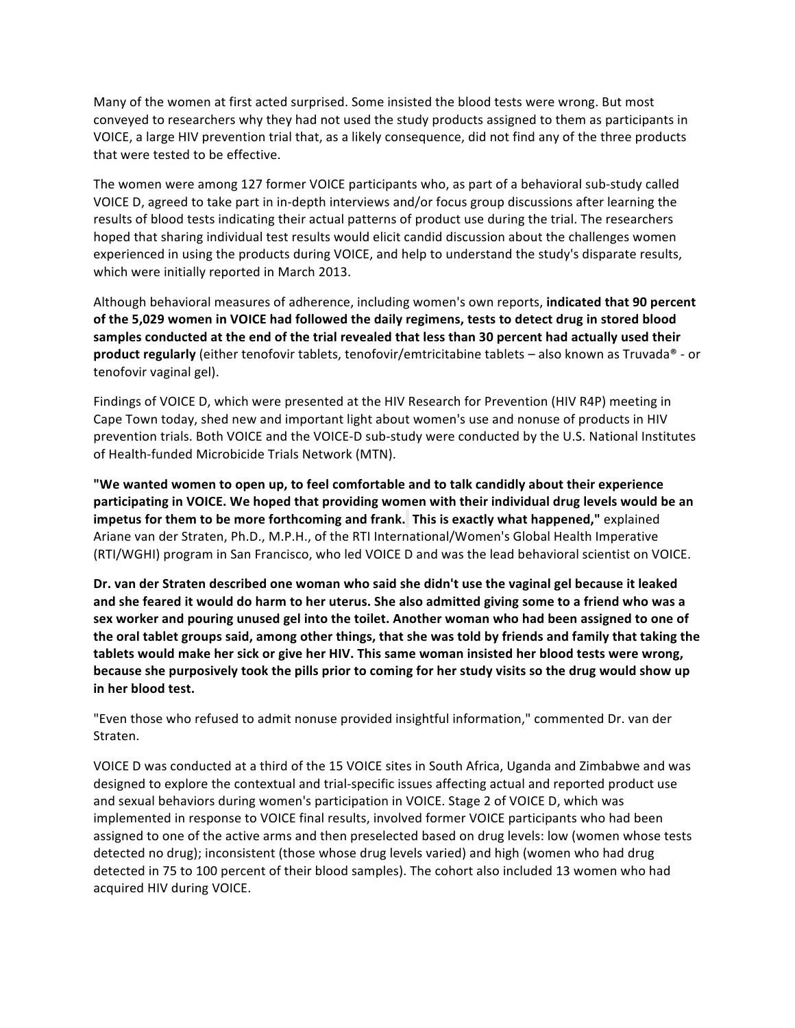Many of the women at first acted surprised. Some insisted the blood tests were wrong. But most conveyed to researchers why they had not used the study products assigned to them as participants in VOICE, a large HIV prevention trial that, as a likely consequence, did not find any of the three products that were tested to be effective.

The women were among 127 former VOICE participants who, as part of a behavioral sub-study called VOICE D, agreed to take part in in-depth interviews and/or focus group discussions after learning the results of blood tests indicating their actual patterns of product use during the trial. The researchers hoped that sharing individual test results would elicit candid discussion about the challenges women experienced in using the products during VOICE, and help to understand the study's disparate results, which were initially reported in March 2013.

Although behavioral measures of adherence, including women's own reports, **indicated that 90 percent of the 5,029 women in VOICE had followed the daily regimens, tests to detect drug in stored blood samples conducted at the end of the trial revealed that less than 30 percent had actually used their product regularly** (either tenofovir tablets, tenofovir/emtricitabine tablets – also known as Truvada® - or tenofovir vaginal gel).

Findings of VOICE D, which were presented at the HIV Research for Prevention (HIV R4P) meeting in Cape Town today, shed new and important light about women's use and nonuse of products in HIV prevention trials. Both VOICE and the VOICE-D sub-study were conducted by the U.S. National Institutes of Health-funded Microbicide Trials Network (MTN).

**"We wanted women to open up, to feel comfortable and to talk candidly about their experience participating in VOICE. We hoped that providing women with their individual drug levels would be an impetus for them to be more forthcoming and frank. This is exactly what happened,"** explained Ariane van der Straten, Ph.D., M.P.H., of the RTI International/Women's Global Health Imperative (RTI/WGHI) program in San Francisco, who led VOICE D and was the lead behavioral scientist on VOICE.

**Dr. van der Straten described one woman who said she didn't use the vaginal gel because it leaked and she feared it would do harm to her uterus. She also admitted giving some to a friend who was a sex worker and pouring unused gel into the toilet. Another woman who had been assigned to one of the oral tablet groups said, among other things, that she was told by friends and family that taking the tablets would make her sick or give her HIV. This same woman insisted her blood tests were wrong, because she purposively took the pills prior to coming for her study visits so the drug would show up in her blood test.**

"Even those who refused to admit nonuse provided insightful information," commented Dr. van der Straten.

VOICE D was conducted at a third of the 15 VOICE sites in South Africa, Uganda and Zimbabwe and was designed to explore the contextual and trial-specific issues affecting actual and reported product use and sexual behaviors during women's participation in VOICE. Stage 2 of VOICE D, which was implemented in response to VOICE final results, involved former VOICE participants who had been assigned to one of the active arms and then preselected based on drug levels: low (women whose tests detected no drug); inconsistent (those whose drug levels varied) and high (women who had drug detected in 75 to 100 percent of their blood samples). The cohort also included 13 women who had acquired HIV during VOICE.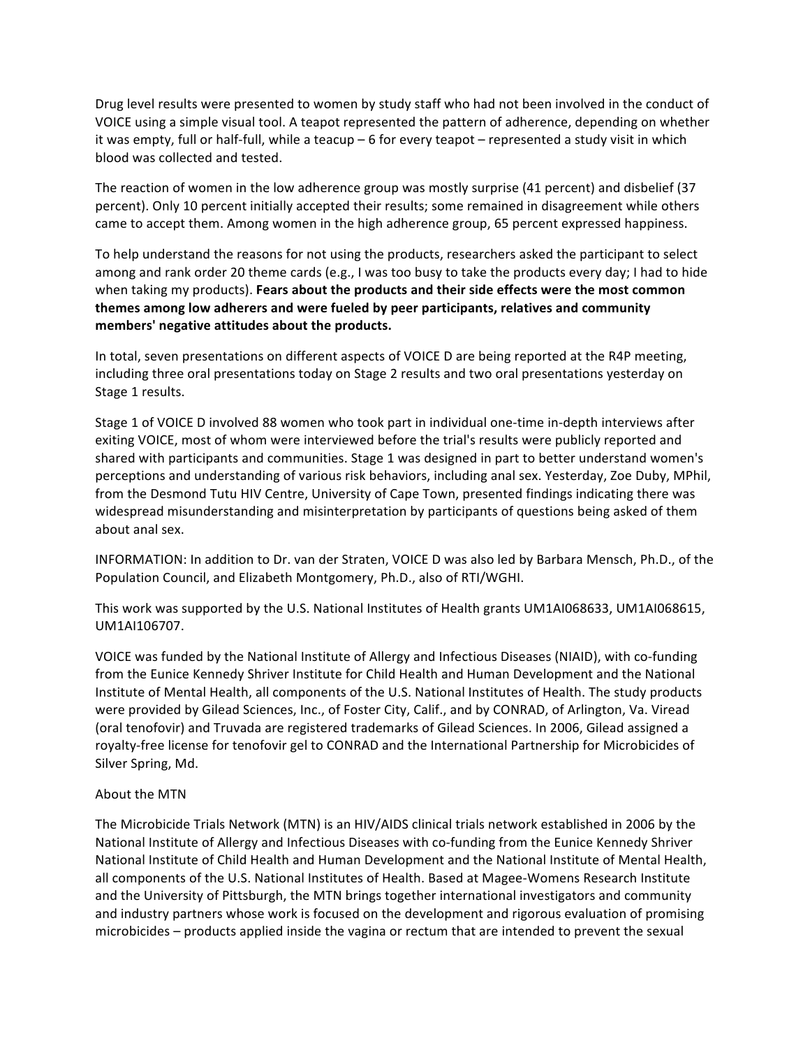Drug level results were presented to women by study staff who had not been involved in the conduct of VOICE using a simple visual tool. A teapot represented the pattern of adherence, depending on whether it was empty, full or half-full, while a teacup – 6 for every teapot – represented a study visit in which blood was collected and tested.

The reaction of women in the low adherence group was mostly surprise (41 percent) and disbelief (37 percent). Only 10 percent initially accepted their results; some remained in disagreement while others came to accept them. Among women in the high adherence group, 65 percent expressed happiness.

To help understand the reasons for not using the products, researchers asked the participant to select among and rank order 20 theme cards (e.g., I was too busy to take the products every day; I had to hide when taking my products). **Fears about the products and their side effects were the most common themes among low adherers and were fueled by peer participants, relatives and community members' negative attitudes about the products.**

In total, seven presentations on different aspects of VOICE D are being reported at the R4P meeting, including three oral presentations today on Stage 2 results and two oral presentations yesterday on Stage 1 results.

Stage 1 of VOICE D involved 88 women who took part in individual one-time in-depth interviews after exiting VOICE, most of whom were interviewed before the trial's results were publicly reported and shared with participants and communities. Stage 1 was designed in part to better understand women's perceptions and understanding of various risk behaviors, including anal sex. Yesterday, Zoe Duby, MPhil, from the Desmond Tutu HIV Centre, University of Cape Town, presented findings indicating there was widespread misunderstanding and misinterpretation by participants of questions being asked of them about anal sex.

INFORMATION: In addition to Dr. van der Straten, VOICE D was also led by Barbara Mensch, Ph.D., of the Population Council, and Elizabeth Montgomery, Ph.D., also of RTI/WGHI.

This work was supported by the U.S. National Institutes of Health grants UM1AI068633, UM1AI068615, UM1AI106707.

VOICE was funded by the National Institute of Allergy and Infectious Diseases (NIAID), with co-funding from the Eunice Kennedy Shriver Institute for Child Health and Human Development and the National Institute of Mental Health, all components of the U.S. National Institutes of Health. The study products were provided by Gilead Sciences, Inc., of Foster City, Calif., and by CONRAD, of Arlington, Va. Viread (oral tenofovir) and Truvada are registered trademarks of Gilead Sciences. In 2006, Gilead assigned a royalty-free license for tenofovir gel to CONRAD and the International Partnership for Microbicides of Silver Spring, Md.

About the MTN

The Microbicide Trials Network (MTN) is an HIV/AIDS clinical trials network established in 2006 by the National Institute of Allergy and Infectious Diseases with co-funding from the Eunice Kennedy Shriver National Institute of Child Health and Human Development and the National Institute of Mental Health, all components of the U.S. National Institutes of Health. Based at Magee-Womens Research Institute and the University of Pittsburgh, the MTN brings together international investigators and community and industry partners whose work is focused on the development and rigorous evaluation of promising microbicides – products applied inside the vagina or rectum that are intended to prevent the sexual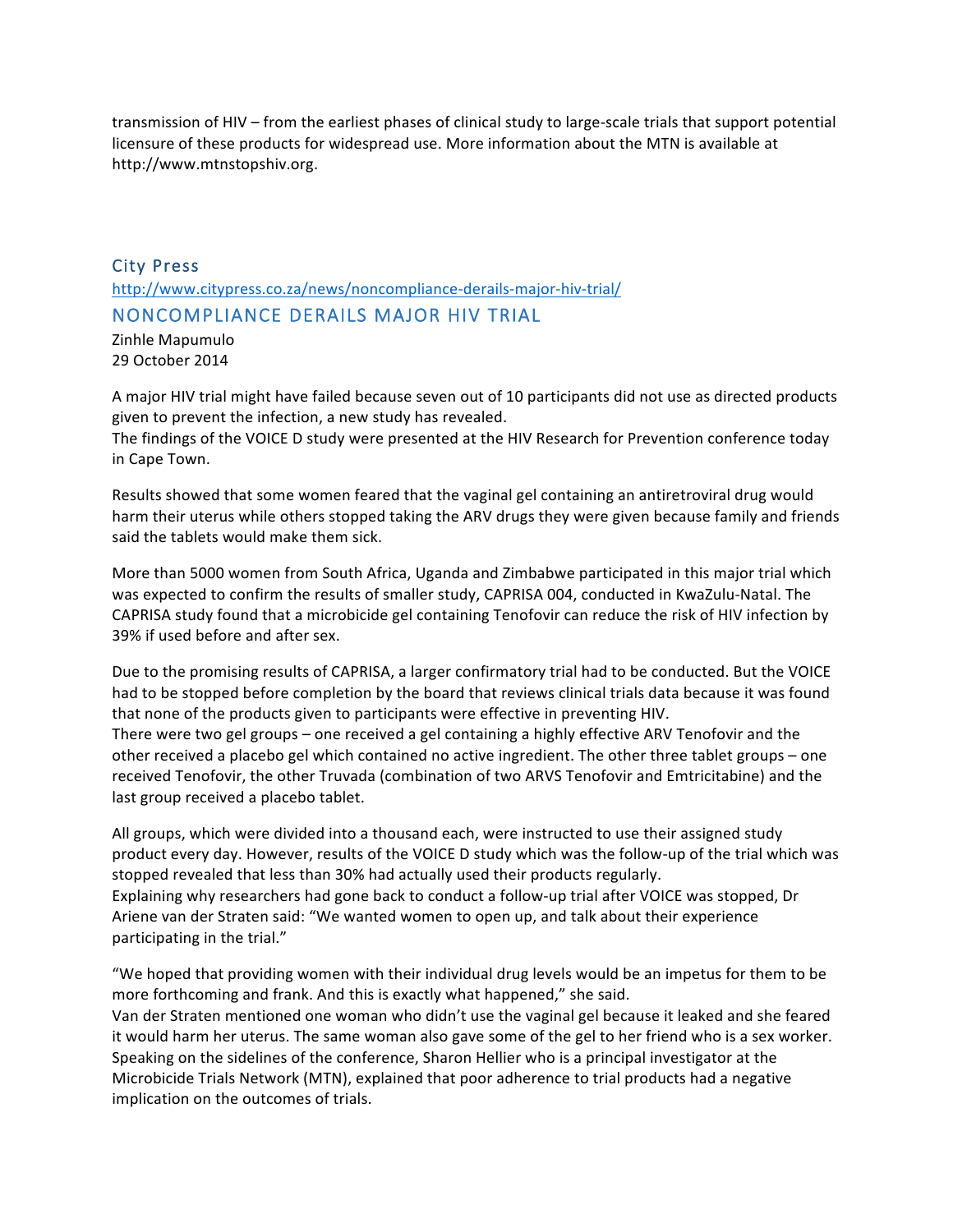transmission of HIV – from the earliest phases of clinical study to large-scale trials that support potential licensure of these products for widespread use. More information about the MTN is available at http://www.mtnstopshiv.org.

## City Press

http://www.citypress.co.za/news/noncompliance-derails-major-hiv-trial/

## NONCOMPLIANCE DERAILS MAJOR HIV TRIAL

Zinhle Mapumulo
29 October 2014

A major HIV trial might have failed because seven out of 10 participants did not use as directed products given to prevent the infection, a new study has revealed.
The findings of the VOICE D study were presented at the HIV Research for Prevention conference today in Cape Town.

Results showed that some women feared that the vaginal gel containing an antiretroviral drug would harm their uterus while others stopped taking the ARV drugs they were given because family and friends said the tablets would make them sick.

More than 5000 women from South Africa, Uganda and Zimbabwe participated in this major trial which was expected to confirm the results of smaller study, CAPRISA 004, conducted in KwaZulu-Natal. The CAPRISA study found that a microbicide gel containing Tenofovir can reduce the risk of HIV infection by 39% if used before and after sex.

Due to the promising results of CAPRISA, a larger confirmatory trial had to be conducted. But the VOICE had to be stopped before completion by the board that reviews clinical trials data because it was found that none of the products given to participants were effective in preventing HIV.
There were two gel groups – one received a gel containing a highly effective ARV Tenofovir and the other received a placebo gel which contained no active ingredient. The other three tablet groups – one received Tenofovir, the other Truvada (combination of two ARVS Tenofovir and Emtricitabine) and the last group received a placebo tablet.

All groups, which were divided into a thousand each, were instructed to use their assigned study product every day. However, results of the VOICE D study which was the follow-up of the trial which was stopped revealed that less than 30% had actually used their products regularly.
Explaining why researchers had gone back to conduct a follow-up trial after VOICE was stopped, Dr Ariene van der Straten said: "We wanted women to open up, and talk about their experience participating in the trial."

"We hoped that providing women with their individual drug levels would be an impetus for them to be more forthcoming and frank. And this is exactly what happened," she said.
Van der Straten mentioned one woman who didn't use the vaginal gel because it leaked and she feared it would harm her uterus. The same woman also gave some of the gel to her friend who is a sex worker.
Speaking on the sidelines of the conference, Sharon Hellier who is a principal investigator at the Microbicide Trials Network (MTN), explained that poor adherence to trial products had a negative implication on the outcomes of trials.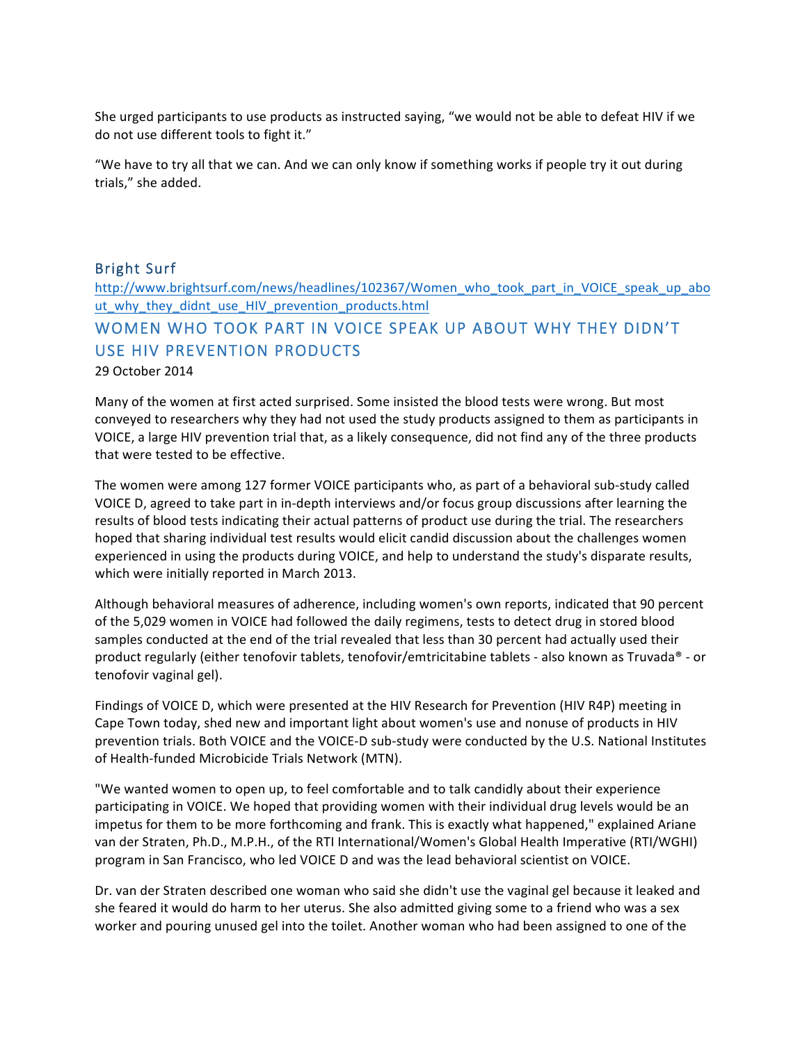She urged participants to use products as instructed saying, “we would not be able to defeat HIV if we do not use different tools to fight it.”

“We have to try all that we can. And we can only know if something works if people try it out during trials,” she added.

### Bright Surf

http://www.brightsurf.com/news/headlines/102367/Women_who_took_part_in_VOICE_speak_up_about_why_they_didnt_use_HIV_prevention_products.html

## WOMEN WHO TOOK PART IN VOICE SPEAK UP ABOUT WHY THEY DIDN’T USE HIV PREVENTION PRODUCTS

29 October 2014

Many of the women at first acted surprised. Some insisted the blood tests were wrong. But most conveyed to researchers why they had not used the study products assigned to them as participants in VOICE, a large HIV prevention trial that, as a likely consequence, did not find any of the three products that were tested to be effective.

The women were among 127 former VOICE participants who, as part of a behavioral sub-study called VOICE D, agreed to take part in in-depth interviews and/or focus group discussions after learning the results of blood tests indicating their actual patterns of product use during the trial. The researchers hoped that sharing individual test results would elicit candid discussion about the challenges women experienced in using the products during VOICE, and help to understand the study's disparate results, which were initially reported in March 2013.

Although behavioral measures of adherence, including women's own reports, indicated that 90 percent of the 5,029 women in VOICE had followed the daily regimens, tests to detect drug in stored blood samples conducted at the end of the trial revealed that less than 30 percent had actually used their product regularly (either tenofovir tablets, tenofovir/emtricitabine tablets - also known as Truvada® - or tenofovir vaginal gel).

Findings of VOICE D, which were presented at the HIV Research for Prevention (HIV R4P) meeting in Cape Town today, shed new and important light about women's use and nonuse of products in HIV prevention trials. Both VOICE and the VOICE-D sub-study were conducted by the U.S. National Institutes of Health-funded Microbicide Trials Network (MTN).

"We wanted women to open up, to feel comfortable and to talk candidly about their experience participating in VOICE. We hoped that providing women with their individual drug levels would be an impetus for them to be more forthcoming and frank. This is exactly what happened," explained Ariane van der Straten, Ph.D., M.P.H., of the RTI International/Women's Global Health Imperative (RTI/WGHI) program in San Francisco, who led VOICE D and was the lead behavioral scientist on VOICE.

Dr. van der Straten described one woman who said she didn't use the vaginal gel because it leaked and she feared it would do harm to her uterus. She also admitted giving some to a friend who was a sex worker and pouring unused gel into the toilet. Another woman who had been assigned to one of the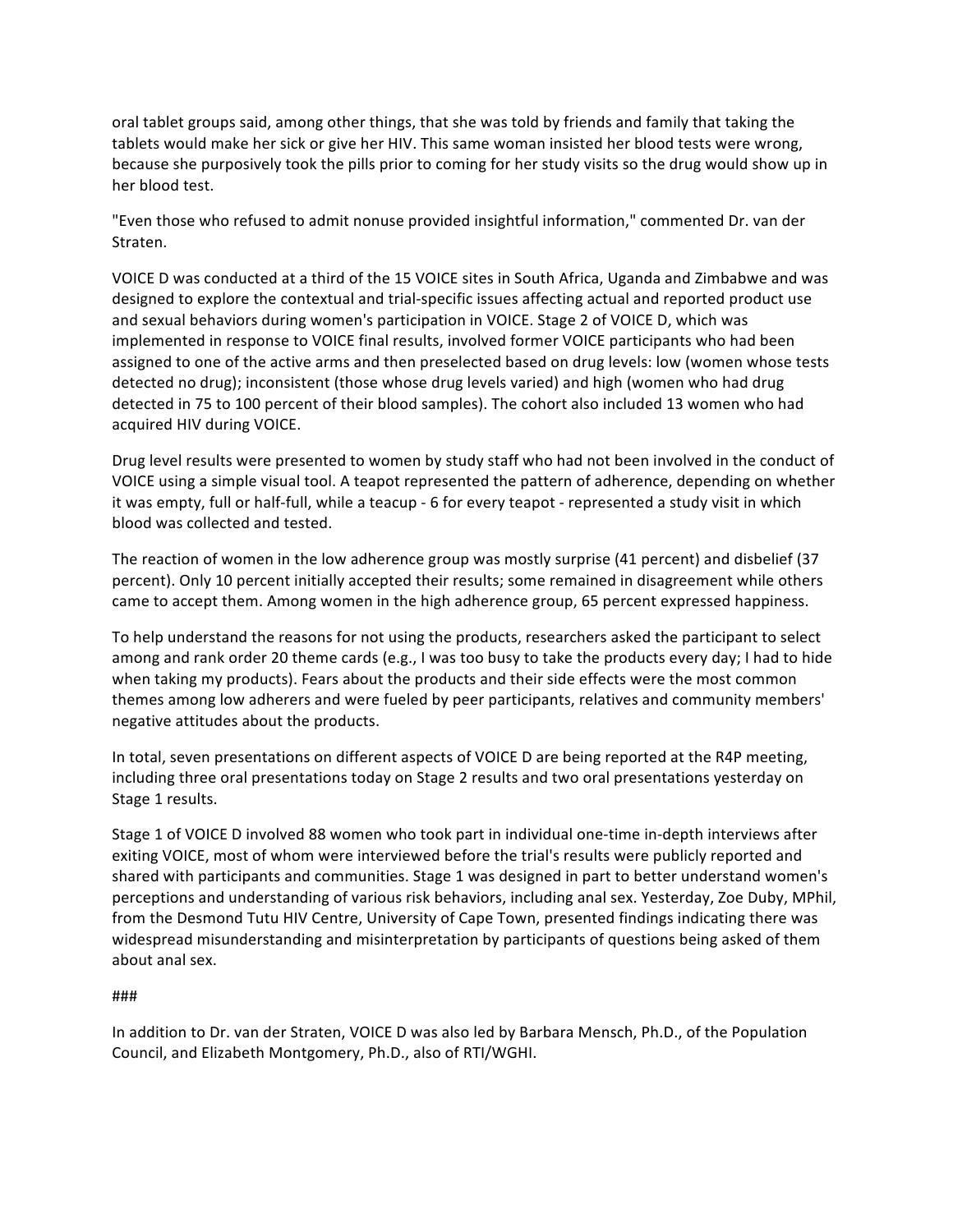oral tablet groups said, among other things, that she was told by friends and family that taking the tablets would make her sick or give her HIV. This same woman insisted her blood tests were wrong, because she purposively took the pills prior to coming for her study visits so the drug would show up in her blood test.

"Even those who refused to admit nonuse provided insightful information," commented Dr. van der Straten.

VOICE D was conducted at a third of the 15 VOICE sites in South Africa, Uganda and Zimbabwe and was designed to explore the contextual and trial-specific issues affecting actual and reported product use and sexual behaviors during women's participation in VOICE. Stage 2 of VOICE D, which was implemented in response to VOICE final results, involved former VOICE participants who had been assigned to one of the active arms and then preselected based on drug levels: low (women whose tests detected no drug); inconsistent (those whose drug levels varied) and high (women who had drug detected in 75 to 100 percent of their blood samples). The cohort also included 13 women who had acquired HIV during VOICE.

Drug level results were presented to women by study staff who had not been involved in the conduct of VOICE using a simple visual tool. A teapot represented the pattern of adherence, depending on whether it was empty, full or half-full, while a teacup - 6 for every teapot - represented a study visit in which blood was collected and tested.

The reaction of women in the low adherence group was mostly surprise (41 percent) and disbelief (37 percent). Only 10 percent initially accepted their results; some remained in disagreement while others came to accept them. Among women in the high adherence group, 65 percent expressed happiness.

To help understand the reasons for not using the products, researchers asked the participant to select among and rank order 20 theme cards (e.g., I was too busy to take the products every day; I had to hide when taking my products). Fears about the products and their side effects were the most common themes among low adherers and were fueled by peer participants, relatives and community members' negative attitudes about the products.

In total, seven presentations on different aspects of VOICE D are being reported at the R4P meeting, including three oral presentations today on Stage 2 results and two oral presentations yesterday on Stage 1 results.

Stage 1 of VOICE D involved 88 women who took part in individual one-time in-depth interviews after exiting VOICE, most of whom were interviewed before the trial's results were publicly reported and shared with participants and communities. Stage 1 was designed in part to better understand women's perceptions and understanding of various risk behaviors, including anal sex. Yesterday, Zoe Duby, MPhil, from the Desmond Tutu HIV Centre, University of Cape Town, presented findings indicating there was widespread misunderstanding and misinterpretation by participants of questions being asked of them about anal sex.

###

In addition to Dr. van der Straten, VOICE D was also led by Barbara Mensch, Ph.D., of the Population Council, and Elizabeth Montgomery, Ph.D., also of RTI/WGHI.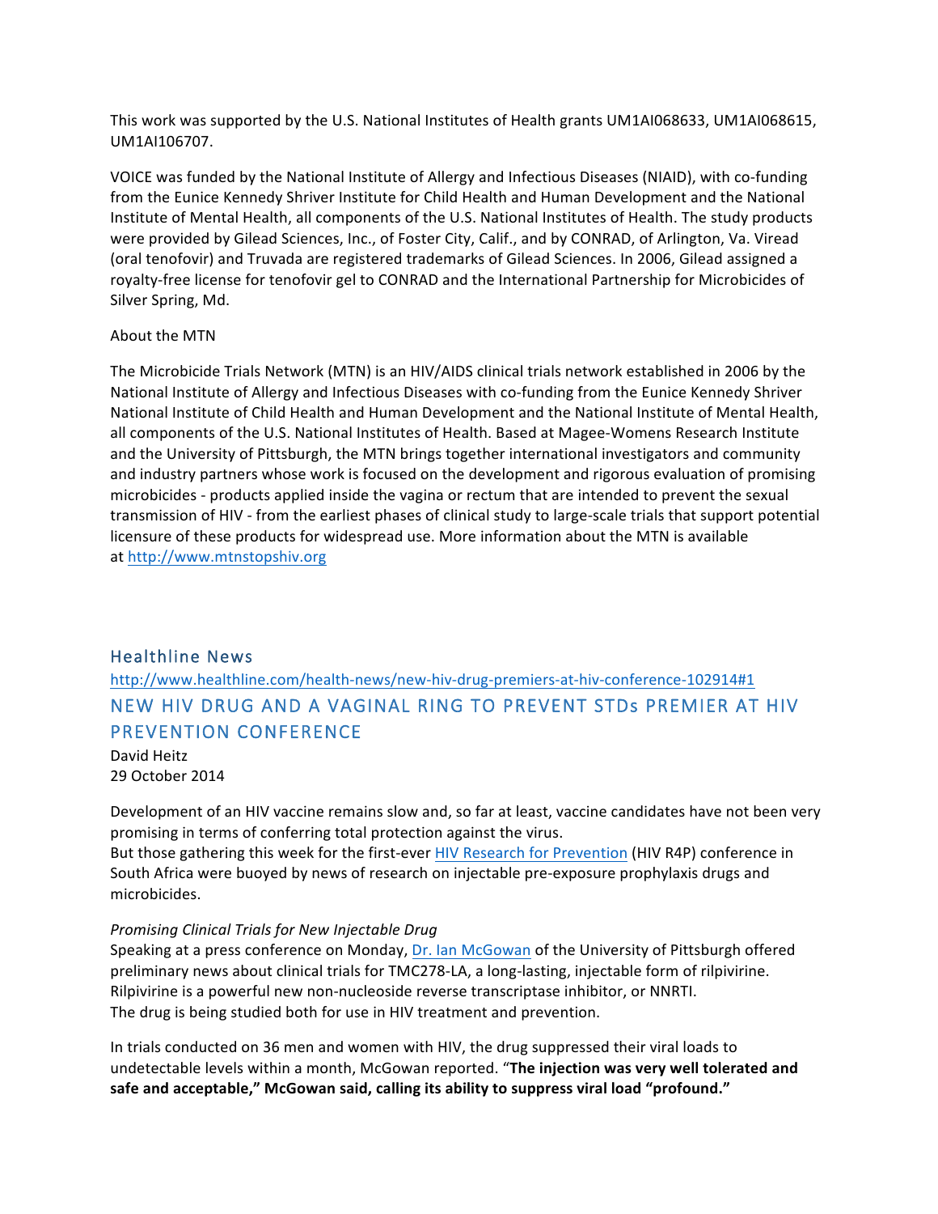This work was supported by the U.S. National Institutes of Health grants UM1AI068633, UM1AI068615, UM1AI106707.

VOICE was funded by the National Institute of Allergy and Infectious Diseases (NIAID), with co-funding from the Eunice Kennedy Shriver Institute for Child Health and Human Development and the National Institute of Mental Health, all components of the U.S. National Institutes of Health. The study products were provided by Gilead Sciences, Inc., of Foster City, Calif., and by CONRAD, of Arlington, Va. Viread (oral tenofovir) and Truvada are registered trademarks of Gilead Sciences. In 2006, Gilead assigned a royalty-free license for tenofovir gel to CONRAD and the International Partnership for Microbicides of Silver Spring, Md.

About the MTN

The Microbicide Trials Network (MTN) is an HIV/AIDS clinical trials network established in 2006 by the National Institute of Allergy and Infectious Diseases with co-funding from the Eunice Kennedy Shriver National Institute of Child Health and Human Development and the National Institute of Mental Health, all components of the U.S. National Institutes of Health. Based at Magee-Womens Research Institute and the University of Pittsburgh, the MTN brings together international investigators and community and industry partners whose work is focused on the development and rigorous evaluation of promising microbicides - products applied inside the vagina or rectum that are intended to prevent the sexual transmission of HIV - from the earliest phases of clinical study to large-scale trials that support potential licensure of these products for widespread use. More information about the MTN is available at http://www.mtnstopshiv.org

## Healthline News

http://www.healthline.com/health-news/new-hiv-drug-premiers-at-hiv-conference-102914#1

## NEW HIV DRUG AND A VAGINAL RING TO PREVENT STDs PREMIER AT HIV PREVENTION CONFERENCE

David Heitz
29 October 2014

Development of an HIV vaccine remains slow and, so far at least, vaccine candidates have not been very promising in terms of conferring total protection against the virus.
But those gathering this week for the first-ever HIV Research for Prevention (HIV R4P) conference in South Africa were buoyed by news of research on injectable pre-exposure prophylaxis drugs and microbicides.

*Promising Clinical Trials for New Injectable Drug*
Speaking at a press conference on Monday, Dr. Ian McGowan of the University of Pittsburgh offered preliminary news about clinical trials for TMC278-LA, a long-lasting, injectable form of rilpivirine. Rilpivirine is a powerful new non-nucleoside reverse transcriptase inhibitor, or NNRTI.
The drug is being studied both for use in HIV treatment and prevention.

In trials conducted on 36 men and women with HIV, the drug suppressed their viral loads to undetectable levels within a month, McGowan reported. "**The injection was very well tolerated and safe and acceptable," McGowan said, calling its ability to suppress viral load "profound."**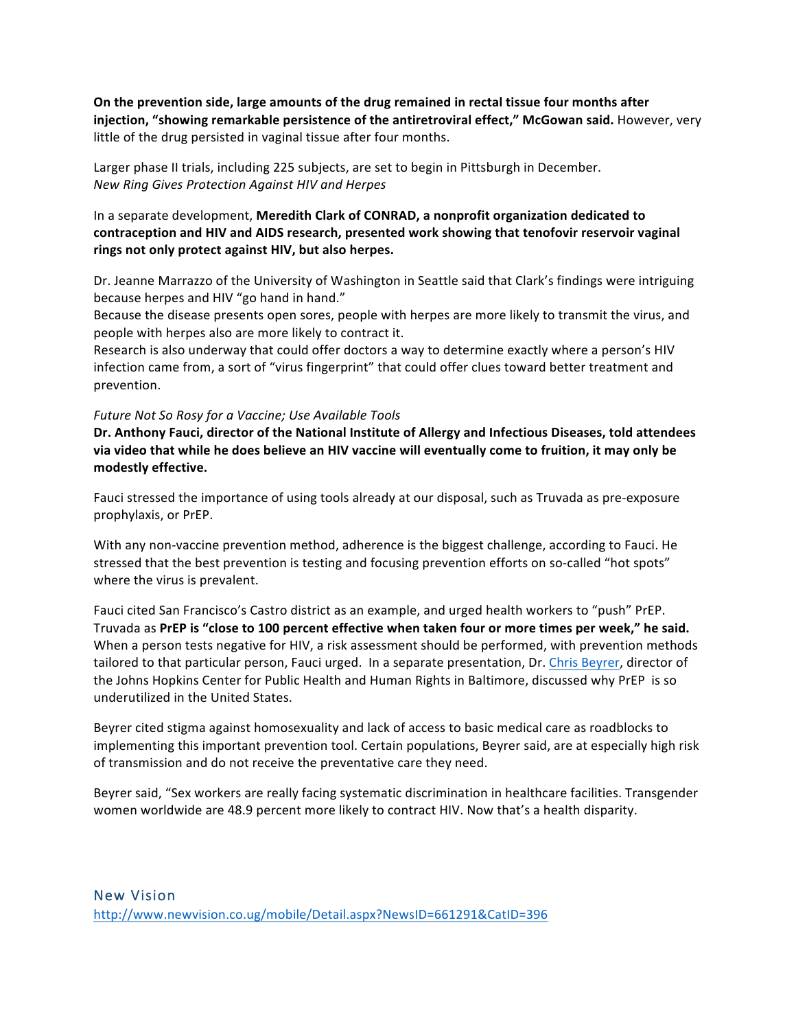**On the prevention side, large amounts of the drug remained in rectal tissue four months after injection, "showing remarkable persistence of the antiretroviral effect," McGowan said.** However, very little of the drug persisted in vaginal tissue after four months.

Larger phase II trials, including 225 subjects, are set to begin in Pittsburgh in December.
*New Ring Gives Protection Against HIV and Herpes*

In a separate development, **Meredith Clark of CONRAD, a nonprofit organization dedicated to contraception and HIV and AIDS research, presented work showing that tenofovir reservoir vaginal rings not only protect against HIV, but also herpes.**

Dr. Jeanne Marrazzo of the University of Washington in Seattle said that Clark's findings were intriguing because herpes and HIV "go hand in hand."
Because the disease presents open sores, people with herpes are more likely to transmit the virus, and people with herpes also are more likely to contract it.
Research is also underway that could offer doctors a way to determine exactly where a person's HIV infection came from, a sort of "virus fingerprint" that could offer clues toward better treatment and prevention.

*Future Not So Rosy for a Vaccine; Use Available Tools*
**Dr. Anthony Fauci, director of the National Institute of Allergy and Infectious Diseases, told attendees via video that while he does believe an HIV vaccine will eventually come to fruition, it may only be modestly effective.**

Fauci stressed the importance of using tools already at our disposal, such as Truvada as pre-exposure prophylaxis, or PrEP.

With any non-vaccine prevention method, adherence is the biggest challenge, according to Fauci. He stressed that the best prevention is testing and focusing prevention efforts on so-called "hot spots" where the virus is prevalent.

Fauci cited San Francisco's Castro district as an example, and urged health workers to "push" PrEP. Truvada as **PrEP is "close to 100 percent effective when taken four or more times per week," he said.** When a person tests negative for HIV, a risk assessment should be performed, with prevention methods tailored to that particular person, Fauci urged. In a separate presentation, Dr. Chris Beyrer, director of the Johns Hopkins Center for Public Health and Human Rights in Baltimore, discussed why PrEP is so underutilized in the United States.

Beyrer cited stigma against homosexuality and lack of access to basic medical care as roadblocks to implementing this important prevention tool. Certain populations, Beyrer said, are at especially high risk of transmission and do not receive the preventative care they need.

Beyrer said, "Sex workers are really facing systematic discrimination in healthcare facilities. Transgender women worldwide are 48.9 percent more likely to contract HIV. Now that's a health disparity.

## New Vision

http://www.newvision.co.ug/mobile/Detail.aspx?NewsID=661291&CatID=396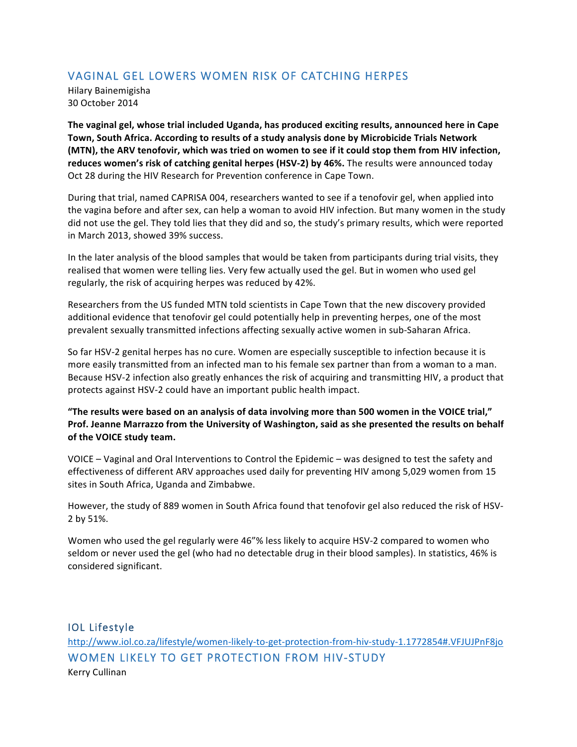## VAGINAL GEL LOWERS WOMEN RISK OF CATCHING HERPES

Hilary Bainemigisha
30 October 2014

**The vaginal gel, whose trial included Uganda, has produced exciting results, announced here in Cape Town, South Africa. According to results of a study analysis done by Microbicide Trials Network (MTN), the ARV tenofovir, which was tried on women to see if it could stop them from HIV infection, reduces women's risk of catching genital herpes (HSV-2) by 46%.** The results were announced today Oct 28 during the HIV Research for Prevention conference in Cape Town.

During that trial, named CAPRISA 004, researchers wanted to see if a tenofovir gel, when applied into the vagina before and after sex, can help a woman to avoid HIV infection. But many women in the study did not use the gel. They told lies that they did and so, the study's primary results, which were reported in March 2013, showed 39% success.

In the later analysis of the blood samples that would be taken from participants during trial visits, they realised that women were telling lies. Very few actually used the gel. But in women who used gel regularly, the risk of acquiring herpes was reduced by 42%.

Researchers from the US funded MTN told scientists in Cape Town that the new discovery provided additional evidence that tenofovir gel could potentially help in preventing herpes, one of the most prevalent sexually transmitted infections affecting sexually active women in sub-Saharan Africa.

So far HSV-2 genital herpes has no cure. Women are especially susceptible to infection because it is more easily transmitted from an infected man to his female sex partner than from a woman to a man. Because HSV-2 infection also greatly enhances the risk of acquiring and transmitting HIV, a product that protects against HSV-2 could have an important public health impact.

**"The results were based on an analysis of data involving more than 500 women in the VOICE trial," Prof. Jeanne Marrazzo from the University of Washington, said as she presented the results on behalf of the VOICE study team.**

VOICE – Vaginal and Oral Interventions to Control the Epidemic – was designed to test the safety and effectiveness of different ARV approaches used daily for preventing HIV among 5,029 women from 15 sites in South Africa, Uganda and Zimbabwe.

However, the study of 889 women in South Africa found that tenofovir gel also reduced the risk of HSV-2 by 51%.

Women who used the gel regularly were 46"% less likely to acquire HSV-2 compared to women who seldom or never used the gel (who had no detectable drug in their blood samples). In statistics, 46% is considered significant.

## IOL Lifestyle

http://www.iol.co.za/lifestyle/women-likely-to-get-protection-from-hiv-study-1.1772854#.VFJUJPnF8jo

## WOMEN LIKELY TO GET PROTECTION FROM HIV-STUDY

Kerry Cullinan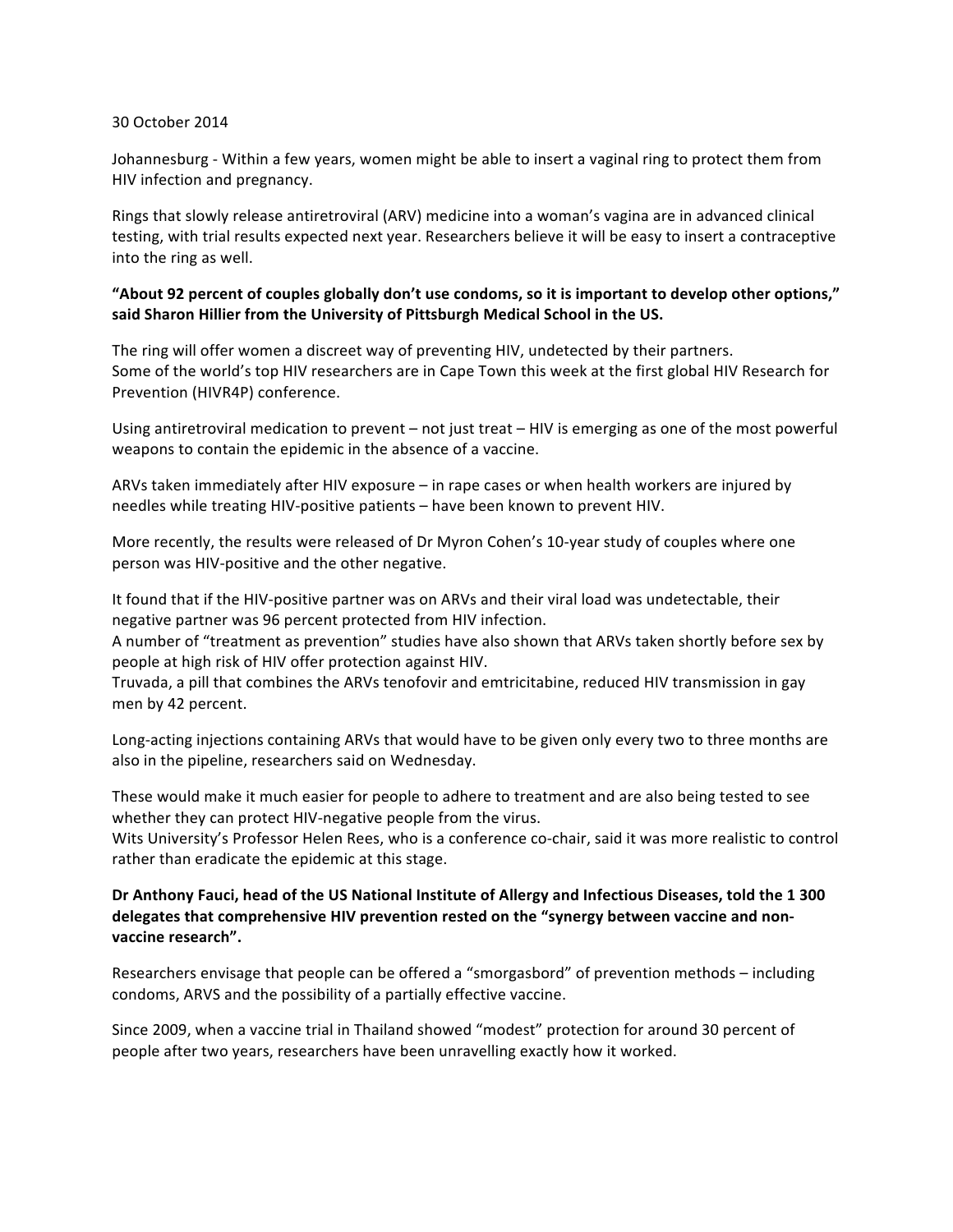30 October 2014

Johannesburg - Within a few years, women might be able to insert a vaginal ring to protect them from HIV infection and pregnancy.

Rings that slowly release antiretroviral (ARV) medicine into a woman's vagina are in advanced clinical testing, with trial results expected next year. Researchers believe it will be easy to insert a contraceptive into the ring as well.

**"About 92 percent of couples globally don't use condoms, so it is important to develop other options," said Sharon Hillier from the University of Pittsburgh Medical School in the US.**

The ring will offer women a discreet way of preventing HIV, undetected by their partners.
Some of the world's top HIV researchers are in Cape Town this week at the first global HIV Research for Prevention (HIVR4P) conference.

Using antiretroviral medication to prevent – not just treat – HIV is emerging as one of the most powerful weapons to contain the epidemic in the absence of a vaccine.

ARVs taken immediately after HIV exposure – in rape cases or when health workers are injured by needles while treating HIV-positive patients – have been known to prevent HIV.

More recently, the results were released of Dr Myron Cohen's 10-year study of couples where one person was HIV-positive and the other negative.

It found that if the HIV-positive partner was on ARVs and their viral load was undetectable, their negative partner was 96 percent protected from HIV infection.
A number of "treatment as prevention" studies have also shown that ARVs taken shortly before sex by people at high risk of HIV offer protection against HIV.
Truvada, a pill that combines the ARVs tenofovir and emtricitabine, reduced HIV transmission in gay men by 42 percent.

Long-acting injections containing ARVs that would have to be given only every two to three months are also in the pipeline, researchers said on Wednesday.

These would make it much easier for people to adhere to treatment and are also being tested to see whether they can protect HIV-negative people from the virus.
Wits University's Professor Helen Rees, who is a conference co-chair, said it was more realistic to control rather than eradicate the epidemic at this stage.

**Dr Anthony Fauci, head of the US National Institute of Allergy and Infectious Diseases, told the 1 300 delegates that comprehensive HIV prevention rested on the "synergy between vaccine and non-vaccine research".**

Researchers envisage that people can be offered a "smorgasbord" of prevention methods – including condoms, ARVS and the possibility of a partially effective vaccine.

Since 2009, when a vaccine trial in Thailand showed "modest" protection for around 30 percent of people after two years, researchers have been unravelling exactly how it worked.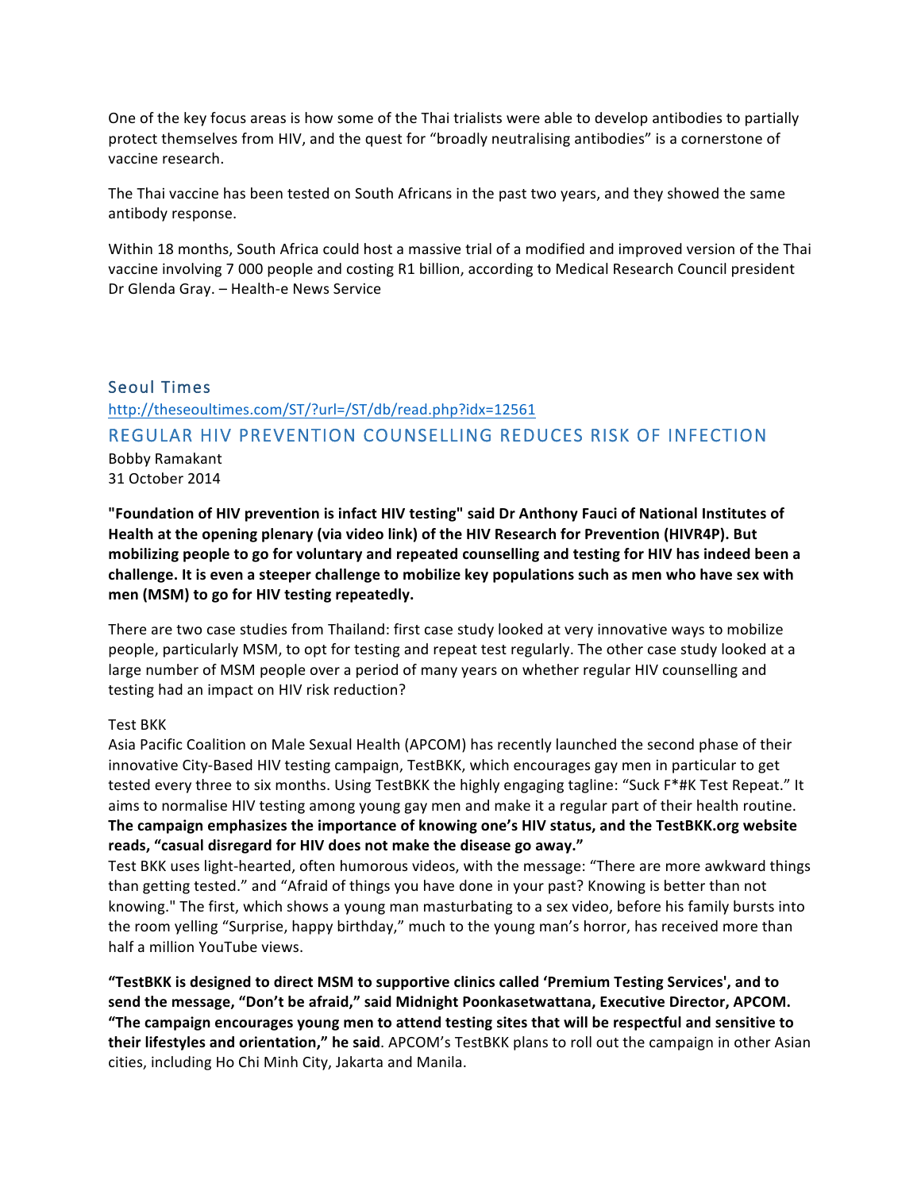One of the key focus areas is how some of the Thai trialists were able to develop antibodies to partially protect themselves from HIV, and the quest for "broadly neutralising antibodies" is a cornerstone of vaccine research.

The Thai vaccine has been tested on South Africans in the past two years, and they showed the same antibody response.

Within 18 months, South Africa could host a massive trial of a modified and improved version of the Thai vaccine involving 7 000 people and costing R1 billion, according to Medical Research Council president Dr Glenda Gray. – Health-e News Service

## Seoul Times

http://theseoultimes.com/ST/?url=/ST/db/read.php?idx=12561

## REGULAR HIV PREVENTION COUNSELLING REDUCES RISK OF INFECTION

Bobby Ramakant
31 October 2014

**"Foundation of HIV prevention is infact HIV testing" said Dr Anthony Fauci of National Institutes of Health at the opening plenary (via video link) of the HIV Research for Prevention (HIVR4P). But mobilizing people to go for voluntary and repeated counselling and testing for HIV has indeed been a challenge. It is even a steeper challenge to mobilize key populations such as men who have sex with men (MSM) to go for HIV testing repeatedly.**

There are two case studies from Thailand: first case study looked at very innovative ways to mobilize people, particularly MSM, to opt for testing and repeat test regularly. The other case study looked at a large number of MSM people over a period of many years on whether regular HIV counselling and testing had an impact on HIV risk reduction?

Test BKK
Asia Pacific Coalition on Male Sexual Health (APCOM) has recently launched the second phase of their innovative City-Based HIV testing campaign, TestBKK, which encourages gay men in particular to get tested every three to six months. Using TestBKK the highly engaging tagline: "Suck F*#K Test Repeat." It aims to normalise HIV testing among young gay men and make it a regular part of their health routine. **The campaign emphasizes the importance of knowing one's HIV status, and the TestBKK.org website reads, "casual disregard for HIV does not make the disease go away."**
Test BKK uses light-hearted, often humorous videos, with the message: "There are more awkward things than getting tested." and "Afraid of things you have done in your past? Knowing is better than not knowing." The first, which shows a young man masturbating to a sex video, before his family bursts into the room yelling "Surprise, happy birthday," much to the young man's horror, has received more than half a million YouTube views.

**"TestBKK is designed to direct MSM to supportive clinics called 'Premium Testing Services', and to send the message, "Don't be afraid," said Midnight Poonkasetwattana, Executive Director, APCOM. "The campaign encourages young men to attend testing sites that will be respectful and sensitive to their lifestyles and orientation," he said**. APCOM's TestBKK plans to roll out the campaign in other Asian cities, including Ho Chi Minh City, Jakarta and Manila.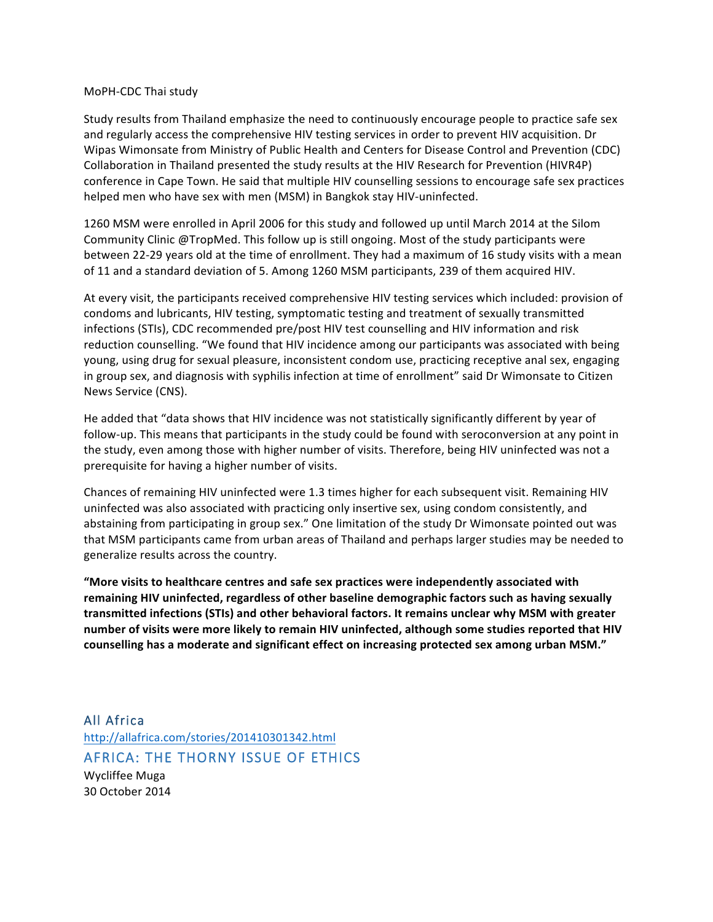MoPH-CDC Thai study

Study results from Thailand emphasize the need to continuously encourage people to practice safe sex and regularly access the comprehensive HIV testing services in order to prevent HIV acquisition. Dr Wipas Wimonsate from Ministry of Public Health and Centers for Disease Control and Prevention (CDC) Collaboration in Thailand presented the study results at the HIV Research for Prevention (HIVR4P) conference in Cape Town. He said that multiple HIV counselling sessions to encourage safe sex practices helped men who have sex with men (MSM) in Bangkok stay HIV-uninfected.

1260 MSM were enrolled in April 2006 for this study and followed up until March 2014 at the Silom Community Clinic @TropMed. This follow up is still ongoing. Most of the study participants were between 22-29 years old at the time of enrollment. They had a maximum of 16 study visits with a mean of 11 and a standard deviation of 5. Among 1260 MSM participants, 239 of them acquired HIV.

At every visit, the participants received comprehensive HIV testing services which included: provision of condoms and lubricants, HIV testing, symptomatic testing and treatment of sexually transmitted infections (STIs), CDC recommended pre/post HIV test counselling and HIV information and risk reduction counselling. "We found that HIV incidence among our participants was associated with being young, using drug for sexual pleasure, inconsistent condom use, practicing receptive anal sex, engaging in group sex, and diagnosis with syphilis infection at time of enrollment" said Dr Wimonsate to Citizen News Service (CNS).

He added that "data shows that HIV incidence was not statistically significantly different by year of follow-up. This means that participants in the study could be found with seroconversion at any point in the study, even among those with higher number of visits. Therefore, being HIV uninfected was not a prerequisite for having a higher number of visits.

Chances of remaining HIV uninfected were 1.3 times higher for each subsequent visit. Remaining HIV uninfected was also associated with practicing only insertive sex, using condom consistently, and abstaining from participating in group sex." One limitation of the study Dr Wimonsate pointed out was that MSM participants came from urban areas of Thailand and perhaps larger studies may be needed to generalize results across the country.

**"More visits to healthcare centres and safe sex practices were independently associated with remaining HIV uninfected, regardless of other baseline demographic factors such as having sexually transmitted infections (STIs) and other behavioral factors. It remains unclear why MSM with greater number of visits were more likely to remain HIV uninfected, although some studies reported that HIV counselling has a moderate and significant effect on increasing protected sex among urban MSM."**

## All Africa

http://allafrica.com/stories/201410301342.html

## AFRICA: THE THORNY ISSUE OF ETHICS

Wycliffee Muga

30 October 2014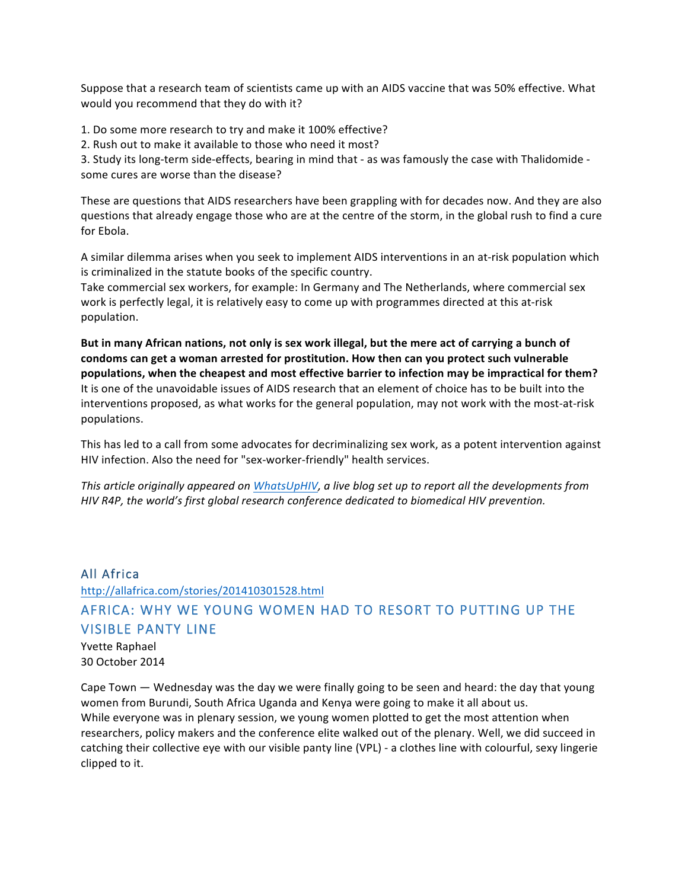Suppose that a research team of scientists came up with an AIDS vaccine that was 50% effective. What would you recommend that they do with it?

1. Do some more research to try and make it 100% effective?
2. Rush out to make it available to those who need it most?
3. Study its long-term side-effects, bearing in mind that - as was famously the case with Thalidomide - some cures are worse than the disease?

These are questions that AIDS researchers have been grappling with for decades now. And they are also questions that already engage those who are at the centre of the storm, in the global rush to find a cure for Ebola.

A similar dilemma arises when you seek to implement AIDS interventions in an at-risk population which is criminalized in the statute books of the specific country.
Take commercial sex workers, for example: In Germany and The Netherlands, where commercial sex work is perfectly legal, it is relatively easy to come up with programmes directed at this at-risk population.

**But in many African nations, not only is sex work illegal, but the mere act of carrying a bunch of condoms can get a woman arrested for prostitution. How then can you protect such vulnerable populations, when the cheapest and most effective barrier to infection may be impractical for them?** It is one of the unavoidable issues of AIDS research that an element of choice has to be built into the interventions proposed, as what works for the general population, may not work with the most-at-risk populations.

This has led to a call from some advocates for decriminalizing sex work, as a potent intervention against HIV infection. Also the need for "sex-worker-friendly" health services.

*This article originally appeared on [WhatsUpHIV](WhatsUpHIV), a live blog set up to report all the developments from HIV R4P, the world's first global research conference dedicated to biomedical HIV prevention.*

## All Africa

http://allafrica.com/stories/201410301528.html

## AFRICA: WHY WE YOUNG WOMEN HAD TO RESORT TO PUTTING UP THE VISIBLE PANTY LINE

Yvette Raphael
30 October 2014

Cape Town — Wednesday was the day we were finally going to be seen and heard: the day that young women from Burundi, South Africa Uganda and Kenya were going to make it all about us.
While everyone was in plenary session, we young women plotted to get the most attention when researchers, policy makers and the conference elite walked out of the plenary. Well, we did succeed in catching their collective eye with our visible panty line (VPL) - a clothes line with colourful, sexy lingerie clipped to it.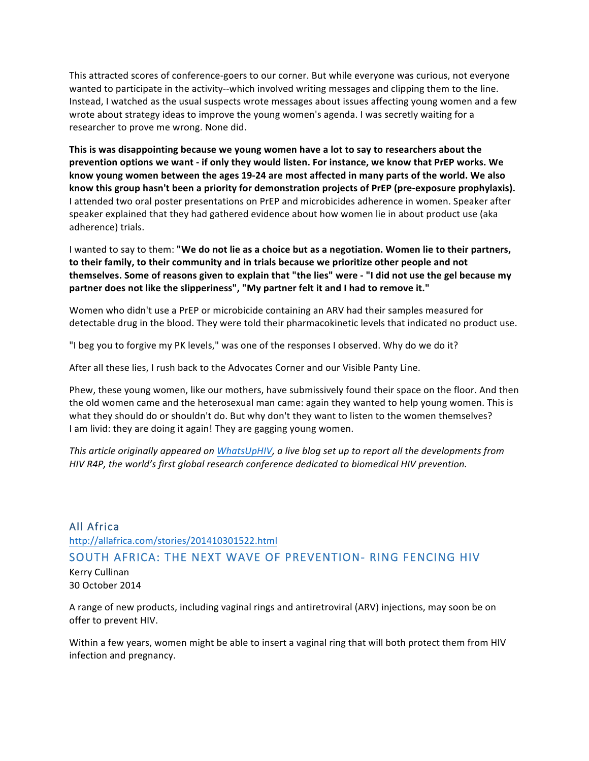This attracted scores of conference-goers to our corner. But while everyone was curious, not everyone wanted to participate in the activity--which involved writing messages and clipping them to the line. Instead, I watched as the usual suspects wrote messages about issues affecting young women and a few wrote about strategy ideas to improve the young women's agenda. I was secretly waiting for a researcher to prove me wrong. None did.

**This is was disappointing because we young women have a lot to say to researchers about the prevention options we want - if only they would listen. For instance, we know that PrEP works. We know young women between the ages 19-24 are most affected in many parts of the world. We also know this group hasn't been a priority for demonstration projects of PrEP (pre-exposure prophylaxis).** I attended two oral poster presentations on PrEP and microbicides adherence in women. Speaker after speaker explained that they had gathered evidence about how women lie in about product use (aka adherence) trials.

I wanted to say to them: **"We do not lie as a choice but as a negotiation. Women lie to their partners, to their family, to their community and in trials because we prioritize other people and not themselves. Some of reasons given to explain that "the lies" were - "I did not use the gel because my partner does not like the slipperiness", "My partner felt it and I had to remove it."**

Women who didn't use a PrEP or microbicide containing an ARV had their samples measured for detectable drug in the blood. They were told their pharmacokinetic levels that indicated no product use.

"I beg you to forgive my PK levels," was one of the responses I observed. Why do we do it?

After all these lies, I rush back to the Advocates Corner and our Visible Panty Line.

Phew, these young women, like our mothers, have submissively found their space on the floor. And then the old women came and the heterosexual man came: again they wanted to help young women. This is what they should do or shouldn't do. But why don't they want to listen to the women themselves? I am livid: they are doing it again! They are gagging young women.

*This article originally appeared on WhatsUpHIV, a live blog set up to report all the developments from HIV R4P, the world's first global research conference dedicated to biomedical HIV prevention.*

## All Africa

http://allafrica.com/stories/201410301522.html

## SOUTH AFRICA: THE NEXT WAVE OF PREVENTION- RING FENCING HIV

Kerry Cullinan
30 October 2014

A range of new products, including vaginal rings and antiretroviral (ARV) injections, may soon be on offer to prevent HIV.

Within a few years, women might be able to insert a vaginal ring that will both protect them from HIV infection and pregnancy.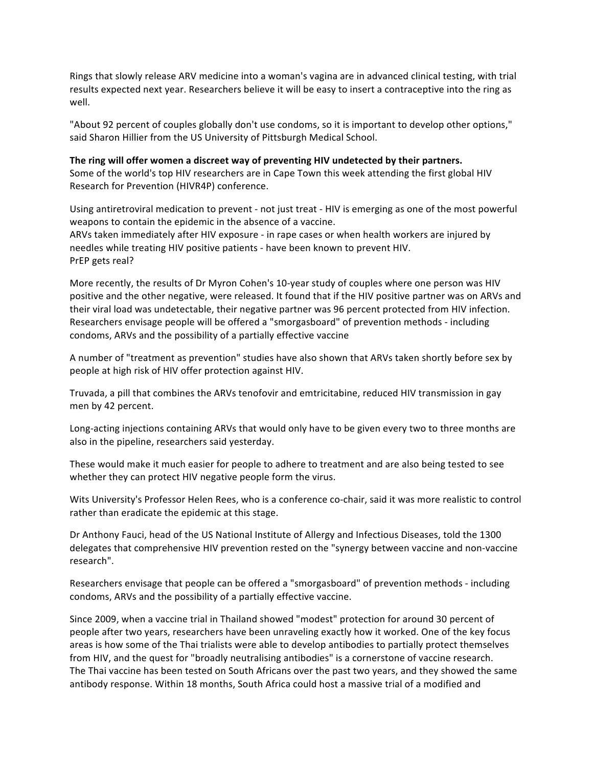Rings that slowly release ARV medicine into a woman's vagina are in advanced clinical testing, with trial results expected next year. Researchers believe it will be easy to insert a contraceptive into the ring as well.

"About 92 percent of couples globally don't use condoms, so it is important to develop other options," said Sharon Hillier from the US University of Pittsburgh Medical School.

**The ring will offer women a discreet way of preventing HIV undetected by their partners.**
Some of the world's top HIV researchers are in Cape Town this week attending the first global HIV Research for Prevention (HIVR4P) conference.

Using antiretroviral medication to prevent - not just treat - HIV is emerging as one of the most powerful weapons to contain the epidemic in the absence of a vaccine.
ARVs taken immediately after HIV exposure - in rape cases or when health workers are injured by needles while treating HIV positive patients - have been known to prevent HIV.
PrEP gets real?

More recently, the results of Dr Myron Cohen's 10-year study of couples where one person was HIV positive and the other negative, were released. It found that if the HIV positive partner was on ARVs and their viral load was undetectable, their negative partner was 96 percent protected from HIV infection.
Researchers envisage people will be offered a "smorgasboard" of prevention methods - including condoms, ARVs and the possibility of a partially effective vaccine

A number of "treatment as prevention" studies have also shown that ARVs taken shortly before sex by people at high risk of HIV offer protection against HIV.

Truvada, a pill that combines the ARVs tenofovir and emtricitabine, reduced HIV transmission in gay men by 42 percent.

Long-acting injections containing ARVs that would only have to be given every two to three months are also in the pipeline, researchers said yesterday.

These would make it much easier for people to adhere to treatment and are also being tested to see whether they can protect HIV negative people form the virus.

Wits University's Professor Helen Rees, who is a conference co-chair, said it was more realistic to control rather than eradicate the epidemic at this stage.

Dr Anthony Fauci, head of the US National Institute of Allergy and Infectious Diseases, told the 1300 delegates that comprehensive HIV prevention rested on the "synergy between vaccine and non-vaccine research".

Researchers envisage that people can be offered a "smorgasboard" of prevention methods - including condoms, ARVs and the possibility of a partially effective vaccine.

Since 2009, when a vaccine trial in Thailand showed "modest" protection for around 30 percent of people after two years, researchers have been unraveling exactly how it worked. One of the key focus areas is how some of the Thai trialists were able to develop antibodies to partially protect themselves from HIV, and the quest for "broadly neutralising antibodies" is a cornerstone of vaccine research.
The Thai vaccine has been tested on South Africans over the past two years, and they showed the same antibody response. Within 18 months, South Africa could host a massive trial of a modified and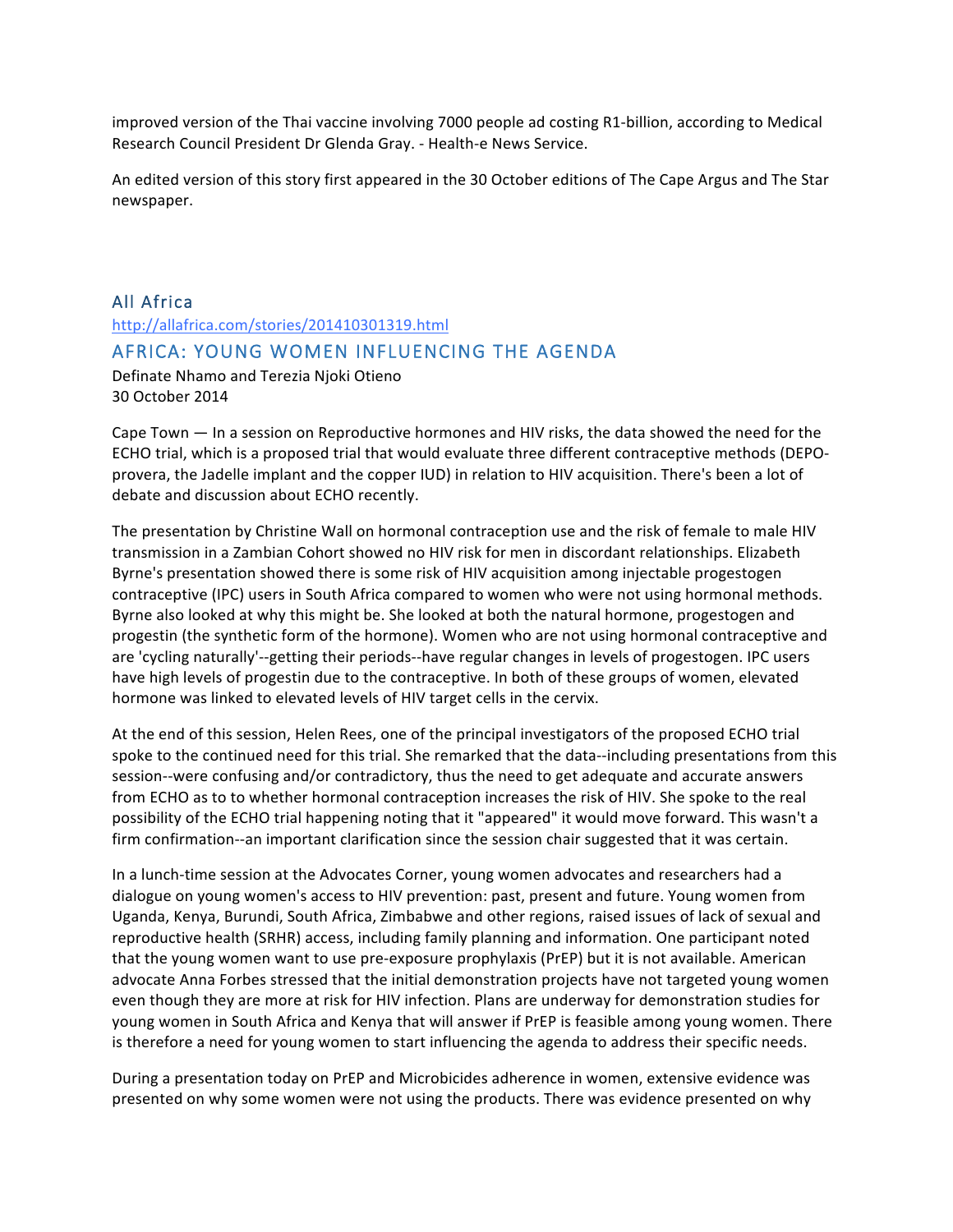improved version of the Thai vaccine involving 7000 people ad costing R1-billion, according to Medical Research Council President Dr Glenda Gray. - Health-e News Service.

An edited version of this story first appeared in the 30 October editions of The Cape Argus and The Star newspaper.

## All Africa

http://allafrica.com/stories/201410301319.html

## AFRICA: YOUNG WOMEN INFLUENCING THE AGENDA

Definate Nhamo and Terezia Njoki Otieno
30 October 2014

Cape Town — In a session on Reproductive hormones and HIV risks, the data showed the need for the ECHO trial, which is a proposed trial that would evaluate three different contraceptive methods (DEPO-provera, the Jadelle implant and the copper IUD) in relation to HIV acquisition. There's been a lot of debate and discussion about ECHO recently.

The presentation by Christine Wall on hormonal contraception use and the risk of female to male HIV transmission in a Zambian Cohort showed no HIV risk for men in discordant relationships. Elizabeth Byrne's presentation showed there is some risk of HIV acquisition among injectable progestogen contraceptive (IPC) users in South Africa compared to women who were not using hormonal methods. Byrne also looked at why this might be. She looked at both the natural hormone, progestogen and progestin (the synthetic form of the hormone). Women who are not using hormonal contraceptive and are 'cycling naturally'--getting their periods--have regular changes in levels of progestogen. IPC users have high levels of progestin due to the contraceptive. In both of these groups of women, elevated hormone was linked to elevated levels of HIV target cells in the cervix.

At the end of this session, Helen Rees, one of the principal investigators of the proposed ECHO trial spoke to the continued need for this trial. She remarked that the data--including presentations from this session--were confusing and/or contradictory, thus the need to get adequate and accurate answers from ECHO as to to whether hormonal contraception increases the risk of HIV. She spoke to the real possibility of the ECHO trial happening noting that it "appeared" it would move forward. This wasn't a firm confirmation--an important clarification since the session chair suggested that it was certain.

In a lunch-time session at the Advocates Corner, young women advocates and researchers had a dialogue on young women's access to HIV prevention: past, present and future. Young women from Uganda, Kenya, Burundi, South Africa, Zimbabwe and other regions, raised issues of lack of sexual and reproductive health (SRHR) access, including family planning and information. One participant noted that the young women want to use pre-exposure prophylaxis (PrEP) but it is not available. American advocate Anna Forbes stressed that the initial demonstration projects have not targeted young women even though they are more at risk for HIV infection. Plans are underway for demonstration studies for young women in South Africa and Kenya that will answer if PrEP is feasible among young women. There is therefore a need for young women to start influencing the agenda to address their specific needs.

During a presentation today on PrEP and Microbicides adherence in women, extensive evidence was presented on why some women were not using the products. There was evidence presented on why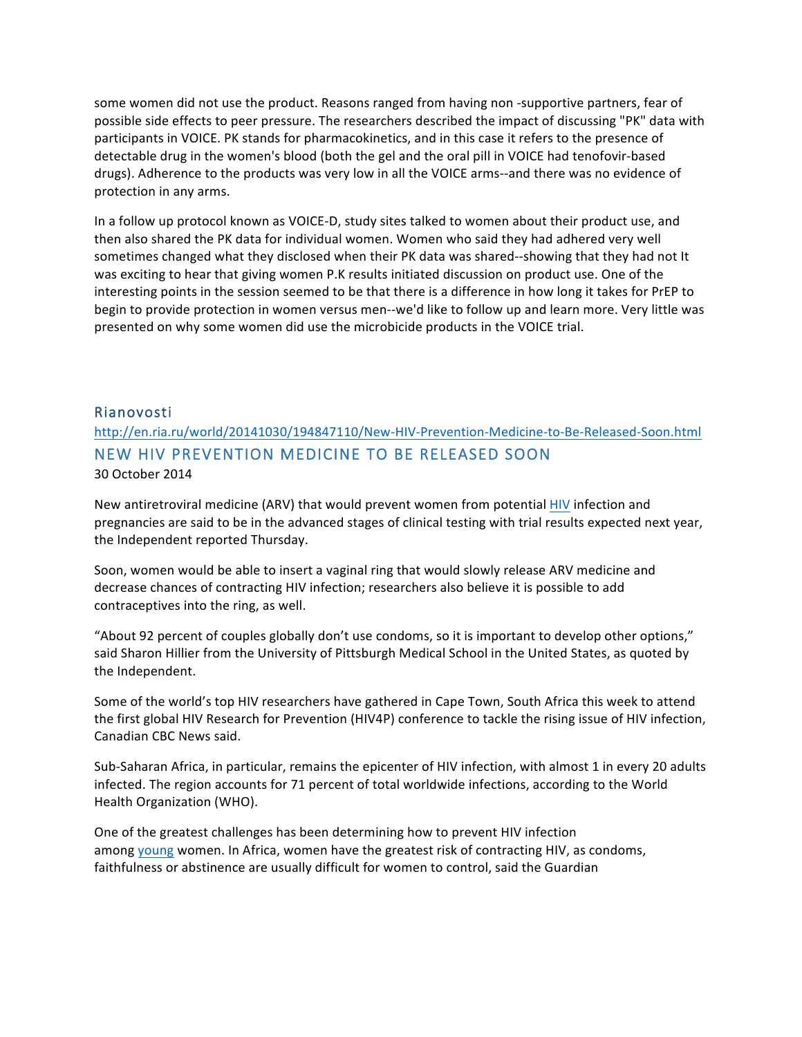some women did not use the product. Reasons ranged from having non -supportive partners, fear of possible side effects to peer pressure. The researchers described the impact of discussing "PK" data with participants in VOICE. PK stands for pharmacokinetics, and in this case it refers to the presence of detectable drug in the women's blood (both the gel and the oral pill in VOICE had tenofovir-based drugs). Adherence to the products was very low in all the VOICE arms--and there was no evidence of protection in any arms.

In a follow up protocol known as VOICE-D, study sites talked to women about their product use, and then also shared the PK data for individual women. Women who said they had adhered very well sometimes changed what they disclosed when their PK data was shared--showing that they had not It was exciting to hear that giving women P.K results initiated discussion on product use. One of the interesting points in the session seemed to be that there is a difference in how long it takes for PrEP to begin to provide protection in women versus men--we'd like to follow up and learn more. Very little was presented on why some women did use the microbicide products in the VOICE trial.

## Rianovosti

http://en.ria.ru/world/20141030/194847110/New-HIV-Prevention-Medicine-to-Be-Released-Soon.html

## NEW HIV PREVENTION MEDICINE TO BE RELEASED SOON

30 October 2014

New antiretroviral medicine (ARV) that would prevent women from potential HIV infection and pregnancies are said to be in the advanced stages of clinical testing with trial results expected next year, the Independent reported Thursday.

Soon, women would be able to insert a vaginal ring that would slowly release ARV medicine and decrease chances of contracting HIV infection; researchers also believe it is possible to add contraceptives into the ring, as well.

“About 92 percent of couples globally don’t use condoms, so it is important to develop other options,” said Sharon Hillier from the University of Pittsburgh Medical School in the United States, as quoted by the Independent.

Some of the world’s top HIV researchers have gathered in Cape Town, South Africa this week to attend the first global HIV Research for Prevention (HIV4P) conference to tackle the rising issue of HIV infection, Canadian CBC News said.

Sub-Saharan Africa, in particular, remains the epicenter of HIV infection, with almost 1 in every 20 adults infected. The region accounts for 71 percent of total worldwide infections, according to the World Health Organization (WHO).

One of the greatest challenges has been determining how to prevent HIV infection among young women. In Africa, women have the greatest risk of contracting HIV, as condoms, faithfulness or abstinence are usually difficult for women to control, said the Guardian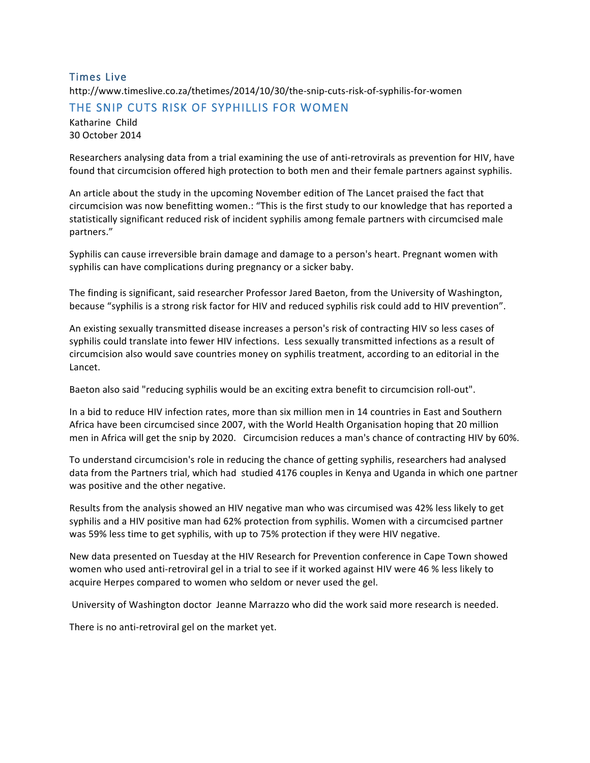## Times Live

http://www.timeslive.co.za/thetimes/2014/10/30/the-snip-cuts-risk-of-syphilis-for-women

## THE SNIP CUTS RISK OF SYPHILLIS FOR WOMEN

Katharine Child
30 October 2014

Researchers analysing data from a trial examining the use of anti-retrovirals as prevention for HIV, have found that circumcision offered high protection to both men and their female partners against syphilis.

An article about the study in the upcoming November edition of The Lancet praised the fact that circumcision was now benefitting women.: "This is the first study to our knowledge that has reported a statistically significant reduced risk of incident syphilis among female partners with circumcised male partners."

Syphilis can cause irreversible brain damage and damage to a person's heart. Pregnant women with syphilis can have complications during pregnancy or a sicker baby.

The finding is significant, said researcher Professor Jared Baeton, from the University of Washington, because "syphilis is a strong risk factor for HIV and reduced syphilis risk could add to HIV prevention".

An existing sexually transmitted disease increases a person's risk of contracting HIV so less cases of syphilis could translate into fewer HIV infections. Less sexually transmitted infections as a result of circumcision also would save countries money on syphilis treatment, according to an editorial in the Lancet.

Baeton also said "reducing syphilis would be an exciting extra benefit to circumcision roll-out".

In a bid to reduce HIV infection rates, more than six million men in 14 countries in East and Southern Africa have been circumcised since 2007, with the World Health Organisation hoping that 20 million men in Africa will get the snip by 2020. Circumcision reduces a man's chance of contracting HIV by 60%.

To understand circumcision's role in reducing the chance of getting syphilis, researchers had analysed data from the Partners trial, which had studied 4176 couples in Kenya and Uganda in which one partner was positive and the other negative.

Results from the analysis showed an HIV negative man who was circumised was 42% less likely to get syphilis and a HIV positive man had 62% protection from syphilis. Women with a circumcised partner was 59% less time to get syphilis, with up to 75% protection if they were HIV negative.

New data presented on Tuesday at the HIV Research for Prevention conference in Cape Town showed women who used anti-retroviral gel in a trial to see if it worked against HIV were 46 % less likely to acquire Herpes compared to women who seldom or never used the gel.

University of Washington doctor Jeanne Marrazzo who did the work said more research is needed.

There is no anti-retroviral gel on the market yet.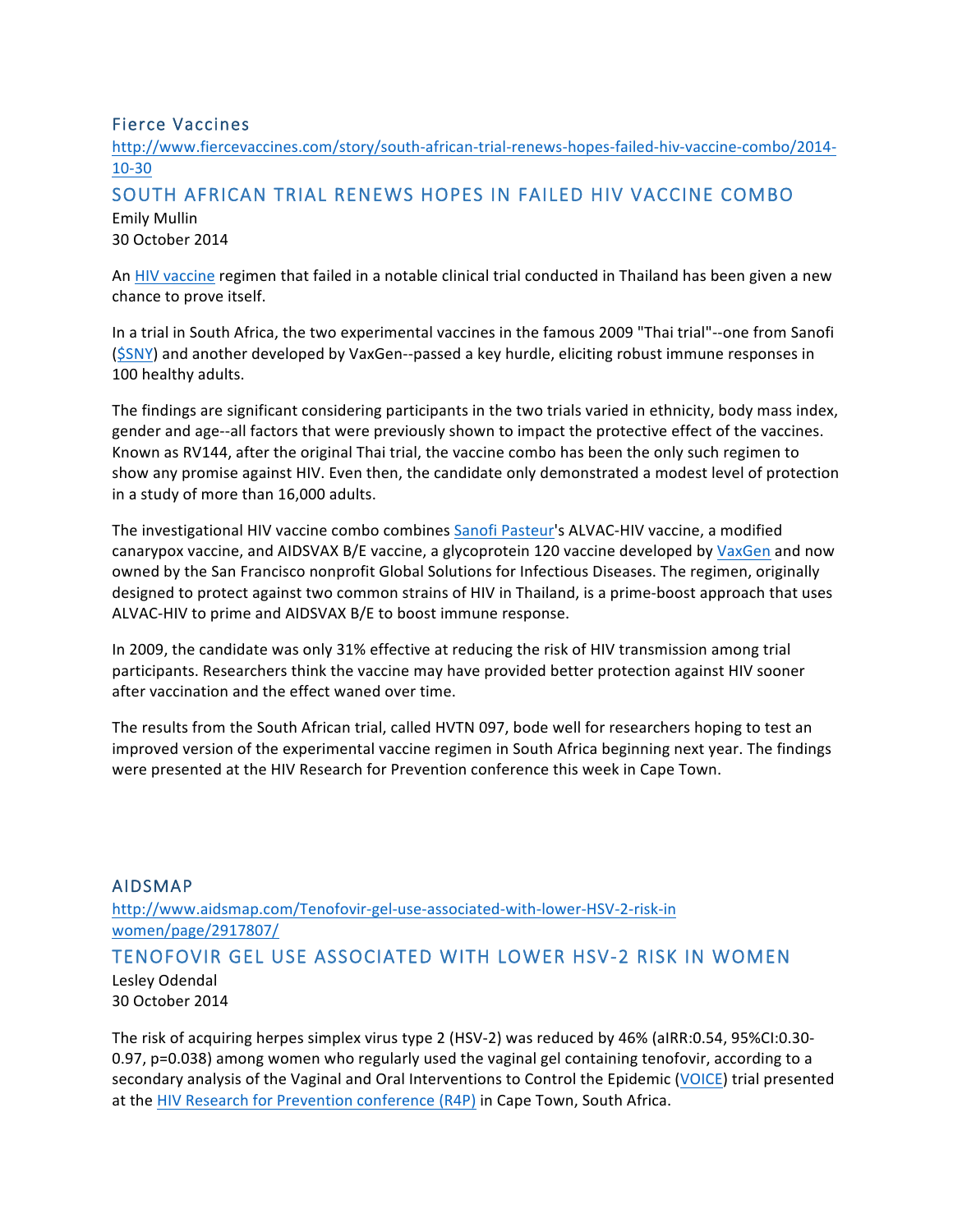## Fierce Vaccines

http://www.fiercevaccines.com/story/south-african-trial-renews-hopes-failed-hiv-vaccine-combo/2014-10-30

### SOUTH AFRICAN TRIAL RENEWS HOPES IN FAILED HIV VACCINE COMBO

Emily Mullin
30 October 2014

An HIV vaccine regimen that failed in a notable clinical trial conducted in Thailand has been given a new chance to prove itself.

In a trial in South Africa, the two experimental vaccines in the famous 2009 "Thai trial"--one from Sanofi ($SNY) and another developed by VaxGen--passed a key hurdle, eliciting robust immune responses in 100 healthy adults.

The findings are significant considering participants in the two trials varied in ethnicity, body mass index, gender and age--all factors that were previously shown to impact the protective effect of the vaccines. Known as RV144, after the original Thai trial, the vaccine combo has been the only such regimen to show any promise against HIV. Even then, the candidate only demonstrated a modest level of protection in a study of more than 16,000 adults.

The investigational HIV vaccine combo combines Sanofi Pasteur's ALVAC-HIV vaccine, a modified canarypox vaccine, and AIDSVAX B/E vaccine, a glycoprotein 120 vaccine developed by VaxGen and now owned by the San Francisco nonprofit Global Solutions for Infectious Diseases. The regimen, originally designed to protect against two common strains of HIV in Thailand, is a prime-boost approach that uses ALVAC-HIV to prime and AIDSVAX B/E to boost immune response.

In 2009, the candidate was only 31% effective at reducing the risk of HIV transmission among trial participants. Researchers think the vaccine may have provided better protection against HIV sooner after vaccination and the effect waned over time.

The results from the South African trial, called HVTN 097, bode well for researchers hoping to test an improved version of the experimental vaccine regimen in South Africa beginning next year. The findings were presented at the HIV Research for Prevention conference this week in Cape Town.

## AIDSMAP

http://www.aidsmap.com/Tenofovir-gel-use-associated-with-lower-HSV-2-risk-in women/page/2917807/

### TENOFOVIR GEL USE ASSOCIATED WITH LOWER HSV-2 RISK IN WOMEN

Lesley Odendal
30 October 2014

The risk of acquiring herpes simplex virus type 2 (HSV-2) was reduced by 46% (aIRR:0.54, 95%CI:0.30-0.97, p=0.038) among women who regularly used the vaginal gel containing tenofovir, according to a secondary analysis of the Vaginal and Oral Interventions to Control the Epidemic (VOICE) trial presented at the HIV Research for Prevention conference (R4P) in Cape Town, South Africa.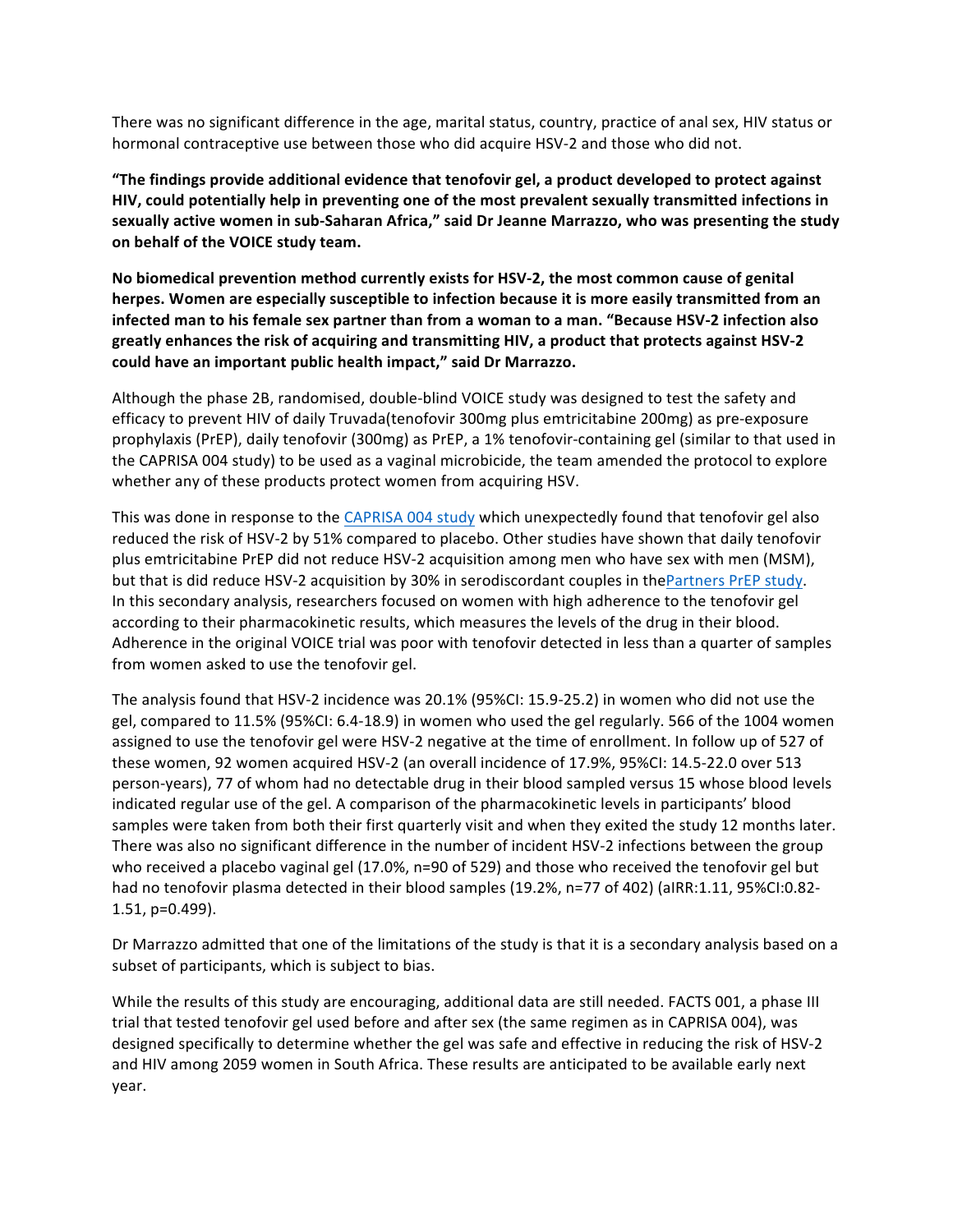There was no significant difference in the age, marital status, country, practice of anal sex, HIV status or hormonal contraceptive use between those who did acquire HSV-2 and those who did not.

**"The findings provide additional evidence that tenofovir gel, a product developed to protect against HIV, could potentially help in preventing one of the most prevalent sexually transmitted infections in sexually active women in sub-Saharan Africa," said Dr Jeanne Marrazzo, who was presenting the study on behalf of the VOICE study team.**

**No biomedical prevention method currently exists for HSV-2, the most common cause of genital herpes. Women are especially susceptible to infection because it is more easily transmitted from an infected man to his female sex partner than from a woman to a man. "Because HSV-2 infection also greatly enhances the risk of acquiring and transmitting HIV, a product that protects against HSV-2 could have an important public health impact," said Dr Marrazzo.**

Although the phase 2B, randomised, double-blind VOICE study was designed to test the safety and efficacy to prevent HIV of daily Truvada(tenofovir 300mg plus emtricitabine 200mg) as pre-exposure prophylaxis (PrEP), daily tenofovir (300mg) as PrEP, a 1% tenofovir-containing gel (similar to that used in the CAPRISA 004 study) to be used as a vaginal microbicide, the team amended the protocol to explore whether any of these products protect women from acquiring HSV.

This was done in response to the [CAPRISA 004 study] which unexpectedly found that tenofovir gel also reduced the risk of HSV-2 by 51% compared to placebo. Other studies have shown that daily tenofovir plus emtricitabine PrEP did not reduce HSV-2 acquisition among men who have sex with men (MSM), but that is did reduce HSV-2 acquisition by 30% in serodiscordant couples in the[Partners PrEP study]. In this secondary analysis, researchers focused on women with high adherence to the tenofovir gel according to their pharmacokinetic results, which measures the levels of the drug in their blood. Adherence in the original VOICE trial was poor with tenofovir detected in less than a quarter of samples from women asked to use the tenofovir gel.

The analysis found that HSV-2 incidence was 20.1% (95%CI: 15.9-25.2) in women who did not use the gel, compared to 11.5% (95%CI: 6.4-18.9) in women who used the gel regularly. 566 of the 1004 women assigned to use the tenofovir gel were HSV-2 negative at the time of enrollment. In follow up of 527 of these women, 92 women acquired HSV-2 (an overall incidence of 17.9%, 95%CI: 14.5-22.0 over 513 person-years), 77 of whom had no detectable drug in their blood sampled versus 15 whose blood levels indicated regular use of the gel. A comparison of the pharmacokinetic levels in participants' blood samples were taken from both their first quarterly visit and when they exited the study 12 months later. There was also no significant difference in the number of incident HSV-2 infections between the group who received a placebo vaginal gel (17.0%, n=90 of 529) and those who received the tenofovir gel but had no tenofovir plasma detected in their blood samples (19.2%, n=77 of 402) (aIRR:1.11, 95%CI:0.82-1.51, p=0.499).

Dr Marrazzo admitted that one of the limitations of the study is that it is a secondary analysis based on a subset of participants, which is subject to bias.

While the results of this study are encouraging, additional data are still needed. FACTS 001, a phase III trial that tested tenofovir gel used before and after sex (the same regimen as in CAPRISA 004), was designed specifically to determine whether the gel was safe and effective in reducing the risk of HSV-2 and HIV among 2059 women in South Africa. These results are anticipated to be available early next year.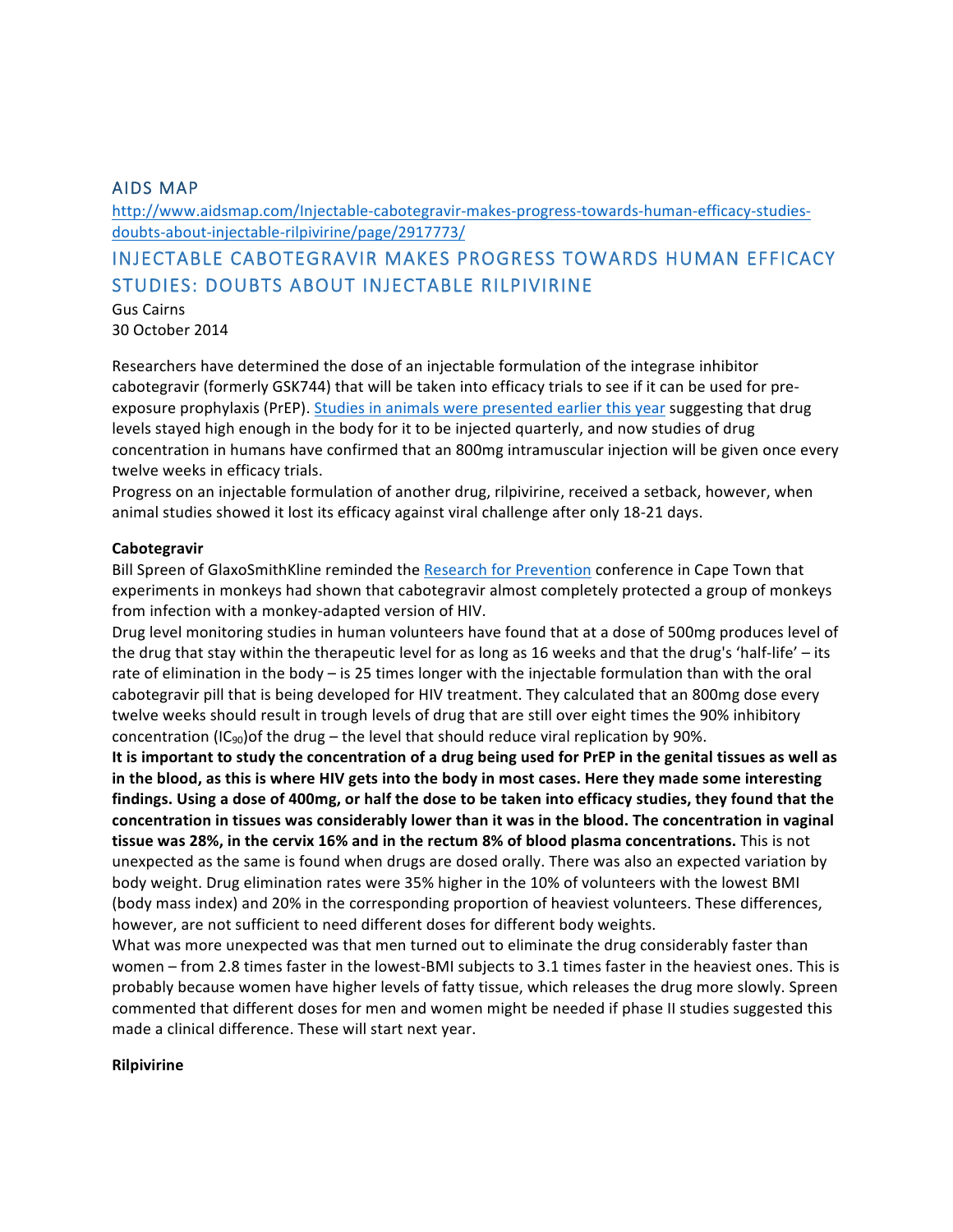## AIDS MAP

[http://www.aidsmap.com/Injectable-cabotegravir-makes-progress-towards-human-efficacy-studies-doubts-about-injectable-rilpivirine/page/2917773/](http://www.aidsmap.com/Injectable-cabotegravir-makes-progress-towards-human-efficacy-studies-doubts-about-injectable-rilpivirine/page/2917773/)

## INJECTABLE CABOTEGRAVIR MAKES PROGRESS TOWARDS HUMAN EFFICACY STUDIES: DOUBTS ABOUT INJECTABLE RILPIVIRINE

Gus Cairns
30 October 2014

Researchers have determined the dose of an injectable formulation of the integrase inhibitor cabotegravir (formerly GSK744) that will be taken into efficacy trials to see if it can be used for pre-exposure prophylaxis (PrEP). Studies in animals were presented earlier this year suggesting that drug levels stayed high enough in the body for it to be injected quarterly, and now studies of drug concentration in humans have confirmed that an 800mg intramuscular injection will be given once every twelve weeks in efficacy trials.

Progress on an injectable formulation of another drug, rilpivirine, received a setback, however, when animal studies showed it lost its efficacy against viral challenge after only 18-21 days.

**Cabotegravir**

Bill Spreen of GlaxoSmithKline reminded the Research for Prevention conference in Cape Town that experiments in monkeys had shown that cabotegravir almost completely protected a group of monkeys from infection with a monkey-adapted version of HIV.

Drug level monitoring studies in human volunteers have found that at a dose of 500mg produces level of the drug that stay within the therapeutic level for as long as 16 weeks and that the drug's 'half-life' – its rate of elimination in the body – is 25 times longer with the injectable formulation than with the oral cabotegravir pill that is being developed for HIV treatment. They calculated that an 800mg dose every twelve weeks should result in trough levels of drug that are still over eight times the 90% inhibitory concentration ($IC_{90}$)of the drug – the level that should reduce viral replication by 90%.

**It is important to study the concentration of a drug being used for PrEP in the genital tissues as well as in the blood, as this is where HIV gets into the body in most cases. Here they made some interesting findings. Using a dose of 400mg, or half the dose to be taken into efficacy studies, they found that the concentration in tissues was considerably lower than it was in the blood. The concentration in vaginal tissue was 28%, in the cervix 16% and in the rectum 8% of blood plasma concentrations.** This is not unexpected as the same is found when drugs are dosed orally. There was also an expected variation by body weight. Drug elimination rates were 35% higher in the 10% of volunteers with the lowest BMI (body mass index) and 20% in the corresponding proportion of heaviest volunteers. These differences, however, are not sufficient to need different doses for different body weights.

What was more unexpected was that men turned out to eliminate the drug considerably faster than women – from 2.8 times faster in the lowest-BMI subjects to 3.1 times faster in the heaviest ones. This is probably because women have higher levels of fatty tissue, which releases the drug more slowly. Spreen commented that different doses for men and women might be needed if phase II studies suggested this made a clinical difference. These will start next year.

**Rilpivirine**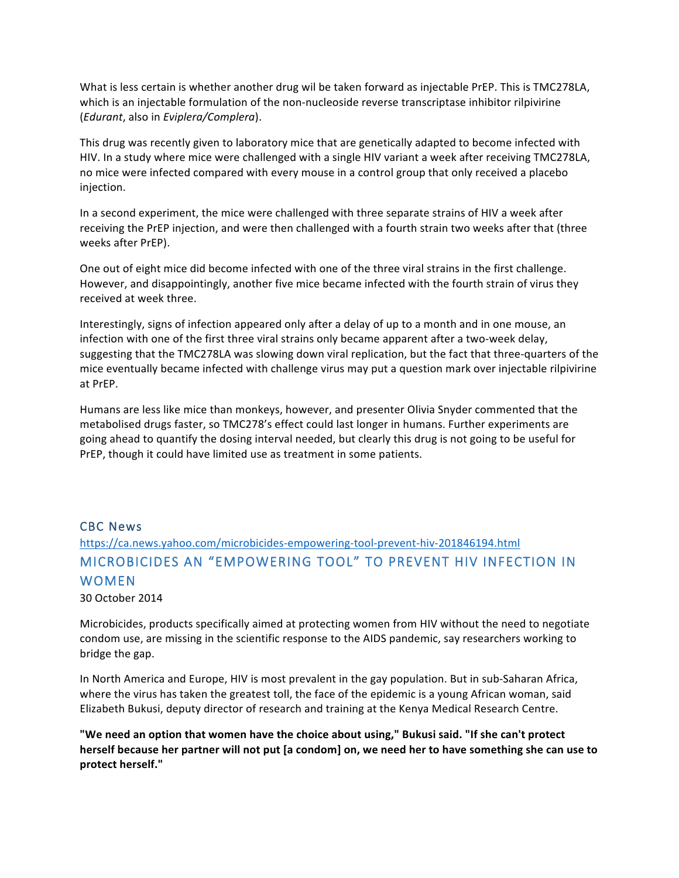What is less certain is whether another drug wil be taken forward as injectable PrEP. This is TMC278LA, which is an injectable formulation of the non-nucleoside reverse transcriptase inhibitor rilpivirine (*Edurant*, also in *Eviplera/Complera*).

This drug was recently given to laboratory mice that are genetically adapted to become infected with HIV. In a study where mice were challenged with a single HIV variant a week after receiving TMC278LA, no mice were infected compared with every mouse in a control group that only received a placebo injection.

In a second experiment, the mice were challenged with three separate strains of HIV a week after receiving the PrEP injection, and were then challenged with a fourth strain two weeks after that (three weeks after PrEP).

One out of eight mice did become infected with one of the three viral strains in the first challenge. However, and disappointingly, another five mice became infected with the fourth strain of virus they received at week three.

Interestingly, signs of infection appeared only after a delay of up to a month and in one mouse, an infection with one of the first three viral strains only became apparent after a two-week delay, suggesting that the TMC278LA was slowing down viral replication, but the fact that three-quarters of the mice eventually became infected with challenge virus may put a question mark over injectable rilpivirine at PrEP.

Humans are less like mice than monkeys, however, and presenter Olivia Snyder commented that the metabolised drugs faster, so TMC278's effect could last longer in humans. Further experiments are going ahead to quantify the dosing interval needed, but clearly this drug is not going to be useful for PrEP, though it could have limited use as treatment in some patients.

### CBC News

https://ca.news.yahoo.com/microbicides-empowering-tool-prevent-hiv-201846194.html

## MICROBICIDES AN "EMPOWERING TOOL" TO PREVENT HIV INFECTION IN WOMEN

30 October 2014

Microbicides, products specifically aimed at protecting women from HIV without the need to negotiate condom use, are missing in the scientific response to the AIDS pandemic, say researchers working to bridge the gap.

In North America and Europe, HIV is most prevalent in the gay population. But in sub-Saharan Africa, where the virus has taken the greatest toll, the face of the epidemic is a young African woman, said Elizabeth Bukusi, deputy director of research and training at the Kenya Medical Research Centre.

**"We need an option that women have the choice about using," Bukusi said. "If she can't protect herself because her partner will not put [a condom] on, we need her to have something she can use to protect herself."**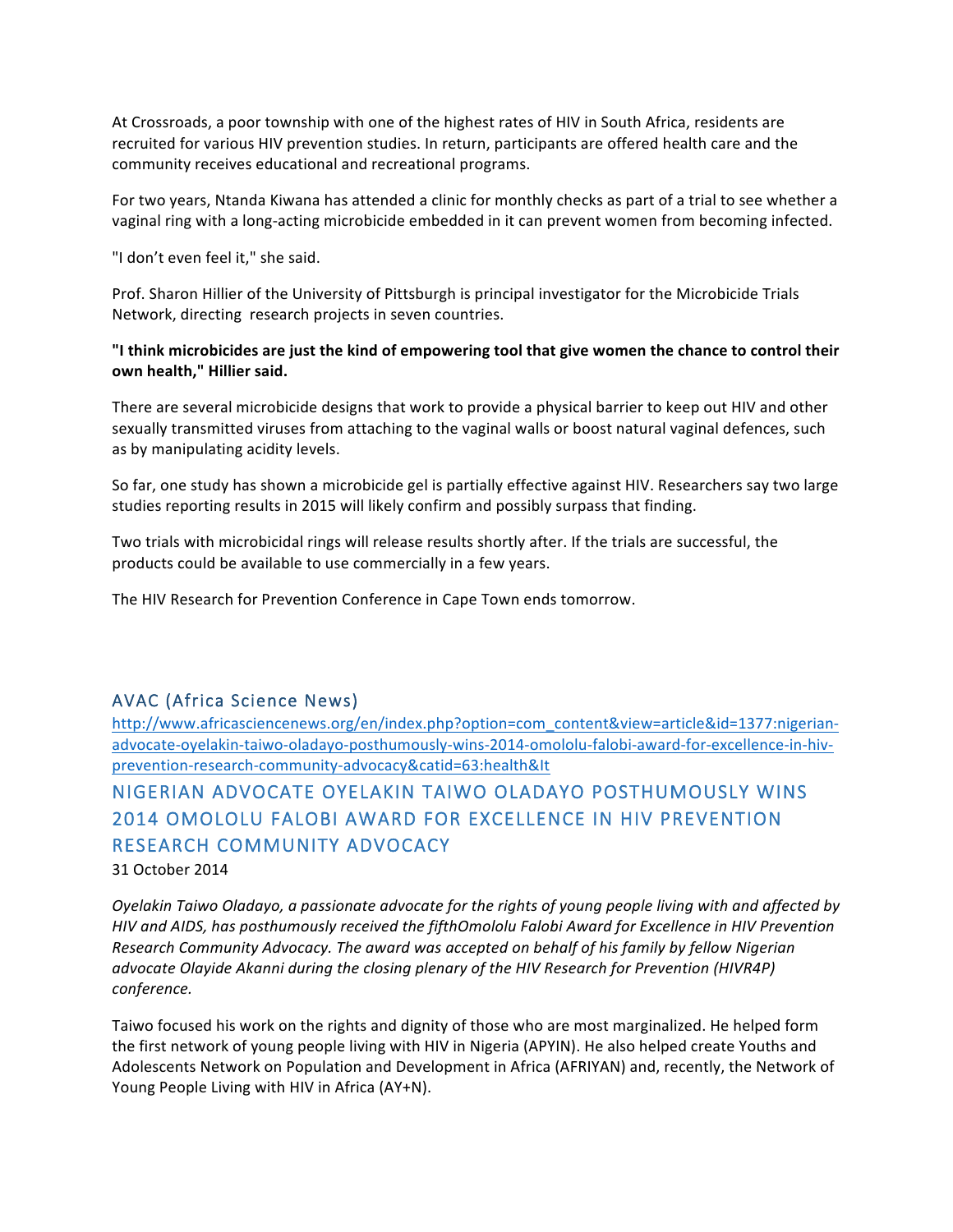At Crossroads, a poor township with one of the highest rates of HIV in South Africa, residents are recruited for various HIV prevention studies. In return, participants are offered health care and the community receives educational and recreational programs.

For two years, Ntanda Kiwana has attended a clinic for monthly checks as part of a trial to see whether a vaginal ring with a long-acting microbicide embedded in it can prevent women from becoming infected.

"I don't even feel it," she said.

Prof. Sharon Hillier of the University of Pittsburgh is principal investigator for the Microbicide Trials Network, directing research projects in seven countries.

**"I think microbicides are just the kind of empowering tool that give women the chance to control their own health," Hillier said.**

There are several microbicide designs that work to provide a physical barrier to keep out HIV and other sexually transmitted viruses from attaching to the vaginal walls or boost natural vaginal defences, such as by manipulating acidity levels.

So far, one study has shown a microbicide gel is partially effective against HIV. Researchers say two large studies reporting results in 2015 will likely confirm and possibly surpass that finding.

Two trials with microbicidal rings will release results shortly after. If the trials are successful, the products could be available to use commercially in a few years.

The HIV Research for Prevention Conference in Cape Town ends tomorrow.

## AVAC (Africa Science News)

http://www.africasciencenews.org/en/index.php?option=com_content&view=article&id=1377:nigerian-advocate-oyelakin-taiwo-oladayo-posthumously-wins-2014-omololu-falobi-award-for-excellence-in-hiv-prevention-research-community-advocacy&catid=63:health&It

## NIGERIAN ADVOCATE OYELAKIN TAIWO OLADAYO POSTHUMOUSLY WINS 2014 OMOLOLU FALOBI AWARD FOR EXCELLENCE IN HIV PREVENTION RESEARCH COMMUNITY ADVOCACY

31 October 2014

*Oyelakin Taiwo Oladayo, a passionate advocate for the rights of young people living with and affected by HIV and AIDS, has posthumously received the fifthOmololu Falobi Award for Excellence in HIV Prevention Research Community Advocacy. The award was accepted on behalf of his family by fellow Nigerian advocate Olayide Akanni during the closing plenary of the HIV Research for Prevention (HIVR4P) conference.*

Taiwo focused his work on the rights and dignity of those who are most marginalized. He helped form the first network of young people living with HIV in Nigeria (APYIN). He also helped create Youths and Adolescents Network on Population and Development in Africa (AFRIYAN) and, recently, the Network of Young People Living with HIV in Africa (AY+N).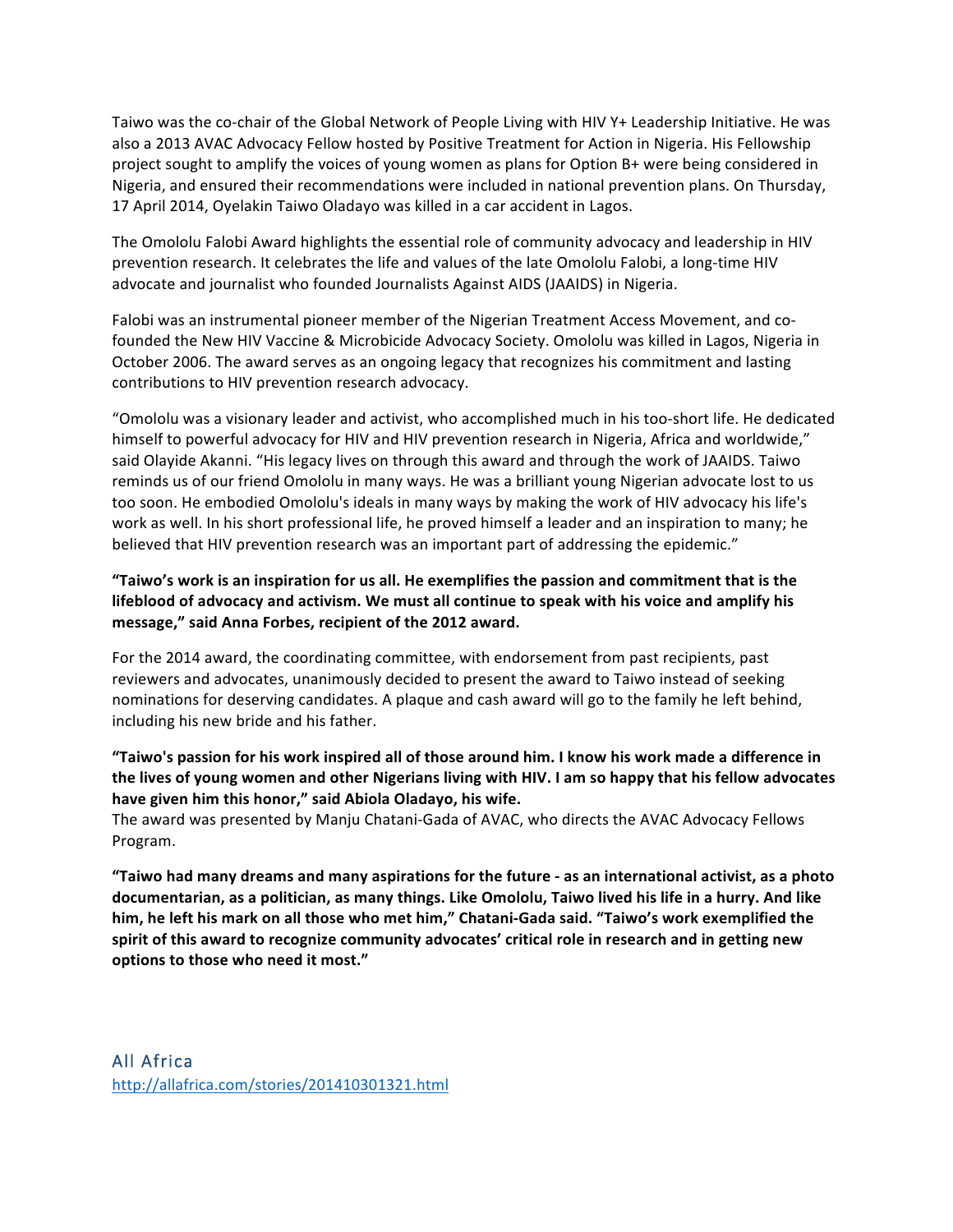Taiwo was the co-chair of the Global Network of People Living with HIV Y+ Leadership Initiative. He was also a 2013 AVAC Advocacy Fellow hosted by Positive Treatment for Action in Nigeria. His Fellowship project sought to amplify the voices of young women as plans for Option B+ were being considered in Nigeria, and ensured their recommendations were included in national prevention plans. On Thursday, 17 April 2014, Oyelakin Taiwo Oladayo was killed in a car accident in Lagos.

The Omololu Falobi Award highlights the essential role of community advocacy and leadership in HIV prevention research. It celebrates the life and values of the late Omololu Falobi, a long-time HIV advocate and journalist who founded Journalists Against AIDS (JAAIDS) in Nigeria.

Falobi was an instrumental pioneer member of the Nigerian Treatment Access Movement, and co-founded the New HIV Vaccine & Microbicide Advocacy Society. Omololu was killed in Lagos, Nigeria in October 2006. The award serves as an ongoing legacy that recognizes his commitment and lasting contributions to HIV prevention research advocacy.

"Omololu was a visionary leader and activist, who accomplished much in his too-short life. He dedicated himself to powerful advocacy for HIV and HIV prevention research in Nigeria, Africa and worldwide," said Olayide Akanni. "His legacy lives on through this award and through the work of JAAIDS. Taiwo reminds us of our friend Omololu in many ways. He was a brilliant young Nigerian advocate lost to us too soon. He embodied Omololu's ideals in many ways by making the work of HIV advocacy his life's work as well. In his short professional life, he proved himself a leader and an inspiration to many; he believed that HIV prevention research was an important part of addressing the epidemic."

**"Taiwo's work is an inspiration for us all. He exemplifies the passion and commitment that is the lifeblood of advocacy and activism. We must all continue to speak with his voice and amplify his message," said Anna Forbes, recipient of the 2012 award.**

For the 2014 award, the coordinating committee, with endorsement from past recipients, past reviewers and advocates, unanimously decided to present the award to Taiwo instead of seeking nominations for deserving candidates. A plaque and cash award will go to the family he left behind, including his new bride and his father.

**"Taiwo's passion for his work inspired all of those around him. I know his work made a difference in the lives of young women and other Nigerians living with HIV. I am so happy that his fellow advocates have given him this honor," said Abiola Oladayo, his wife.**

The award was presented by Manju Chatani-Gada of AVAC, who directs the AVAC Advocacy Fellows Program.

**"Taiwo had many dreams and many aspirations for the future - as an international activist, as a photo documentarian, as a politician, as many things. Like Omololu, Taiwo lived his life in a hurry. And like him, he left his mark on all those who met him," Chatani-Gada said. "Taiwo's work exemplified the spirit of this award to recognize community advocates' critical role in research and in getting new options to those who need it most."**

## All Africa

http://allafrica.com/stories/201410301321.html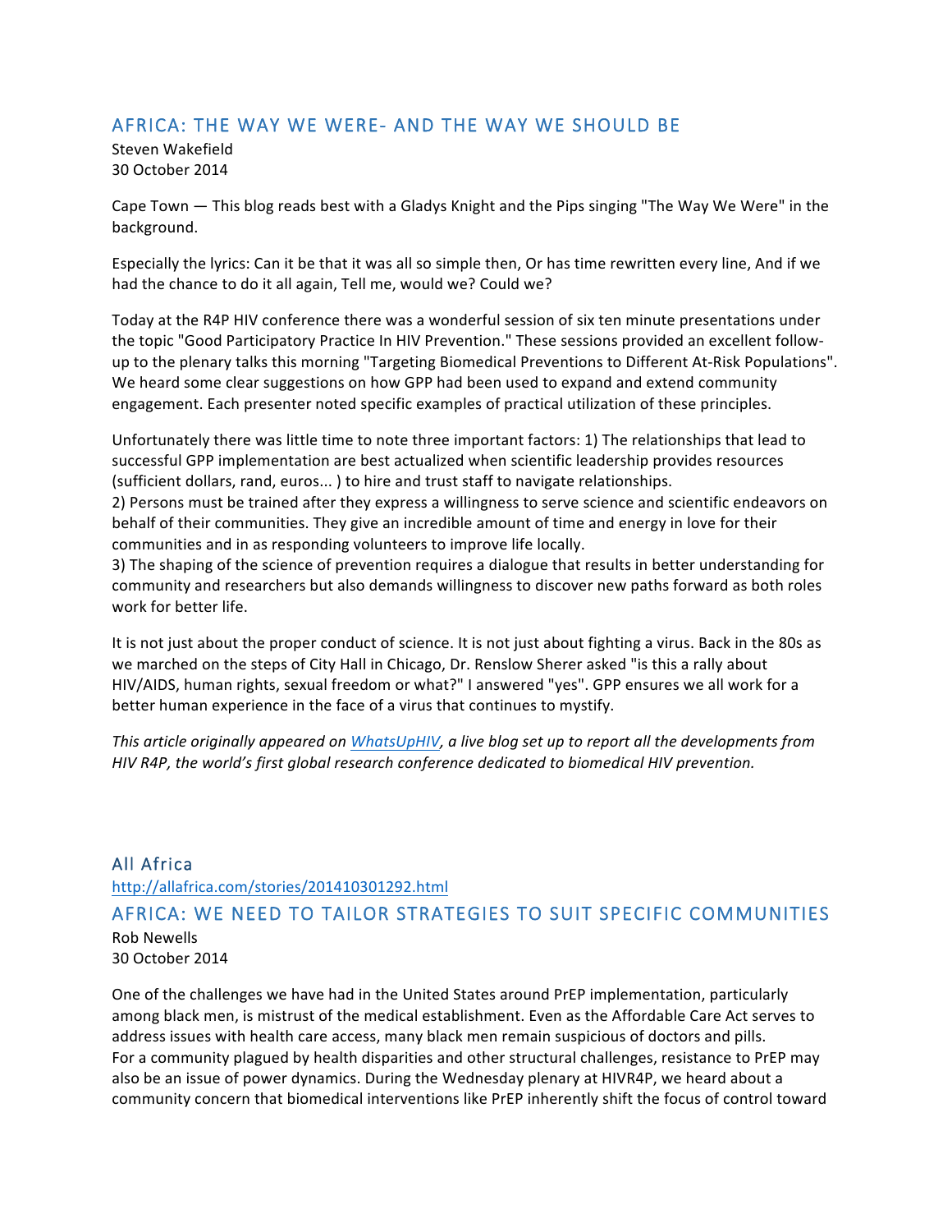## AFRICA: THE WAY WE WERE- AND THE WAY WE SHOULD BE

Steven Wakefield
30 October 2014

Cape Town — This blog reads best with a Gladys Knight and the Pips singing "The Way We Were" in the background.

Especially the lyrics: Can it be that it was all so simple then, Or has time rewritten every line, And if we had the chance to do it all again, Tell me, would we? Could we?

Today at the R4P HIV conference there was a wonderful session of six ten minute presentations under the topic "Good Participatory Practice In HIV Prevention." These sessions provided an excellent follow-up to the plenary talks this morning "Targeting Biomedical Preventions to Different At-Risk Populations". We heard some clear suggestions on how GPP had been used to expand and extend community engagement. Each presenter noted specific examples of practical utilization of these principles.

Unfortunately there was little time to note three important factors: 1) The relationships that lead to successful GPP implementation are best actualized when scientific leadership provides resources (sufficient dollars, rand, euros... ) to hire and trust staff to navigate relationships.
2) Persons must be trained after they express a willingness to serve science and scientific endeavors on behalf of their communities. They give an incredible amount of time and energy in love for their communities and in as responding volunteers to improve life locally.
3) The shaping of the science of prevention requires a dialogue that results in better understanding for community and researchers but also demands willingness to discover new paths forward as both roles work for better life.

It is not just about the proper conduct of science. It is not just about fighting a virus. Back in the 80s as we marched on the steps of City Hall in Chicago, Dr. Renslow Sherer asked "is this a rally about HIV/AIDS, human rights, sexual freedom or what?" I answered "yes". GPP ensures we all work for a better human experience in the face of a virus that continues to mystify.

*This article originally appeared on [WhatsUpHIV](WhatsUpHIV), a live blog set up to report all the developments from HIV R4P, the world's first global research conference dedicated to biomedical HIV prevention.*

### All Africa

http://allafrica.com/stories/201410301292.html

## AFRICA: WE NEED TO TAILOR STRATEGIES TO SUIT SPECIFIC COMMUNITIES

Rob Newells
30 October 2014

One of the challenges we have had in the United States around PrEP implementation, particularly among black men, is mistrust of the medical establishment. Even as the Affordable Care Act serves to address issues with health care access, many black men remain suspicious of doctors and pills.
For a community plagued by health disparities and other structural challenges, resistance to PrEP may also be an issue of power dynamics. During the Wednesday plenary at HIVR4P, we heard about a community concern that biomedical interventions like PrEP inherently shift the focus of control toward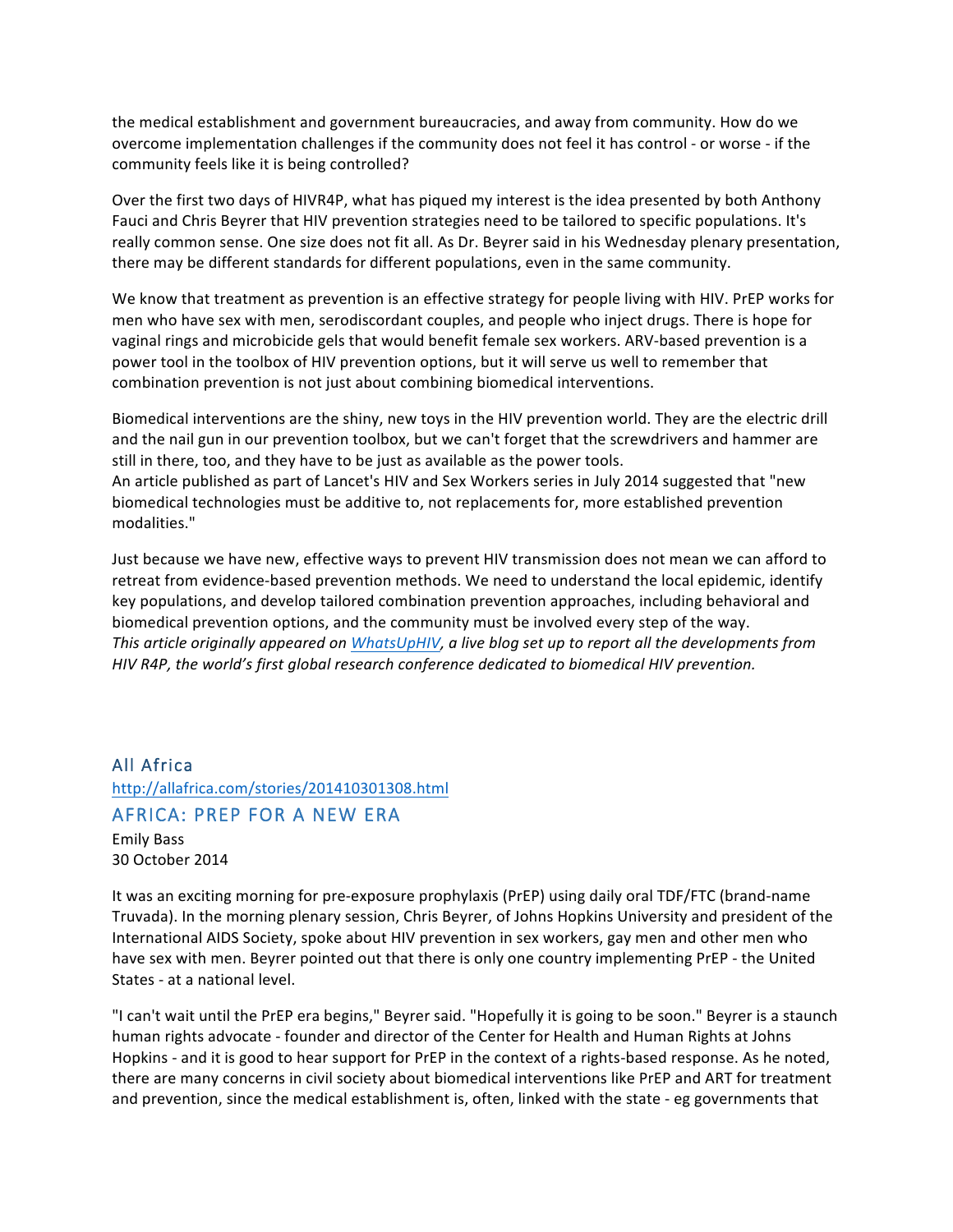the medical establishment and government bureaucracies, and away from community. How do we overcome implementation challenges if the community does not feel it has control - or worse - if the community feels like it is being controlled?

Over the first two days of HIVR4P, what has piqued my interest is the idea presented by both Anthony Fauci and Chris Beyrer that HIV prevention strategies need to be tailored to specific populations. It's really common sense. One size does not fit all. As Dr. Beyrer said in his Wednesday plenary presentation, there may be different standards for different populations, even in the same community.

We know that treatment as prevention is an effective strategy for people living with HIV. PrEP works for men who have sex with men, serodiscordant couples, and people who inject drugs. There is hope for vaginal rings and microbicide gels that would benefit female sex workers. ARV-based prevention is a power tool in the toolbox of HIV prevention options, but it will serve us well to remember that combination prevention is not just about combining biomedical interventions.

Biomedical interventions are the shiny, new toys in the HIV prevention world. They are the electric drill and the nail gun in our prevention toolbox, but we can't forget that the screwdrivers and hammer are still in there, too, and they have to be just as available as the power tools.
An article published as part of Lancet's HIV and Sex Workers series in July 2014 suggested that "new biomedical technologies must be additive to, not replacements for, more established prevention modalities."

Just because we have new, effective ways to prevent HIV transmission does not mean we can afford to retreat from evidence-based prevention methods. We need to understand the local epidemic, identify key populations, and develop tailored combination prevention approaches, including behavioral and biomedical prevention options, and the community must be involved every step of the way.
*This article originally appeared on WhatsUpHIV, a live blog set up to report all the developments from HIV R4P, the world's first global research conference dedicated to biomedical HIV prevention.*

## All Africa

http://allafrica.com/stories/201410301308.html

## AFRICA: PREP FOR A NEW ERA

Emily Bass
30 October 2014

It was an exciting morning for pre-exposure prophylaxis (PrEP) using daily oral TDF/FTC (brand-name Truvada). In the morning plenary session, Chris Beyrer, of Johns Hopkins University and president of the International AIDS Society, spoke about HIV prevention in sex workers, gay men and other men who have sex with men. Beyrer pointed out that there is only one country implementing PrEP - the United States - at a national level.

"I can't wait until the PrEP era begins," Beyrer said. "Hopefully it is going to be soon." Beyrer is a staunch human rights advocate - founder and director of the Center for Health and Human Rights at Johns Hopkins - and it is good to hear support for PrEP in the context of a rights-based response. As he noted, there are many concerns in civil society about biomedical interventions like PrEP and ART for treatment and prevention, since the medical establishment is, often, linked with the state - eg governments that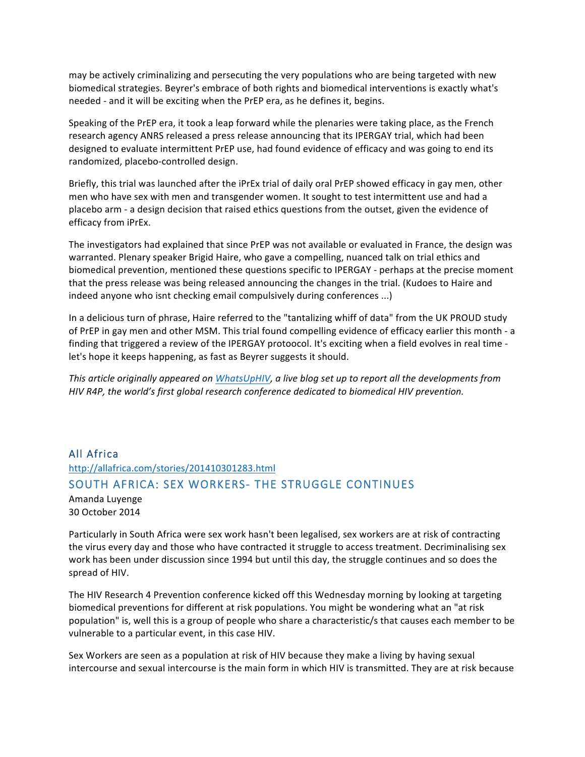may be actively criminalizing and persecuting the very populations who are being targeted with new biomedical strategies. Beyrer's embrace of both rights and biomedical interventions is exactly what's needed - and it will be exciting when the PrEP era, as he defines it, begins.

Speaking of the PrEP era, it took a leap forward while the plenaries were taking place, as the French research agency ANRS released a press release announcing that its IPERGAY trial, which had been designed to evaluate intermittent PrEP use, had found evidence of efficacy and was going to end its randomized, placebo-controlled design.

Briefly, this trial was launched after the iPrEx trial of daily oral PrEP showed efficacy in gay men, other men who have sex with men and transgender women. It sought to test intermittent use and had a placebo arm - a design decision that raised ethics questions from the outset, given the evidence of efficacy from iPrEx.

The investigators had explained that since PrEP was not available or evaluated in France, the design was warranted. Plenary speaker Brigid Haire, who gave a compelling, nuanced talk on trial ethics and biomedical prevention, mentioned these questions specific to IPERGAY - perhaps at the precise moment that the press release was being released announcing the changes in the trial. (Kudoes to Haire and indeed anyone who isnt checking email compulsively during conferences ...)

In a delicious turn of phrase, Haire referred to the "tantalizing whiff of data" from the UK PROUD study of PrEP in gay men and other MSM. This trial found compelling evidence of efficacy earlier this month - a finding that triggered a review of the IPERGAY protoocol. It's exciting when a field evolves in real time - let's hope it keeps happening, as fast as Beyrer suggests it should.

*This article originally appeared on [WhatsUpHIV](), a live blog set up to report all the developments from HIV R4P, the world's first global research conference dedicated to biomedical HIV prevention.*

## All Africa

http://allafrica.com/stories/201410301283.html

## SOUTH AFRICA: SEX WORKERS- THE STRUGGLE CONTINUES

Amanda Luyenge
30 October 2014

Particularly in South Africa were sex work hasn't been legalised, sex workers are at risk of contracting the virus every day and those who have contracted it struggle to access treatment. Decriminalising sex work has been under discussion since 1994 but until this day, the struggle continues and so does the spread of HIV.

The HIV Research 4 Prevention conference kicked off this Wednesday morning by looking at targeting biomedical preventions for different at risk populations. You might be wondering what an "at risk population" is, well this is a group of people who share a characteristic/s that causes each member to be vulnerable to a particular event, in this case HIV.

Sex Workers are seen as a population at risk of HIV because they make a living by having sexual intercourse and sexual intercourse is the main form in which HIV is transmitted. They are at risk because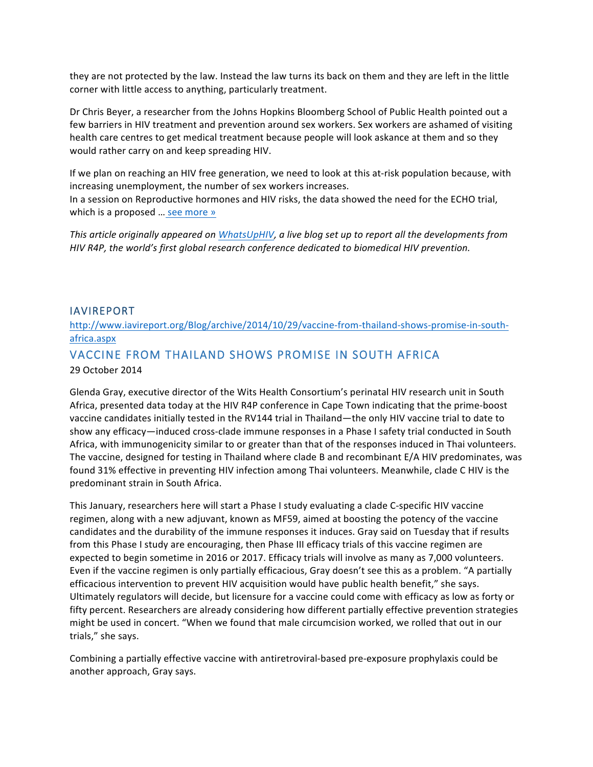they are not protected by the law. Instead the law turns its back on them and they are left in the little corner with little access to anything, particularly treatment.

Dr Chris Beyer, a researcher from the Johns Hopkins Bloomberg School of Public Health pointed out a few barriers in HIV treatment and prevention around sex workers. Sex workers are ashamed of visiting health care centres to get medical treatment because people will look askance at them and so they would rather carry on and keep spreading HIV.

If we plan on reaching an HIV free generation, we need to look at this at-risk population because, with increasing unemployment, the number of sex workers increases.
In a session on Reproductive hormones and HIV risks, the data showed the need for the ECHO trial, which is a proposed … see more »

*This article originally appeared on WhatsUpHIV, a live blog set up to report all the developments from HIV R4P, the world's first global research conference dedicated to biomedical HIV prevention.*

## IAVIREPORT

http://www.iavireport.org/Blog/archive/2014/10/29/vaccine-from-thailand-shows-promise-in-south-africa.aspx

## VACCINE FROM THAILAND SHOWS PROMISE IN SOUTH AFRICA

29 October 2014

Glenda Gray, executive director of the Wits Health Consortium's perinatal HIV research unit in South Africa, presented data today at the HIV R4P conference in Cape Town indicating that the prime-boost vaccine candidates initially tested in the RV144 trial in Thailand—the only HIV vaccine trial to date to show any efficacy—induced cross-clade immune responses in a Phase I safety trial conducted in South Africa, with immunogenicity similar to or greater than that of the responses induced in Thai volunteers. The vaccine, designed for testing in Thailand where clade B and recombinant E/A HIV predominates, was found 31% effective in preventing HIV infection among Thai volunteers. Meanwhile, clade C HIV is the predominant strain in South Africa.

This January, researchers here will start a Phase I study evaluating a clade C-specific HIV vaccine regimen, along with a new adjuvant, known as MF59, aimed at boosting the potency of the vaccine candidates and the durability of the immune responses it induces. Gray said on Tuesday that if results from this Phase I study are encouraging, then Phase III efficacy trials of this vaccine regimen are expected to begin sometime in 2016 or 2017. Efficacy trials will involve as many as 7,000 volunteers. Even if the vaccine regimen is only partially efficacious, Gray doesn't see this as a problem. "A partially efficacious intervention to prevent HIV acquisition would have public health benefit," she says. Ultimately regulators will decide, but licensure for a vaccine could come with efficacy as low as forty or fifty percent. Researchers are already considering how different partially effective prevention strategies might be used in concert. "When we found that male circumcision worked, we rolled that out in our trials," she says.

Combining a partially effective vaccine with antiretroviral-based pre-exposure prophylaxis could be another approach, Gray says.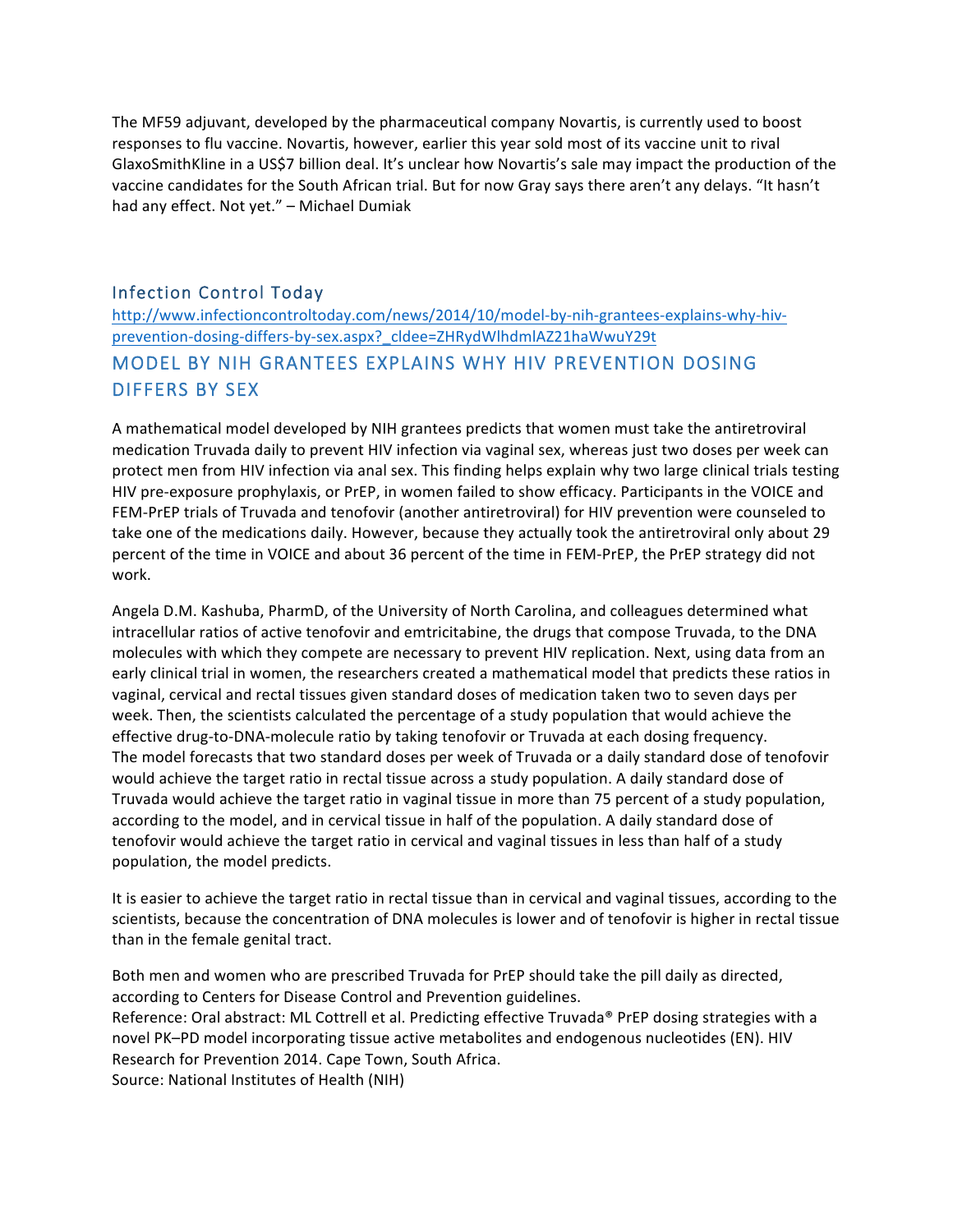The MF59 adjuvant, developed by the pharmaceutical company Novartis, is currently used to boost responses to flu vaccine. Novartis, however, earlier this year sold most of its vaccine unit to rival GlaxoSmithKline in a US$7 billion deal. It's unclear how Novartis's sale may impact the production of the vaccine candidates for the South African trial. But for now Gray says there aren't any delays. "It hasn't had any effect. Not yet." – Michael Dumiak

### Infection Control Today

http://www.infectioncontroltoday.com/news/2014/10/model-by-nih-grantees-explains-why-hiv-prevention-dosing-differs-by-sex.aspx?_cldee=ZHRydWlhdmlAZ21haWwuY29t

## MODEL BY NIH GRANTEES EXPLAINS WHY HIV PREVENTION DOSING DIFFERS BY SEX

A mathematical model developed by NIH grantees predicts that women must take the antiretroviral medication Truvada daily to prevent HIV infection via vaginal sex, whereas just two doses per week can protect men from HIV infection via anal sex. This finding helps explain why two large clinical trials testing HIV pre-exposure prophylaxis, or PrEP, in women failed to show efficacy. Participants in the VOICE and FEM-PrEP trials of Truvada and tenofovir (another antiretroviral) for HIV prevention were counseled to take one of the medications daily. However, because they actually took the antiretroviral only about 29 percent of the time in VOICE and about 36 percent of the time in FEM-PrEP, the PrEP strategy did not work.

Angela D.M. Kashuba, PharmD, of the University of North Carolina, and colleagues determined what intracellular ratios of active tenofovir and emtricitabine, the drugs that compose Truvada, to the DNA molecules with which they compete are necessary to prevent HIV replication. Next, using data from an early clinical trial in women, the researchers created a mathematical model that predicts these ratios in vaginal, cervical and rectal tissues given standard doses of medication taken two to seven days per week. Then, the scientists calculated the percentage of a study population that would achieve the effective drug-to-DNA-molecule ratio by taking tenofovir or Truvada at each dosing frequency.
The model forecasts that two standard doses per week of Truvada or a daily standard dose of tenofovir would achieve the target ratio in rectal tissue across a study population. A daily standard dose of Truvada would achieve the target ratio in vaginal tissue in more than 75 percent of a study population, according to the model, and in cervical tissue in half of the population. A daily standard dose of tenofovir would achieve the target ratio in cervical and vaginal tissues in less than half of a study population, the model predicts.

It is easier to achieve the target ratio in rectal tissue than in cervical and vaginal tissues, according to the scientists, because the concentration of DNA molecules is lower and of tenofovir is higher in rectal tissue than in the female genital tract.

Both men and women who are prescribed Truvada for PrEP should take the pill daily as directed, according to Centers for Disease Control and Prevention guidelines.
Reference: Oral abstract: ML Cottrell et al. Predicting effective Truvada® PrEP dosing strategies with a novel PK–PD model incorporating tissue active metabolites and endogenous nucleotides (EN). HIV Research for Prevention 2014. Cape Town, South Africa.
Source: National Institutes of Health (NIH)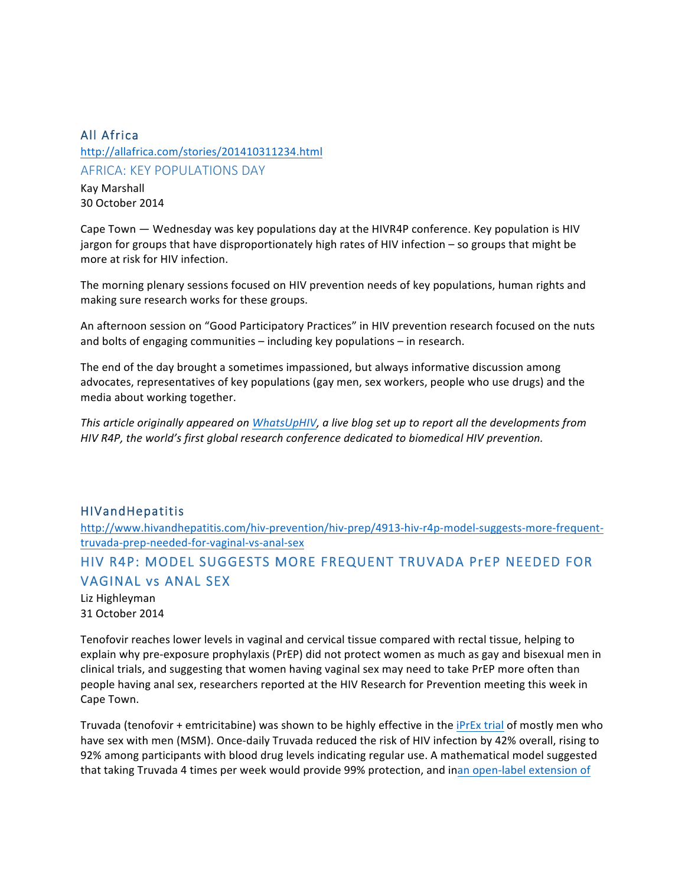## All Africa

http://allafrica.com/stories/201410311234.html

### AFRICA: KEY POPULATIONS DAY

Kay Marshall
30 October 2014

Cape Town — Wednesday was key populations day at the HIVR4P conference. Key population is HIV jargon for groups that have disproportionately high rates of HIV infection – so groups that might be more at risk for HIV infection.

The morning plenary sessions focused on HIV prevention needs of key populations, human rights and making sure research works for these groups.

An afternoon session on "Good Participatory Practices" in HIV prevention research focused on the nuts and bolts of engaging communities – including key populations – in research.

The end of the day brought a sometimes impassioned, but always informative discussion among advocates, representatives of key populations (gay men, sex workers, people who use drugs) and the media about working together.

*This article originally appeared on WhatsUpHIV, a live blog set up to report all the developments from HIV R4P, the world's first global research conference dedicated to biomedical HIV prevention.*

## HIVandHepatitis

http://www.hivandhepatitis.com/hiv-prevention/hiv-prep/4913-hiv-r4p-model-suggests-more-frequent-truvada-prep-needed-for-vaginal-vs-anal-sex

### HIV R4P: MODEL SUGGESTS MORE FREQUENT TRUVADA PrEP NEEDED FOR VAGINAL vs ANAL SEX

Liz Highleyman
31 October 2014

Tenofovir reaches lower levels in vaginal and cervical tissue compared with rectal tissue, helping to explain why pre-exposure prophylaxis (PrEP) did not protect women as much as gay and bisexual men in clinical trials, and suggesting that women having vaginal sex may need to take PrEP more often than people having anal sex, researchers reported at the HIV Research for Prevention meeting this week in Cape Town.

Truvada (tenofovir + emtricitabine) was shown to be highly effective in the iPrEx trial of mostly men who have sex with men (MSM). Once-daily Truvada reduced the risk of HIV infection by 42% overall, rising to 92% among participants with blood drug levels indicating regular use. A mathematical model suggested that taking Truvada 4 times per week would provide 99% protection, and inan open-label extension of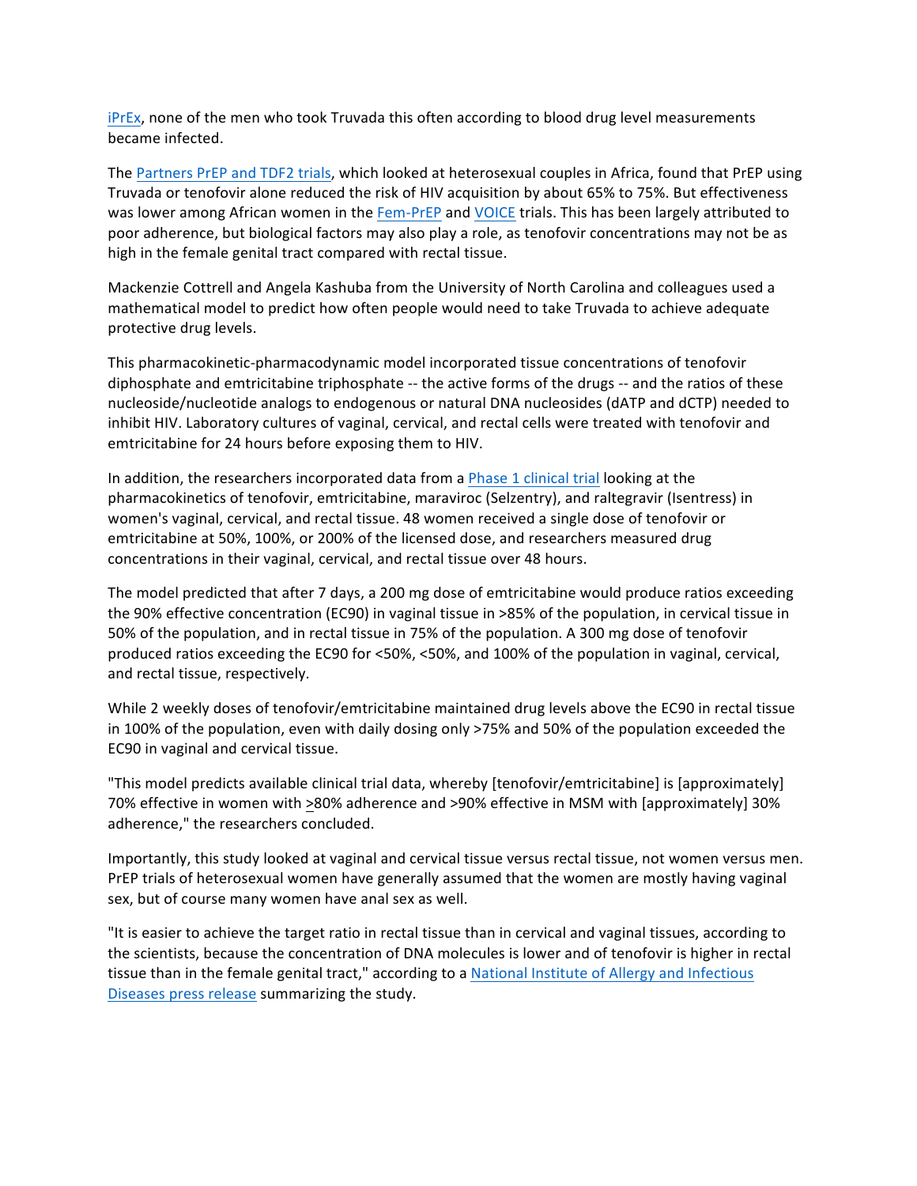iPrEx, none of the men who took Truvada this often according to blood drug level measurements became infected.

The Partners PrEP and TDF2 trials, which looked at heterosexual couples in Africa, found that PrEP using Truvada or tenofovir alone reduced the risk of HIV acquisition by about 65% to 75%. But effectiveness was lower among African women in the Fem-PrEP and VOICE trials. This has been largely attributed to poor adherence, but biological factors may also play a role, as tenofovir concentrations may not be as high in the female genital tract compared with rectal tissue.

Mackenzie Cottrell and Angela Kashuba from the University of North Carolina and colleagues used a mathematical model to predict how often people would need to take Truvada to achieve adequate protective drug levels.

This pharmacokinetic-pharmacodynamic model incorporated tissue concentrations of tenofovir diphosphate and emtricitabine triphosphate -- the active forms of the drugs -- and the ratios of these nucleoside/nucleotide analogs to endogenous or natural DNA nucleosides (dATP and dCTP) needed to inhibit HIV. Laboratory cultures of vaginal, cervical, and rectal cells were treated with tenofovir and emtricitabine for 24 hours before exposing them to HIV.

In addition, the researchers incorporated data from a Phase 1 clinical trial looking at the pharmacokinetics of tenofovir, emtricitabine, maraviroc (Selzentry), and raltegravir (Isentress) in women's vaginal, cervical, and rectal tissue. 48 women received a single dose of tenofovir or emtricitabine at 50%, 100%, or 200% of the licensed dose, and researchers measured drug concentrations in their vaginal, cervical, and rectal tissue over 48 hours.

The model predicted that after 7 days, a 200 mg dose of emtricitabine would produce ratios exceeding the 90% effective concentration (EC90) in vaginal tissue in >85% of the population, in cervical tissue in 50% of the population, and in rectal tissue in 75% of the population. A 300 mg dose of tenofovir produced ratios exceeding the EC90 for <50%, <50%, and 100% of the population in vaginal, cervical, and rectal tissue, respectively.

While 2 weekly doses of tenofovir/emtricitabine maintained drug levels above the EC90 in rectal tissue in 100% of the population, even with daily dosing only >75% and 50% of the population exceeded the EC90 in vaginal and cervical tissue.

"This model predicts available clinical trial data, whereby [tenofovir/emtricitabine] is [approximately] 70% effective in women with ≥80% adherence and >90% effective in MSM with [approximately] 30% adherence," the researchers concluded.

Importantly, this study looked at vaginal and cervical tissue versus rectal tissue, not women versus men. PrEP trials of heterosexual women have generally assumed that the women are mostly having vaginal sex, but of course many women have anal sex as well.

"It is easier to achieve the target ratio in rectal tissue than in cervical and vaginal tissues, according to the scientists, because the concentration of DNA molecules is lower and of tenofovir is higher in rectal tissue than in the female genital tract," according to a National Institute of Allergy and Infectious Diseases press release summarizing the study.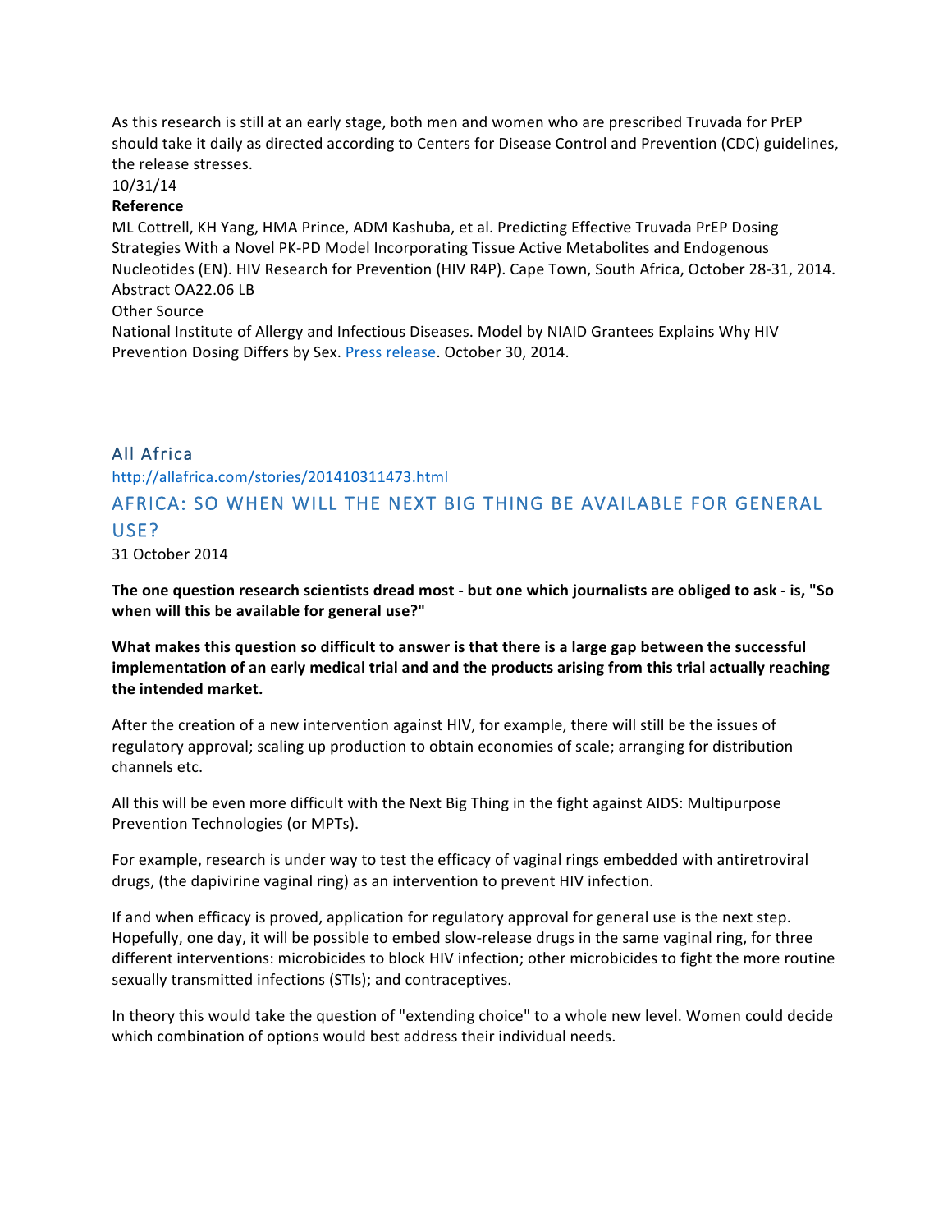As this research is still at an early stage, both men and women who are prescribed Truvada for PrEP should take it daily as directed according to Centers for Disease Control and Prevention (CDC) guidelines, the release stresses.

10/31/14

**Reference**

ML Cottrell, KH Yang, HMA Prince, ADM Kashuba, et al. Predicting Effective Truvada PrEP Dosing Strategies With a Novel PK-PD Model Incorporating Tissue Active Metabolites and Endogenous Nucleotides (EN). HIV Research for Prevention (HIV R4P). Cape Town, South Africa, October 28-31, 2014. Abstract OA22.06 LB

Other Source

National Institute of Allergy and Infectious Diseases. Model by NIAID Grantees Explains Why HIV Prevention Dosing Differs by Sex. Press release. October 30, 2014.

## All Africa

http://allafrica.com/stories/201410311473.html

## AFRICA: SO WHEN WILL THE NEXT BIG THING BE AVAILABLE FOR GENERAL USE?

31 October 2014

**The one question research scientists dread most - but one which journalists are obliged to ask - is, "So when will this be available for general use?"**

**What makes this question so difficult to answer is that there is a large gap between the successful implementation of an early medical trial and and the products arising from this trial actually reaching the intended market.**

After the creation of a new intervention against HIV, for example, there will still be the issues of regulatory approval; scaling up production to obtain economies of scale; arranging for distribution channels etc.

All this will be even more difficult with the Next Big Thing in the fight against AIDS: Multipurpose Prevention Technologies (or MPTs).

For example, research is under way to test the efficacy of vaginal rings embedded with antiretroviral drugs, (the dapivirine vaginal ring) as an intervention to prevent HIV infection.

If and when efficacy is proved, application for regulatory approval for general use is the next step. Hopefully, one day, it will be possible to embed slow-release drugs in the same vaginal ring, for three different interventions: microbicides to block HIV infection; other microbicides to fight the more routine sexually transmitted infections (STIs); and contraceptives.

In theory this would take the question of "extending choice" to a whole new level. Women could decide which combination of options would best address their individual needs.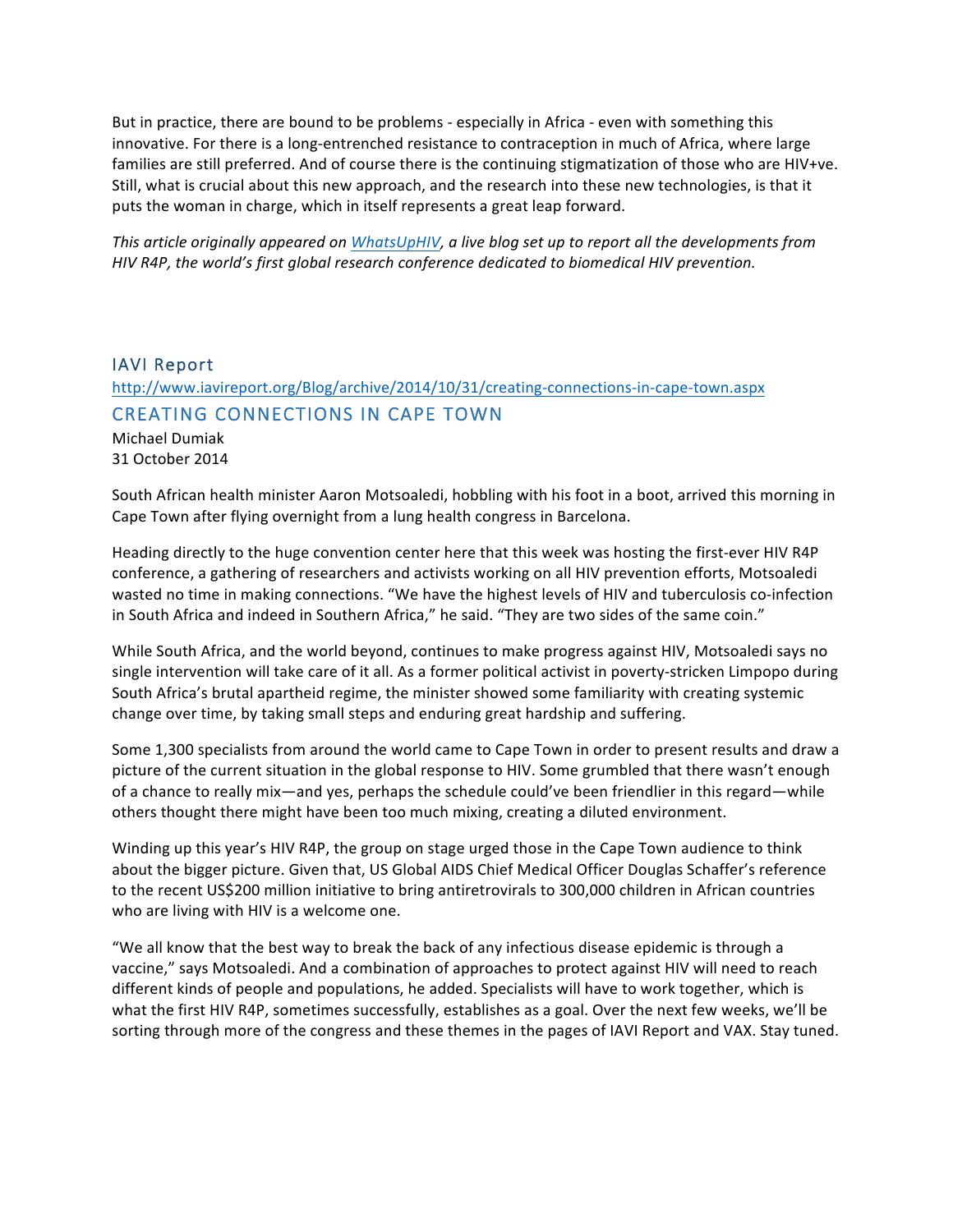But in practice, there are bound to be problems - especially in Africa - even with something this innovative. For there is a long-entrenched resistance to contraception in much of Africa, where large families are still preferred. And of course there is the continuing stigmatization of those who are HIV+ve. Still, what is crucial about this new approach, and the research into these new technologies, is that it puts the woman in charge, which in itself represents a great leap forward.

*This article originally appeared on [WhatsUpHIV](WhatsUpHIV), a live blog set up to report all the developments from HIV R4P, the world's first global research conference dedicated to biomedical HIV prevention.*

## IAVI Report

http://www.iavireport.org/Blog/archive/2014/10/31/creating-connections-in-cape-town.aspx

## CREATING CONNECTIONS IN CAPE TOWN

Michael Dumiak
31 October 2014

South African health minister Aaron Motsoaledi, hobbling with his foot in a boot, arrived this morning in Cape Town after flying overnight from a lung health congress in Barcelona.

Heading directly to the huge convention center here that this week was hosting the first-ever HIV R4P conference, a gathering of researchers and activists working on all HIV prevention efforts, Motsoaledi wasted no time in making connections. "We have the highest levels of HIV and tuberculosis co-infection in South Africa and indeed in Southern Africa," he said. "They are two sides of the same coin."

While South Africa, and the world beyond, continues to make progress against HIV, Motsoaledi says no single intervention will take care of it all. As a former political activist in poverty-stricken Limpopo during South Africa's brutal apartheid regime, the minister showed some familiarity with creating systemic change over time, by taking small steps and enduring great hardship and suffering.

Some 1,300 specialists from around the world came to Cape Town in order to present results and draw a picture of the current situation in the global response to HIV. Some grumbled that there wasn't enough of a chance to really mix—and yes, perhaps the schedule could've been friendlier in this regard—while others thought there might have been too much mixing, creating a diluted environment.

Winding up this year's HIV R4P, the group on stage urged those in the Cape Town audience to think about the bigger picture. Given that, US Global AIDS Chief Medical Officer Douglas Schaffer's reference to the recent US$200 million initiative to bring antiretrovirals to 300,000 children in African countries who are living with HIV is a welcome one.

"We all know that the best way to break the back of any infectious disease epidemic is through a vaccine," says Motsoaledi. And a combination of approaches to protect against HIV will need to reach different kinds of people and populations, he added. Specialists will have to work together, which is what the first HIV R4P, sometimes successfully, establishes as a goal. Over the next few weeks, we'll be sorting through more of the congress and these themes in the pages of IAVI Report and VAX. Stay tuned.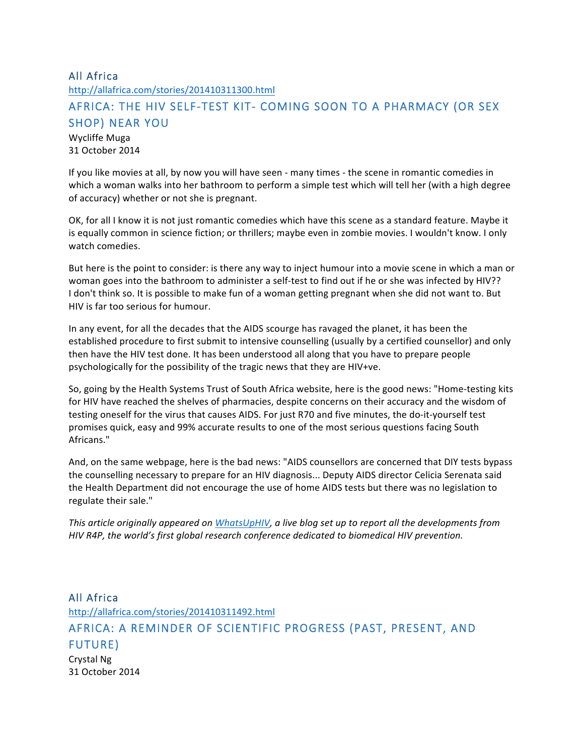## All Africa

http://allafrica.com/stories/201410311300.html

## AFRICA: THE HIV SELF-TEST KIT- COMING SOON TO A PHARMACY (OR SEX SHOP) NEAR YOU

Wycliffe Muga
31 October 2014

If you like movies at all, by now you will have seen - many times - the scene in romantic comedies in which a woman walks into her bathroom to perform a simple test which will tell her (with a high degree of accuracy) whether or not she is pregnant.

OK, for all I know it is not just romantic comedies which have this scene as a standard feature. Maybe it is equally common in science fiction; or thrillers; maybe even in zombie movies. I wouldn't know. I only watch comedies.

But here is the point to consider: is there any way to inject humour into a movie scene in which a man or woman goes into the bathroom to administer a self-test to find out if he or she was infected by HIV?? I don't think so. It is possible to make fun of a woman getting pregnant when she did not want to. But HIV is far too serious for humour.

In any event, for all the decades that the AIDS scourge has ravaged the planet, it has been the established procedure to first submit to intensive counselling (usually by a certified counsellor) and only then have the HIV test done. It has been understood all along that you have to prepare people psychologically for the possibility of the tragic news that they are HIV+ve.

So, going by the Health Systems Trust of South Africa website, here is the good news: "Home-testing kits for HIV have reached the shelves of pharmacies, despite concerns on their accuracy and the wisdom of testing oneself for the virus that causes AIDS. For just R70 and five minutes, the do-it-yourself test promises quick, easy and 99% accurate results to one of the most serious questions facing South Africans."

And, on the same webpage, here is the bad news: "AIDS counsellors are concerned that DIY tests bypass the counselling necessary to prepare for an HIV diagnosis... Deputy AIDS director Celicia Serenata said the Health Department did not encourage the use of home AIDS tests but there was no legislation to regulate their sale."

*This article originally appeared on WhatsUpHIV, a live blog set up to report all the developments from HIV R4P, the world's first global research conference dedicated to biomedical HIV prevention.*

## All Africa

http://allafrica.com/stories/201410311492.html

## AFRICA: A REMINDER OF SCIENTIFIC PROGRESS (PAST, PRESENT, AND FUTURE)

Crystal Ng
31 October 2014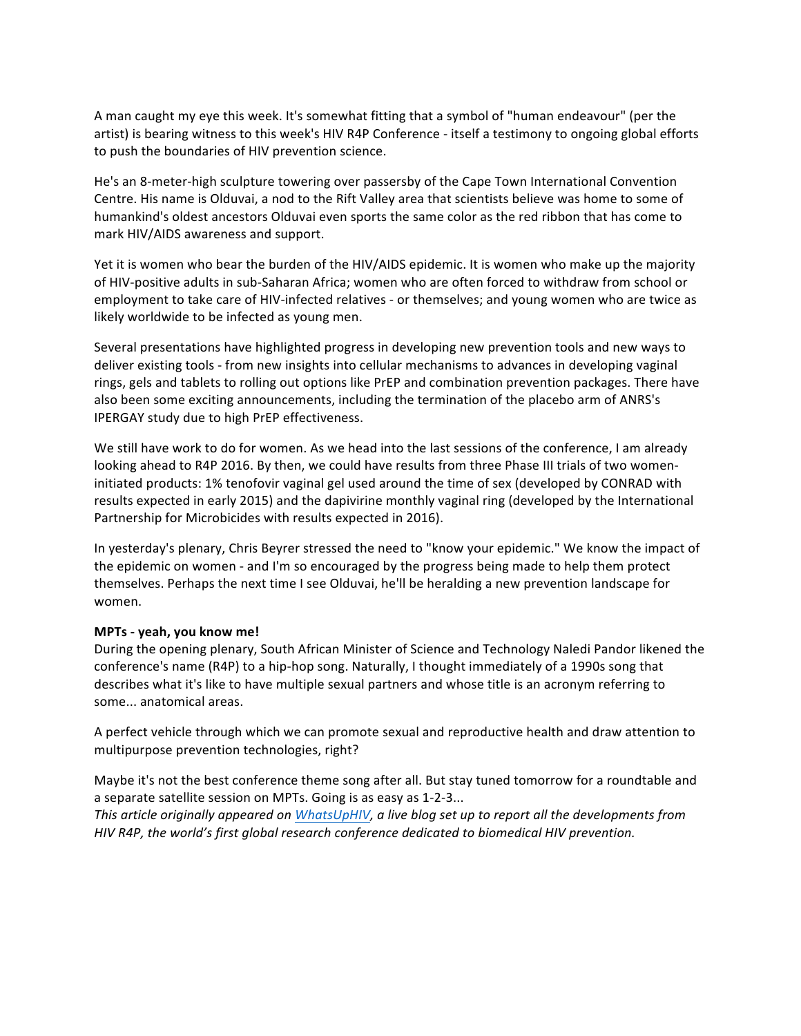A man caught my eye this week. It's somewhat fitting that a symbol of "human endeavour" (per the artist) is bearing witness to this week's HIV R4P Conference - itself a testimony to ongoing global efforts to push the boundaries of HIV prevention science.

He's an 8-meter-high sculpture towering over passersby of the Cape Town International Convention Centre. His name is Olduvai, a nod to the Rift Valley area that scientists believe was home to some of humankind's oldest ancestors Olduvai even sports the same color as the red ribbon that has come to mark HIV/AIDS awareness and support.

Yet it is women who bear the burden of the HIV/AIDS epidemic. It is women who make up the majority of HIV-positive adults in sub-Saharan Africa; women who are often forced to withdraw from school or employment to take care of HIV-infected relatives - or themselves; and young women who are twice as likely worldwide to be infected as young men.

Several presentations have highlighted progress in developing new prevention tools and new ways to deliver existing tools - from new insights into cellular mechanisms to advances in developing vaginal rings, gels and tablets to rolling out options like PrEP and combination prevention packages. There have also been some exciting announcements, including the termination of the placebo arm of ANRS's IPERGAY study due to high PrEP effectiveness.

We still have work to do for women. As we head into the last sessions of the conference, I am already looking ahead to R4P 2016. By then, we could have results from three Phase III trials of two women-initiated products: 1% tenofovir vaginal gel used around the time of sex (developed by CONRAD with results expected in early 2015) and the dapivirine monthly vaginal ring (developed by the International Partnership for Microbicides with results expected in 2016).

In yesterday's plenary, Chris Beyrer stressed the need to "know your epidemic." We know the impact of the epidemic on women - and I'm so encouraged by the progress being made to help them protect themselves. Perhaps the next time I see Olduvai, he'll be heralding a new prevention landscape for women.

**MPTs - yeah, you know me!**

During the opening plenary, South African Minister of Science and Technology Naledi Pandor likened the conference's name (R4P) to a hip-hop song. Naturally, I thought immediately of a 1990s song that describes what it's like to have multiple sexual partners and whose title is an acronym referring to some... anatomical areas.

A perfect vehicle through which we can promote sexual and reproductive health and draw attention to multipurpose prevention technologies, right?

Maybe it's not the best conference theme song after all. But stay tuned tomorrow for a roundtable and a separate satellite session on MPTs. Going is as easy as 1-2-3...

*This article originally appeared on WhatsUpHIV, a live blog set up to report all the developments from HIV R4P, the world's first global research conference dedicated to biomedical HIV prevention.*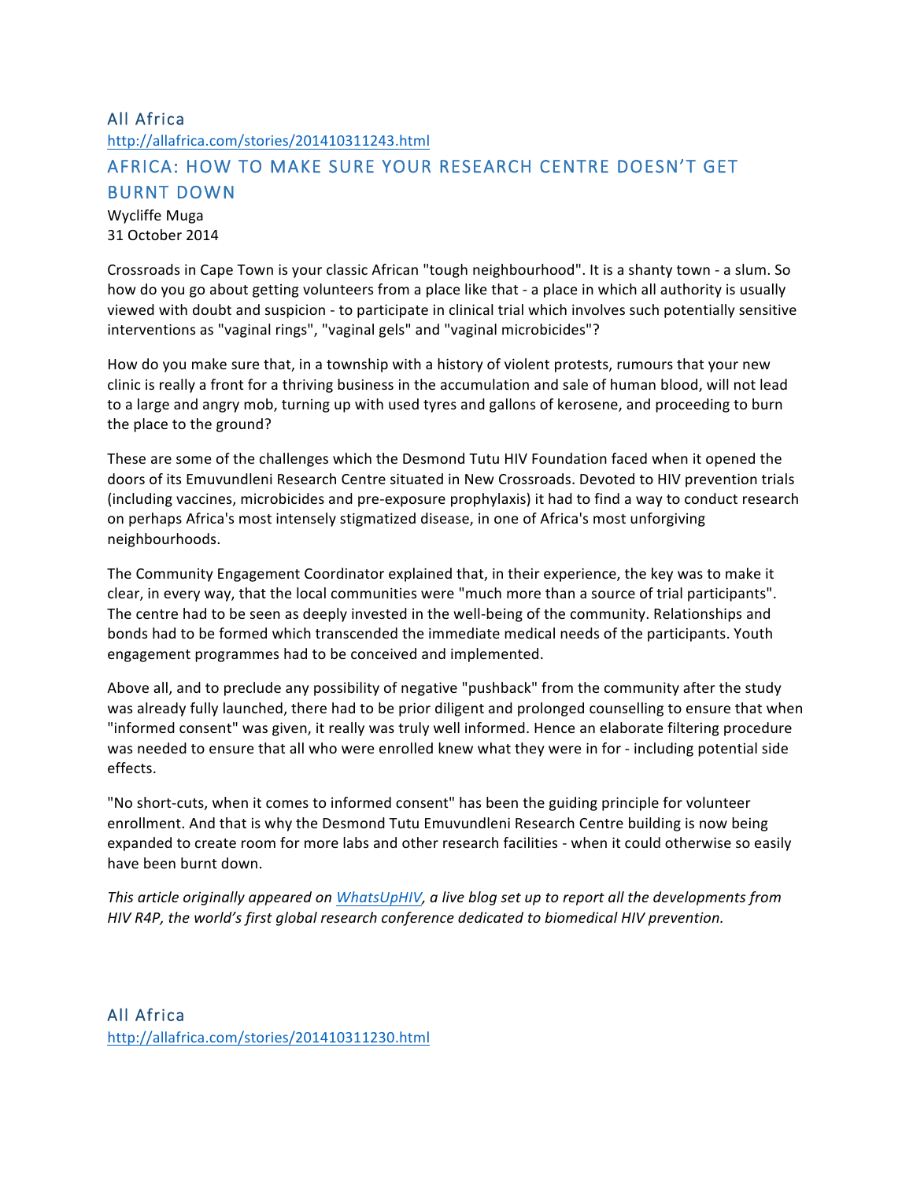## All Africa

http://allafrica.com/stories/201410311243.html

## AFRICA: HOW TO MAKE SURE YOUR RESEARCH CENTRE DOESN'T GET BURNT DOWN

Wycliffe Muga
31 October 2014

Crossroads in Cape Town is your classic African "tough neighbourhood". It is a shanty town - a slum. So how do you go about getting volunteers from a place like that - a place in which all authority is usually viewed with doubt and suspicion - to participate in clinical trial which involves such potentially sensitive interventions as "vaginal rings", "vaginal gels" and "vaginal microbicides"?

How do you make sure that, in a township with a history of violent protests, rumours that your new clinic is really a front for a thriving business in the accumulation and sale of human blood, will not lead to a large and angry mob, turning up with used tyres and gallons of kerosene, and proceeding to burn the place to the ground?

These are some of the challenges which the Desmond Tutu HIV Foundation faced when it opened the doors of its Emuvundleni Research Centre situated in New Crossroads. Devoted to HIV prevention trials (including vaccines, microbicides and pre-exposure prophylaxis) it had to find a way to conduct research on perhaps Africa's most intensely stigmatized disease, in one of Africa's most unforgiving neighbourhoods.

The Community Engagement Coordinator explained that, in their experience, the key was to make it clear, in every way, that the local communities were "much more than a source of trial participants". The centre had to be seen as deeply invested in the well-being of the community. Relationships and bonds had to be formed which transcended the immediate medical needs of the participants. Youth engagement programmes had to be conceived and implemented.

Above all, and to preclude any possibility of negative "pushback" from the community after the study was already fully launched, there had to be prior diligent and prolonged counselling to ensure that when "informed consent" was given, it really was truly well informed. Hence an elaborate filtering procedure was needed to ensure that all who were enrolled knew what they were in for - including potential side effects.

"No short-cuts, when it comes to informed consent" has been the guiding principle for volunteer enrollment. And that is why the Desmond Tutu Emuvundleni Research Centre building is now being expanded to create room for more labs and other research facilities - when it could otherwise so easily have been burnt down.

*This article originally appeared on WhatsUpHIV, a live blog set up to report all the developments from HIV R4P, the world's first global research conference dedicated to biomedical HIV prevention.*

## All Africa

http://allafrica.com/stories/201410311230.html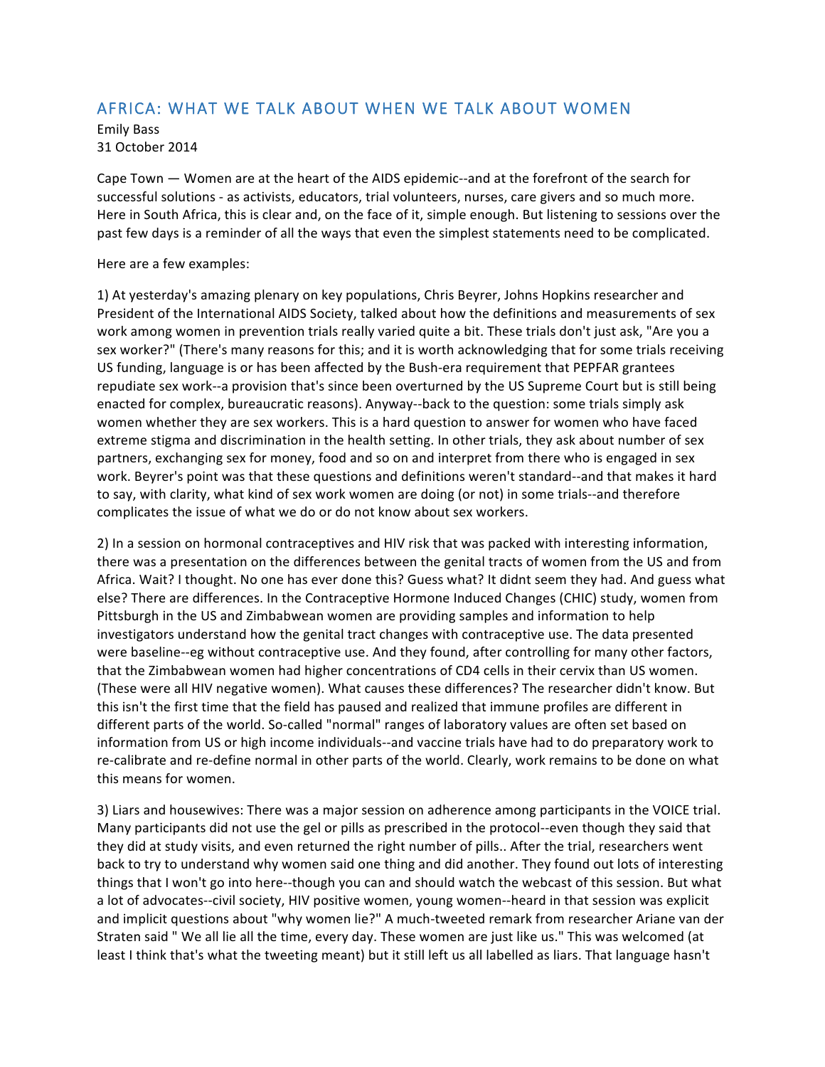## AFRICA: WHAT WE TALK ABOUT WHEN WE TALK ABOUT WOMEN

Emily Bass
31 October 2014

Cape Town — Women are at the heart of the AIDS epidemic--and at the forefront of the search for successful solutions - as activists, educators, trial volunteers, nurses, care givers and so much more. Here in South Africa, this is clear and, on the face of it, simple enough. But listening to sessions over the past few days is a reminder of all the ways that even the simplest statements need to be complicated.

Here are a few examples:

1) At yesterday's amazing plenary on key populations, Chris Beyrer, Johns Hopkins researcher and President of the International AIDS Society, talked about how the definitions and measurements of sex work among women in prevention trials really varied quite a bit. These trials don't just ask, "Are you a sex worker?" (There's many reasons for this; and it is worth acknowledging that for some trials receiving US funding, language is or has been affected by the Bush-era requirement that PEPFAR grantees repudiate sex work--a provision that's since been overturned by the US Supreme Court but is still being enacted for complex, bureaucratic reasons). Anyway--back to the question: some trials simply ask women whether they are sex workers. This is a hard question to answer for women who have faced extreme stigma and discrimination in the health setting. In other trials, they ask about number of sex partners, exchanging sex for money, food and so on and interpret from there who is engaged in sex work. Beyrer's point was that these questions and definitions weren't standard--and that makes it hard to say, with clarity, what kind of sex work women are doing (or not) in some trials--and therefore complicates the issue of what we do or do not know about sex workers.

2) In a session on hormonal contraceptives and HIV risk that was packed with interesting information, there was a presentation on the differences between the genital tracts of women from the US and from Africa. Wait? I thought. No one has ever done this? Guess what? It didnt seem they had. And guess what else? There are differences. In the Contraceptive Hormone Induced Changes (CHIC) study, women from Pittsburgh in the US and Zimbabwean women are providing samples and information to help investigators understand how the genital tract changes with contraceptive use. The data presented were baseline--eg without contraceptive use. And they found, after controlling for many other factors, that the Zimbabwean women had higher concentrations of CD4 cells in their cervix than US women. (These were all HIV negative women). What causes these differences? The researcher didn't know. But this isn't the first time that the field has paused and realized that immune profiles are different in different parts of the world. So-called "normal" ranges of laboratory values are often set based on information from US or high income individuals--and vaccine trials have had to do preparatory work to re-calibrate and re-define normal in other parts of the world. Clearly, work remains to be done on what this means for women.

3) Liars and housewives: There was a major session on adherence among participants in the VOICE trial. Many participants did not use the gel or pills as prescribed in the protocol--even though they said that they did at study visits, and even returned the right number of pills.. After the trial, researchers went back to try to understand why women said one thing and did another. They found out lots of interesting things that I won't go into here--though you can and should watch the webcast of this session. But what a lot of advocates--civil society, HIV positive women, young women--heard in that session was explicit and implicit questions about "why women lie?" A much-tweeted remark from researcher Ariane van der Straten said " We all lie all the time, every day. These women are just like us." This was welcomed (at least I think that's what the tweeting meant) but it still left us all labelled as liars. That language hasn't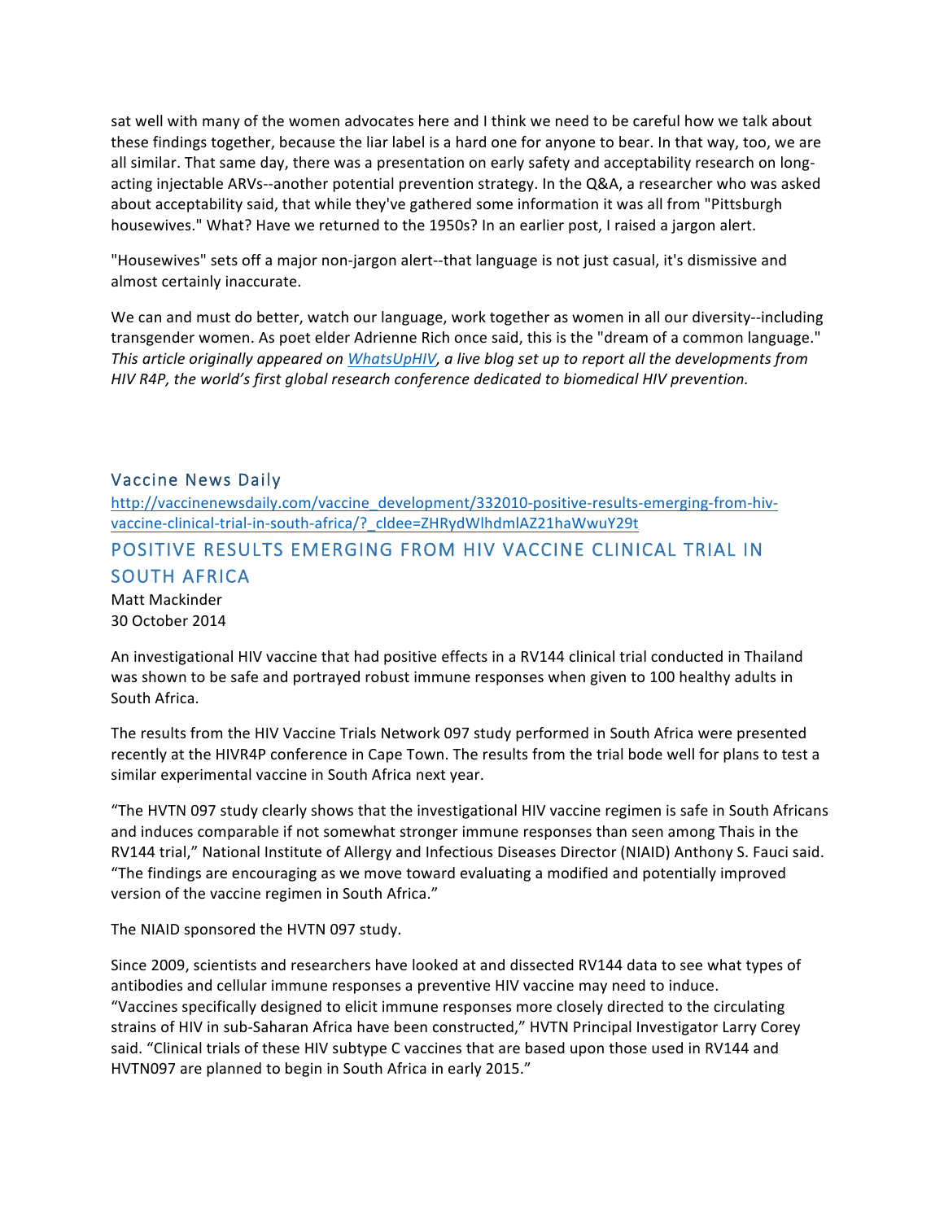sat well with many of the women advocates here and I think we need to be careful how we talk about these findings together, because the liar label is a hard one for anyone to bear. In that way, too, we are all similar. That same day, there was a presentation on early safety and acceptability research on long-acting injectable ARVs--another potential prevention strategy. In the Q&A, a researcher who was asked about acceptability said, that while they've gathered some information it was all from "Pittsburgh housewives." What? Have we returned to the 1950s? In an earlier post, I raised a jargon alert.

"Housewives" sets off a major non-jargon alert--that language is not just casual, it's dismissive and almost certainly inaccurate.

We can and must do better, watch our language, work together as women in all our diversity--including transgender women. As poet elder Adrienne Rich once said, this is the "dream of a common language."
*This article originally appeared on [WhatsUpHIV](WhatsUpHIV), a live blog set up to report all the developments from HIV R4P, the world's first global research conference dedicated to biomedical HIV prevention.*

## Vaccine News Daily

http://vaccinenewsdaily.com/vaccine_development/332010-positive-results-emerging-from-hiv-vaccine-clinical-trial-in-south-africa/?_cldee=ZHRydWlhdmlAZ21haWwuY29t

## POSITIVE RESULTS EMERGING FROM HIV VACCINE CLINICAL TRIAL IN SOUTH AFRICA

Matt Mackinder
30 October 2014

An investigational HIV vaccine that had positive effects in a RV144 clinical trial conducted in Thailand was shown to be safe and portrayed robust immune responses when given to 100 healthy adults in South Africa.

The results from the HIV Vaccine Trials Network 097 study performed in South Africa were presented recently at the HIVR4P conference in Cape Town. The results from the trial bode well for plans to test a similar experimental vaccine in South Africa next year.

"The HVTN 097 study clearly shows that the investigational HIV vaccine regimen is safe in South Africans and induces comparable if not somewhat stronger immune responses than seen among Thais in the RV144 trial," National Institute of Allergy and Infectious Diseases Director (NIAID) Anthony S. Fauci said. "The findings are encouraging as we move toward evaluating a modified and potentially improved version of the vaccine regimen in South Africa."

The NIAID sponsored the HVTN 097 study.

Since 2009, scientists and researchers have looked at and dissected RV144 data to see what types of antibodies and cellular immune responses a preventive HIV vaccine may need to induce.
"Vaccines specifically designed to elicit immune responses more closely directed to the circulating strains of HIV in sub-Saharan Africa have been constructed," HVTN Principal Investigator Larry Corey said. "Clinical trials of these HIV subtype C vaccines that are based upon those used in RV144 and HVTN097 are planned to begin in South Africa in early 2015."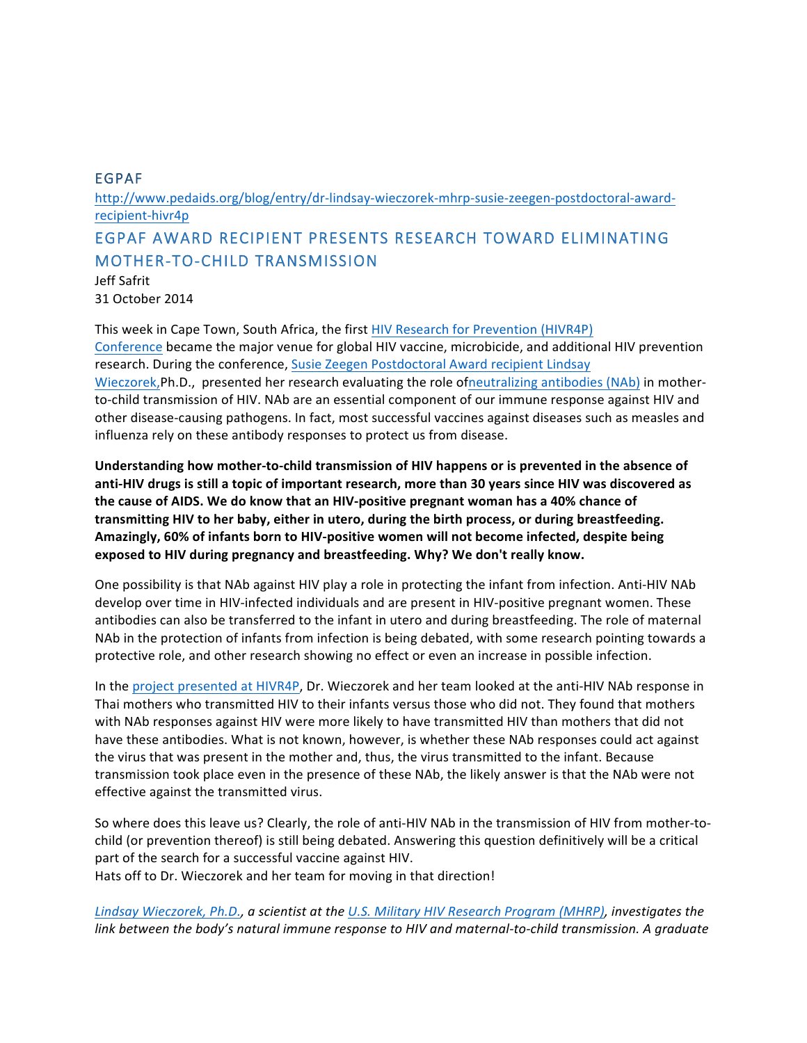## EGPAF

http://www.pedaids.org/blog/entry/dr-lindsay-wieczorek-mhrp-susie-zeegen-postdoctoral-award-recipient-hivr4p

## EGPAF AWARD RECIPIENT PRESENTS RESEARCH TOWARD ELIMINATING MOTHER-TO-CHILD TRANSMISSION

Jeff Safrit
31 October 2014

This week in Cape Town, South Africa, the first HIV Research for Prevention (HIVR4P) Conference became the major venue for global HIV vaccine, microbicide, and additional HIV prevention research. During the conference, Susie Zeegen Postdoctoral Award recipient Lindsay Wieczorek,Ph.D., presented her research evaluating the role ofneutralizing antibodies (NAb) in mother-to-child transmission of HIV. NAb are an essential component of our immune response against HIV and other disease-causing pathogens. In fact, most successful vaccines against diseases such as measles and influenza rely on these antibody responses to protect us from disease.

**Understanding how mother-to-child transmission of HIV happens or is prevented in the absence of anti-HIV drugs is still a topic of important research, more than 30 years since HIV was discovered as the cause of AIDS. We do know that an HIV-positive pregnant woman has a 40% chance of transmitting HIV to her baby, either in utero, during the birth process, or during breastfeeding. Amazingly, 60% of infants born to HIV-positive women will not become infected, despite being exposed to HIV during pregnancy and breastfeeding. Why? We don't really know.**

One possibility is that NAb against HIV play a role in protecting the infant from infection. Anti-HIV NAb develop over time in HIV-infected individuals and are present in HIV-positive pregnant women. These antibodies can also be transferred to the infant in utero and during breastfeeding. The role of maternal NAb in the protection of infants from infection is being debated, with some research pointing towards a protective role, and other research showing no effect or even an increase in possible infection.

In the project presented at HIVR4P, Dr. Wieczorek and her team looked at the anti-HIV NAb response in Thai mothers who transmitted HIV to their infants versus those who did not. They found that mothers with NAb responses against HIV were more likely to have transmitted HIV than mothers that did not have these antibodies. What is not known, however, is whether these NAb responses could act against the virus that was present in the mother and, thus, the virus transmitted to the infant. Because transmission took place even in the presence of these NAb, the likely answer is that the NAb were not effective against the transmitted virus.

So where does this leave us? Clearly, the role of anti-HIV NAb in the transmission of HIV from mother-to-child (or prevention thereof) is still being debated. Answering this question definitively will be a critical part of the search for a successful vaccine against HIV.
Hats off to Dr. Wieczorek and her team for moving in that direction!

*Lindsay Wieczorek, Ph.D., a scientist at the U.S. Military HIV Research Program (MHRP), investigates the link between the body's natural immune response to HIV and maternal-to-child transmission. A graduate*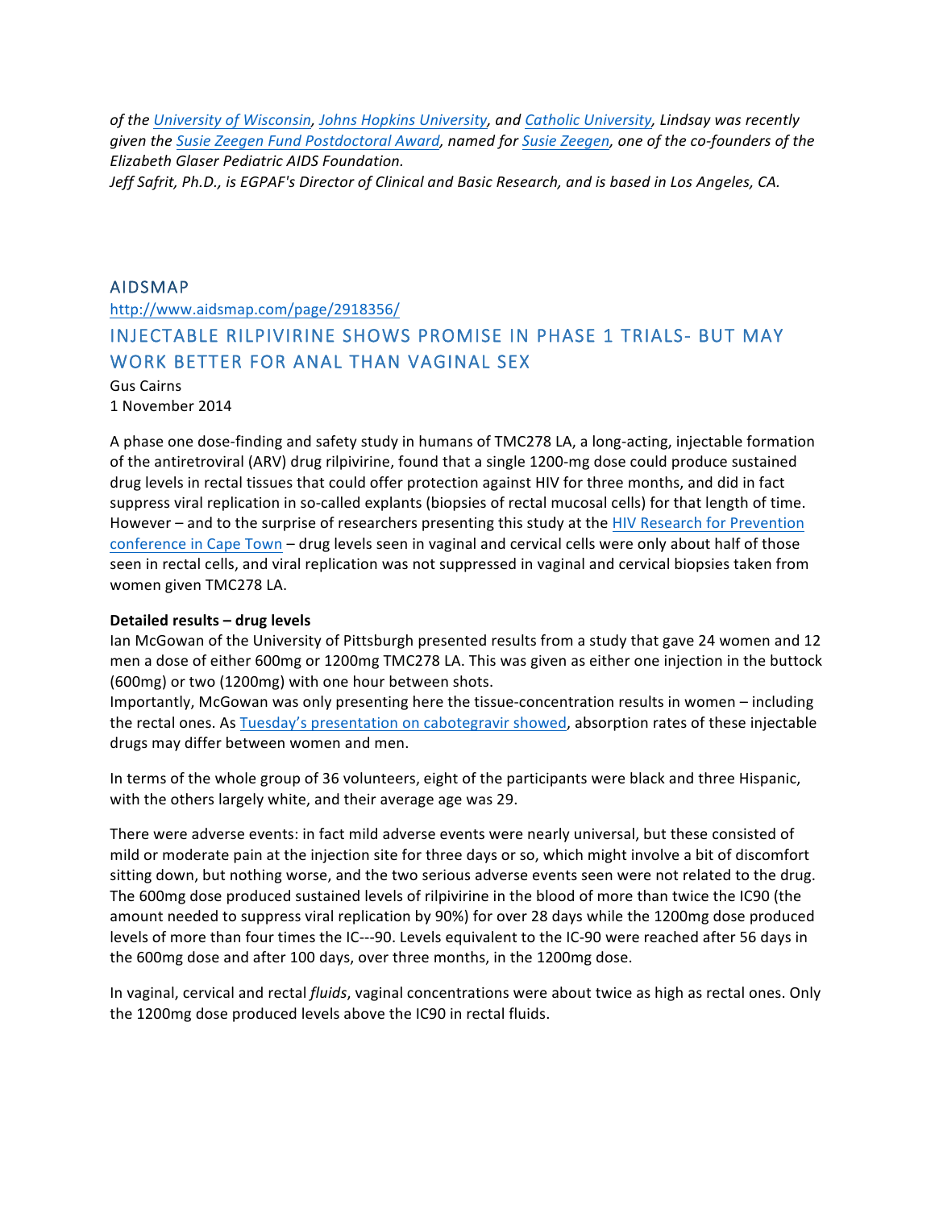*of the University of Wisconsin, Johns Hopkins University, and Catholic University, Lindsay was recently given the Susie Zeegen Fund Postdoctoral Award, named for Susie Zeegen, one of the co-founders of the Elizabeth Glaser Pediatric AIDS Foundation.*
*Jeff Safrit, Ph.D., is EGPAF's Director of Clinical and Basic Research, and is based in Los Angeles, CA.*

## AIDSMAP

http://www.aidsmap.com/page/2918356/

## INJECTABLE RILPIVIRINE SHOWS PROMISE IN PHASE 1 TRIALS- BUT MAY WORK BETTER FOR ANAL THAN VAGINAL SEX

Gus Cairns
1 November 2014

A phase one dose-finding and safety study in humans of TMC278 LA, a long-acting, injectable formation of the antiretroviral (ARV) drug rilpivirine, found that a single 1200-mg dose could produce sustained drug levels in rectal tissues that could offer protection against HIV for three months, and did in fact suppress viral replication in so-called explants (biopsies of rectal mucosal cells) for that length of time. However – and to the surprise of researchers presenting this study at the HIV Research for Prevention conference in Cape Town – drug levels seen in vaginal and cervical cells were only about half of those seen in rectal cells, and viral replication was not suppressed in vaginal and cervical biopsies taken from women given TMC278 LA.

**Detailed results – drug levels**

Ian McGowan of the University of Pittsburgh presented results from a study that gave 24 women and 12 men a dose of either 600mg or 1200mg TMC278 LA. This was given as either one injection in the buttock (600mg) or two (1200mg) with one hour between shots.

Importantly, McGowan was only presenting here the tissue-concentration results in women – including the rectal ones. As Tuesday's presentation on cabotegravir showed, absorption rates of these injectable drugs may differ between women and men.

In terms of the whole group of 36 volunteers, eight of the participants were black and three Hispanic, with the others largely white, and their average age was 29.

There were adverse events: in fact mild adverse events were nearly universal, but these consisted of mild or moderate pain at the injection site for three days or so, which might involve a bit of discomfort sitting down, but nothing worse, and the two serious adverse events seen were not related to the drug. The 600mg dose produced sustained levels of rilpivirine in the blood of more than twice the IC90 (the amount needed to suppress viral replication by 90%) for over 28 days while the 1200mg dose produced levels of more than four times the IC---90. Levels equivalent to the IC-90 were reached after 56 days in the 600mg dose and after 100 days, over three months, in the 1200mg dose.

In vaginal, cervical and rectal *fluids*, vaginal concentrations were about twice as high as rectal ones. Only the 1200mg dose produced levels above the IC90 in rectal fluids.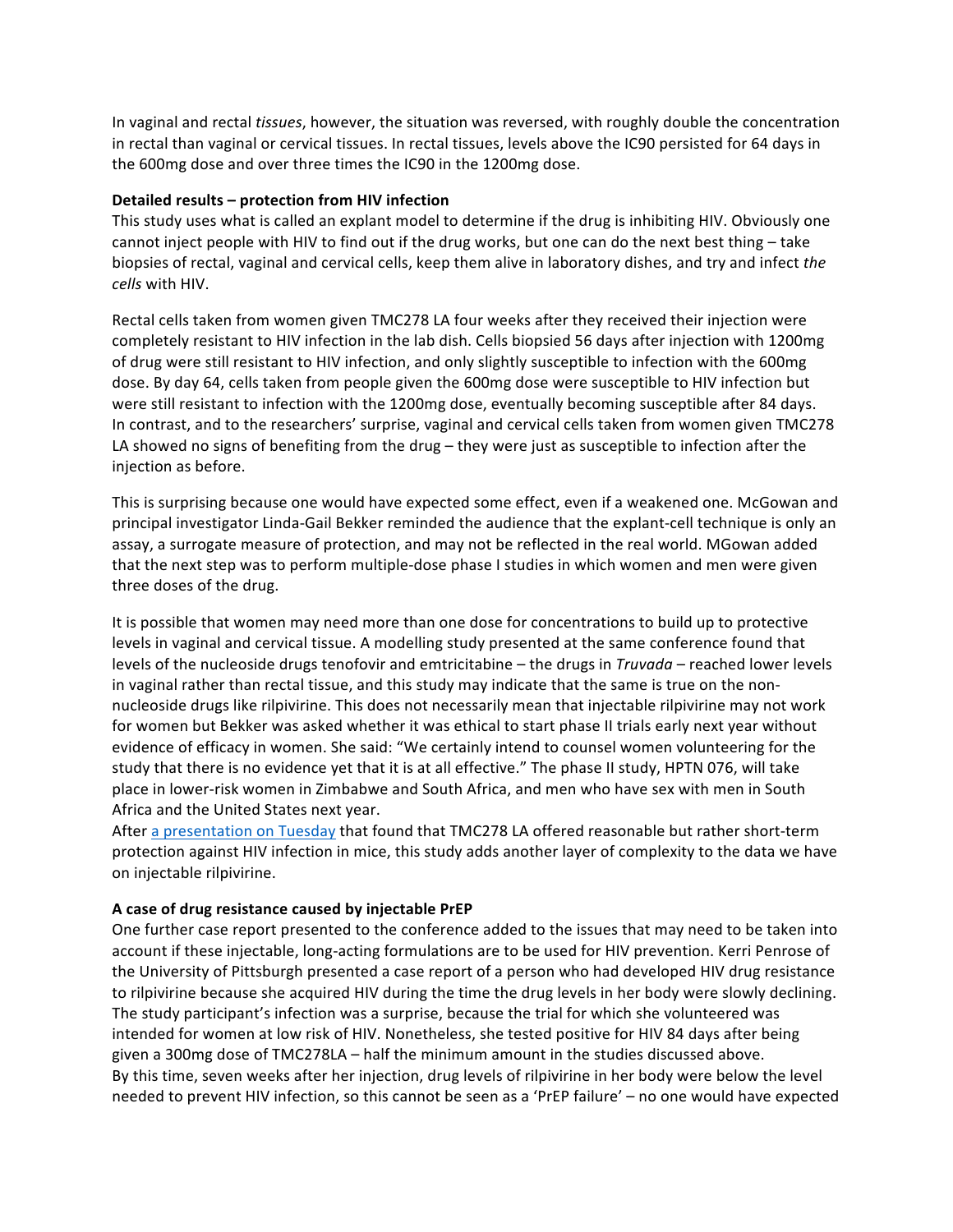In vaginal and rectal *tissues*, however, the situation was reversed, with roughly double the concentration in rectal than vaginal or cervical tissues. In rectal tissues, levels above the IC90 persisted for 64 days in the 600mg dose and over three times the IC90 in the 1200mg dose.

**Detailed results – protection from HIV infection**

This study uses what is called an explant model to determine if the drug is inhibiting HIV. Obviously one cannot inject people with HIV to find out if the drug works, but one can do the next best thing – take biopsies of rectal, vaginal and cervical cells, keep them alive in laboratory dishes, and try and infect *the cells* with HIV.

Rectal cells taken from women given TMC278 LA four weeks after they received their injection were completely resistant to HIV infection in the lab dish. Cells biopsied 56 days after injection with 1200mg of drug were still resistant to HIV infection, and only slightly susceptible to infection with the 600mg dose. By day 64, cells taken from people given the 600mg dose were susceptible to HIV infection but were still resistant to infection with the 1200mg dose, eventually becoming susceptible after 84 days. In contrast, and to the researchers' surprise, vaginal and cervical cells taken from women given TMC278 LA showed no signs of benefiting from the drug – they were just as susceptible to infection after the injection as before.

This is surprising because one would have expected some effect, even if a weakened one. McGowan and principal investigator Linda-Gail Bekker reminded the audience that the explant-cell technique is only an assay, a surrogate measure of protection, and may not be reflected in the real world. MGowan added that the next step was to perform multiple-dose phase I studies in which women and men were given three doses of the drug.

It is possible that women may need more than one dose for concentrations to build up to protective levels in vaginal and cervical tissue. A modelling study presented at the same conference found that levels of the nucleoside drugs tenofovir and emtricitabine – the drugs in *Truvada* – reached lower levels in vaginal rather than rectal tissue, and this study may indicate that the same is true on the non-nucleoside drugs like rilpivirine. This does not necessarily mean that injectable rilpivirine may not work for women but Bekker was asked whether it was ethical to start phase II trials early next year without evidence of efficacy in women. She said: "We certainly intend to counsel women volunteering for the study that there is no evidence yet that it is at all effective." The phase II study, HPTN 076, will take place in lower-risk women in Zimbabwe and South Africa, and men who have sex with men in South Africa and the United States next year.

After a presentation on Tuesday that found that TMC278 LA offered reasonable but rather short-term protection against HIV infection in mice, this study adds another layer of complexity to the data we have on injectable rilpivirine.

**A case of drug resistance caused by injectable PrEP**

One further case report presented to the conference added to the issues that may need to be taken into account if these injectable, long-acting formulations are to be used for HIV prevention. Kerri Penrose of the University of Pittsburgh presented a case report of a person who had developed HIV drug resistance to rilpivirine because she acquired HIV during the time the drug levels in her body were slowly declining. The study participant's infection was a surprise, because the trial for which she volunteered was intended for women at low risk of HIV. Nonetheless, she tested positive for HIV 84 days after being given a 300mg dose of TMC278LA – half the minimum amount in the studies discussed above.

By this time, seven weeks after her injection, drug levels of rilpivirine in her body were below the level needed to prevent HIV infection, so this cannot be seen as a 'PrEP failure' – no one would have expected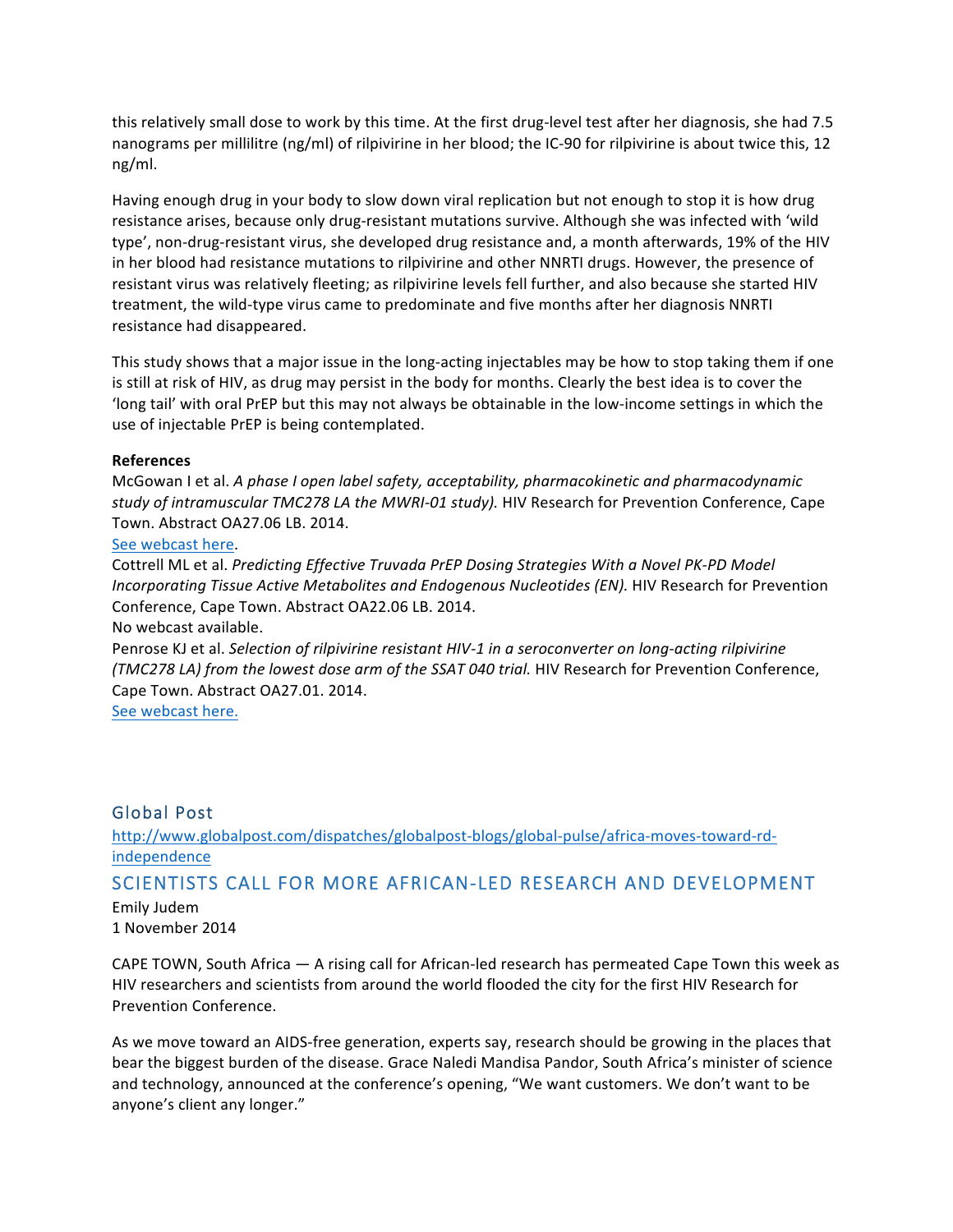this relatively small dose to work by this time. At the first drug-level test after her diagnosis, she had 7.5 nanograms per millilitre (ng/ml) of rilpivirine in her blood; the IC-90 for rilpivirine is about twice this, 12 ng/ml.

Having enough drug in your body to slow down viral replication but not enough to stop it is how drug resistance arises, because only drug-resistant mutations survive. Although she was infected with 'wild type', non-drug-resistant virus, she developed drug resistance and, a month afterwards, 19% of the HIV in her blood had resistance mutations to rilpivirine and other NNRTI drugs. However, the presence of resistant virus was relatively fleeting; as rilpivirine levels fell further, and also because she started HIV treatment, the wild-type virus came to predominate and five months after her diagnosis NNRTI resistance had disappeared.

This study shows that a major issue in the long-acting injectables may be how to stop taking them if one is still at risk of HIV, as drug may persist in the body for months. Clearly the best idea is to cover the 'long tail' with oral PrEP but this may not always be obtainable in the low-income settings in which the use of injectable PrEP is being contemplated.

**References**

McGowan I et al. *A phase I open label safety, acceptability, pharmacokinetic and pharmacodynamic study of intramuscular TMC278 LA the MWRI-01 study).* HIV Research for Prevention Conference, Cape Town. Abstract OA27.06 LB. 2014.
See webcast here.

Cottrell ML et al. *Predicting Effective Truvada PrEP Dosing Strategies With a Novel PK-PD Model Incorporating Tissue Active Metabolites and Endogenous Nucleotides (EN).* HIV Research for Prevention Conference, Cape Town. Abstract OA22.06 LB. 2014.
No webcast available.

Penrose KJ et al. *Selection of rilpivirine resistant HIV-1 in a seroconverter on long-acting rilpivirine (TMC278 LA) from the lowest dose arm of the SSAT 040 trial.* HIV Research for Prevention Conference, Cape Town. Abstract OA27.01. 2014.
See webcast here.

## Global Post

http://www.globalpost.com/dispatches/globalpost-blogs/global-pulse/africa-moves-toward-rd-independence

## SCIENTISTS CALL FOR MORE AFRICAN-LED RESEARCH AND DEVELOPMENT

Emily Judem
1 November 2014

CAPE TOWN, South Africa — A rising call for African-led research has permeated Cape Town this week as HIV researchers and scientists from around the world flooded the city for the first HIV Research for Prevention Conference.

As we move toward an AIDS-free generation, experts say, research should be growing in the places that bear the biggest burden of the disease. Grace Naledi Mandisa Pandor, South Africa's minister of science and technology, announced at the conference's opening, "We want customers. We don't want to be anyone's client any longer."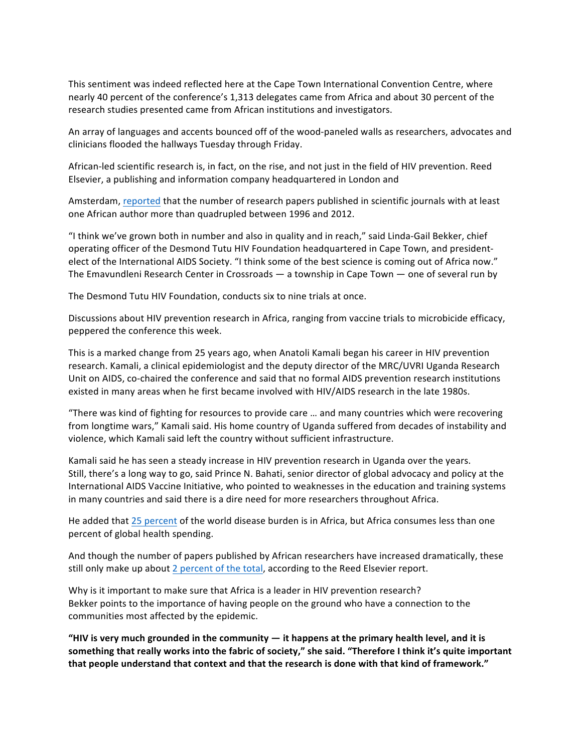This sentiment was indeed reflected here at the Cape Town International Convention Centre, where nearly 40 percent of the conference's 1,313 delegates came from Africa and about 30 percent of the research studies presented came from African institutions and investigators.

An array of languages and accents bounced off of the wood-paneled walls as researchers, advocates and clinicians flooded the hallways Tuesday through Friday.

African-led scientific research is, in fact, on the rise, and not just in the field of HIV prevention. Reed Elsevier, a publishing and information company headquartered in London and

Amsterdam, reported that the number of research papers published in scientific journals with at least one African author more than quadrupled between 1996 and 2012.

"I think we've grown both in number and also in quality and in reach," said Linda-Gail Bekker, chief operating officer of the Desmond Tutu HIV Foundation headquartered in Cape Town, and president-elect of the International AIDS Society. "I think some of the best science is coming out of Africa now." The Emavundleni Research Center in Crossroads — a township in Cape Town — one of several run by

The Desmond Tutu HIV Foundation, conducts six to nine trials at once.

Discussions about HIV prevention research in Africa, ranging from vaccine trials to microbicide efficacy, peppered the conference this week.

This is a marked change from 25 years ago, when Anatoli Kamali began his career in HIV prevention research. Kamali, a clinical epidemiologist and the deputy director of the MRC/UVRI Uganda Research Unit on AIDS, co-chaired the conference and said that no formal AIDS prevention research institutions existed in many areas when he first became involved with HIV/AIDS research in the late 1980s.

"There was kind of fighting for resources to provide care … and many countries which were recovering from longtime wars," Kamali said. His home country of Uganda suffered from decades of instability and violence, which Kamali said left the country without sufficient infrastructure.

Kamali said he has seen a steady increase in HIV prevention research in Uganda over the years. Still, there's a long way to go, said Prince N. Bahati, senior director of global advocacy and policy at the International AIDS Vaccine Initiative, who pointed to weaknesses in the education and training systems in many countries and said there is a dire need for more researchers throughout Africa.

He added that 25 percent of the world disease burden is in Africa, but Africa consumes less than one percent of global health spending.

And though the number of papers published by African researchers have increased dramatically, these still only make up about 2 percent of the total, according to the Reed Elsevier report.

Why is it important to make sure that Africa is a leader in HIV prevention research? Bekker points to the importance of having people on the ground who have a connection to the communities most affected by the epidemic.

**"HIV is very much grounded in the community — it happens at the primary health level, and it is something that really works into the fabric of society," she said. "Therefore I think it's quite important that people understand that context and that the research is done with that kind of framework."**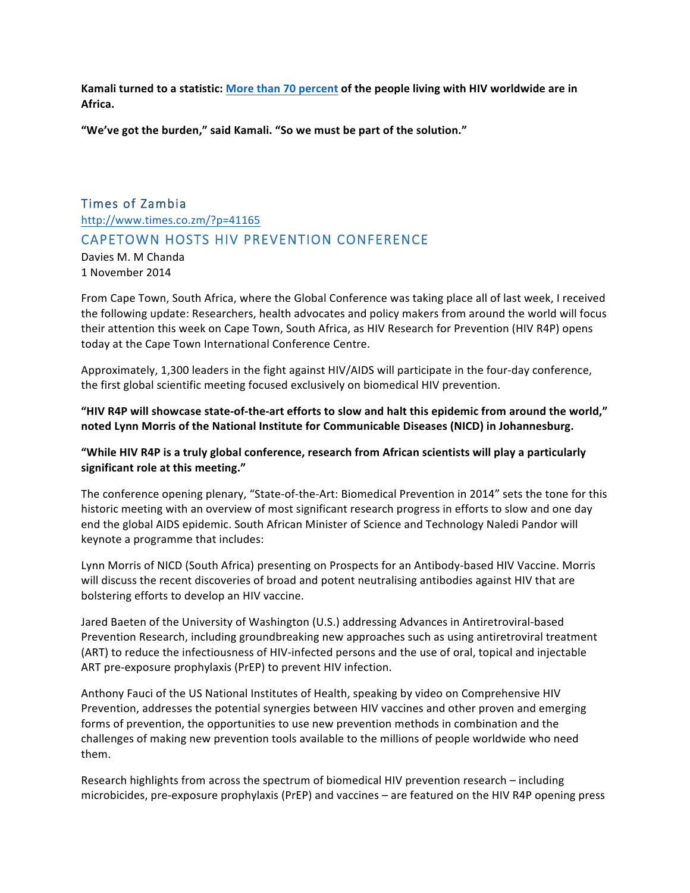**Kamali turned to a statistic: More than 70 percent of the people living with HIV worldwide are in Africa.**

**"We've got the burden," said Kamali. "So we must be part of the solution."**

## Times of Zambia

http://www.times.co.zm/?p=41165

## CAPETOWN HOSTS HIV PREVENTION CONFERENCE

Davies M. M Chanda
1 November 2014

From Cape Town, South Africa, where the Global Conference was taking place all of last week, I received the following update: Researchers, health advocates and policy makers from around the world will focus their attention this week on Cape Town, South Africa, as HIV Research for Prevention (HIV R4P) opens today at the Cape Town International Conference Centre.

Approximately, 1,300 leaders in the fight against HIV/AIDS will participate in the four-day conference, the first global scientific meeting focused exclusively on biomedical HIV prevention.

**"HIV R4P will showcase state-of-the-art efforts to slow and halt this epidemic from around the world," noted Lynn Morris of the National Institute for Communicable Diseases (NICD) in Johannesburg.**

**"While HIV R4P is a truly global conference, research from African scientists will play a particularly significant role at this meeting."**

The conference opening plenary, "State-of-the-Art: Biomedical Prevention in 2014" sets the tone for this historic meeting with an overview of most significant research progress in efforts to slow and one day end the global AIDS epidemic. South African Minister of Science and Technology Naledi Pandor will keynote a programme that includes:

Lynn Morris of NICD (South Africa) presenting on Prospects for an Antibody-based HIV Vaccine. Morris will discuss the recent discoveries of broad and potent neutralising antibodies against HIV that are bolstering efforts to develop an HIV vaccine.

Jared Baeten of the University of Washington (U.S.) addressing Advances in Antiretroviral-based Prevention Research, including groundbreaking new approaches such as using antiretroviral treatment (ART) to reduce the infectiousness of HIV-infected persons and the use of oral, topical and injectable ART pre-exposure prophylaxis (PrEP) to prevent HIV infection.

Anthony Fauci of the US National Institutes of Health, speaking by video on Comprehensive HIV Prevention, addresses the potential synergies between HIV vaccines and other proven and emerging forms of prevention, the opportunities to use new prevention methods in combination and the challenges of making new prevention tools available to the millions of people worldwide who need them.

Research highlights from across the spectrum of biomedical HIV prevention research – including microbicides, pre-exposure prophylaxis (PrEP) and vaccines – are featured on the HIV R4P opening press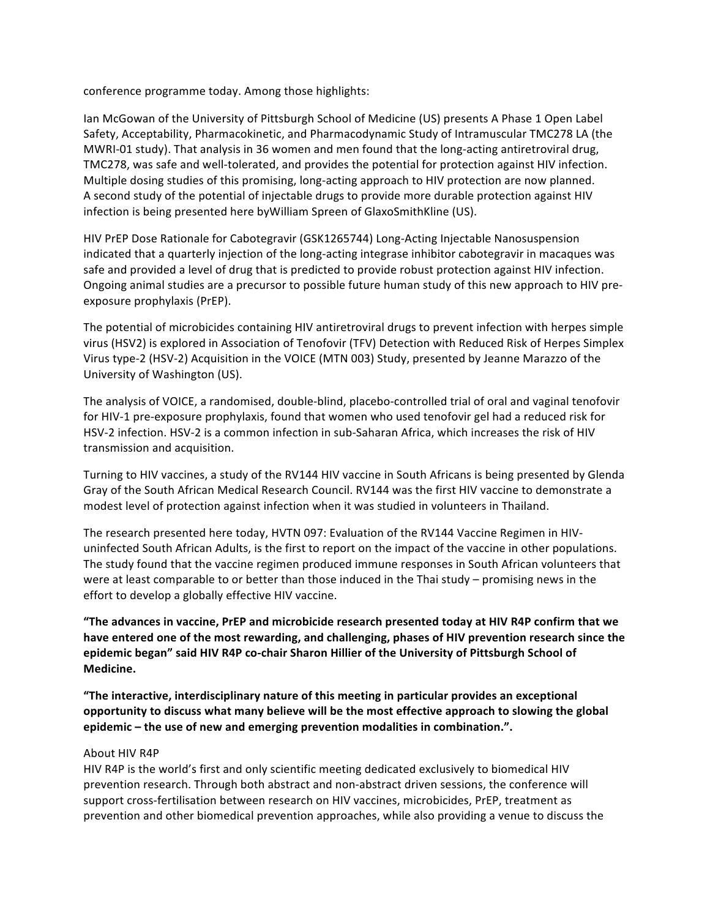conference programme today. Among those highlights:

Ian McGowan of the University of Pittsburgh School of Medicine (US) presents A Phase 1 Open Label Safety, Acceptability, Pharmacokinetic, and Pharmacodynamic Study of Intramuscular TMC278 LA (the MWRI-01 study). That analysis in 36 women and men found that the long-acting antiretroviral drug, TMC278, was safe and well-tolerated, and provides the potential for protection against HIV infection. Multiple dosing studies of this promising, long-acting approach to HIV protection are now planned. A second study of the potential of injectable drugs to provide more durable protection against HIV infection is being presented here byWilliam Spreen of GlaxoSmithKline (US).

HIV PrEP Dose Rationale for Cabotegravir (GSK1265744) Long-Acting Injectable Nanosuspension indicated that a quarterly injection of the long-acting integrase inhibitor cabotegravir in macaques was safe and provided a level of drug that is predicted to provide robust protection against HIV infection. Ongoing animal studies are a precursor to possible future human study of this new approach to HIV pre-exposure prophylaxis (PrEP).

The potential of microbicides containing HIV antiretroviral drugs to prevent infection with herpes simple virus (HSV2) is explored in Association of Tenofovir (TFV) Detection with Reduced Risk of Herpes Simplex Virus type-2 (HSV-2) Acquisition in the VOICE (MTN 003) Study, presented by Jeanne Marazzo of the University of Washington (US).

The analysis of VOICE, a randomised, double-blind, placebo-controlled trial of oral and vaginal tenofovir for HIV-1 pre-exposure prophylaxis, found that women who used tenofovir gel had a reduced risk for HSV-2 infection. HSV-2 is a common infection in sub-Saharan Africa, which increases the risk of HIV transmission and acquisition.

Turning to HIV vaccines, a study of the RV144 HIV vaccine in South Africans is being presented by Glenda Gray of the South African Medical Research Council. RV144 was the first HIV vaccine to demonstrate a modest level of protection against infection when it was studied in volunteers in Thailand.

The research presented here today, HVTN 097: Evaluation of the RV144 Vaccine Regimen in HIV-uninfected South African Adults, is the first to report on the impact of the vaccine in other populations. The study found that the vaccine regimen produced immune responses in South African volunteers that were at least comparable to or better than those induced in the Thai study – promising news in the effort to develop a globally effective HIV vaccine.

**"The advances in vaccine, PrEP and microbicide research presented today at HIV R4P confirm that we have entered one of the most rewarding, and challenging, phases of HIV prevention research since the epidemic began" said HIV R4P co-chair Sharon Hillier of the University of Pittsburgh School of Medicine.**

**"The interactive, interdisciplinary nature of this meeting in particular provides an exceptional opportunity to discuss what many believe will be the most effective approach to slowing the global epidemic – the use of new and emerging prevention modalities in combination.".**

About HIV R4P

HIV R4P is the world's first and only scientific meeting dedicated exclusively to biomedical HIV prevention research. Through both abstract and non-abstract driven sessions, the conference will support cross-fertilisation between research on HIV vaccines, microbicides, PrEP, treatment as prevention and other biomedical prevention approaches, while also providing a venue to discuss the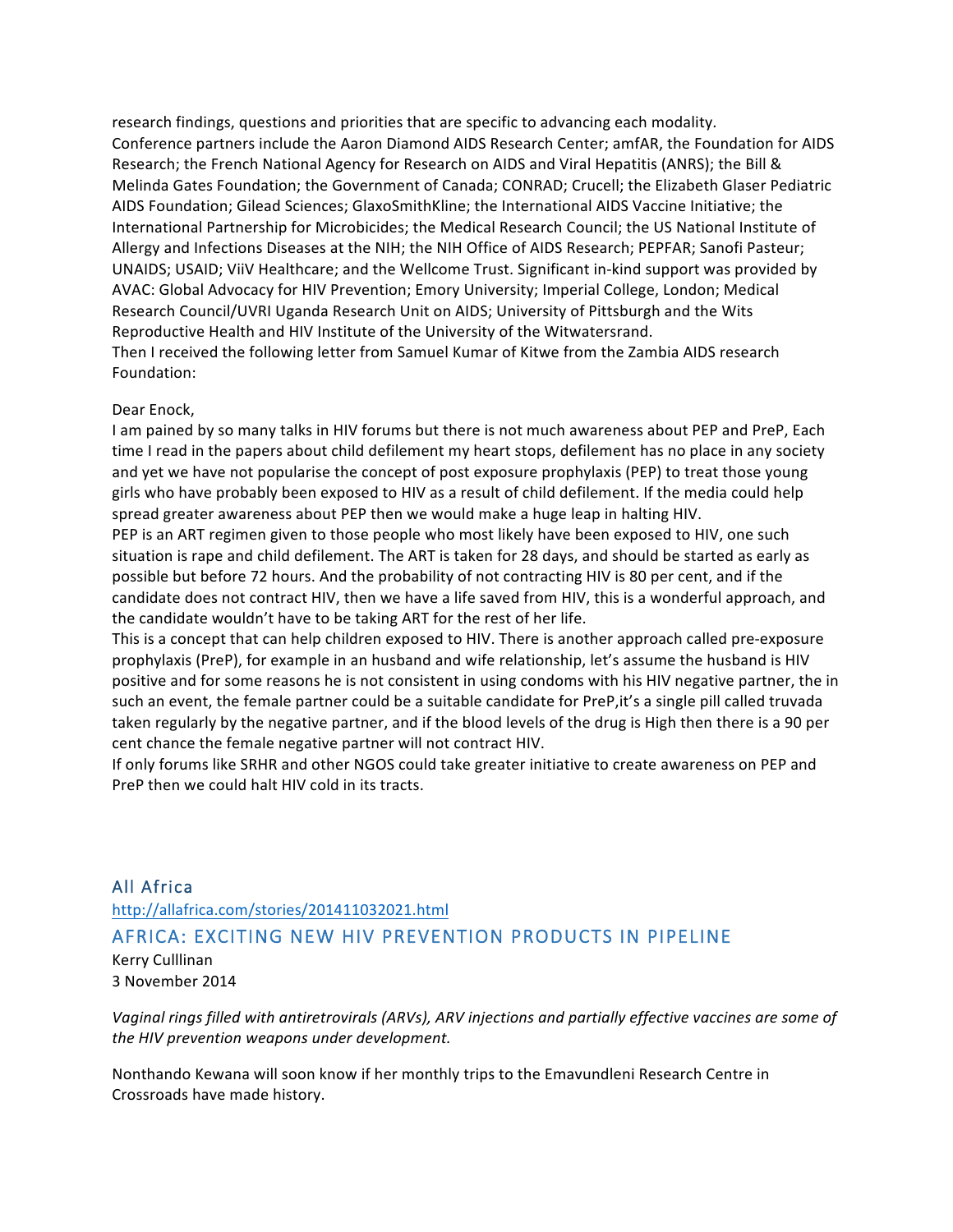research findings, questions and priorities that are specific to advancing each modality.
Conference partners include the Aaron Diamond AIDS Research Center; amfAR, the Foundation for AIDS Research; the French National Agency for Research on AIDS and Viral Hepatitis (ANRS); the Bill & Melinda Gates Foundation; the Government of Canada; CONRAD; Crucell; the Elizabeth Glaser Pediatric AIDS Foundation; Gilead Sciences; GlaxoSmithKline; the International AIDS Vaccine Initiative; the International Partnership for Microbicides; the Medical Research Council; the US National Institute of Allergy and Infections Diseases at the NIH; the NIH Office of AIDS Research; PEPFAR; Sanofi Pasteur; UNAIDS; USAID; ViiV Healthcare; and the Wellcome Trust. Significant in-kind support was provided by AVAC: Global Advocacy for HIV Prevention; Emory University; Imperial College, London; Medical Research Council/UVRI Uganda Research Unit on AIDS; University of Pittsburgh and the Wits Reproductive Health and HIV Institute of the University of the Witwatersrand.
Then I received the following letter from Samuel Kumar of Kitwe from the Zambia AIDS research Foundation:

Dear Enock,
I am pained by so many talks in HIV forums but there is not much awareness about PEP and PreP, Each time I read in the papers about child defilement my heart stops, defilement has no place in any society and yet we have not popularise the concept of post exposure prophylaxis (PEP) to treat those young girls who have probably been exposed to HIV as a result of child defilement. If the media could help spread greater awareness about PEP then we would make a huge leap in halting HIV.
PEP is an ART regimen given to those people who most likely have been exposed to HIV, one such situation is rape and child defilement. The ART is taken for 28 days, and should be started as early as possible but before 72 hours. And the probability of not contracting HIV is 80 per cent, and if the candidate does not contract HIV, then we have a life saved from HIV, this is a wonderful approach, and the candidate wouldn't have to be taking ART for the rest of her life.
This is a concept that can help children exposed to HIV. There is another approach called pre-exposure prophylaxis (PreP), for example in an husband and wife relationship, let's assume the husband is HIV positive and for some reasons he is not consistent in using condoms with his HIV negative partner, the in such an event, the female partner could be a suitable candidate for PreP,it's a single pill called truvada taken regularly by the negative partner, and if the blood levels of the drug is High then there is a 90 per cent chance the female negative partner will not contract HIV.
If only forums like SRHR and other NGOS could take greater initiative to create awareness on PEP and PreP then we could halt HIV cold in its tracts.

## All Africa

http://allafrica.com/stories/201411032021.html

## AFRICA: EXCITING NEW HIV PREVENTION PRODUCTS IN PIPELINE

Kerry Culllinan
3 November 2014

*Vaginal rings filled with antiretrovirals (ARVs), ARV injections and partially effective vaccines are some of the HIV prevention weapons under development.*

Nonthando Kewana will soon know if her monthly trips to the Emavundleni Research Centre in Crossroads have made history.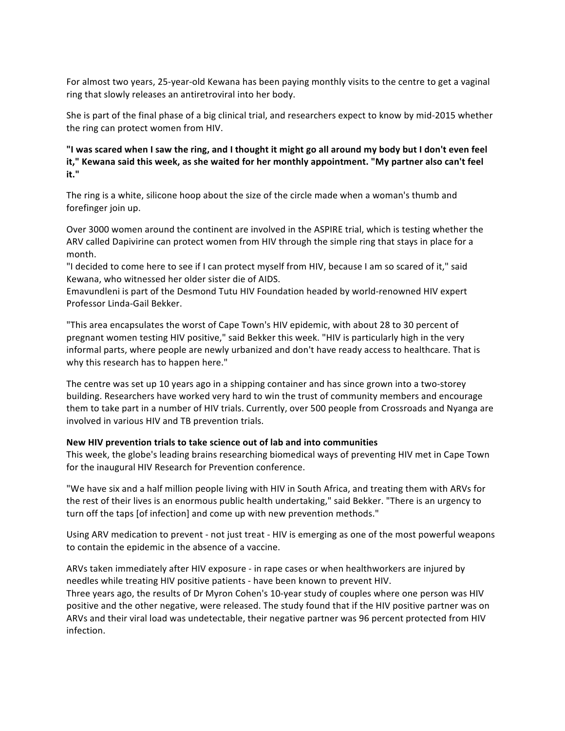For almost two years, 25-year-old Kewana has been paying monthly visits to the centre to get a vaginal ring that slowly releases an antiretroviral into her body.

She is part of the final phase of a big clinical trial, and researchers expect to know by mid-2015 whether the ring can protect women from HIV.

**"I was scared when I saw the ring, and I thought it might go all around my body but I don't even feel it," Kewana said this week, as she waited for her monthly appointment. "My partner also can't feel it."**

The ring is a white, silicone hoop about the size of the circle made when a woman's thumb and forefinger join up.

Over 3000 women around the continent are involved in the ASPIRE trial, which is testing whether the ARV called Dapivirine can protect women from HIV through the simple ring that stays in place for a month.

"I decided to come here to see if I can protect myself from HIV, because I am so scared of it," said Kewana, who witnessed her older sister die of AIDS.

Emavundleni is part of the Desmond Tutu HIV Foundation headed by world-renowned HIV expert Professor Linda-Gail Bekker.

"This area encapsulates the worst of Cape Town's HIV epidemic, with about 28 to 30 percent of pregnant women testing HIV positive," said Bekker this week. "HIV is particularly high in the very informal parts, where people are newly urbanized and don't have ready access to healthcare. That is why this research has to happen here."

The centre was set up 10 years ago in a shipping container and has since grown into a two-storey building. Researchers have worked very hard to win the trust of community members and encourage them to take part in a number of HIV trials. Currently, over 500 people from Crossroads and Nyanga are involved in various HIV and TB prevention trials.

**New HIV prevention trials to take science out of lab and into communities**

This week, the globe's leading brains researching biomedical ways of preventing HIV met in Cape Town for the inaugural HIV Research for Prevention conference.

"We have six and a half million people living with HIV in South Africa, and treating them with ARVs for the rest of their lives is an enormous public health undertaking," said Bekker. "There is an urgency to turn off the taps [of infection] and come up with new prevention methods."

Using ARV medication to prevent - not just treat - HIV is emerging as one of the most powerful weapons to contain the epidemic in the absence of a vaccine.

ARVs taken immediately after HIV exposure - in rape cases or when healthworkers are injured by needles while treating HIV positive patients - have been known to prevent HIV.

Three years ago, the results of Dr Myron Cohen's 10-year study of couples where one person was HIV positive and the other negative, were released. The study found that if the HIV positive partner was on ARVs and their viral load was undetectable, their negative partner was 96 percent protected from HIV infection.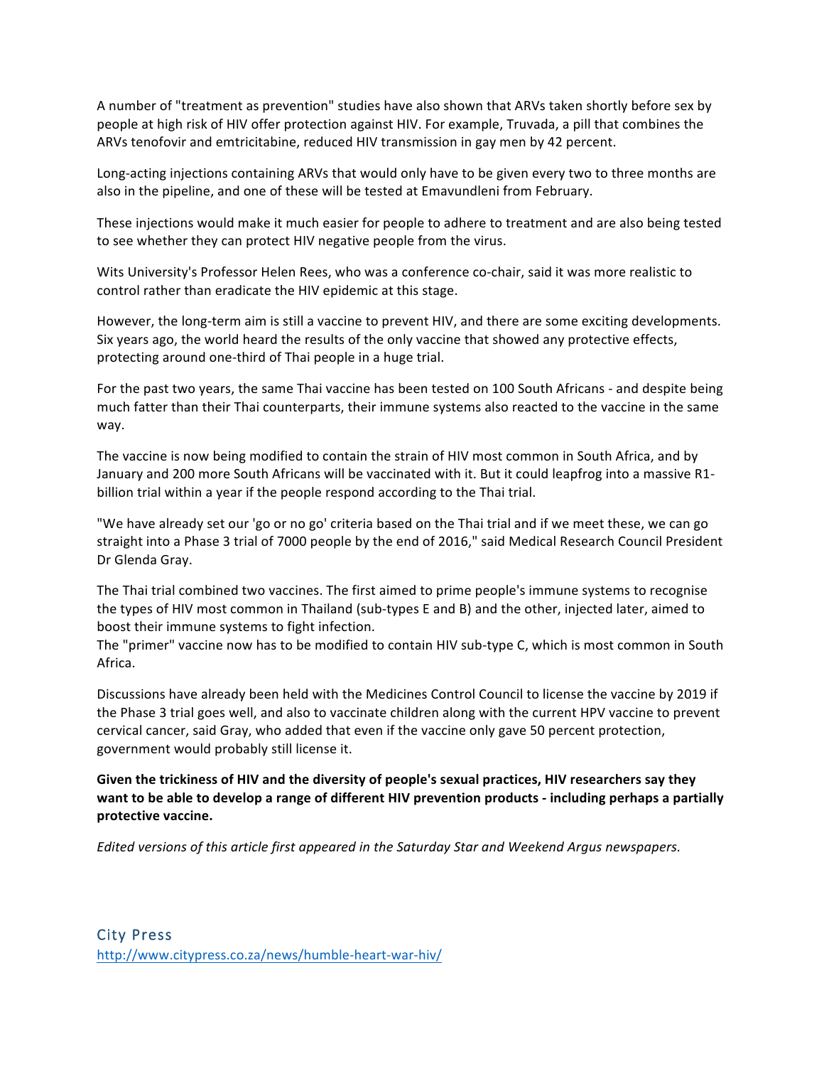A number of "treatment as prevention" studies have also shown that ARVs taken shortly before sex by people at high risk of HIV offer protection against HIV. For example, Truvada, a pill that combines the ARVs tenofovir and emtricitabine, reduced HIV transmission in gay men by 42 percent.

Long-acting injections containing ARVs that would only have to be given every two to three months are also in the pipeline, and one of these will be tested at Emavundleni from February.

These injections would make it much easier for people to adhere to treatment and are also being tested to see whether they can protect HIV negative people from the virus.

Wits University's Professor Helen Rees, who was a conference co-chair, said it was more realistic to control rather than eradicate the HIV epidemic at this stage.

However, the long-term aim is still a vaccine to prevent HIV, and there are some exciting developments. Six years ago, the world heard the results of the only vaccine that showed any protective effects, protecting around one-third of Thai people in a huge trial.

For the past two years, the same Thai vaccine has been tested on 100 South Africans - and despite being much fatter than their Thai counterparts, their immune systems also reacted to the vaccine in the same way.

The vaccine is now being modified to contain the strain of HIV most common in South Africa, and by January and 200 more South Africans will be vaccinated with it. But it could leapfrog into a massive R1-billion trial within a year if the people respond according to the Thai trial.

"We have already set our 'go or no go' criteria based on the Thai trial and if we meet these, we can go straight into a Phase 3 trial of 7000 people by the end of 2016," said Medical Research Council President Dr Glenda Gray.

The Thai trial combined two vaccines. The first aimed to prime people's immune systems to recognise the types of HIV most common in Thailand (sub-types E and B) and the other, injected later, aimed to boost their immune systems to fight infection.
The "primer" vaccine now has to be modified to contain HIV sub-type C, which is most common in South Africa.

Discussions have already been held with the Medicines Control Council to license the vaccine by 2019 if the Phase 3 trial goes well, and also to vaccinate children along with the current HPV vaccine to prevent cervical cancer, said Gray, who added that even if the vaccine only gave 50 percent protection, government would probably still license it.

**Given the trickiness of HIV and the diversity of people's sexual practices, HIV researchers say they want to be able to develop a range of different HIV prevention products - including perhaps a partially protective vaccine.**

*Edited versions of this article first appeared in the Saturday Star and Weekend Argus newspapers.*

## City Press

http://www.citypress.co.za/news/humble-heart-war-hiv/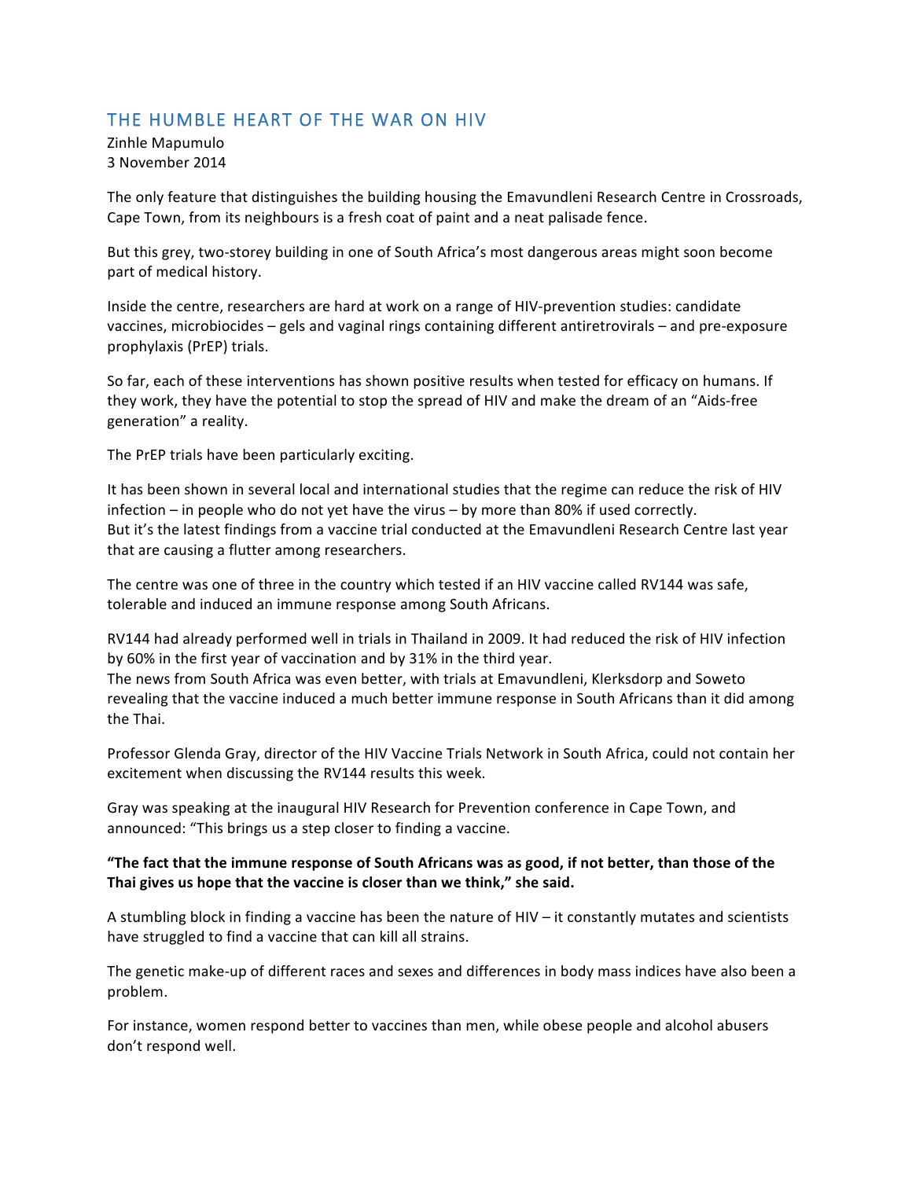## THE HUMBLE HEART OF THE WAR ON HIV

Zinhle Mapumulo
3 November 2014

The only feature that distinguishes the building housing the Emavundleni Research Centre in Crossroads, Cape Town, from its neighbours is a fresh coat of paint and a neat palisade fence.

But this grey, two-storey building in one of South Africa's most dangerous areas might soon become part of medical history.

Inside the centre, researchers are hard at work on a range of HIV-prevention studies: candidate vaccines, microbiocides – gels and vaginal rings containing different antiretrovirals – and pre-exposure prophylaxis (PrEP) trials.

So far, each of these interventions has shown positive results when tested for efficacy on humans. If they work, they have the potential to stop the spread of HIV and make the dream of an "Aids-free generation" a reality.

The PrEP trials have been particularly exciting.

It has been shown in several local and international studies that the regime can reduce the risk of HIV infection – in people who do not yet have the virus – by more than 80% if used correctly.
But it's the latest findings from a vaccine trial conducted at the Emavundleni Research Centre last year that are causing a flutter among researchers.

The centre was one of three in the country which tested if an HIV vaccine called RV144 was safe, tolerable and induced an immune response among South Africans.

RV144 had already performed well in trials in Thailand in 2009. It had reduced the risk of HIV infection by 60% in the first year of vaccination and by 31% in the third year.
The news from South Africa was even better, with trials at Emavundleni, Klerksdorp and Soweto revealing that the vaccine induced a much better immune response in South Africans than it did among the Thai.

Professor Glenda Gray, director of the HIV Vaccine Trials Network in South Africa, could not contain her excitement when discussing the RV144 results this week.

Gray was speaking at the inaugural HIV Research for Prevention conference in Cape Town, and announced: "This brings us a step closer to finding a vaccine.

**"The fact that the immune response of South Africans was as good, if not better, than those of the Thai gives us hope that the vaccine is closer than we think," she said.**

A stumbling block in finding a vaccine has been the nature of HIV – it constantly mutates and scientists have struggled to find a vaccine that can kill all strains.

The genetic make-up of different races and sexes and differences in body mass indices have also been a problem.

For instance, women respond better to vaccines than men, while obese people and alcohol abusers don't respond well.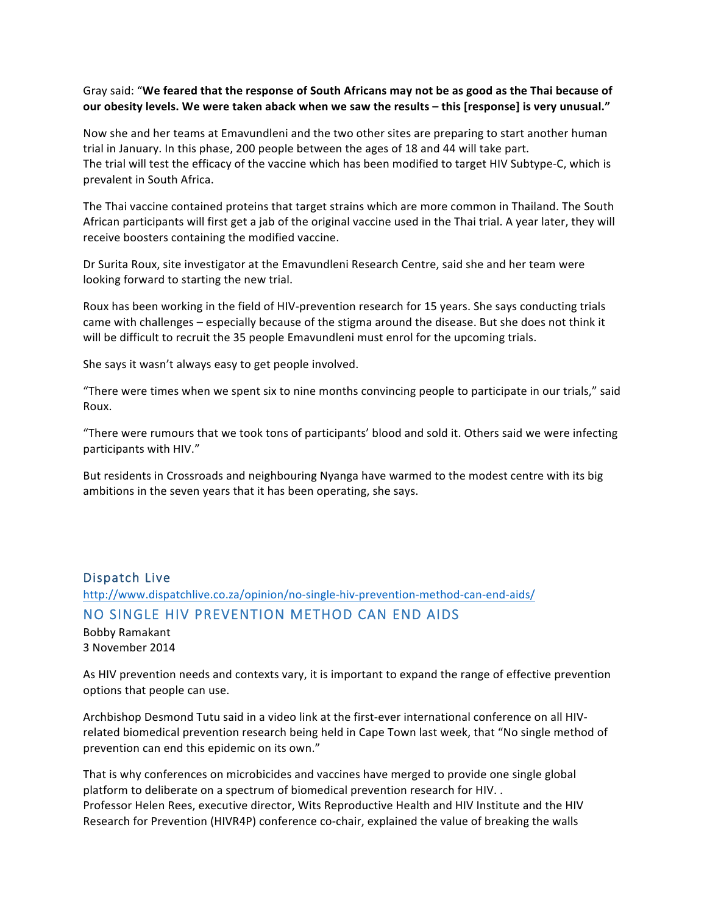Gray said: "**We feared that the response of South Africans may not be as good as the Thai because of our obesity levels. We were taken aback when we saw the results – this [response] is very unusual.**"

Now she and her teams at Emavundleni and the two other sites are preparing to start another human trial in January. In this phase, 200 people between the ages of 18 and 44 will take part.
The trial will test the efficacy of the vaccine which has been modified to target HIV Subtype-C, which is prevalent in South Africa.

The Thai vaccine contained proteins that target strains which are more common in Thailand. The South African participants will first get a jab of the original vaccine used in the Thai trial. A year later, they will receive boosters containing the modified vaccine.

Dr Surita Roux, site investigator at the Emavundleni Research Centre, said she and her team were looking forward to starting the new trial.

Roux has been working in the field of HIV-prevention research for 15 years. She says conducting trials came with challenges – especially because of the stigma around the disease. But she does not think it will be difficult to recruit the 35 people Emavundleni must enrol for the upcoming trials.

She says it wasn't always easy to get people involved.

"There were times when we spent six to nine months convincing people to participate in our trials," said Roux.

"There were rumours that we took tons of participants' blood and sold it. Others said we were infecting participants with HIV."

But residents in Crossroads and neighbouring Nyanga have warmed to the modest centre with its big ambitions in the seven years that it has been operating, she says.

## Dispatch Live

http://www.dispatchlive.co.za/opinion/no-single-hiv-prevention-method-can-end-aids/

## NO SINGLE HIV PREVENTION METHOD CAN END AIDS

Bobby Ramakant
3 November 2014

As HIV prevention needs and contexts vary, it is important to expand the range of effective prevention options that people can use.

Archbishop Desmond Tutu said in a video link at the first-ever international conference on all HIV-related biomedical prevention research being held in Cape Town last week, that "No single method of prevention can end this epidemic on its own."

That is why conferences on microbicides and vaccines have merged to provide one single global platform to deliberate on a spectrum of biomedical prevention research for HIV. .
Professor Helen Rees, executive director, Wits Reproductive Health and HIV Institute and the HIV Research for Prevention (HIVR4P) conference co-chair, explained the value of breaking the walls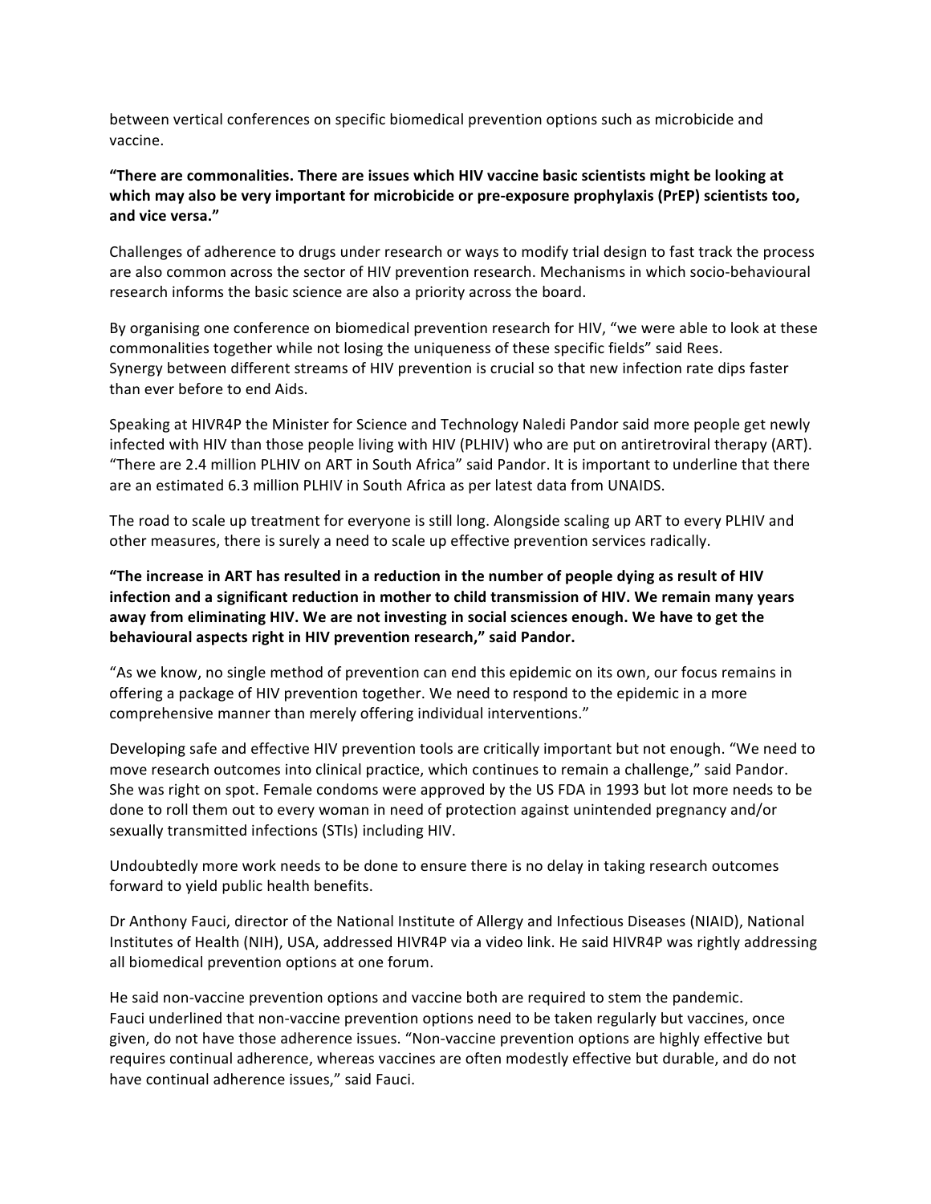between vertical conferences on specific biomedical prevention options such as microbicide and vaccine.

**"There are commonalities. There are issues which HIV vaccine basic scientists might be looking at which may also be very important for microbicide or pre-exposure prophylaxis (PrEP) scientists too, and vice versa."**

Challenges of adherence to drugs under research or ways to modify trial design to fast track the process are also common across the sector of HIV prevention research. Mechanisms in which socio-behavioural research informs the basic science are also a priority across the board.

By organising one conference on biomedical prevention research for HIV, "we were able to look at these commonalities together while not losing the uniqueness of these specific fields" said Rees. Synergy between different streams of HIV prevention is crucial so that new infection rate dips faster than ever before to end Aids.

Speaking at HIVR4P the Minister for Science and Technology Naledi Pandor said more people get newly infected with HIV than those people living with HIV (PLHIV) who are put on antiretroviral therapy (ART). "There are 2.4 million PLHIV on ART in South Africa" said Pandor. It is important to underline that there are an estimated 6.3 million PLHIV in South Africa as per latest data from UNAIDS.

The road to scale up treatment for everyone is still long. Alongside scaling up ART to every PLHIV and other measures, there is surely a need to scale up effective prevention services radically.

**"The increase in ART has resulted in a reduction in the number of people dying as result of HIV infection and a significant reduction in mother to child transmission of HIV. We remain many years away from eliminating HIV. We are not investing in social sciences enough. We have to get the behavioural aspects right in HIV prevention research," said Pandor.**

"As we know, no single method of prevention can end this epidemic on its own, our focus remains in offering a package of HIV prevention together. We need to respond to the epidemic in a more comprehensive manner than merely offering individual interventions."

Developing safe and effective HIV prevention tools are critically important but not enough. "We need to move research outcomes into clinical practice, which continues to remain a challenge," said Pandor. She was right on spot. Female condoms were approved by the US FDA in 1993 but lot more needs to be done to roll them out to every woman in need of protection against unintended pregnancy and/or sexually transmitted infections (STIs) including HIV.

Undoubtedly more work needs to be done to ensure there is no delay in taking research outcomes forward to yield public health benefits.

Dr Anthony Fauci, director of the National Institute of Allergy and Infectious Diseases (NIAID), National Institutes of Health (NIH), USA, addressed HIVR4P via a video link. He said HIVR4P was rightly addressing all biomedical prevention options at one forum.

He said non-vaccine prevention options and vaccine both are required to stem the pandemic. Fauci underlined that non-vaccine prevention options need to be taken regularly but vaccines, once given, do not have those adherence issues. "Non-vaccine prevention options are highly effective but requires continual adherence, whereas vaccines are often modestly effective but durable, and do not have continual adherence issues," said Fauci.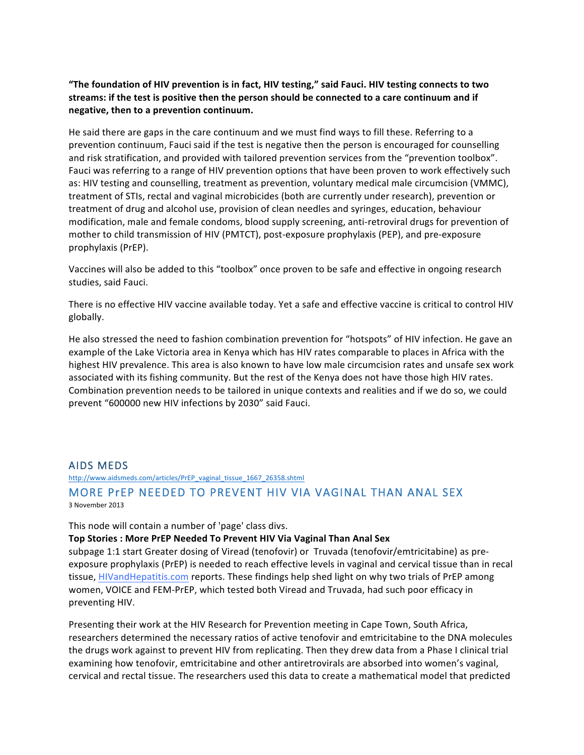**"The foundation of HIV prevention is in fact, HIV testing," said Fauci. HIV testing connects to two streams: if the test is positive then the person should be connected to a care continuum and if negative, then to a prevention continuum.**

He said there are gaps in the care continuum and we must find ways to fill these. Referring to a prevention continuum, Fauci said if the test is negative then the person is encouraged for counselling and risk stratification, and provided with tailored prevention services from the "prevention toolbox". Fauci was referring to a range of HIV prevention options that have been proven to work effectively such as: HIV testing and counselling, treatment as prevention, voluntary medical male circumcision (VMMC), treatment of STIs, rectal and vaginal microbicides (both are currently under research), prevention or treatment of drug and alcohol use, provision of clean needles and syringes, education, behaviour modification, male and female condoms, blood supply screening, anti-retroviral drugs for prevention of mother to child transmission of HIV (PMTCT), post-exposure prophylaxis (PEP), and pre-exposure prophylaxis (PrEP).

Vaccines will also be added to this "toolbox" once proven to be safe and effective in ongoing research studies, said Fauci.

There is no effective HIV vaccine available today. Yet a safe and effective vaccine is critical to control HIV globally.

He also stressed the need to fashion combination prevention for "hotspots" of HIV infection. He gave an example of the Lake Victoria area in Kenya which has HIV rates comparable to places in Africa with the highest HIV prevalence. This area is also known to have low male circumcision rates and unsafe sex work associated with its fishing community. But the rest of the Kenya does not have those high HIV rates. Combination prevention needs to be tailored in unique contexts and realities and if we do so, we could prevent "600000 new HIV infections by 2030" said Fauci.

## AIDS MEDS

http://www.aidsmeds.com/articles/PrEP_vaginal_tissue_1667_26358.shtml

## MORE PrEP NEEDED TO PREVENT HIV VIA VAGINAL THAN ANAL SEX

3 November 2013

This node will contain a number of 'page' class divs.

**Top Stories : More PrEP Needed To Prevent HIV Via Vaginal Than Anal Sex**

subpage 1:1 start Greater dosing of Viread (tenofovir) or Truvada (tenofovir/emtricitabine) as pre-exposure prophylaxis (PrEP) is needed to reach effective levels in vaginal and cervical tissue than in recal tissue, HIVandHepatitis.com reports. These findings help shed light on why two trials of PrEP among women, VOICE and FEM-PrEP, which tested both Viread and Truvada, had such poor efficacy in preventing HIV.

Presenting their work at the HIV Research for Prevention meeting in Cape Town, South Africa, researchers determined the necessary ratios of active tenofovir and emtricitabine to the DNA molecules the drugs work against to prevent HIV from replicating. Then they drew data from a Phase I clinical trial examining how tenofovir, emtricitabine and other antiretrovirals are absorbed into women's vaginal, cervical and rectal tissue. The researchers used this data to create a mathematical model that predicted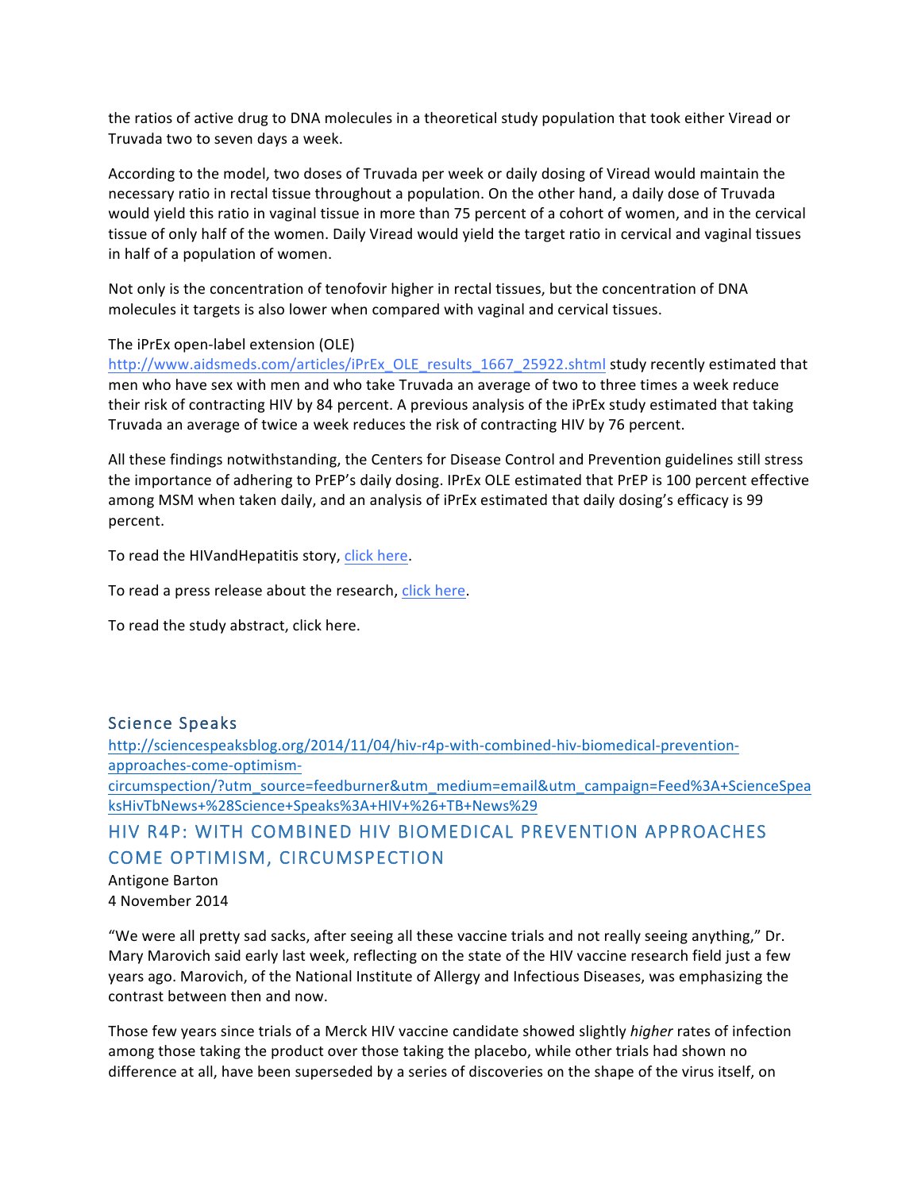the ratios of active drug to DNA molecules in a theoretical study population that took either Viread or Truvada two to seven days a week.

According to the model, two doses of Truvada per week or daily dosing of Viread would maintain the necessary ratio in rectal tissue throughout a population. On the other hand, a daily dose of Truvada would yield this ratio in vaginal tissue in more than 75 percent of a cohort of women, and in the cervical tissue of only half of the women. Daily Viread would yield the target ratio in cervical and vaginal tissues in half of a population of women.

Not only is the concentration of tenofovir higher in rectal tissues, but the concentration of DNA molecules it targets is also lower when compared with vaginal and cervical tissues.

The iPrEx open-label extension (OLE) http://www.aidsmeds.com/articles/iPrEx_OLE_results_1667_25922.shtml study recently estimated that men who have sex with men and who take Truvada an average of two to three times a week reduce their risk of contracting HIV by 84 percent. A previous analysis of the iPrEx study estimated that taking Truvada an average of twice a week reduces the risk of contracting HIV by 76 percent.

All these findings notwithstanding, the Centers for Disease Control and Prevention guidelines still stress the importance of adhering to PrEP's daily dosing. IPrEx OLE estimated that PrEP is 100 percent effective among MSM when taken daily, and an analysis of iPrEx estimated that daily dosing's efficacy is 99 percent.

To read the HIVandHepatitis story, click here.

To read a press release about the research, click here.

To read the study abstract, click here.

### Science Speaks

http://sciencespeaksblog.org/2014/11/04/hiv-r4p-with-combined-hiv-biomedical-prevention-approaches-come-optimism-circumspection/?utm_source=feedburner&utm_medium=email&utm_campaign=Feed%3A+ScienceSpeaksHivTbNews+%28Science+Speaks%3A+HIV+%26+TB+News%29

## HIV R4P: WITH COMBINED HIV BIOMEDICAL PREVENTION APPROACHES COME OPTIMISM, CIRCUMSPECTION

Antigone Barton
4 November 2014

"We were all pretty sad sacks, after seeing all these vaccine trials and not really seeing anything," Dr. Mary Marovich said early last week, reflecting on the state of the HIV vaccine research field just a few years ago. Marovich, of the National Institute of Allergy and Infectious Diseases, was emphasizing the contrast between then and now.

Those few years since trials of a Merck HIV vaccine candidate showed slightly *higher* rates of infection among those taking the product over those taking the placebo, while other trials had shown no difference at all, have been superseded by a series of discoveries on the shape of the virus itself, on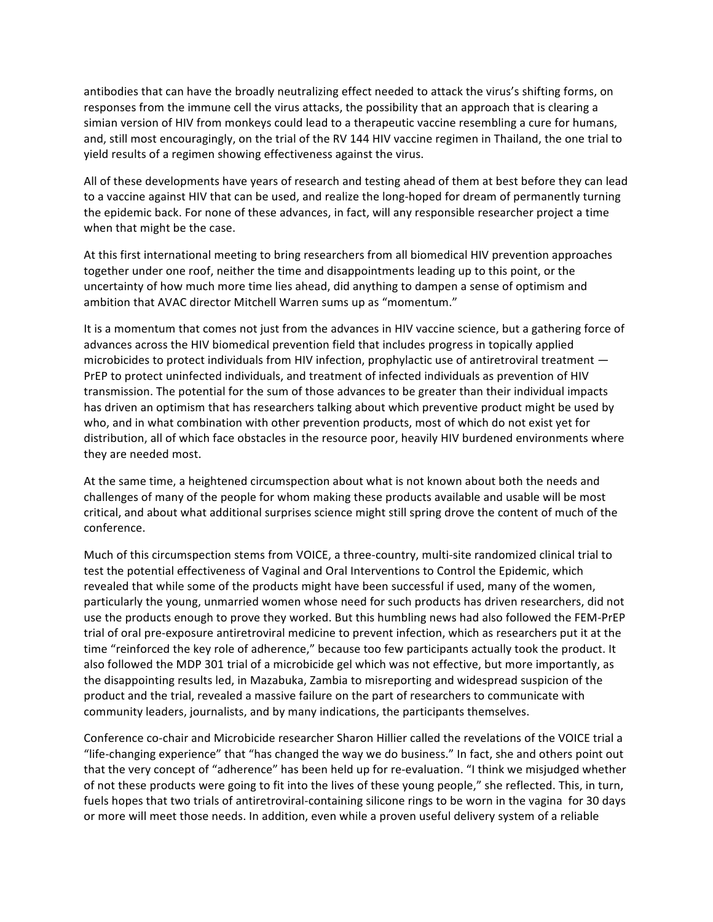antibodies that can have the broadly neutralizing effect needed to attack the virus's shifting forms, on responses from the immune cell the virus attacks, the possibility that an approach that is clearing a simian version of HIV from monkeys could lead to a therapeutic vaccine resembling a cure for humans, and, still most encouragingly, on the trial of the RV 144 HIV vaccine regimen in Thailand, the one trial to yield results of a regimen showing effectiveness against the virus.

All of these developments have years of research and testing ahead of them at best before they can lead to a vaccine against HIV that can be used, and realize the long-hoped for dream of permanently turning the epidemic back. For none of these advances, in fact, will any responsible researcher project a time when that might be the case.

At this first international meeting to bring researchers from all biomedical HIV prevention approaches together under one roof, neither the time and disappointments leading up to this point, or the uncertainty of how much more time lies ahead, did anything to dampen a sense of optimism and ambition that AVAC director Mitchell Warren sums up as "momentum."

It is a momentum that comes not just from the advances in HIV vaccine science, but a gathering force of advances across the HIV biomedical prevention field that includes progress in topically applied microbicides to protect individuals from HIV infection, prophylactic use of antiretroviral treatment — PrEP to protect uninfected individuals, and treatment of infected individuals as prevention of HIV transmission. The potential for the sum of those advances to be greater than their individual impacts has driven an optimism that has researchers talking about which preventive product might be used by who, and in what combination with other prevention products, most of which do not exist yet for distribution, all of which face obstacles in the resource poor, heavily HIV burdened environments where they are needed most.

At the same time, a heightened circumspection about what is not known about both the needs and challenges of many of the people for whom making these products available and usable will be most critical, and about what additional surprises science might still spring drove the content of much of the conference.

Much of this circumspection stems from VOICE, a three-country, multi-site randomized clinical trial to test the potential effectiveness of Vaginal and Oral Interventions to Control the Epidemic, which revealed that while some of the products might have been successful if used, many of the women, particularly the young, unmarried women whose need for such products has driven researchers, did not use the products enough to prove they worked. But this humbling news had also followed the FEM-PrEP trial of oral pre-exposure antiretroviral medicine to prevent infection, which as researchers put it at the time "reinforced the key role of adherence," because too few participants actually took the product. It also followed the MDP 301 trial of a microbicide gel which was not effective, but more importantly, as the disappointing results led, in Mazabuka, Zambia to misreporting and widespread suspicion of the product and the trial, revealed a massive failure on the part of researchers to communicate with community leaders, journalists, and by many indications, the participants themselves.

Conference co-chair and Microbicide researcher Sharon Hillier called the revelations of the VOICE trial a "life-changing experience" that "has changed the way we do business." In fact, she and others point out that the very concept of "adherence" has been held up for re-evaluation. "I think we misjudged whether of not these products were going to fit into the lives of these young people," she reflected. This, in turn, fuels hopes that two trials of antiretroviral-containing silicone rings to be worn in the vagina for 30 days or more will meet those needs. In addition, even while a proven useful delivery system of a reliable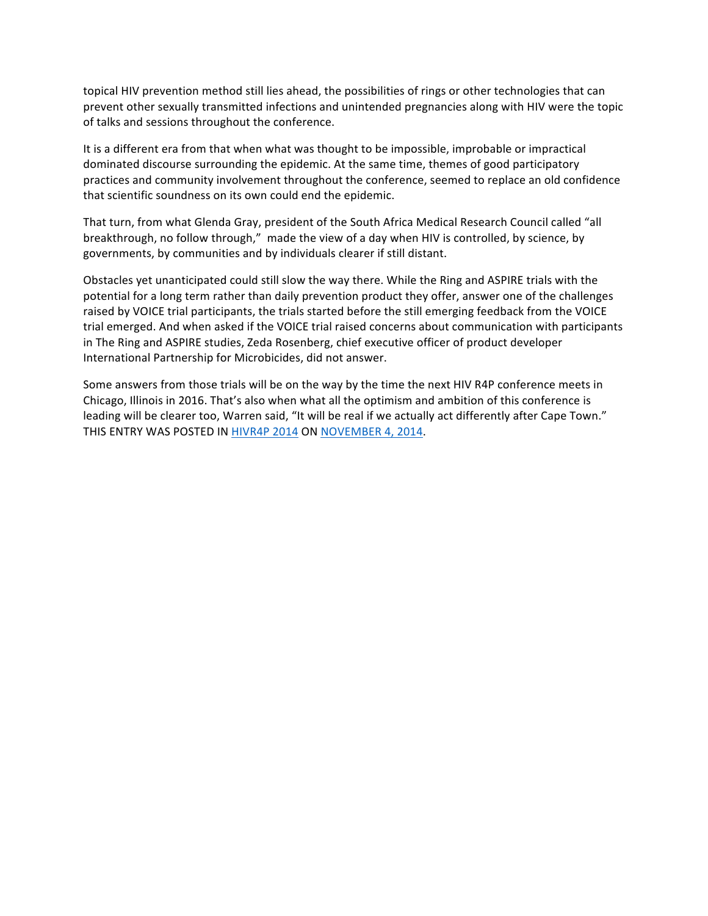topical HIV prevention method still lies ahead, the possibilities of rings or other technologies that can prevent other sexually transmitted infections and unintended pregnancies along with HIV were the topic of talks and sessions throughout the conference.

It is a different era from that when what was thought to be impossible, improbable or impractical dominated discourse surrounding the epidemic. At the same time, themes of good participatory practices and community involvement throughout the conference, seemed to replace an old confidence that scientific soundness on its own could end the epidemic.

That turn, from what Glenda Gray, president of the South Africa Medical Research Council called "all breakthrough, no follow through," made the view of a day when HIV is controlled, by science, by governments, by communities and by individuals clearer if still distant.

Obstacles yet unanticipated could still slow the way there. While the Ring and ASPIRE trials with the potential for a long term rather than daily prevention product they offer, answer one of the challenges raised by VOICE trial participants, the trials started before the still emerging feedback from the VOICE trial emerged. And when asked if the VOICE trial raised concerns about communication with participants in The Ring and ASPIRE studies, Zeda Rosenberg, chief executive officer of product developer International Partnership for Microbicides, did not answer.

Some answers from those trials will be on the way by the time the next HIV R4P conference meets in Chicago, Illinois in 2016. That's also when what all the optimism and ambition of this conference is leading will be clearer too, Warren said, "It will be real if we actually act differently after Cape Town."
THIS ENTRY WAS POSTED IN HIVR4P 2014 ON NOVEMBER 4, 2014.